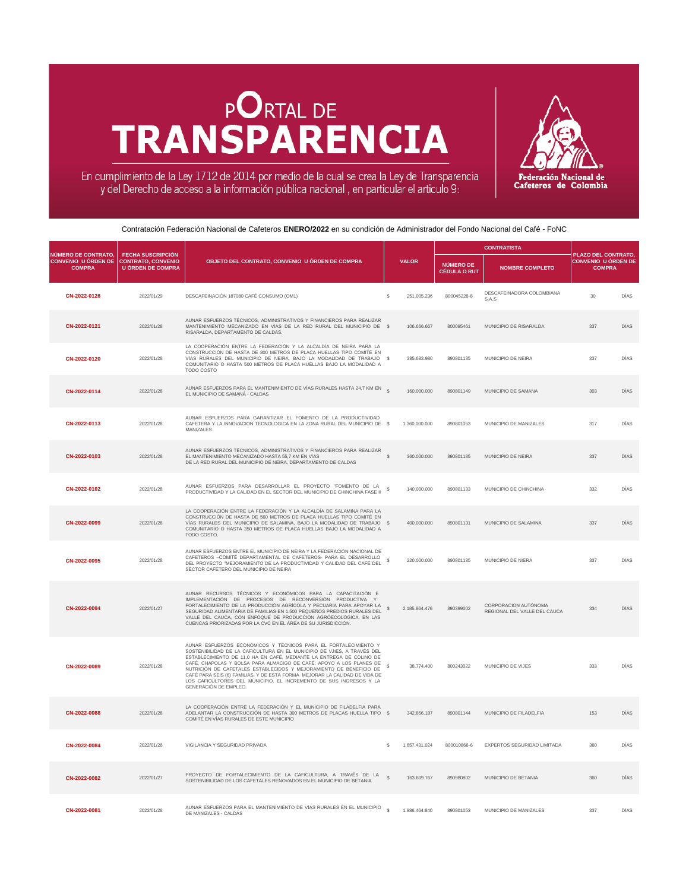# PORTAL DE TRANSPARENCIA

En cumplimiento de la Ley 1712 de 2014 por medio de la cual se crea la Ley de Transparencia y del Derecho de acceso a la información pública nacional , en particular el artículo 9:

Federación Nacional de Cafeteros de Colombia

Contratación Federación Nacional de Cafeteros **ENERO/2022** en su condición de Administrador del Fondo Nacional del Café - FoNC

| NÚMERO DE CONTRATO, CONVENIO U ÓRDEN DE COMPRA | FECHA SUSCRIPCIÓN CONTRATO, CONVENIO U ÓRDEN DE COMPRA | OBJETO DEL CONTRATO, CONVENIO U ÓRDEN DE COMPRA | VALOR | | CONTRATISTA | | PLAZO DEL CONTRATO, CONVENIO U ÓRDEN DE COMPRA | |
|---|---|---|---|---|---|---|---|---|
| | | | | | NÚMERO DE CÉDULA O RUT | NOMBRE COMPLETO | | |
| CN-2022-0126 | 2022/01/29 | DESCAFEINACIÓN 187080 CAFÉ CONSUMO (OM1) | $ | 251.005.236 | 800045228-8 | DESCAFEINADORA COLOMBIANA S.A.S | 30 | DÍAS |
| CN-2022-0121 | 2022/01/28 | AUNAR ESFUERZOS TÉCNICOS, ADMINISTRATIVOS Y FINANCIEROS PARA REALIZAR MANTENIMIENTO MECANIZADO EN VÍAS DE LA RED RURAL DEL MUNICIPIO DE RISARALDA, DEPARTAMENTO DE CALDAS. | $ | 106.666.667 | 800095461 | MUNICIPIO DE RISARALDA | 337 | DÍAS |
| CN-2022-0120 | 2022/01/28 | LA COOPERACIÓN ENTRE LA FEDERACIÓN Y LA ALCALDÍA DE NEIRA PARA LA CONSTRUCCIÓN DE HASTA DE 800 METROS DE PLACA HUELLAS TIPO COMITÉ EN VÍAS RURALES DEL MUNICIPIO DE NEIRA, BAJO LA MODALIDAD DE TRABAJO COMUNITARIO O HASTA 500 METROS DE PLACA HUELLAS BAJO LA MODALIDAD A TODO COSTO | $ | 385.633.980 | 890801135 | MUNICIPIO DE NEIRA | 337 | DÍAS |
| CN-2022-0114 | 2022/01/28 | AUNAR ESFUERZOS PARA EL MANTENIMIENTO DE VÍAS RURALES HASTA 24,7 KM EN EL MUNICIPIO DE SAMANÁ - CALDAS | $ | 160.000.000 | 890801149 | MUNICIPIO DE SAMANA | 303 | DÍAS |
| CN-2022-0113 | 2022/01/28 | AUNAR ESFUERZOS PARA GARANTIZAR EL FOMENTO DE LA PRODUCTIVIDAD CAFETERA Y LA INNOVACION TECNOLOGICA EN LA ZONA RURAL DEL MUNICIPIO DE MANIZALES | $ | 1.360.000.000 | 890801053 | MUNICIPIO DE MANIZALES | 317 | DÍAS |
| CN-2022-0103 | 2022/01/28 | AUNAR ESFUERZOS TÉCNICOS, ADMINISTRATIVOS Y FINANCIEROS PARA REALIZAR EL MANTENIMIENTO MECANIZADO HASTA 55,7 KM EN VÍAS DE LA RED RURAL DEL MUNICIPIO DE NEIRA, DEPARTAMENTO DE CALDAS | $ | 360.000.000 | 890801135 | MUNICIPIO DE NEIRA | 337 | DÍAS |
| CN-2022-0102 | 2022/01/28 | AUNAR ESFUERZOS PARA DESARROLLAR EL PROYECTO "FOMENTO DE LA PRODUCTIVIDAD Y LA CALIDAD EN EL SECTOR DEL MUNICIPIO DE CHINCHINÁ FASE II | $ | 140.000.000 | 890801133 | MUNICIPIO DE CHINCHINA | 332 | DÍAS |
| CN-2022-0099 | 2022/01/28 | LA COOPERACIÓN ENTRE LA FEDERACIÓN Y LA ALCALDÍA DE SALAMINA PARA LA CONSTRUCCIÓN DE HASTA DE 560 METROS DE PLACA HUELLAS TIPO COMITÉ EN VÍAS RURALES DEL MUNICIPIO DE SALAMINA, BAJO LA MODALIDAD DE TRABAJO COMUNITARIO O HASTA 350 METROS DE PLACA HUELLAS BAJO LA MODALIDAD A TODO COSTO. | $ | 400.000.000 | 890801131 | MUNICIPIO DE SALAMINA | 337 | DÍAS |
| CN-2022-0095 | 2022/01/28 | AUNAR ESFUERZOS ENTRE EL MUNICIPIO DE NEIRA Y LA FEDERACIÓN NACIONAL DE CAFETEROS –COMITÉ DEPARTAMENTAL DE CAFETEROS- PARA EL DESARROLLO DEL PROYECTO "MEJORAMIENTO DE LA PRODUCTIVIDAD Y CALIDAD DEL CAFÉ DEL SECTOR CAFETERO DEL MUNICIPIO DE NEIRA | $ | 220.000.000 | 890801135 | MUNICIPIO DE NIERA | 337 | DÍAS |
| CN-2022-0094 | 2022/01/27 | AUNAR RECURSOS TÉCNICOS Y ECONÓMICOS PARA LA CAPACITACIÓN E IMPLEMENTACIÓN DE PROCESOS DE RECONVERSIÓN PRODUCTIVA Y FORTALECIMIENTO DE LA PRODUCCIÓN AGRÍCOLA Y PECUARIA PARA APOYAR LA SEGURIDAD ALIMENTARIA DE FAMILIAS EN 1.500 PEQUEÑOS PREDIOS RURALES DEL VALLE DEL CAUCA, CON ENFOQUE DE PRODUCCIÓN AGROECOLÓGICA, EN LAS CUENCAS PRIORIZADAS POR LA CVC EN EL ÁREA DE SU JURISDICCIÓN. | $ | 2.185.864.476 | 890399002 | CORPORACION AUTÓNOMA REGIONAL DEL VALLE DEL CAUCA | 334 | DÍAS |
| CN-2022-0089 | 2022/01/28 | AUNAR ESFUERZOS ECONÓMICOS Y TÉCNICOS PARA EL FORTALECIMIENTO Y SOSTENIBILIDAD DE LA CAFICULTURA EN EL MUNICIPIO DE VIJES, A TRAVÉS DEL ESTABLECIMIENTO DE 11,0 HA EN CAFÉ, MEDIANTE LA ENTREGA DE COLINO DE CAFÉ, CHAPOLAS Y BOLSA PARA ALMACIGO DE CAFÉ; APOYO A LOS PLANES DE NUTRICIÓN DE CAFETALES ESTABLECIDOS Y MEJORAMIENTO DE BENEFICIO DE CAFÉ PARA SEIS (6) FAMILIAS, Y DE ESTA FORMA MEJORAR LA CALIDAD DE VIDA DE LOS CAFICULTORES DEL MUNICIPIO, EL INCREMENTO DE SUS INGRESOS Y LA GENERACIÓN DE EMPLEO. | $ | 38.774.400 | 800243022 | MUNICIPIO DE VIJES | 333 | DÍAS |
| CN-2022-0088 | 2022/01/28 | LA COOPERACIÓN ENTRE LA FEDERACIÓN Y EL MUNICIPIO DE FILADELFIA PARA ADELANTAR LA CONSTRUCCIÓN DE HASTA 300 METROS DE PLACAS HUELLA TIPO COMITÉ EN VÍAS RURALES DE ESTE MUNICIPIO | $ | 342.856.187 | 890801144 | MUNICIPIO DE FILADELFIA | 153 | DÍAS |
| CN-2022-0084 | 2022/01/26 | VIGILANCIA Y SEGURIDAD PRIVADA | $ | 1.657.431.024 | 800010866-6 | EXPERTOS SEGURIDAD LIMITADA | 360 | DÍAS |
| CN-2022-0082 | 2022/01/27 | PROYECTO DE FORTALECIMIENTO DE LA CAFICULTURA, A TRAVÉS DE LA SOSTENIBILIDAD DE LOS CAFETALES RENOVADOS EN EL MUNICIPIO DE BETANIA | $ | 163.609.767 | 890980802 | MUNICIPIO DE BETANIA | 360 | DÍAS |
| CN-2022-0081 | 2022/01/28 | AUNAR ESFUERZOS PARA EL MANTENIMIENTO DE VÍAS RURALES EN EL MUNICIPIO DE MANIZALES - CALDAS | $ | 1.986.464.840 | 890801053 | MUNICIPIO DE MANIZALES | 337 | DÍAS |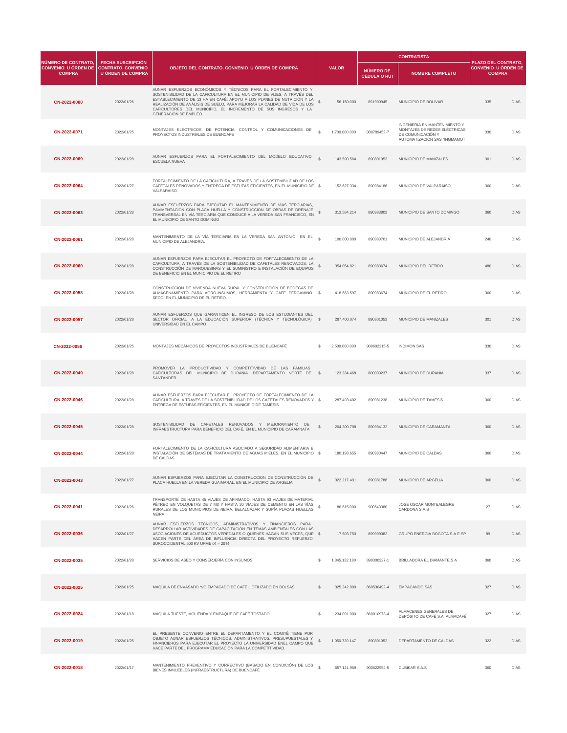| NÚMERO DE CONTRATO, CONVENIO U ÓRDEN DE COMPRA | FECHA SUSCRIPCIÓN CONTRATO, CONVENIO U ÓRDEN DE COMPRA | OBJETO DEL CONTRATO, CONVENIO U ÓRDEN DE COMPRA | VALOR | | CONTRATISTA | | PLAZO DEL CONTRATO, CONVENIO U ÓRDEN DE COMPRA | |
|---|---|---|---|---|---|---|---|---|
| | | | | | NÚMERO DE CÉDULA O RUT | NOMBRE COMPLETO | | |
| CN-2022-0080 | 2022/01/26 | AUNAR ESFUERZOS ECONÓMICOS Y TÉCNICOS PARA EL FORTALECIMIENTO Y SOSTENIBILIDAD DE LA CAFICULTURA EN EL MUNICIPIO DE VIJES, A TRAVÉS DEL ESTABLECIMIENTO DE 13 HA EN CAFÉ; APOYO A LOS PLANES DE NUTRICIÓN Y LA REALIZACIÓN DE ANÁLISIS DE SUELO, PARA MEJORAR LA CALIDAD DE VIDA DE LOS CAFICULTORES DEL MUNICIPIO, EL INCREMENTO DE SUS INGRESOS Y LA GENERACIÓN DE EMPLEO. | $ | 56.150.000 | 891900945 | MUNICIPIO DE BOLÍVAR | 335 | DÍAS |
| CN-2022-0071 | 2022/01/25 | MONTAJES ELÉCTRICOS, DE POTENCIA, CONTROL Y COMUNICACIONES DE PROYECTOS INDUSTRIALES DE BUENCAFÉ | $ | 1.700.000.000 | 900789452-7 | INGENIERÍA EN MANTENIMIENTO Y MONTAJES DE REDES ELÉCTRICAS DE COMUNICACIÓN Y AUTOMATIZACIÓN SAS "INGMAMOT | 330 | DÍAS |
| CN-2022-0069 | 2022/01/28 | AUNAR ESFUERZOS PARA EL FORTALECIMIENTO DEL MODELO EDUCATIVO ESCUELA NUEVA | $ | 143.590.564 | 890801053 | MUNICIPIO DE MANIZALES | 301 | DÍAS |
| CN-2022-0064 | 2022/01/27 | FORTALECIMIENTO DE LA CAFICULTURA, A TRAVÉS DE LA SOSTENIBILIDAD DE LOS CAFETALES RENOVADOS Y ENTREGA DE ESTUFAS EFICIENTES, EN EL MUNICIPIO DE VALPARAISO. | $ | 152.627.334 | 890984186 | MUNICIPIO DE VALPARAISO | 360 | DÍAS |
| CN-2022-0063 | 2022/01/28 | AUNAR ESFUERZOS PARA EJECUTAR EL MANTENIMIENTO DE VÍAS TERCIARIAS, PAVIMENTACIÓN CON PLACA HUELLA Y CONSTRUCCIÓN DE OBRAS DE DRENAJE TRANSVERSAL EN VÍA TERCIARIA QUE CONDUCE A LA VEREDA SAN FRANCISCO, EN EL MUNICIPIO DE SANTO DOMINGO | $ | 313.584.214 | 890983803 | MUNICIPIO DE SANTO DOMINGO | 360 | DÍAS |
| CN-2022-0061 | 2022/01/28 | MANTENIMIENTO DE LA VÍA TERCIARIA EN LA VEREDA SAN ANTONIO., EN EL MUNICIPIO DE ALEJANDRIA. | $ | 100.000.000 | 890983701 | MUNICIPIO DE ALEJANDRIA | 240 | DÍAS |
| CN-2022-0060 | 2022/01/28 | AUNAR ESFUERZOS PARA EJECUTAR EL PROYECTO DE FORTALECIMIENTO DE LA CAFICULTURA, A TRAVÉS DE LA SOSTENIBILIDAD DE CAFETALES RENOVADOS, LA CONSTRUCCIÓN DE MARQUESINAS Y EL SUMINISTRO E INSTALACIÓN DE EQUIPOS DE BENEFICIO EN EL MUNICIPIO DE EL RETIRO | $ | 354.054.821 | 890983674 | MUNICIPIO DEL RETIRO | 480 | DÍAS |
| CN-2022-0058 | 2022/01/28 | CONSTRUCCIÓN DE VIVIENDA NUEVA RURAL Y CONSTRUCCIÓN DE BODEGAS DE ALMACENAMIENTO PARA AGRO-INSUMOS, HERRAMIENTA Y CAFÉ PERGAMINO SECO, EN EL MUNICIPIO DE EL RETIRO. | $ | 418.663.597 | 890983674 | MUNICIPIO DE EL RETIRO | 360 | DÍAS |
| CN-2022-0057 | 2022/01/28 | AUNAR ESFUERZOS QUE GARANTICEN EL INGRESO DE LOS ESTUDIANTES DEL SECTOR OFICIAL A LA EDUCACIÓN SUPERIOR (TÉCNICA Y TECNOLÓGICA) UNIVERSIDAD EN EL CAMPO | $ | 287.400.074 | 890801053 | MUNICIPIO DE MANIZALES | 301 | DÍAS |
| CN-2022-0056 | 2022/01/25 | MONTAJES MECÁNICOS DE PROYECTOS INDUSTRIALES DE BUENCAFÉ | $ | 2.500.000.000 | 900602215-5 | INDIMON SAS | 330 | DÍAS |
| CN-2022-0049 | 2022/01/28 | PROMOVER LA PRODUCTIVIDAD Y COMPETITIVIDAD DE LAS FAMILIAS CAFICULTORAS DEL MUNICIPIO DE DURANIA DEPARTAMENTO NORTE DE SANTANDER. | $ | 123.334.468 | 800099237 | MUNICIPIO DE DURANIA | 337 | DÍAS |
| CN-2022-0046 | 2022/01/28 | AUNAR ESFUERZOS PARA EJECUTAR EL PROYECTO DE FORTALECIMIENTO DE LA CAFICULTURA, A TRAVÉS DE LA SOSTENIBILIDAD DE LOS CAFETALES RENOVADOS Y ENTREGA DE ESTUFAS EFICIENTES, EN EL MUNICIPIO DE TÁMESIS | $ | 287.493.402 | 890981238 | MUNICIPIO DE TAMESIS | 360 | DÍAS |
| CN-2022-0045 | 2022/01/28 | SOSTENIBILIDAD DE CAFETALES RENOVADOS Y MEJORAMIENTO DE INFRAESTRUCTURA PARA BENEFICIO DEL CAFÉ, EN EL MUNICIPIO DE CARAMNATA | $ | 204.300.708 | 890984132 | MUNICIPIO DE CARAMANTA | 360 | DÍAS |
| CN-2022-0044 | 2022/01/28 | FORTALECIMIENTO DE LA CAFICULTURA ASOCIADO A SEGURIDAD ALIMENTARIA E INSTALACIÓN DE SISTEMAS DE TRATAMIENTO DE AGUAS MIELES, EN EL MUNICIPIO DE CALDAS | $ | 180.193.655 | 890980447 | MUNICIPIO DE CALDAS | 360 | DÍAS |
| CN-2022-0043 | 2022/01/27 | AUNAR ESFUERZOS PARA EJECUTAR LA CONSTRUCCION DE CONSTRUCCIÓN DE PLACA HUELLA EN LA VEREDA GUAIMARAL, EN EL MUNICIPIO DE ARGELIA | $ | 322.217.491 | 890981786 | MUNICIPIO DE ARGELIA | 360 | DÍAS |
| CN-2022-0041 | 2022/01/26 | TRANSPORTE DE HASTA 45 VIAJES DE AFIRMADO, HASTA 90 VIAJES DE MATERIAL PÉTREO EN VOLQUETAS DE 7 M3 Y HASTA 20 VIAJES DE CEMENTO EN LAS VÍAS RURALES DE LOS MUNICIPIOS DE NEIRA, BELALCÁZAR Y SUPÍA PLACAS HUELLAS NEIRA | $ | 86.615.000 | 900543380 | JOSE OSCAR MONTEALEGRE CARDONA S.A.S | 27 | DÍAS |
| CN-2022-0036 | 2022/01/27 | AUNAR ESFUERZOS TÉCNICOS, ADMINISTRATIVOS Y FINANCIEROS PARA DESARROLLAR ACTIVIDADES DE CAPACITACIÓN EN TEMAS AMBIENTALES CON LAS ASOCIACIONES DE ACUEDUCTOS VEREDALES O QUIENES HAGAN SUS VECES, QUE HACEN PARTE DEL ÁREA DE INFLUENCIA DIRECTA DEL PROYECTO REFUERZO SUROCCIDENTAL 500 KV UPME 04 – 2014 | $ | 17.503.750 | 899999082 | GRUPO ENERGIA BOGOTA S.A E.SP | 89 | DÍAS |
| CN-2022-0035 | 2022/01/28 | SERVICIOS DE ASEO Y CONSERJERÍA CON INSUMOS | $ | 1.345.122.180 | 890300327-1 | BRILLADORA EL DIAMANTE S.A | 360 | DÍAS |
| CN-2022-0025 | 2022/01/25 | MAQUILA DE ENVASADO Y/O EMPACADO DE CAFÉ LIOFILIZADO EN BOLSAS | $ | 325.242.000 | 860530492-4 | EMPACANDO SAS | 327 | DÍAS |
| CN-2022-0024 | 2022/01/18 | MAQUILA TUESTE, MOLIENDA Y EMPAQUE DE CAFÉ TOSTADO | $ | 234.091.000 | 860010973-4 | ALMACENES GENERALES DE DEPÓSITO DE CAFÉ S.A. ALMACAFÉ | 327 | DÍAS |
| CN-2022-0019 | 2022/01/25 | EL PRESENTE CONVENIO ENTRE EL DEPARTAMENTO Y EL COMITÉ TIENE POR OBJETO AUNAR ESFUERZOS TÉCNICOS, ADMINISTRATIVOS, PRESUPUESTALES Y FINANCIEROS PARA EJECUTAR EL PROYECTO LA UNIVERSIDAD ENEL CAMPO QUE HACE PARTE DEL PROGRAMA EDUCACIÓN PARA LA COMPETITIVIDAD. | $ | 1.050.720.147 | 890801052 | DEPARTAMENTO DE CALDAS | 322 | DÍAS |
| CN-2022-0018 | 2022/01/17 | MANTENIMIENTO PREVENTIVO Y CORRECTIVO (BASADO EN CONDICIÓN) DE LOS BIENES INMUEBLES (INFRAESTRUCTURA) DE BUENCAFÉ | $ | 657.121.969 | 900622954-5 | CUBIKAR S.A.S | 360 | DÍAS |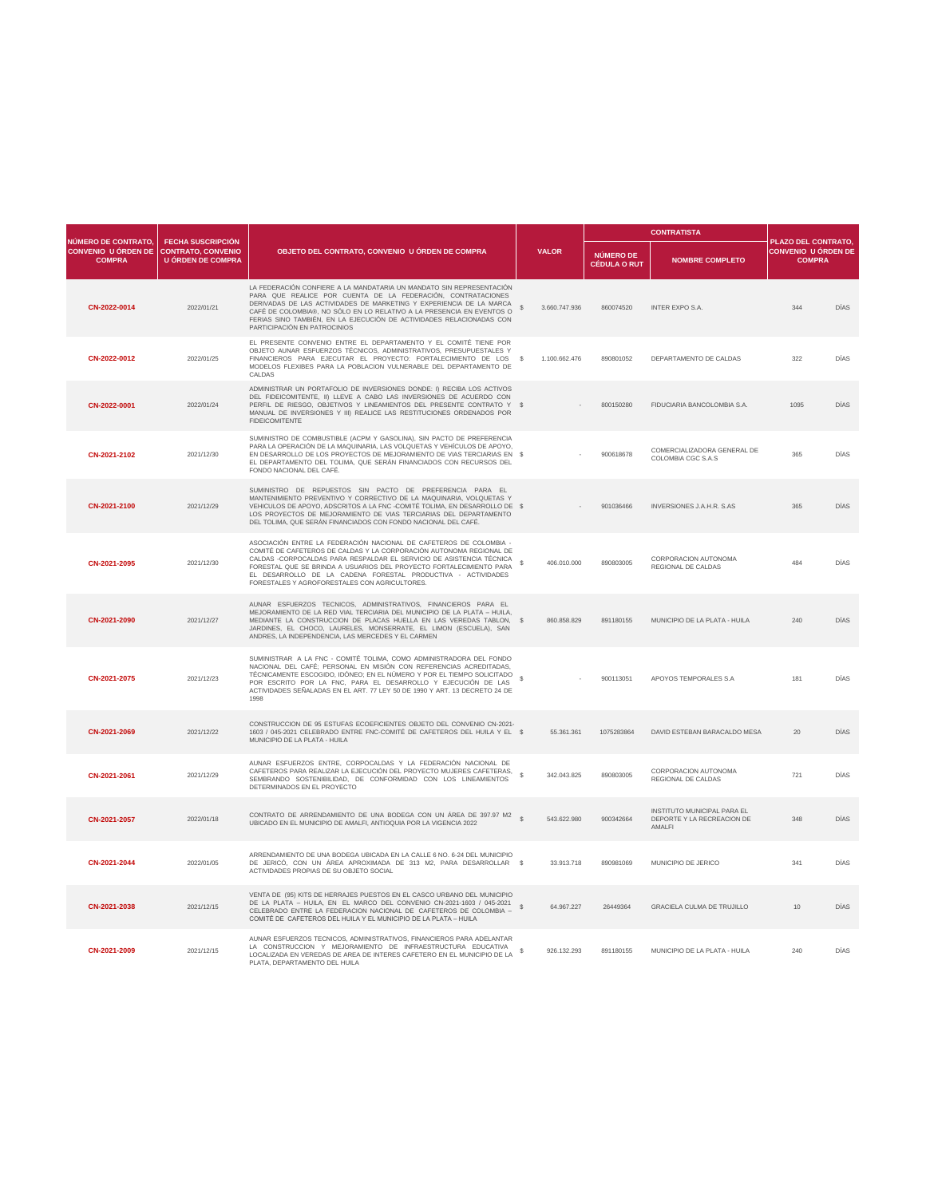| NÚMERO DE CONTRATO, CONVENIO U ÓRDEN DE COMPRA | FECHA SUSCRIPCIÓN CONTRATO, CONVENIO U ÓRDEN DE COMPRA | OBJETO DEL CONTRATO, CONVENIO U ÓRDEN DE COMPRA | VALOR | CONTRATISTA | | PLAZO DEL CONTRATO, CONVENIO U ÓRDEN DE COMPRA | |
|---|---|---|---|---|---|---|---|
| | | | | NÚMERO DE CÉDULA O RUT | NOMBRE COMPLETO | | |
| CN-2022-0014 | 2022/01/21 | LA FEDERACIÓN CONFIERE A LA MANDATARIA UN MANDATO SIN REPRESENTACIÓN PARA QUE REALICE POR CUENTA DE LA FEDERACIÓN, CONTRATACIONES DERIVADAS DE LAS ACTIVIDADES DE MARKETING Y EXPERIENCIA DE LA MARCA CAFÉ DE COLOMBIA®, NO SÓLO EN LO RELATIVO A LA PRESENCIA EN EVENTOS O FERIAS SINO TAMBIÉN, EN LA EJECUCIÓN DE ACTIVIDADES RELACIONADAS CON PARTICIPACIÓN EN PATROCINIOS | $ 3.660.747.936 | 860074520 | INTER EXPO S.A. | 344 | DÍAS |
| CN-2022-0012 | 2022/01/25 | EL PRESENTE CONVENIO ENTRE EL DEPARTAMENTO Y EL COMITÉ TIENE POR OBJETO AUNAR ESFUERZOS TÉCNICOS, ADMINISTRATIVOS, PRESUPUESTALES Y FINANCIEROS PARA EJECUTAR EL PROYECTO: FORTALECIMIENTO DE LOS MODELOS FLEXIBES PARA LA POBLACION VULNERABLE DEL DEPARTAMENTO DE CALDAS | $ 1.100.662.476 | 890801052 | DEPARTAMENTO DE CALDAS | 322 | DÍAS |
| CN-2022-0001 | 2022/01/24 | ADMINISTRAR UN PORTAFOLIO DE INVERSIONES DONDE: I) RECIBA LOS ACTIVOS DEL FIDEICOMITENTE, II) LLEVE A CABO LAS INVERSIONES DE ACUERDO CON PERFIL DE RIESGO, OBJETIVOS Y LINEAMIENTOS DEL PRESENTE CONTRATO Y MANUAL DE INVERSIONES Y III) REALICE LAS RESTITUCIONES ORDENADOS POR FIDEICOMITENTE | $ - | 800150280 | FIDUCIARIA BANCOLOMBIA S.A. | 1095 | DÍAS |
| CN-2021-2102 | 2021/12/30 | SUMINISTRO DE COMBUSTIBLE (ACPM Y GASOLINA), SIN PACTO DE PREFERENCIA PARA LA OPERACIÓN DE LA MAQUINARIA, LAS VOLQUETAS Y VEHÍCULOS DE APOYO, EN DESARROLLO DE LOS PROYECTOS DE MEJORAMIENTO DE VIAS TERCIARIAS EN EL DEPARTAMENTO DEL TOLIMA, QUE SERÁN FINANCIADOS CON RECURSOS DEL FONDO NACIONAL DEL CAFÉ. | $ - | 900618678 | COMERCIALIZADORA GENERAL DE COLOMBIA CGC S.A.S | 365 | DÍAS |
| CN-2021-2100 | 2021/12/29 | SUMINISTRO DE REPUESTOS SIN PACTO DE PREFERENCIA PARA EL MANTENIMIENTO PREVENTIVO Y CORRECTIVO DE LA MAQUINARIA, VOLQUETAS Y VEHICULOS DE APOYO, ADSCRITOS A LA FNC -COMITÉ TOLIMA, EN DESARROLLO DE LOS PROYECTOS DE MEJORAMIENTO DE VIAS TERCIARIAS DEL DEPARTAMENTO DEL TOLIMA, QUE SERÁN FINANCIADOS CON FONDO NACIONAL DEL CAFÉ. | $ - | 901036466 | INVERSIONES J.A.H.R. S.AS | 365 | DÍAS |
| CN-2021-2095 | 2021/12/30 | ASOCIACIÓN ENTRE LA FEDERACIÓN NACIONAL DE CAFETEROS DE COLOMBIA - COMITÉ DE CAFETEROS DE CALDAS Y LA CORPORACIÓN AUTONOMA REGIONAL DE CALDAS -CORPOCALDAS PARA RESPALDAR EL SERVICIO DE ASISTENCIA TÉCNICA FORESTAL QUE SE BRINDA A USUARIOS DEL PROYECTO FORTALECIMIENTO PARA EL DESARROLLO DE LA CADENA FORESTAL PRODUCTIVA - ACTIVIDADES FORESTALES Y AGROFORESTALES CON AGRICULTORES. | $ 406.010.000 | 890803005 | CORPORACION AUTONOMA REGIONAL DE CALDAS | 484 | DÍAS |
| CN-2021-2090 | 2021/12/27 | AUNAR ESFUERZOS TECNICOS, ADMINISTRATIVOS, FINANCIEROS PARA EL MEJORAMIENTO DE LA RED VIAL TERCIARIA DEL MUNICIPIO DE LA PLATA – HUILA, MEDIANTE LA CONSTRUCCION DE PLACAS HUELLA EN LAS VEREDAS TABLON, JARDINES, EL CHOCO, LAURELES, MONSERRATE, EL LIMON (ESCUELA), SAN ANDRES, LA INDEPENDENCIA, LAS MERCEDES Y EL CARMEN | $ 860.858.829 | 891180155 | MUNICIPIO DE LA PLATA - HUILA | 240 | DÍAS |
| CN-2021-2075 | 2021/12/23 | SUMINISTRAR A LA FNC - COMITÉ TOLIMA, COMO ADMINISTRADORA DEL FONDO NACIONAL DEL CAFÉ; PERSONAL EN MISIÓN CON REFERENCIAS ACREDITADAS, TÉCNICAMENTE ESCOGIDO, IDÓNEO; EN EL NÚMERO Y POR EL TIEMPO SOLICITADO POR ESCRITO POR LA FNC, PARA EL DESARROLLO Y EJECUCIÓN DE LAS ACTIVIDADES SEÑALADAS EN EL ART. 77 LEY 50 DE 1990 Y ART. 13 DECRETO 24 DE 1998 | $ - | 900113051 | APOYOS TEMPORALES S.A | 181 | DÍAS |
| CN-2021-2069 | 2021/12/22 | CONSTRUCCION DE 95 ESTUFAS ECOEFICIENTES OBJETO DEL CONVENIO CN-2021-1603 / 045-2021 CELEBRADO ENTRE FNC-COMITÉ DE CAFETEROS DEL HUILA Y EL MUNICIPIO DE LA PLATA - HUILA | $ 55.361.361 | 1075283864 | DAVID ESTEBAN BARACALDO MESA | 20 | DÍAS |
| CN-2021-2061 | 2021/12/29 | AUNAR ESFUERZOS ENTRE, CORPOCALDAS Y LA FEDERACIÓN NACIONAL DE CAFETEROS PARA REALIZAR LA EJECUCIÓN DEL PROYECTO MUJERES CAFETERAS, SEMBRANDO SOSTENIBILIDAD, DE CONFORMIDAD CON LOS LINEAMIENTOS DETERMINADOS EN EL PROYECTO | $ 342.043.825 | 890803005 | CORPORACION AUTONOMA REGIONAL DE CALDAS | 721 | DÍAS |
| CN-2021-2057 | 2022/01/18 | CONTRATO DE ARRENDAMIENTO DE UNA BODEGA CON UN ÁREA DE 397.97 M2 UBICADO EN EL MUNICIPIO DE AMALFI, ANTIOQUIA POR LA VIGENCIA 2022 | $ 543.622.980 | 900342664 | INSTITUTO MUNICIPAL PARA EL DEPORTE Y LA RECREACION DE AMALFI | 348 | DÍAS |
| CN-2021-2044 | 2022/01/05 | ARRENDAMIENTO DE UNA BODEGA UBICADA EN LA CALLE 6 NO. 6-24 DEL MUNICIPIO DE JERICÓ, CON UN ÁREA APROXIMADA DE 313 M2, PARA DESARROLLAR ACTIVIDADES PROPIAS DE SU OBJETO SOCIAL | $ 33.913.718 | 890981069 | MUNICIPIO DE JERICO | 341 | DÍAS |
| CN-2021-2038 | 2021/12/15 | VENTA DE (95) KITS DE HERRAJES PUESTOS EN EL CASCO URBANO DEL MUNICIPIO DE LA PLATA – HUILA, EN EL MARCO DEL CONVENIO CN-2021-1603 / 045-2021 CELEBRADO ENTRE LA FEDERACION NACIONAL DE CAFETEROS DE COLOMBIA – COMITÉ DE CAFETEROS DEL HUILA Y EL MUNICIPIO DE LA PLATA – HUILA | $ 64.967.227 | 26449364 | GRACIELA CULMA DE TRUJILLO | 10 | DÍAS |
| CN-2021-2009 | 2021/12/15 | AUNAR ESFUERZOS TECNICOS, ADMINISTRATIVOS, FINANCIEROS PARA ADELANTAR LA CONSTRUCCION Y MEJORAMIENTO DE INFRAESTRUCTURA EDUCATIVA LOCALIZADA EN VEREDAS DE AREA DE INTERES CAFETERO EN EL MUNICIPIO DE LA PLATA, DEPARTAMENTO DEL HUILA | $ 926.132.293 | 891180155 | MUNICIPIO DE LA PLATA - HUILA | 240 | DÍAS |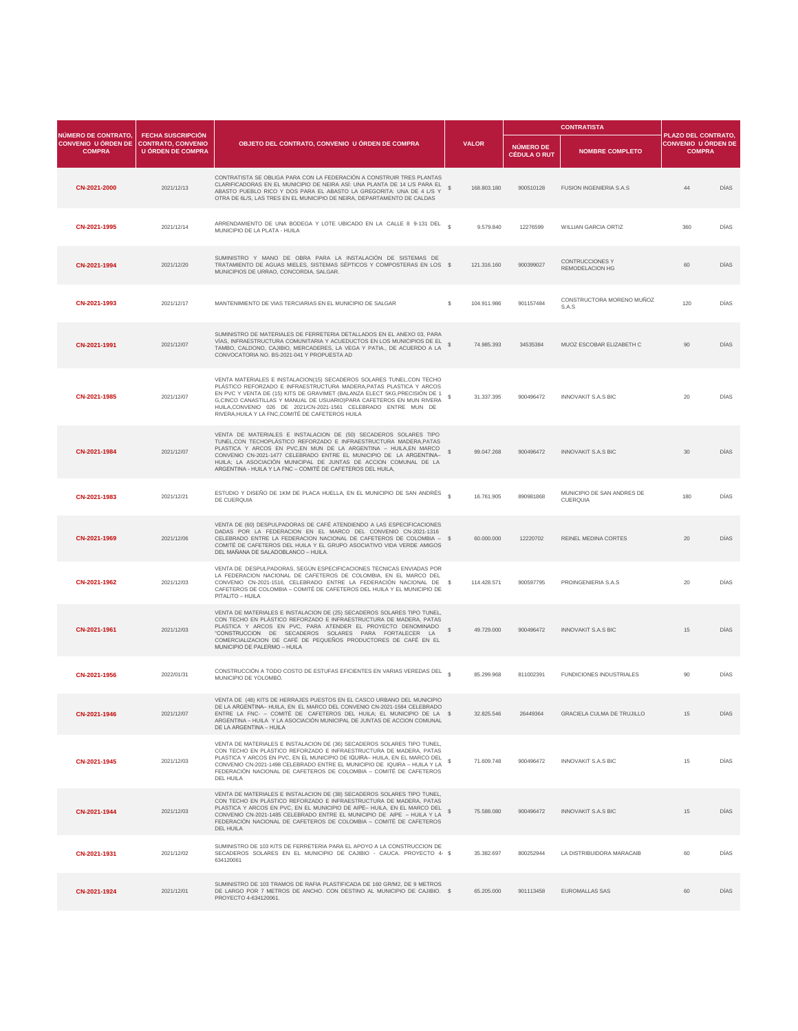| NÚMERO DE CONTRATO, CONVENIO U ÓRDEN DE COMPRA | FECHA SUSCRIPCIÓN CONTRATO, CONVENIO U ÓRDEN DE COMPRA | OBJETO DEL CONTRATO, CONVENIO U ÓRDEN DE COMPRA | VALOR | | CONTRATISTA | | PLAZO DEL CONTRATO, CONVENIO U ÓRDEN DE COMPRA | |
|---|---|---|---|---|---|---|---|---|
| | | | | | NÚMERO DE CÉDULA O RUT | NOMBRE COMPLETO | | |
| CN-2021-2000 | 2021/12/13 | CONTRATISTA SE OBLIGA PARA CON LA FEDERACIÓN A CONSTRUIR TRES PLANTAS CLARIFICADORAS EN EL MUNICIPIO DE NEIRA ASÍ: UNA PLANTA DE 14 L/S PARA EL ABASTO PUEBLO RICO Y DOS PARA EL ABASTO LA GREGORITA: UNA DE 4 L/S Y OTRA DE 6L/S, LAS TRES EN EL MUNICIPIO DE NEIRA, DEPARTAMENTO DE CALDAS | $ | 168.803.180 | 900510128 | FUSION INGENIERIA S.A.S | 44 | DÍAS |
| CN-2021-1995 | 2021/12/14 | ARRENDAMIENTO DE UNA BODEGA Y LOTE UBICADO EN LA CALLE 8 9-131 DEL MUNICIPIO DE LA PLATA - HUILA | $ | 9.579.840 | 12276599 | WILLIAN GARCIA ORTIZ | 360 | DÍAS |
| CN-2021-1994 | 2021/12/20 | SUMINISTRO Y MANO DE OBRA PARA LA INSTALACIÓN DE SISTEMAS DE TRATAMIENTO DE AGUAS MIELES, SISTEMAS SÉPTICOS Y COMPOSTERAS EN LOS MUNICIPIOS DE URRAO, CONCORDIA, SALGAR. | $ | 121.316.160 | 900399027 | CONTRUCCIONES Y REMODELACION HG | 60 | DÍAS |
| CN-2021-1993 | 2021/12/17 | MANTENIMIENTO DE VIAS TERCIARIAS EN EL MUNICIPIO DE SALGAR | $ | 104.911.986 | 901157484 | CONSTRUCTORA MORENO MUÑOZ S.A.S | 120 | DÍAS |
| CN-2021-1991 | 2021/12/07 | SUMINISTRO DE MATERIALES DE FERRETERIA DETALLADOS EN EL ANEXO 03, PARA VÍAS, INFRAESTRUCTURA COMUNITARIA Y ACUEDUCTOS EN LOS MUNICIPIOS DE EL TAMBO, CALDONO, CAJIBIO, MERCADERES, LA VEGA Y PATIA., DE ACUERDO A LA CONVOCATORIA NO. BS-2021-041 Y PROPUESTA AD | $ | 74.985.393 | 34535384 | MUOZ ESCOBAR ELIZABETH C | 90 | DÍAS |
| CN-2021-1985 | 2021/12/07 | VENTA MATERIALES E INSTALACION(15) SECADEROS SOLARES TUNEL,CON TECHO PLÁSTICO REFORZADO E INFRAESTRUCTURA MADERA,PATAS PLASTICA Y ARCOS EN PVC Y VENTA DE (15) KITS DE GRAVIMET (BALANZA ELECT 5KG,PRECISIÓN DE 1 G,CINCO CANASTILLAS Y MANUAL DE USUARIO)PARA CAFETEROS EN MUN RIVERA HUILA,CONVENIO 026 DE 2021/CN-2021-1561 CELEBRADO ENTRE MUN DE RIVERA,HUILA Y LA FNC,COMITÉ DE CAFETEROS HUILA | $ | 31.337.395 | 900496472 | INNOVAKIT S.A.S BIC | 20 | DÍAS |
| CN-2021-1984 | 2021/12/07 | VENTA DE MATERIALES E INSTALACION DE (50) SECADEROS SOLARES TIPO TUNEL,CON TECHOPLÁSTICO REFORZADO E INFRAESTRUCTURA MADERA,PATAS PLASTICA Y ARCOS EN PVC,EN MUN DE LA ARGENTINA – HUILA,EN MARCO CONVENIO CN-2021-1477 CELEBRADO ENTRE EL MUNICIPIO DE LA ARGENTINA– HUILA; LA ASOCIACIÓN MUNICIPAL DE JUNTAS DE ACCION COMUNAL DE LA ARGENTINA - HUILA Y LA FNC – COMITÉ DE CAFETEROS DEL HUILA, | $ | 99.047.268 | 900496472 | INNOVAKIT S.A.S BIC | 30 | DÍAS |
| CN-2021-1983 | 2021/12/21 | ESTUDIO Y DISEÑO DE 1KM DE PLACA HUELLA, EN EL MUNICIPIO DE SAN ANDRÉS DE CUERQUIA | $ | 16.761.905 | 890981868 | MUNICIPIO DE SAN ANDRES DE CUERQUIA | 180 | DÍAS |
| CN-2021-1969 | 2021/12/06 | VENTA DE (60) DESPULPADORAS DE CAFÉ ATENDIENDO A LAS ESPECIFICACIONES DADAS POR LA FEDERACION EN EL MARCO DEL CONVENIO CN-2021-1316 CELEBRADO ENTRE LA FEDERACION NACIONAL DE CAFETEROS DE COLOMBIA – COMITÉ DE CAFETEROS DEL HUILA Y EL GRUPO ASOCIATIVO VIDA VERDE AMIGOS DEL MAÑANA DE SALADOBLANCO – HUILA. | $ | 60.000.000 | 12220702 | REINEL MEDINA CORTES | 20 | DÍAS |
| CN-2021-1962 | 2021/12/03 | VENTA DE DESPULPADORAS, SEGÚN ESPECIFICACIONES TECNICAS ENVIADAS POR LA FEDERACION NACIONAL DE CAFETEROS DE COLOMBIA, EN EL MARCO DEL CONVENIO CN-2021-1516, CELEBRADO ENTRE LA FEDERACIÓN NACIONAL DE CAFETEROS DE COLOMBIA – COMITÉ DE CAFETEROS DEL HUILA Y EL MUNICIPIO DE PITALITO – HUILA | $ | 114.428.571 | 900597795 | PROINGENIERIA S.A.S | 20 | DÍAS |
| CN-2021-1961 | 2021/12/03 | VENTA DE MATERIALES E INSTALACION DE (25) SECADEROS SOLARES TIPO TUNEL, CON TECHO EN PLÁSTICO REFORZADO E INFRAESTRUCTURA DE MADERA, PATAS PLASTICA Y ARCOS EN PVC, PARA ATENDER EL PROYECTO DENOMINADO "CONSTRUCCION DE SECADEROS SOLARES PARA FORTALECER LA COMERCIALIZACION DE CAFÉ DE PEQUEÑOS PRODUCTORES DE CAFÉ EN EL MUNICIPIO DE PALERMO – HUILA | $ | 49.729.000 | 900496472 | INNOVAKIT S.A.S BIC | 15 | DÍAS |
| CN-2021-1956 | 2022/01/31 | CONSTRUCCIÓN A TODO COSTO DE ESTUFAS EFICIENTES EN VARIAS VEREDAS DEL MUNICIPIO DE YOLOMBÓ. | $ | 85.299.968 | 811002391 | FUNDICIONES INDUSTRIALES | 90 | DÍAS |
| CN-2021-1946 | 2021/12/07 | VENTA DE (48) KITS DE HERRAJES PUESTOS EN EL CASCO URBANO DEL MUNICIPIO DE LA ARGENTINA– HUILA, EN EL MARCO DEL CONVENIO CN-2021-1584 CELEBRADO ENTRE LA FNC- – COMITÉ DE CAFETEROS DEL HUILA; EL MUNICIPIO DE LA ARGENTINA – HUILA Y LA ASOCIACIÓN MUNICIPAL DE JUNTAS DE ACCION COMUNAL DE LA ARGENTINA – HUILA | $ | 32.825.546 | 26449364 | GRACIELA CULMA DE TRUJILLO | 15 | DÍAS |
| CN-2021-1945 | 2021/12/03 | VENTA DE MATERIALES E INSTALACION DE (36) SECADEROS SOLARES TIPO TUNEL, CON TECHO EN PLÁSTICO REFORZADO E INFRAESTRUCTURA DE MADERA, PATAS PLASTICA Y ARCOS EN PVC, EN EL MUNICIPIO DE IQUIRA– HUILA, EN EL MARCO DEL CONVENIO CN-2021-1498 CELEBRADO ENTRE EL MUNICIPIO DE IQUIRA – HUILA Y LA FEDERACIÓN NACIONAL DE CAFETEROS DE COLOMBIA – COMITÉ DE CAFETEROS DEL HUILA | $ | 71.609.748 | 900496472 | INNOVAKIT S.A.S BIC | 15 | DÍAS |
| CN-2021-1944 | 2021/12/03 | VENTA DE MATERIALES E INSTALACION DE (38) SECADEROS SOLARES TIPO TUNEL, CON TECHO EN PLÁSTICO REFORZADO E INFRAESTRUCTURA DE MADERA, PATAS PLASTICA Y ARCOS EN PVC, EN EL MUNICIPIO DE AIPE– HUILA, EN EL MARCO DEL CONVENIO CN-2021-1485 CELEBRADO ENTRE EL MUNICIPIO DE AIPE – HUILA Y LA FEDERACIÓN NACIONAL DE CAFETEROS DE COLOMBIA – COMITÉ DE CAFETEROS DEL HUILA | $ | 75.588.080 | 900496472 | INNOVAKIT S.A.S BIC | 15 | DÍAS |
| CN-2021-1931 | 2021/12/02 | SUMINISTRO DE 103 KITS DE FERRETERIA PARA EL APOYO A LA CONSTRUCCION DE SECADEROS SOLARES EN EL MUNICIPIO DE CAJIBIO - CAUCA. PROYECTO 4-634120061 | $ | 35.382.697 | 800252944 | LA DISTRIBUIDORA MARACAIB | 60 | DÍAS |
| CN-2021-1924 | 2021/12/01 | SUMINISTRO DE 103 TRAMOS DE RAFIA PLASTIFICADA DE 160 GR/M2, DE 9 METROS DE LARGO POR 7 METROS DE ANCHO. CON DESTINO AL MUNICIPIO DE CAJIBIO. PROYECTO 4-634120061. | $ | 65.205.000 | 901113458 | EUROMALLAS SAS | 60 | DÍAS |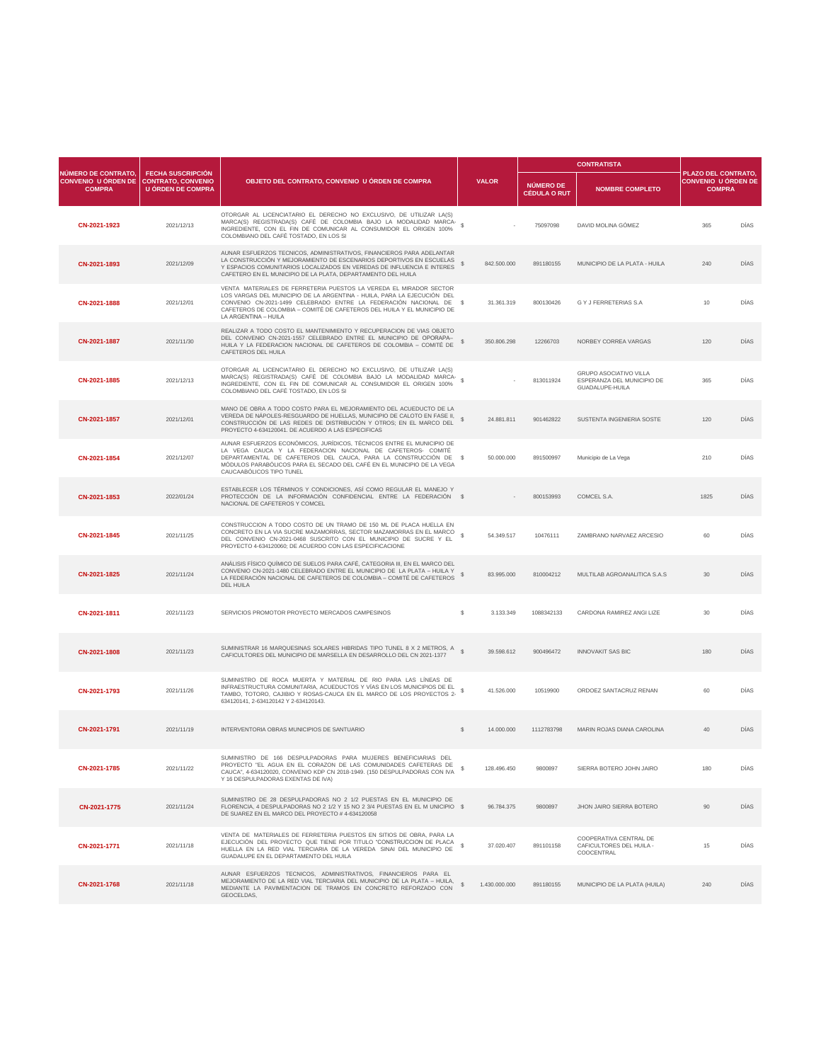| NÚMERO DE CONTRATO, CONVENIO U ÓRDEN DE COMPRA | FECHA SUSCRIPCIÓN CONTRATO, CONVENIO U ÓRDEN DE COMPRA | OBJETO DEL CONTRATO, CONVENIO U ÓRDEN DE COMPRA | VALOR | | CONTRATISTA | | PLAZO DEL CONTRATO, CONVENIO U ÓRDEN DE COMPRA | |
|---|---|---|---|---|---|---|---|---|
| | | | | | NÚMERO DE CÉDULA O RUT | NOMBRE COMPLETO | | |
| CN-2021-1923 | 2021/12/13 | OTORGAR AL LICENCIATARIO EL DERECHO NO EXCLUSIVO, DE UTILIZAR LA(S) MARCA(S) REGISTRADA(S) CAFÉ DE COLOMBIA BAJO LA MODALIDAD MARCA-INGREDIENTE, CON EL FIN DE COMUNICAR AL CONSUMIDOR EL ORIGEN 100% COLOMBIANO DEL CAFÉ TOSTADO, EN LOS SI | $ | - | 75097098 | DAVID MOLINA GÓMEZ | 365 | DÍAS |
| CN-2021-1893 | 2021/12/09 | AUNAR ESFUERZOS TECNICOS, ADMINISTRATIVOS, FINANCIEROS PARA ADELANTAR LA CONSTRUCCIÓN Y MEJORAMIENTO DE ESCENARIOS DEPORTIVOS EN ESCUELAS Y ESPACIOS COMUNITARIOS LOCALIZADOS EN VEREDAS DE INFLUENCIA E INTERES CAFETERO EN EL MUNICIPIO DE LA PLATA, DEPARTAMENTO DEL HUILA | $ | 842.500.000 | 891180155 | MUNICIPIO DE LA PLATA - HUILA | 240 | DÍAS |
| CN-2021-1888 | 2021/12/01 | VENTA MATERIALES DE FERRETERIA PUESTOS LA VEREDA EL MIRADOR SECTOR LOS VARGAS DEL MUNICIPIO DE LA ARGENTINA - HUILA, PARA LA EJECUCIÓN DEL CONVENIO CN-2021-1499 CELEBRADO ENTRE LA FEDERACIÓN NACIONAL DE CAFETEROS DE COLOMBIA – COMITÉ DE CAFETEROS DEL HUILA Y EL MUNICIPIO DE LA ARGENTINA – HUILA | $ | 31.361.319 | 800130426 | G Y J FERRETERIAS S.A | 10 | DÍAS |
| CN-2021-1887 | 2021/11/30 | REALIZAR A TODO COSTO EL MANTENIMIENTO Y RECUPERACION DE VIAS OBJETO DEL CONVENIO CN-2021-1557 CELEBRADO ENTRE EL MUNICIPIO DE OPORAPA– HUILA Y LA FEDERACION NACIONAL DE CAFETEROS DE COLOMBIA – COMITÉ DE CAFETEROS DEL HUILA | $ | 350.806.298 | 12266703 | NORBEY CORREA VARGAS | 120 | DÍAS |
| CN-2021-1885 | 2021/12/13 | OTORGAR AL LICENCIATARIO EL DERECHO NO EXCLUSIVO, DE UTILIZAR LA(S) MARCA(S) REGISTRADA(S) CAFÉ DE COLOMBIA BAJO LA MODALIDAD MARCA-INGREDIENTE, CON EL FIN DE COMUNICAR AL CONSUMIDOR EL ORIGEN 100% COLOMBIANO DEL CAFÉ TOSTADO, EN LOS SI | $ | - | 813011924 | GRUPO ASOCIATIVO VILLA ESPERANZA DEL MUNICIPIO DE GUADALUPE-HUILA | 365 | DÍAS |
| CN-2021-1857 | 2021/12/01 | MANO DE OBRA A TODO COSTO PARA EL MEJORAMIENTO DEL ACUEDUCTO DE LA VEREDA DE NÁPOLES-RESGUARDO DE HUELLAS, MUNICIPIO DE CALOTO EN FASE II, CONSTRUCCIÓN DE LAS REDES DE DISTRIBUCIÓN Y OTROS; EN EL MARCO DEL PROYECTO 4-634120041. DE ACUERDO A LAS ESPECIFICAS | $ | 24.881.811 | 901462822 | SUSTENTA INGENIERIA SOSTE | 120 | DÍAS |
| CN-2021-1854 | 2021/12/07 | AUNAR ESFUERZOS ECONÓMICOS, JURÍDICOS, TÉCNICOS ENTRE EL MUNICIPIO DE LA VEGA CAUCA Y LA FEDERACION NACIONAL DE CAFETEROS- COMITÉ DEPARTAMENTAL DE CAFETEROS DEL CAUCA, PARA LA CONSTRUCCIÓN DE MÓDULOS PARABÓLICOS PARA EL SECADO DEL CAFÉ EN EL MUNICIPIO DE LA VEGA CAUCAABÓLICOS TIPO TUNEL | $ | 50.000.000 | 891500997 | Municipio de La Vega | 210 | DÍAS |
| CN-2021-1853 | 2022/01/24 | ESTABLECER LOS TÉRMINOS Y CONDICIONES, ASÍ COMO REGULAR EL MANEJO Y PROTECCIÓN DE LA INFORMACIÓN CONFIDENCIAL ENTRE LA FEDERACIÓN NACIONAL DE CAFETEROS Y COMCEL | $ | - | 800153993 | COMCEL S.A. | 1825 | DÍAS |
| CN-2021-1845 | 2021/11/25 | CONSTRUCCION A TODO COSTO DE UN TRAMO DE 150 ML DE PLACA HUELLA EN CONCRETO EN LA VIA SUCRE MAZAMORRAS, SECTOR MAZAMORRAS EN EL MARCO DEL CONVENIO CN-2021-0468 SUSCRITO CON EL MUNICIPIO DE SUCRE Y EL PROYECTO 4-634120060; DE ACUERDO CON LAS ESPECIFICACIONE | $ | 54.349.517 | 10476111 | ZAMBRANO NARVAEZ ARCESIO | 60 | DÍAS |
| CN-2021-1825 | 2021/11/24 | ANÁLISIS FÍSICO QUÍMICO DE SUELOS PARA CAFÉ, CATEGORIA III, EN EL MARCO DEL CONVENIO CN-2021-1480 CELEBRADO ENTRE EL MUNICIPIO DE LA PLATA – HUILA Y LA FEDERACIÓN NACIONAL DE CAFETEROS DE COLOMBIA – COMITÉ DE CAFETEROS DEL HUILA | $ | 83.995.000 | 810004212 | MULTILAB AGROANALITICA S.A.S | 30 | DÍAS |
| CN-2021-1811 | 2021/11/23 | SERVICIOS PROMOTOR PROYECTO MERCADOS CAMPESINOS | $ | 3.133.349 | 1088342133 | CARDONA RAMIREZ ANGI LIZE | 30 | DÍAS |
| CN-2021-1808 | 2021/11/23 | SUMINISTRAR 16 MARQUESINAS SOLARES HIBRIDAS TIPO TUNEL 8 X 2 METROS, A CAFICULTORES DEL MUNICIPIO DE MARSELLA EN DESARROLLO DEL CN 2021-1377 | $ | 39.598.612 | 900496472 | INNOVAKIT SAS BIC | 180 | DÍAS |
| CN-2021-1793 | 2021/11/26 | SUMINISTRO DE ROCA MUERTA Y MATERIAL DE RIO PARA LAS LÍNEAS DE INFRAESTRUCTURA COMUNITARIA, ACUEDUCTOS Y VÍAS EN LOS MUNICIPIOS DE EL TAMBO, TOTORO, CAJIBIO Y ROSAS-CAUCA EN EL MARCO DE LOS PROYECTOS 2-634120141, 2-634120142 Y 2-634120143. | $ | 41.526.000 | 10519900 | ORDOEZ SANTACRUZ RENAN | 60 | DÍAS |
| CN-2021-1791 | 2021/11/19 | INTERVENTORIA OBRAS MUNICIPIOS DE SANTUARIO | $ | 14.000.000 | 1112783798 | MARIN ROJAS DIANA CAROLINA | 40 | DÍAS |
| CN-2021-1785 | 2021/11/22 | SUMINISTRO DE 166 DESPULPADORAS PARA MUJERES BENEFICIARIAS DEL PROYECTO "EL AGUA EN EL CORAZON DE LAS COMUNIDADES CAFETERAS DE CAUCA", 4-634120020, CONVENIO KDP CN 2018-1949. (150 DESPULPADORAS CON IVA Y 16 DESPULPADORAS EXENTAS DE IVA) | $ | 128.496.450 | 9800897 | SIERRA BOTERO JOHN JAIRO | 180 | DÍAS |
| CN-2021-1775 | 2021/11/24 | SUMINISTRO DE 28 DESPULPADORAS NO 2 1/2 PUESTAS EN EL MUNICIPIO DE FLORENCIA, 4 DESPULPADORAS NO 2 1/2 Y 15 NO 2 3/4 PUESTAS EN EL M UNICIPIO DE SUAREZ EN EL MARCO DEL PROYECTO # 4-634120058 | $ | 96.784.375 | 9800897 | JHON JAIRO SIERRA BOTERO | 90 | DÍAS |
| CN-2021-1771 | 2021/11/18 | VENTA DE MATERIALES DE FERRETERIA PUESTOS EN SITIOS DE OBRA, PARA LA EJECUCIÓN DEL PROYECTO QUE TIENE POR TITULO "CONSTRUCCION DE PLACA HUELLA EN LA RED VIAL TERCIARIA DE LA VEREDA SINAI DEL MUNICIPIO DE GUADALUPE EN EL DEPARTAMENTO DEL HUILA | $ | 37.020.407 | 891101158 | COOPERATIVA CENTRAL DE CAFICULTORES DEL HUILA - COOCENTRAL | 15 | DÍAS |
| CN-2021-1768 | 2021/11/18 | AUNAR ESFUERZOS TECNICOS, ADMINISTRATIVOS, FINANCIEROS PARA EL MEJORAMIENTO DE LA RED VIAL TERCIARIA DEL MUNICIPIO DE LA PLATA – HUILA, MEDIANTE LA PAVIMENTACION DE TRAMOS EN CONCRETO REFORZADO CON GEOCELDAS, | $ | 1.430.000.000 | 891180155 | MUNICIPIO DE LA PLATA (HUILA) | 240 | DÍAS |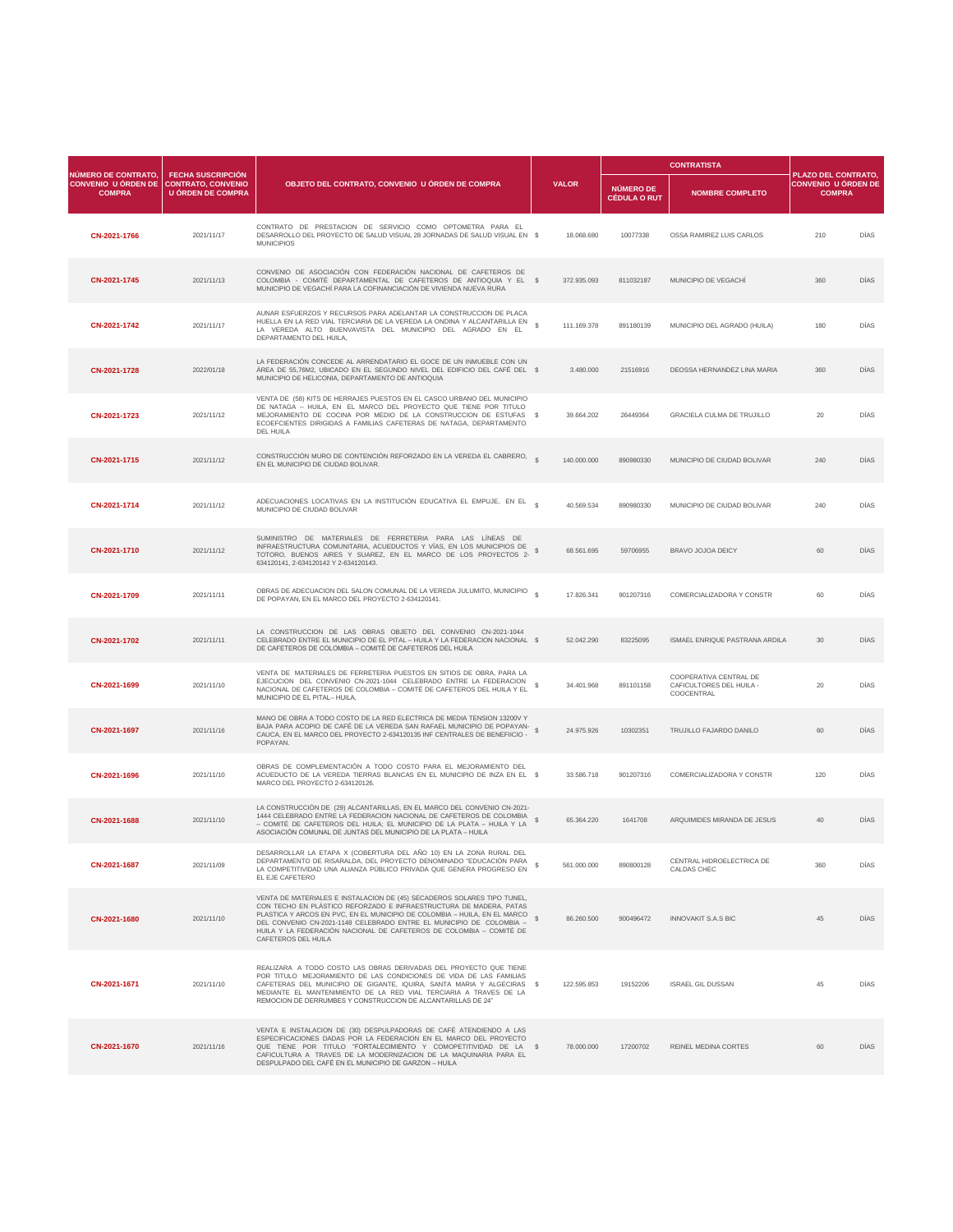| NÚMERO DE CONTRATO, CONVENIO U ÓRDEN DE COMPRA | FECHA SUSCRIPCIÓN CONTRATO, CONVENIO U ÓRDEN DE COMPRA | OBJETO DEL CONTRATO, CONVENIO U ÓRDEN DE COMPRA | VALOR | | CONTRATISTA | | PLAZO DEL CONTRATO, CONVENIO U ÓRDEN DE COMPRA | |
|---|---|---|---|---|---|---|---|---|
| | | | | | NÚMERO DE CÉDULA O RUT | NOMBRE COMPLETO | | |
| CN-2021-1766 | 2021/11/17 | CONTRATO DE PRESTACION DE SERVICIO COMO OPTOMETRA PARA EL DESARROLLO DEL PROYECTO DE SALUD VISUAL 28 JORNADAS DE SALUD VISUAL EN MUNICIPIOS | $ | 18.068.680 | 10077338 | OSSA RAMIREZ LUIS CARLOS | 210 | DÍAS |
| CN-2021-1745 | 2021/11/13 | CONVENIO DE ASOCIACIÓN CON FEDERACIÓN NACIONAL DE CAFETEROS DE COLOMBIA - COMITÉ DEPARTAMENTAL DE CAFETEROS DE ANTIOQUIA Y EL MUNICIPIO DE VEGACHÍ PARA LA COFINANCIACIÓN DE VIVIENDA NUEVA RURA | $ | 372.935.093 | 811032187 | MUNICIPIO DE VEGACHÍ | 360 | DÍAS |
| CN-2021-1742 | 2021/11/17 | AUNAR ESFUERZOS Y RECURSOS PARA ADELANTAR LA CONSTRUCCION DE PLACA HUELLA EN LA RED VIAL TERCIARIA DE LA VEREDA LA ONDINA Y ALCANTARILLA EN LA VEREDA ALTO BUENVAVISTA DEL MUNICIPIO DEL AGRADO EN EL DEPARTAMENTO DEL HUILA, | $ | 111.169.378 | 891180139 | MUNICIPIO DEL AGRADO (HUILA) | 180 | DÍAS |
| CN-2021-1728 | 2022/01/18 | LA FEDERACIÓN CONCEDE AL ARRENDATARIO EL GOCE DE UN INMUEBLE CON UN ÁREA DE 55,76M2, UBICADO EN EL SEGUNDO NIVEL DEL EDIFICIO DEL CAFÉ DEL MUNICIPIO DE HELICONIA, DEPARTAMENTO DE ANTIOQUIA | $ | 3.480.000 | 21516916 | DEOSSA HERNANDEZ LINA MARIA | 360 | DÍAS |
| CN-2021-1723 | 2021/11/12 | VENTA DE (58) KITS DE HERRAJES PUESTOS EN EL CASCO URBANO DEL MUNICIPIO DE NATAGA – HUILA, EN EL MARCO DEL PROYECTO QUE TIENE POR TITULO MEJORAMIENTO DE COCINA POR MEDIO DE LA CONSTRUCCION DE ESTUFAS ECOEFCIENTES DIRIGIDAS A FAMILIAS CAFETERAS DE NATAGA, DEPARTAMENTO DEL HUILA | $ | 39.664.202 | 26449364 | GRACIELA CULMA DE TRUJILLO | 20 | DÍAS |
| CN-2021-1715 | 2021/11/12 | CONSTRUCCIÓN MURO DE CONTENCIÓN REFORZADO EN LA VEREDA EL CABRERO, EN EL MUNICIPIO DE CIUDAD BOLIVAR. | $ | 140.000.000 | 890980330 | MUNICIPIO DE CIUDAD BOLIVAR | 240 | DÍAS |
| CN-2021-1714 | 2021/11/12 | ADECUACIONES LOCATIVAS EN LA INSTITUCIÓN EDUCATIVA EL EMPUJE, EN EL MUNICIPIO DE CIUDAD BOLIVAR | $ | 40.569.534 | 890980330 | MUNICIPIO DE CIUDAD BOLIVAR | 240 | DÍAS |
| CN-2021-1710 | 2021/11/12 | SUMINISTRO DE MATERIALES DE FERRETERIA PARA LAS LÍNEAS DE INFRAESTRUCTURA COMUNITARIA, ACUEDUCTOS Y VÍAS, EN LOS MUNICIPIOS DE TOTORO, BUENOS AIRES Y SUAREZ, EN EL MARCO DE LOS PROYECTOS 2-634120141, 2-634120142 Y 2-634120143. | $ | 68.561.695 | 59706955 | BRAVO JOJOA DEICY | 60 | DÍAS |
| CN-2021-1709 | 2021/11/11 | OBRAS DE ADECUACION DEL SALON COMUNAL DE LA VEREDA JULUMITO, MUNICIPIO DE POPAYAN, EN EL MARCO DEL PROYECTO 2-634120141. | $ | 17.826.341 | 901207316 | COMERCIALIZADORA Y CONSTR | 60 | DÍAS |
| CN-2021-1702 | 2021/11/11 | LA CONSTRUCCION DE LAS OBRAS OBJETO DEL CONVENIO CN-2021-1044 CELEBRADO ENTRE EL MUNICIPIO DE EL PITAL – HUILA Y LA FEDERACION NACIONAL DE CAFETEROS DE COLOMBIA – COMITÉ DE CAFETEROS DEL HUILA | $ | 52.042.290 | 83225095 | ISMAEL ENRIQUE PASTRANA ARDILA | 30 | DÍAS |
| CN-2021-1699 | 2021/11/10 | VENTA DE MATERIALES DE FERRETERIA PUESTOS EN SITIOS DE OBRA, PARA LA EJECUCION DEL CONVENIO CN-2021-1044 CELEBRADO ENTRE LA FEDERACION NACIONAL DE CAFETEROS DE COLOMBIA – COMITÉ DE CAFETEROS DEL HUILA Y EL MUNICIPIO DE EL PITAL– HUILA, | $ | 34.401.968 | 891101158 | COOPERATIVA CENTRAL DE CAFICULTORES DEL HUILA - COOCENTRAL | 20 | DÍAS |
| CN-2021-1697 | 2021/11/16 | MANO DE OBRA A TODO COSTO DE LA RED ELECTRICA DE MEDIA TENSION 13200V Y BAJA PARA ACOPIO DE CAFÉ DE LA VEREDA SAN RAFAEL MUNICIPIO DE POPAYÁN-CAUCA, EN EL MARCO DEL PROYECTO 2-634120135 INF CENTRALES DE BENEFICIO - POPAYAN. | $ | 24.975.926 | 10302351 | TRUJILLO FAJARDO DANILO | 60 | DÍAS |
| CN-2021-1696 | 2021/11/10 | OBRAS DE COMPLEMENTACIÓN A TODO COSTO PARA EL MEJORAMIENTO DEL ACUEDUCTO DE LA VEREDA TIERRAS BLANCAS EN EL MUNICIPIO DE INZA EN EL MARCO DEL PROYECTO 2-634120126. | $ | 33.586.718 | 901207316 | COMERCIALIZADORA Y CONSTR | 120 | DÍAS |
| CN-2021-1688 | 2021/11/10 | LA CONSTRUCCIÓN DE (29) ALCANTARILLAS, EN EL MARCO DEL CONVENIO CN-2021-1444 CELEBRADO ENTRE LA FEDERACION NACIONAL DE CAFETEROS DE COLOMBIA – COMITÉ DE CAFETEROS DEL HUILA; EL MUNICIPIO DE LA PLATA – HUILA Y LA ASOCIACIÓN COMUNAL DE JUNTAS DEL MUNICIPIO DE LA PLATA – HUILA | $ | 65.364.220 | 1641708 | ARQUIMIDES MIRANDA DE JESUS | 40 | DÍAS |
| CN-2021-1687 | 2021/11/09 | DESARROLLAR LA ETAPA X (COBERTURA DEL AÑO 10) EN LA ZONA RURAL DEL DEPARTAMENTO DE RISARALDA, DEL PROYECTO DENOMINADO "EDUCACIÓN PARA LA COMPETITIVIDAD UNA ALIANZA PÚBLICO PRIVADA QUE GENERA PROGRESO EN EL EJE CAFETERO | $ | 561.000.000 | 890800128 | CENTRAL HIDROELECTRICA DE CALDAS CHEC | 360 | DÍAS |
| CN-2021-1680 | 2021/11/10 | VENTA DE MATERIALES E INSTALACION DE (45) SECADEROS SOLARES TIPO TUNEL, CON TECHO EN PLÁSTICO REFORZADO E INFRAESTRUCTURA DE MADERA, PATAS PLASTICA Y ARCOS EN PVC, EN EL MUNICIPIO DE COLOMBIA – HUILA, EN EL MARCO DEL CONVENIO CN-2021-1148 CELEBRADO ENTRE EL MUNICIPIO DE COLOMBIA – HUILA Y LA FEDERACIÓN NACIONAL DE CAFETEROS DE COLOMBIA – COMITÉ DE CAFETEROS DEL HUILA | $ | 86.260.500 | 900496472 | INNOVAKIT S.A.S BIC | 45 | DÍAS |
| CN-2021-1671 | 2021/11/10 | REALIZARA A TODO COSTO LAS OBRAS DERIVADAS DEL PROYECTO QUE TIENE POR TITULO MEJORAMIENTO DE LAS CONDICIONES DE VIDA DE LAS FAMILIAS CAFETERAS DEL MUNICIPIO DE GIGANTE, IQUIRA, SANTA MARIA Y ALGECIRAS MEDIANTE EL MANTENIMIENTO DE LA RED VIAL TERCIARIA A TRAVES DE LA REMOCION DE DERRUMBES Y CONSTRUCCION DE ALCANTARILLAS DE 24" | $ | 122.595.853 | 19152206 | ISRAEL GIL DUSSAN | 45 | DÍAS |
| CN-2021-1670 | 2021/11/16 | VENTA E INSTALACION DE (30) DESPULPADORAS DE CAFÉ ATENDIENDO A LAS ESPECIFICACIONES DADAS POR LA FEDERACION EN EL MARCO DEL PROYECTO QUE TIENE POR TITULO "FORTALECIMIENTO Y COMOPETITIVIDAD DE LA CAFICULTURA A TRAVES DE LA MODERNIZACION DE LA MAQUINARIA PARA EL DESPULPADO DEL CAFÉ EN EL MUNICIPIO DE GARZON – HUILA | $ | 78.000.000 | 17200702 | REINEL MEDINA CORTES | 60 | DÍAS |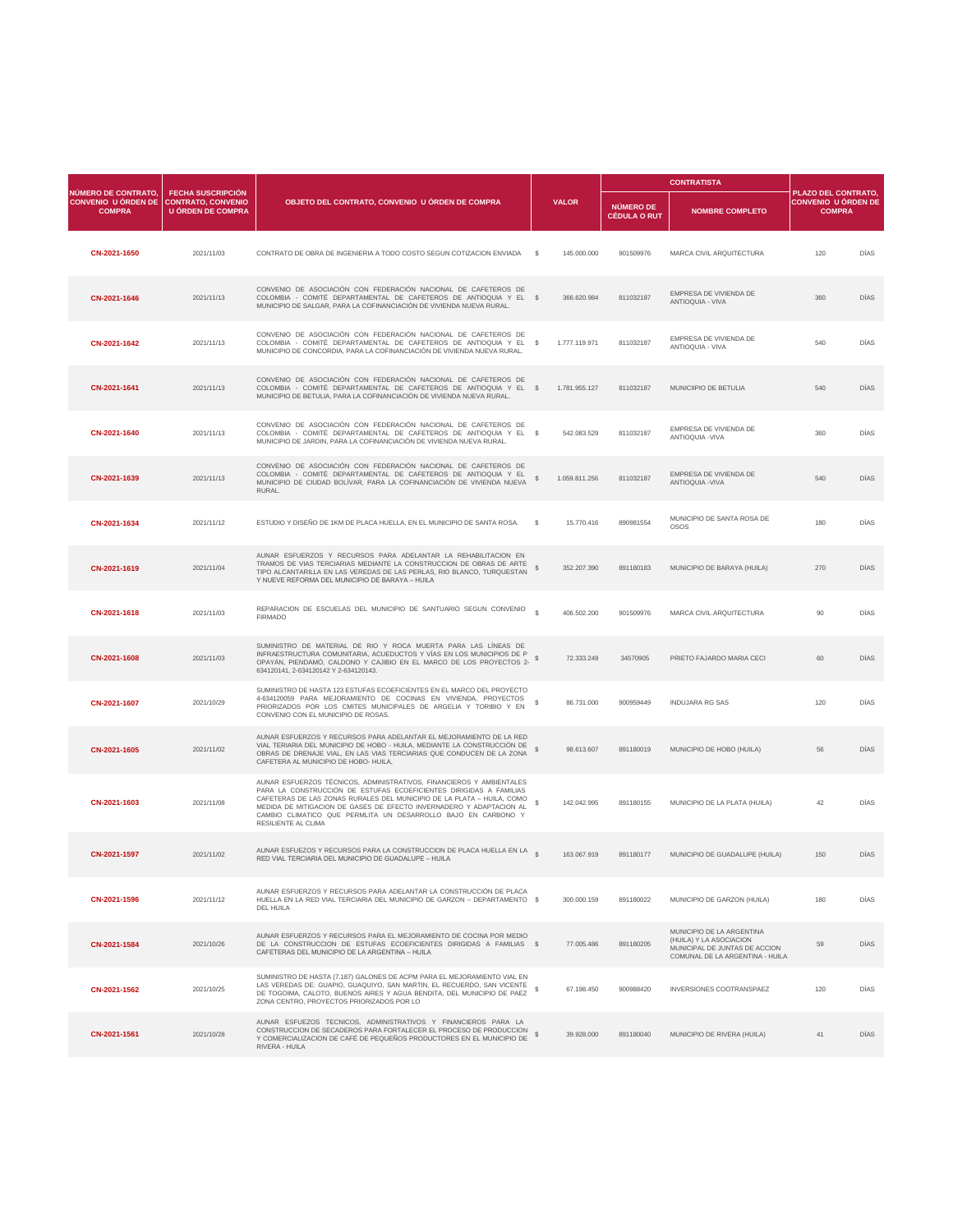| NÚMERO DE CONTRATO, CONVENIO U ÓRDEN DE COMPRA | FECHA SUSCRIPCIÓN CONTRATO, CONVENIO U ÓRDEN DE COMPRA | OBJETO DEL CONTRATO, CONVENIO U ÓRDEN DE COMPRA | VALOR | | CONTRATISTA | | PLAZO DEL CONTRATO, CONVENIO U ÓRDEN DE COMPRA | |
|---|---|---|---|---|---|---|---|---|
| | | | | | NÚMERO DE CÉDULA O RUT | NOMBRE COMPLETO | | |
| CN-2021-1650 | 2021/11/03 | CONTRATO DE OBRA DE INGENIERIA A TODO COSTO SEGUN COTIZACION ENVIADA | $ | 145.000.000 | 901509976 | MARCA CIVIL ARQUITECTURA | 120 | DÍAS |
| CN-2021-1646 | 2021/11/13 | CONVENIO DE ASOCIACIÓN CON FEDERACIÓN NACIONAL DE CAFETEROS DE COLOMBIA - COMITÉ DEPARTAMENTAL DE CAFETEROS DE ANTIOQUIA Y EL MUNICIPIO DE SALGAR, PARA LA COFINANCIACIÓN DE VIVIENDA NUEVA RURAL. | $ | 366.620.984 | 811032187 | EMPRESA DE VIVIENDA DE ANTIOQUIA - VIVA | 360 | DÍAS |
| CN-2021-1642 | 2021/11/13 | CONVENIO DE ASOCIACIÓN CON FEDERACIÓN NACIONAL DE CAFETEROS DE COLOMBIA - COMITÉ DEPARTAMENTAL DE CAFETEROS DE ANTIOQUIA Y EL MUNICIPIO DE CONCORDIA, PARA LA COFINANCIACIÓN DE VIVIENDA NUEVA RURAL. | $ | 1.777.119.971 | 811032187 | EMPRESA DE VIVIENDA DE ANTIOQUIA - VIVA | 540 | DÍAS |
| CN-2021-1641 | 2021/11/13 | CONVENIO DE ASOCIACIÓN CON FEDERACIÓN NACIONAL DE CAFETEROS DE COLOMBIA - COMITÉ DEPARTAMENTAL DE CAFETEROS DE ANTIOQUIA Y EL MUNICIPIO DE BETULIA, PARA LA COFINANCIACIÓN DE VIVIENDA NUEVA RURAL. | $ | 1.781.955.127 | 811032187 | MUNICIIPIO DE BETULIA | 540 | DÍAS |
| CN-2021-1640 | 2021/11/13 | CONVENIO DE ASOCIACIÓN CON FEDERACIÓN NACIONAL DE CAFETEROS DE COLOMBIA - COMITÉ DEPARTAMENTAL DE CAFETEROS DE ANTIOQUIA Y EL MUNICIPIO DE JARDIN, PARA LA COFINANCIACIÓN DE VIVIENDA NUEVA RURAL. | $ | 542.083.529 | 811032187 | EMPRESA DE VIVIENDA DE ANTIOQUIA -VIVA | 360 | DÍAS |
| CN-2021-1639 | 2021/11/13 | CONVENIO DE ASOCIACIÓN CON FEDERACIÓN NACIONAL DE CAFETEROS DE COLOMBIA - COMITÉ DEPARTAMENTAL DE CAFETEROS DE ANTIOQUIA Y EL MUNICIPIO DE CIUDAD BOLÍVAR, PARA LA COFINANCIACIÓN DE VIVIENDA NUEVA RURAL. | $ | 1.059.811.256 | 811032187 | EMPRESA DE VIVIENDA DE ANTIOQUIA -VIVA | 540 | DÍAS |
| CN-2021-1634 | 2021/11/12 | ESTUDIO Y DISEÑO DE 1KM DE PLACA HUELLA, EN EL MUNICIPIO DE SANTA ROSA. | $ | 15.770.416 | 890981554 | MUNICIPIO DE SANTA ROSA DE OSOS | 180 | DÍAS |
| CN-2021-1619 | 2021/11/04 | AUNAR ESFUERZOS Y RECURSOS PARA ADELANTAR LA REHABILITACION EN TRAMOS DE VIAS TERCIARIAS MEDIANTE LA CONSTRUCCION DE OBRAS DE ARTE TIPO ALCANTARILLA EN LAS VEREDAS DE LAS PERLAS, RIO BLANCO, TURQUESTAN Y NUEVE REFORMA DEL MUNICIPIO DE BARAYA – HUILA | $ | 352.207.390 | 891180183 | MUNICIPIO DE BARAYA (HUILA) | 270 | DÍAS |
| CN-2021-1618 | 2021/11/03 | REPARACION DE ESCUELAS DEL MUNICIPIO DE SANTUARIO SEGUN CONVENIO FIRMADO | $ | 406.502.200 | 901509976 | MARCA CIVIL ARQUITECTURA | 90 | DÍAS |
| CN-2021-1608 | 2021/11/03 | SUMINISTRO DE MATERIAL DE RIO Y ROCA MUERTA PARA LAS LÍNEAS DE INFRAESTRUCTURA COMUNITARIA, ACUEDUCTOS Y VÍAS EN LOS MUNICIPIOS DE P OPAYÁN, PIENDAMÓ, CALDONO Y CAJIBIO EN EL MARCO DE LOS PROYECTOS 2-634120141, 2-634120142 Y 2-634120143. | $ | 72.333.249 | 34570905 | PRIETO FAJARDO MARIA CECI | 60 | DÍAS |
| CN-2021-1607 | 2021/10/29 | SUMINISTRO DE HASTA 123 ESTUFAS ECOEFICIENTES EN EL MARCO DEL PROYECTO 4-634120059 PARA MEJORAMIENTO DE COCINAS EN VIVIENDA, PROYECTOS PRIORIZADOS POR LOS CMITES MUNICIPALES DE ARGELIA Y TORIBIO Y EN CONVENIO CON EL MUNICIPIO DE ROSAS. | $ | 86.731.000 | 900959449 | INDUJARA RG SAS | 120 | DÍAS |
| CN-2021-1605 | 2021/11/02 | AUNAR ESFUERZOS Y RECURSOS PARA ADELANTAR EL MEJORAMIENTO DE LA RED VIAL TERIARIA DEL MUNICIPIO DE HOBO - HUILA, MEDIANTE LA CONSTRUCCIÓN DE OBRAS DE DRENAJE VIAL, EN LAS VIAS TERCIARIAS QUE CONDUCEN DE LA ZONA CAFETERA AL MUNICIPIO DE HOBO- HUILA. | $ | 98.613.607 | 891180019 | MUNICIPIO DE HOBO (HUILA) | 56 | DÍAS |
| CN-2021-1603 | 2021/11/08 | AUNAR ESFUERZOS TÉCNICOS, ADMINISTRATIVOS, FINANCIEROS Y AMBIENTALES PARA LA CONSTRUCCIÓN DE ESTUFAS ECOEFICIENTES DIRIGIDAS A FAMILIAS CAFETERAS DE LAS ZONAS RURALES DEL MUNICIPIO DE LA PLATA – HUILA, COMO MEDIDA DE MITIGACION DE GASES DE EFECTO INVERNADERO Y ADAPTACION AL CAMBIO CLIMATICO QUE PERMLITA UN DESARROLLO BAJO EN CARBONO Y RESILIENTE AL CLIMA | $ | 142.042.995 | 891180155 | MUNICIPIO DE LA PLATA (HUILA) | 42 | DÍAS |
| CN-2021-1597 | 2021/11/02 | AUNAR ESFUEZOS Y RECURSOS PARA LA CONSTRUCCION DE PLACA HUELLA EN LA RED VIAL TERCIARIA DEL MUNICIPIO DE GUADALUPE – HUILA | $ | 163.067.919 | 891180177 | MUNICIPIO DE GUADALUPE (HUILA) | 150 | DÍAS |
| CN-2021-1596 | 2021/11/12 | AUNAR ESFUERZOS Y RECURSOS PARA ADELANTAR LA CONSTRUCCIÓN DE PLACA HUELLA EN LA RED VIAL TERCIARIA DEL MUNICIPIO DE GARZON – DEPARTAMENTO DEL HUILA | $ | 300.000.159 | 891180022 | MUNICIPIO DE GARZON (HUILA) | 180 | DÍAS |
| CN-2021-1584 | 2021/10/26 | AUNAR ESFUERZOS Y RECURSOS PARA EL MEJORAMIENTO DE COCINA POR MEDIO DE LA CONSTRUCCION DE ESTUFAS ECOEFICIENTES DIRIGIDAS A FAMILIAS CAFETERAS DEL MUNICIPIO DE LA ARGENTINA – HUILA | $ | 77.005.486 | 891180205 | MUNICIPIO DE LA ARGENTINA (HUILA) Y LA ASOCIACION MUNICIPAL DE JUNTAS DE ACCION COMUNAL DE LA ARGENTINA - HUILA | 59 | DÍAS |
| CN-2021-1562 | 2021/10/25 | SUMINISTRO DE HASTA (7.187) GALONES DE ACPM PARA EL MEJORAMIENTO VIAL EN LAS VEREDAS DE: GUAPIO, GUAQUIYO, SAN MARTIN, EL RECUERDO, SAN VICENTE DE TOGOIMA, CALOTO, BUENOS AIRES Y AGUA BENDITA, DEL MUNICIPIO DE PAEZ ZONA CENTRO, PROYECTOS PRIORIZADOS POR LO | $ | 67.198.450 | 900988420 | INVERSIONES COOTRANSPAEZ | 120 | DÍAS |
| CN-2021-1561 | 2021/10/28 | AUNAR ESFUEZOS TECNICOS, ADMINISTRATIVOS Y FINANCIEROS PARA LA CONSTRUCCION DE SECADEROS PARA FORTALECER EL PROCESO DE PRODUCCION Y COMERCIALIZACION DE CAFÉ DE PEQUEÑOS PRODUCTORES EN EL MUNICIPIO DE RIVERA - HUILA | $ | 39.928.000 | 891180040 | MUNICIPIO DE RIVERA (HUILA) | 41 | DÍAS |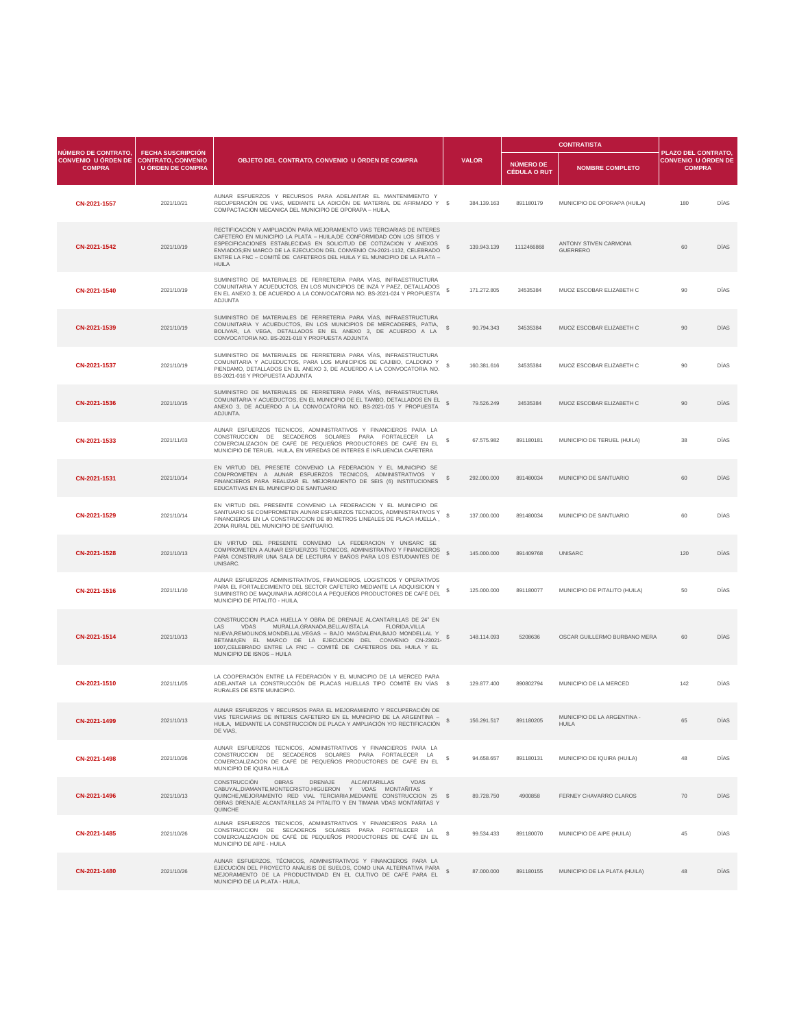| NÚMERO DE CONTRATO, CONVENIO U ÓRDEN DE COMPRA | FECHA SUSCRIPCIÓN CONTRATO, CONVENIO U ÓRDEN DE COMPRA | OBJETO DEL CONTRATO, CONVENIO U ÓRDEN DE COMPRA | VALOR | CONTRATISTA | | PLAZO DEL CONTRATO, CONVENIO U ÓRDEN DE COMPRA | |
|---|---|---|---|---|---|---|---|
| | | | | NÚMERO DE CÉDULA O RUT | NOMBRE COMPLETO | | |
| CN-2021-1557 | 2021/10/21 | AUNAR ESFUERZOS Y RECURSOS PARA ADELANTAR EL MANTENIMIENTO Y RECUPERACIÓN DE VIAS, MEDIANTE LA ADICIÓN DE MATERIAL DE AFIRMADO Y COMPACTACION MECANICA DEL MUNICIPIO DE OPORAPA – HUILA, | $ 384.139.163 | 891180179 | MUNICIPIO DE OPORAPA (HUILA) | 180 | DÍAS |
| CN-2021-1542 | 2021/10/19 | RECTIFICACIÓN Y AMPLIACIÓN PARA MEJORAMIENTO VIAS TERCIARIAS DE INTERES CAFETERO EN MUNICIPIO LA PLATA – HUILA,DE CONFORMIDAD CON LOS SITIOS Y ESPECIFICACIONES ESTABLECIDAS EN SOLICITUD DE COTIZACION Y ANEXOS ENVIADOS;EN MARCO DE LA EJECUCION DEL CONVENIO CN-2021-1132, CELEBRADO ENTRE LA FNC – COMITÉ DE CAFETEROS DEL HUILA Y EL MUNICIPIO DE LA PLATA – HUILA | $ 139.943.139 | 1112466868 | ANTONY STIVEN CARMONA GUERRERO | 60 | DÍAS |
| CN-2021-1540 | 2021/10/19 | SUMINISTRO DE MATERIALES DE FERRETERIA PARA VÍAS, INFRAESTRUCTURA COMUNITARIA Y ACUEDUCTOS, EN LOS MUNICIPIOS DE INZÁ Y PAEZ, DETALLADOS EN EL ANEXO 3, DE ACUERDO A LA CONVOCATORIA NO. BS-2021-024 Y PROPUESTA ADJUNTA | $ 171.272.805 | 34535384 | MUOZ ESCOBAR ELIZABETH C | 90 | DÍAS |
| CN-2021-1539 | 2021/10/19 | SUMINISTRO DE MATERIALES DE FERRETERIA PARA VÍAS, INFRAESTRUCTURA COMUNITARIA Y ACUEDUCTOS, EN LOS MUNICIPIOS DE MERCADERES, PATIA, BOLIVAR, LA VEGA, DETALLADOS EN EL ANEXO 3, DE ACUERDO A LA CONVOCATORIA NO. BS-2021-018 Y PROPUESTA ADJUNTA | $ 90.794.343 | 34535384 | MUOZ ESCOBAR ELIZABETH C | 90 | DÍAS |
| CN-2021-1537 | 2021/10/19 | SUMINISTRO DE MATERIALES DE FERRETERIA PARA VÍAS, INFRAESTRUCTURA COMUNITARIA Y ACUEDUCTOS, PARA LOS MUNICIPIOS DE CAJIBIO, CALDONO Y PIENDAMO, DETALLADOS EN EL ANEXO 3, DE ACUERDO A LA CONVOCATORIA NO. BS-2021-016 Y PROPUESTA ADJUNTA | $ 160.381.616 | 34535384 | MUOZ ESCOBAR ELIZABETH C | 90 | DÍAS |
| CN-2021-1536 | 2021/10/15 | SUMINISTRO DE MATERIALES DE FERRETERIA PARA VÍAS, INFRAESTRUCTURA COMUNITARIA Y ACUEDUCTOS, EN EL MUNICIPIO DE EL TAMBO, DETALLADOS EN EL ANEXO 3, DE ACUERDO A LA CONVOCATORIA NO. BS-2021-015 Y PROPUESTA ADJUNTA. | $ 79.526.249 | 34535384 | MUOZ ESCOBAR ELIZABETH C | 90 | DÍAS |
| CN-2021-1533 | 2021/11/03 | AUNAR ESFUERZOS TECNICOS, ADMINISTRATIVOS Y FINANCIEROS PARA LA CONSTRUCCION DE SECADEROS SOLARES PARA FORTALECER LA COMERCIALIZACION DE CAFÉ DE PEQUEÑOS PRODUCTORES DE CAFÉ EN EL MUNICIPIO DE TERUEL HUILA, EN VEREDAS DE INTERES E INFLUENCIA CAFETERA | $ 67.575.982 | 891180181 | MUNICIPIO DE TERUEL (HUILA) | 38 | DÍAS |
| CN-2021-1531 | 2021/10/14 | EN VIRTUD DEL PRESETE CONVENIO LA FEDERACION Y EL MUNICIPIO SE COMPROMETEN A AUNAR ESFUERZOS TECNICOS, ADMINISTRATIVOS Y FINANCIEROS PARA REALIZAR EL MEJORAMIENTO DE SEIS (6) INSTITUCIONES EDUCATIVAS EN EL MUNICIPIO DE SANTUARIO | $ 292.000.000 | 891480034 | MUNICIPIO DE SANTUARIO | 60 | DÍAS |
| CN-2021-1529 | 2021/10/14 | EN VIRTUD DEL PRESENTE CONVENIO LA FEDERACION Y EL MUNICIPIO DE SANTUARIO SE COMPROMETEN AUNAR ESFUERZOS TECNICOS, ADMINISTRATIVOS Y FINANCIEROS EN LA CONSTRUCCION DE 80 METROS LINEALES DE PLACA HUELLA , ZONA RURAL DEL MUNICIPIO DE SANTUARIO. | $ 137.000.000 | 891480034 | MUNICIPIO DE SANTUARIO | 60 | DÍAS |
| CN-2021-1528 | 2021/10/13 | EN VIRTUD DEL PRESENTE CONVENIO LA FEDERACION Y UNISARC SE COMPROMETEN A AUNAR ESFUERZOS TECNICOS, ADMINISTRATIVO Y FINANCIEROS PARA CONSTRUIR UNA SALA DE LECTURA Y BAÑOS PARA LOS ESTUDIANTES DE UNISARC. | $ 145.000.000 | 891409768 | UNISARC | 120 | DÍAS |
| CN-2021-1516 | 2021/11/10 | AUNAR ESFUERZOS ADMINISTRATIVOS, FINANCIEROS, LOGISTICOS Y OPERATIVOS PARA EL FORTALECIMIENTO DEL SECTOR CAFETERO MEDIANTE LA ADQUISICION Y SUMINISTRO DE MAQUINARIA AGRICOLA A PEQUEÑOS PRODUCTORES DE CAFÉ DEL MUNICIPIO DE PITALITO - HUILA, | $ 125.000.000 | 891180077 | MUNICIPIO DE PITALITO (HUILA) | 50 | DÍAS |
| CN-2021-1514 | 2021/10/13 | CONSTRUCCION PLACA HUELLA Y OBRA DE DRENAJE ALCANTARILLAS DE 24" EN LAS VDAS MURALLA,GRANADA,BELLAVISTA,LA FLORIDA,VILLA NUEVA,REMOLINOS,MONDELLAL,VEGAS – BAJO MAGDALENA,BAJO MONDELLAL Y BETANIA;EN EL MARCO DE LA EJECUCION DEL CONVENIO CN-23021-1007,CELEBRADO ENTRE LA FNC – COMITÉ DE CAFETEROS DEL HUILA Y EL MUNICIPIO DE ISNOS – HUILA | $ 148.114.093 | 5208636 | OSCAR GUILLERMO BURBANO MERA | 60 | DÍAS |
| CN-2021-1510 | 2021/11/05 | LA COOPERACIÓN ENTRE LA FEDERACIÓN Y EL MUNICIPIO DE LA MERCED PARA ADELANTAR LA CONSTRUCCIÓN DE PLACAS HUELLAS TIPO COMITÉ EN VÍAS RURALES DE ESTE MUNICIPIO. | $ 129.877.400 | 890802794 | MUNICIPIO DE LA MERCED | 142 | DÍAS |
| CN-2021-1499 | 2021/10/13 | AUNAR ESFUERZOS Y RECURSOS PARA EL MEJORAMIENTO Y RECUPERACIÓN DE VIAS TERCIARIAS DE INTERES CAFETERO EN EL MUNICIPIO DE LA ARGENTINA – HUILA, MEDIANTE LA CONSTRUCCIÓN DE PLACA Y AMPLIACIÓN Y/O RECTIFICACIÓN DE VIAS, | $ 156.291.517 | 891180205 | MUNICIPIO DE LA ARGENTINA - HUILA | 65 | DÍAS |
| CN-2021-1498 | 2021/10/26 | AUNAR ESFUERZOS TECNICOS, ADMINISTRATIVOS Y FINANCIEROS PARA LA CONSTRUCCION DE SECADEROS SOLARES PARA FORTALECER LA COMERCIALIZACION DE CAFÉ DE PEQUEÑOS PRODUCTORES DE CAFÉ EN EL MUNICIPIO DE IQUIRA HUILA | $ 94.658.657 | 891180131 | MUNICIPIO DE IQUIRA (HUILA) | 48 | DÍAS |
| CN-2021-1496 | 2021/10/13 | CONSTRUCCIÓN OBRAS DRENAJE ALCANTARILLAS VDAS CABUYAL,DIAMANTE,MONTECRISTO,HIGUERON Y VDAS MONTAÑITAS Y QUINCHE,MEJORAMENTO RED VIAL TERCIARIA,MEDIANTE CONSTRUCCION 25 OBRAS DRENAJE ALCANTARILLAS 24 PITALITO Y EN TIMANA VDAS MONTAÑITAS Y QUINCHE | $ 89.728.750 | 4900858 | FERNEY CHAVARRO CLAROS | 70 | DÍAS |
| CN-2021-1485 | 2021/10/26 | AUNAR ESFUERZOS TECNICOS, ADMINISTRATIVOS Y FINANCIEROS PARA LA CONSTRUCCION DE SECADEROS SOLARES PARA FORTALECER LA COMERCIALIZACION DE CAFÉ DE PEQUEÑOS PRODUCTORES DE CAFÉ EN EL MUNICIPIO DE AIPE - HUILA | $ 99.534.433 | 891180070 | MUNICIPIO DE AIPE (HUILA) | 45 | DÍAS |
| CN-2021-1480 | 2021/10/26 | AUNAR ESFUERZOS, TÉCNICOS, ADMINISTRATIVOS Y FINANCIEROS PARA LA EJECUCIÓN DEL PROYECTO ANÁLISIS DE SUELOS, COMO UNA ALTERNATIVA PARA MEJORAMIENTO DE LA PRODUCTIVIDAD EN EL CULTIVO DE CAFÉ PARA EL MUNICIPIO DE LA PLATA - HUILA, | $ 87.000.000 | 891180155 | MUNICIPIO DE LA PLATA (HUILA) | 48 | DÍAS |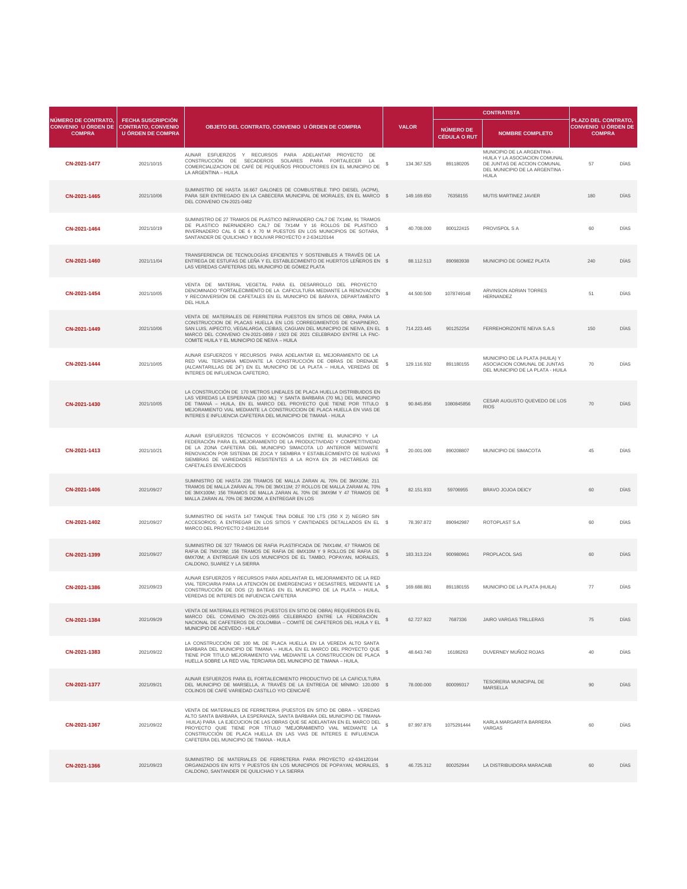| NÚMERO DE CONTRATO, CONVENIO U ÓRDEN DE COMPRA | FECHA SUSCRIPCIÓN CONTRATO, CONVENIO U ÓRDEN DE COMPRA | OBJETO DEL CONTRATO, CONVENIO U ÓRDEN DE COMPRA | VALOR | | CONTRATISTA | | PLAZO DEL CONTRATO, CONVENIO U ÓRDEN DE COMPRA | |
|---|---|---|---|---|---|---|---|---|
| | | | | | NÚMERO DE CÉDULA O RUT | NOMBRE COMPLETO | | |
| CN-2021-1477 | 2021/10/15 | AUNAR ESFUERZOS Y RECURSOS PARA ADELANTAR PROYECTO DE CONSTRUCCIÓN DE SECADEROS SOLARES PARA FORTALECER LA COMERCIALIZACION DE CAFÉ DE PEQUEÑOS PRODUCTORES EN EL MUNICIPIO DE LA ARGENTINA – HUILA | $ | 134.367.525 | 891180205 | MUNICIPIO DE LA ARGENTINA - HUILA Y LA ASOCIACION COMUNAL DE JUNTAS DE ACCION COMUNAL DEL MUNICIPIO DE LA ARGENTINA - HUILA | 57 | DÍAS |
| CN-2021-1465 | 2021/10/06 | SUMINISTRO DE HASTA 16.667 GALONES DE COMBUSTIBLE TIPO DIESEL (ACPM), PARA SER ENTREGADO EN LA CABECERA MUNICIPAL DE MORALES, EN EL MARCO DEL CONVENIO CN-2021-0462 | $ | 149.169.650 | 76358155 | MUTIS MARTINEZ JAVIER | 180 | DÍAS |
| CN-2021-1464 | 2021/10/19 | SUMINISTRO DE 27 TRAMOS DE PLASTICO INERNADERO CAL7 DE 7X14M, 91 TRAMOS DE PLASTICO INERNADERO CAL7 DE 7X14M Y 16 ROLLOS DE PLASTICO INVERNADERO CAL 6 DE 6 X 70 M PUESTOS EN LOS MUNICIPIOS DE SOTARA, SANTANDER DE QUILICHAO Y BOLIVAR PROYECTO # 2-634120144 | $ | 40.708.000 | 800122415 | PROVISPOL S A | 60 | DÍAS |
| CN-2021-1460 | 2021/11/04 | TRANSFERENCIA DE TECNOLOGÍAS EFICIENTES Y SOSTENIBLES A TRAVÉS DE LA ENTREGA DE ESTUFAS DE LEÑA Y EL ESTABLECIMIENTO DE HUERTOS LEÑEROS EN LAS VEREDAS CAFETERAS DEL MUNICIPIO DE GÓMEZ PLATA | $ | 88.112.513 | 890983938 | MUNICIPIO DE GOMEZ PLATA | 240 | DÍAS |
| CN-2021-1454 | 2021/10/05 | VENTA DE MATERIAL VEGETAL PARA EL DESARROLLO DEL PROYECTO DENOMINADO "FORTALECIMIENTO DE LA CAFICULTURA MEDIANTE LA RENOVACIÓN Y RECONVERSIÓN DE CAFETALES EN EL MUNICIPIO DE BARAYA, DEPARTAMENTO DEL HUILA | $ | 44.500.500 | 1078749148 | ARVINSON ADRIAN TORRES HERNANDEZ | 51 | DÍAS |
| CN-2021-1449 | 2021/10/06 | VENTA DE MATERIALES DE FERRETERIA PUESTOS EN SITIOS DE OBRA, PARA LA CONSTRUCCION DE PLACAS HUELLA EN LOS CORREGIMIENTOS DE CHAPINERO, SAN LUIS, AIPECITO, VEGALARGA, CEIBAS, CAGUAN DEL MUNICIPIO DE NEIVA, EN EL MARCO DEL CONVENIO CN-2021-0859 / 1923 DE 2021 CELEBRADO ENTRE LA FNC-COMITE HUILA Y EL MUNICIPIO DE NEIVA – HUILA | $ | 714.223.445 | 901252254 | FERREHORIZONTE NEIVA S.A.S | 150 | DÍAS |
| CN-2021-1444 | 2021/10/05 | AUNAR ESFUERZOS Y RECURSOS PARA ADELANTAR EL MEJORAMIENTO DE LA RED VIAL TERCIARIA MEDIANTE LA CONSTRUCCIÓN DE OBRAS DE DRENAJE (ALCANTARILLAS DE 24") EN EL MUNICIPIO DE LA PLATA – HUILA, VEREDAS DE INTERES DE INFLUENCIA CAFETERO, | $ | 129.116.932 | 891180155 | MUNICIPIO DE LA PLATA (HUILA) Y ASOCIACION COMUNAL DE JUNTAS DEL MUNICIPIO DE LA PLATA - HUILA | 70 | DÍAS |
| CN-2021-1430 | 2021/10/05 | LA CONSTRUCCIÓN DE 170 METROS LINEALES DE PLACA HUELLA DISTRIBUIDOS EN LAS VEREDAS LA ESPERANZA (100 ML) Y SANTA BARBARA (70 ML) DEL MUNICIPIO DE TIMANÁ – HUILA, EN EL MARCO DEL PROYECTO QUE TIENE POR TITULO MEJORAMIENTO VIAL MEDIANTE LA CONSTRUCCION DE PLACA HUELLA EN VIAS DE INTERES E INFLUENCIA CAFETERA DEL MUNICIPIO DE TIMANÁ - HUILA | $ | 90.845.856 | 1080845856 | CESAR AUGUSTO QUEVEDO DE LOS RIOS | 70 | DÍAS |
| CN-2021-1413 | 2021/10/21 | AUNAR ESFUERZOS TÉCNICOS Y ECONÓMICOS ENTRE EL MUNICIPIO Y LA FEDERACIÓN PARA EL MEJORAMIENTO DE LA PRODUCTIVIDAD Y COMPETITIVIDAD DE LA ZONA CAFETERA DEL MUNICIPIO SIMACOTA LO ANTERIOR MEDIANTE RENOVACIÓN POR SISTEMA DE ZOCA Y SIEMBRA Y ESTABLECIMIENTO DE NUEVAS SIEMBRAS DE VARIEDADES RESISTENTES A LA ROYA EN 26 HECTÁREAS DE CAFETALES ENVEJECIDOS | $ | 20.001.000 | 890208807 | MUNICIPIO DE SIMACOTA | 45 | DÍAS |
| CN-2021-1406 | 2021/09/27 | SUMINISTRO DE HASTA 236 TRAMOS DE MALLA ZARAN AL 70% DE 3MX10M; 211 TRAMOS DE MALLA ZARAN AL 70% DE 3MX11M; 27 ROLLOS DE MALLA ZARAM AL 70% DE 3MX100M; 156 TRAMOS DE MALLA ZARAN AL 70% DE 3MX9M Y 47 TRAMOS DE MALLA ZARAN AL 70% DE 3MX20M, A ENTREGAR EN LOS | $ | 82.151.933 | 59706955 | BRAVO JOJOA DEICY | 60 | DÍAS |
| CN-2021-1402 | 2021/09/27 | SUMINISTRO DE HASTA 147 TANQUE TINA DOBLE 700 LTS (350 X 2) NEGRO SIN ACCESORIOS; A ENTREGAR EN LOS SITIOS Y CANTIDADES DETALLADOS EN EL MARCO DEL PROYECTO 2-634120144 | $ | 78.397.872 | 890942987 | ROTOPLAST S.A | 60 | DÍAS |
| CN-2021-1399 | 2021/09/27 | SUMINISTRO DE 327 TRAMOS DE RAFIA PLASTIFICADA DE 7MX14M, 47 TRAMOS DE RAFIA DE 7MX10M; 156 TRAMOS DE RAFIA DE 6MX10M Y 9 ROLLOS DE RAFIA DE 6MX70M; A ENTREGAR EN LOS MUNICIPIOS DE EL TAMBO, POPAYAN, MORALES, CALDONO, SUAREZ Y LA SIERRA | $ | 183.313.224 | 900980961 | PROPLACOL SAS | 60 | DÍAS |
| CN-2021-1386 | 2021/09/23 | AUNAR ESFUERZOS Y RECURSOS PARA ADELANTAR EL MEJORAMIENTO DE LA RED VIAL TERCIARIA PARA LA ATENCIÓN DE EMERGENCIAS Y DESASTRES, MEDIANTE LA CONSTRUCCIÓN DE DOS (2) BATEAS EN EL MUNICIPIO DE LA PLATA – HUILA, VEREDAS DE INTERES DE INFUENCIA CAFETERA | $ | 169.688.881 | 891180155 | MUNICIPIO DE LA PLATA (HUILA) | 77 | DÍAS |
| CN-2021-1384 | 2021/09/29 | VENTA DE MATERIALES PETREOS (PUESTOS EN SITIO DE OBRA) REQUERIDOS EN EL MARCO DEL CONVENIO CN-2021-0955 CELEBRADO ENTRE LA FEDERACIÓN NACIONAL DE CAFETEROS DE COLOMBIA – COMITÉ DE CAFETEROS DEL HUILA Y EL MUNICIPIO DE ACEVEDO - HUILA" | $ | 62.727.922 | 7687336 | JAIRO VARGAS TRILLERAS | 75 | DÍAS |
| CN-2021-1383 | 2021/09/22 | LA CONSTRUCCIÓN DE 100 ML DE PLACA HUELLA EN LA VEREDA ALTO SANTA BARBARA DEL MUNICIPIO DE TIMANA – HUILA, EN EL MARCO DEL PROYECTO QUE TIENE POR TITULO MEJORAMIENTO VIAL MEDIANTE LA CONSTRUCCION DE PLACA HUELLA SOBRE LA RED VIAL TERCIARIA DEL MUNICIPIO DE TIMANA – HUILA, | $ | 48.643.740 | 16186263 | DUVERNEY MUÑOZ ROJAS | 40 | DÍAS |
| CN-2021-1377 | 2021/09/21 | AUNAR ESFUERZOS PARA EL FORTALECIMIENTO PRODUCTIVO DE LA CAFICULTURA DEL MUNICIPIO DE MARSELLA, A TRAVÉS DE LA ENTREGA DE MÍNIMO: 120.000 COLINOS DE CAFÉ VARIEDAD CASTILLO Y/O CENICAFÉ | $ | 78.000.000 | 800099317 | TESORERIA MUNICIPAL DE MARSELLA | 90 | DÍAS |
| CN-2021-1367 | 2021/09/22 | VENTA DE MATERIALES DE FERRETERIA (PUESTOS EN SITIO DE OBRA – VEREDAS ALTO SANTA BARBARA, LA ESPERANZA, SANTA BARBARA DEL MUNICIPIO DE TIMANA- HUILA) PARA LA EJECUCION DE LAS OBRAS QUE SE ADELANTAN EN EL MARCO DEL PROYECTO QUIE TIENE POR TITULO "MEJORAMIENTO VIAL MEDIANTE LA CONSTRUCCIÓN DE PLACA HUELLA EN LAS VIAS DE INTERES E INFLUENCIA CAFETERA DEL MUNICIPIO DE TIMANA - HUILA | $ | 87.997.876 | 1075291444 | KARLA MARGARITA BARRERA VARGAS | 60 | DÍAS |
| CN-2021-1366 | 2021/09/23 | SUMINISTRO DE MATERIALES DE FERRETERIA PARA PROYECTO #2-634120144 ORGANIZADOS EN KITS Y PUESTOS EN LOS MUNICIPIOS DE POPAYAN, MORALES, CALDONO, SANTANDER DE QUILICHAO Y LA SIERRA | $ | 46.725.312 | 800252944 | LA DISTRIBUIDORA MARACAIB | 60 | DÍAS |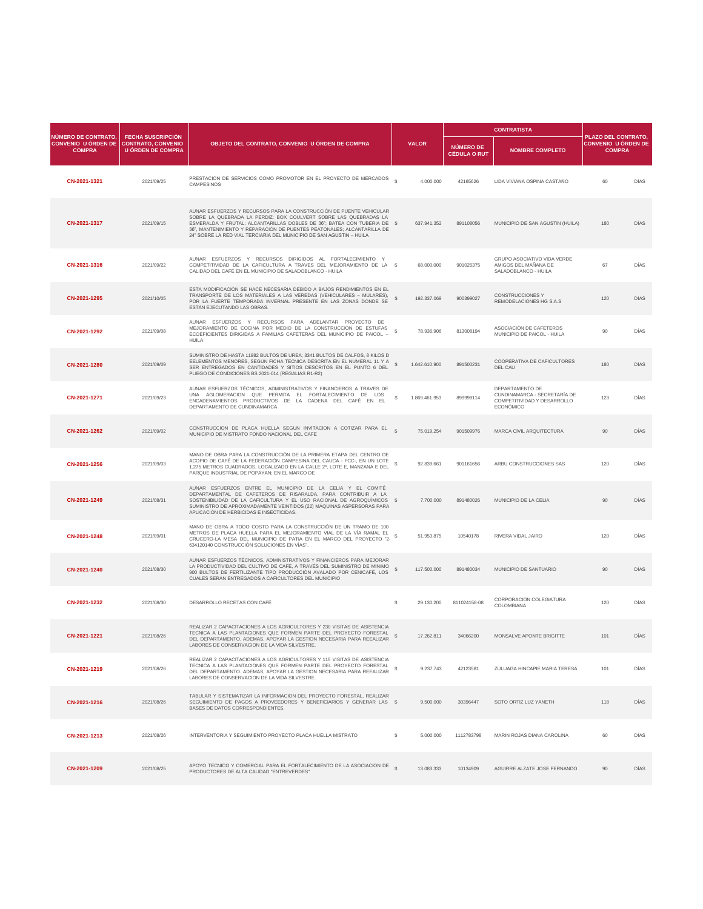| NÚMERO DE CONTRATO, CONVENIO U ÓRDEN DE COMPRA | FECHA SUSCRIPCIÓN CONTRATO, CONVENIO U ÓRDEN DE COMPRA | OBJETO DEL CONTRATO, CONVENIO U ÓRDEN DE COMPRA | VALOR | | CONTRATISTA | | PLAZO DEL CONTRATO, CONVENIO U ÓRDEN DE COMPRA | |
|---|---|---|---|---|---|---|---|---|
| | | | | | NÚMERO DE CÉDULA O RUT | NOMBRE COMPLETO | | |
| CN-2021-1321 | 2021/09/25 | PRESTACION DE SERVICIOS COMO PROMOTOR EN EL PROYECTO DE MERCADOS CAMPESINOS | $ | 4.000.000 | 42165626 | LIDA VIVIANA OSPINA CASTAÑO | 60 | DÍAS |
| CN-2021-1317 | 2021/09/15 | AUNAR ESFUERZOS Y RECURSOS PARA LA CONSTRUCCIÓN DE PUENTE VEHICULAR SOBRE LA QUEBRADA LA PERDIZ; BOX COULVERT SOBRE LAS QUEBRADAS LA ESMERALDA Y FRUTAL; ALCANTARILLAS DOBLES DE 36"; BATEA CON TUBERIA DE 36", MANTENIMIENTO Y REPARACIÓN DE PUENTES PEATONALES; ALCANTARILLA DE 24" SOBRE LA RED VIAL TERCIARIA DEL MUNICIPIO DE SAN AGUSTIN – HUILA | $ | 637.941.352 | 891108056 | MUNICIPIO DE SAN AGUSTIN (HUILA) | 180 | DÍAS |
| CN-2021-1316 | 2021/09/22 | AUNAR ESFUERZOS Y RECURSOS DIRIGIDOS AL FORTALECIMIENTO Y COMPETITIVIDAD DE LA CAFICULTURA A TRAVES DEL MEJORAMIENTO DE LA CALIDAD DEL CAFÉ EN EL MUNICIPIO DE SALADOBLANCO - HUILA | $ | 68.000.000 | 901025375 | GRUPO ASOCIATIVO VIDA VERDE AMIGOS DEL MAÑANA DE SALADOBLANCO - HUILA | 67 | DÍAS |
| CN-2021-1295 | 2021/10/05 | ESTA MODIFICACIÓN SE HACE NECESARIA DEBIDO A BAJOS RENDIMIENTOS EN EL TRANSPORTE DE LOS MATERIALES A LAS VEREDAS (VEHICULARES – MULARES), POR LA FUERTE TEMPORADA INVERNAL PRESENTE EN LAS ZONAS DONDE SE ESTÁN EJECUTANDO LAS OBRAS. | $ | 192.337.069 | 900399027 | CONSTRUCCIONES Y REMODELACIONES HG S.A.S | 120 | DÍAS |
| CN-2021-1292 | 2021/09/08 | AUNAR ESFUERZOS Y RECURSOS PARA ADELANTAR PROYECTO DE MEJORAMIENTO DE COCINA POR MEDIO DE LA CONSTRUCCION DE ESTUFAS ECOEFICIENTES DIRIGIDAS A FAMILIAS CAFETERAS DEL MUNICIPIO DE PAICOL – HUILA | $ | 78.936.906 | 813008194 | ASOCIACIÓN DE CAFETEROS MUNICIPIO DE PAICOL - HUILA | 90 | DÍAS |
| CN-2021-1280 | 2021/09/09 | SUMINISTRO DE HASTA 11982 BULTOS DE UREA; 3341 BULTOS DE CALFOS, 8 KILOS D EELEMENTOS MENORES, SEGÚN FICHA TECNICA DESCRITA EN EL NUMERAL 11 Y A SER ENTREGADOS EN CANTIDADES Y SITIOS DESCRITOS EN EL PUNTO 6 DEL PLIEGO DE CONDICIONES BS 2021-014 (REGALIAS R1-R2) | $ | 1.642.610.900 | 891500231 | COOPERATIVA DE CAFICULTORES DEL CAU | 180 | DÍAS |
| CN-2021-1271 | 2021/09/23 | AUNAR ESFUERZOS TÉCNICOS, ADMINISTRATIVOS Y FINANCIEROS A TRAVES DE UNA AGLOMERACION QUE PERMITA EL FORTALECIMIENTO DE LOS ENCADENAMIENTOS PRODUCTIVOS DE LA CADENA DEL CAFÉ EN EL DEPARTAMENTO DE CUNDINAMARCA | $ | 1.869.461.953 | 899999114 | DEPARTAMENTO DE CUNDINAMARCA - SECRETARÍA DE COMPETITIVIDAD Y DESARROLLO ECONÓMICO | 123 | DÍAS |
| CN-2021-1262 | 2021/09/02 | CONSTRUCCION DE PLACA HUELLA SEGUN INVITACION A COTIZAR PARA EL MUNICIPIO DE MISTRATO FONDO NACIONAL DEL CAFE | $ | 75.019.254 | 901509976 | MARCA CIVIL ARQUITECTURA | 90 | DÍAS |
| CN-2021-1256 | 2021/09/03 | MANO DE OBRA PARA LA CONSTRUCCIÓN DE LA PRIMERA ETAPA DEL CENTRO DE ACOPIO DE CAFÉ DE LA FEDERACIÓN CAMPESINA DEL CAUCA - FCC-, EN UN LOTE 1.275 METROS CUADRADOS, LOCALIZADO EN LA CALLE 2ª, LOTE E, MANZANA E DEL PARQUE INDUSTRIAL DE POPAYAN; EN EL MARCO DE | $ | 92.839.661 | 901161656 | ARBU CONSTRUCCIONES SAS | 120 | DÍAS |
| CN-2021-1249 | 2021/08/31 | AUNAR ESFUERZOS ENTRE EL MUNICIPIO DE LA CELIA Y EL COMITÉ DEPARTAMENTAL DE CAFETEROS DE RISARALDA, PARA CONTRIBUIR A LA SOSTENIBILIDAD DE LA CAFICULTURA Y EL USO RACIONAL DE AGROQUÍMICOS SUMINISTRO DE APROXIMADAMENTE VEINTIDOS (22) MÁQUINAS ASPERSORAS PARA APLICACIÓN DE HERBICIDAS E INSECTICIDAS. | $ | 7.700.000 | 891480026 | MUNICIPIO DE LA CELIA | 90 | DÍAS |
| CN-2021-1248 | 2021/09/01 | MANO DE OBRA A TODO COSTO PARA LA CONSTRUCCIÓN DE UN TRAMO DE 100 METROS DE PLACA HUELLA PARA EL MEJORAMIENTO VIAL DE LA VÍA RAMAL EL CRUCERO-LA MESA DEL MUNICIPIO DE PATIA EN EL MARCO DEL PROYECTO "2-634120140 CONSTRUCCIÓN SOLUCIONES EN VÍAS". | $ | 51.953.875 | 10540178 | RIVERA VIDAL JAIRO | 120 | DÍAS |
| CN-2021-1240 | 2021/08/30 | AUNAR ESFUERZOS TÉCNICOS, ADMINISTRATIVOS Y FINANCIEROS PARA MEJORAR LA PRODUCTIVIDAD DEL CULTIVO DE CAFÉ, A TRAVÉS DEL SUMINISTRO DE MÍNIMO 900 BULTOS DE FERTILIZANTE TIPO PRODUCCIÓN AVALADO POR CENICAFÉ, LOS CUALES SERÁN ENTREGADOS A CAFICULTORES DEL MUNICIPIO | $ | 117.500.000 | 891480034 | MUNICIPIO DE SANTUARIO | 90 | DÍAS |
| CN-2021-1232 | 2021/08/30 | DESARROLLO RECETAS CON CAFÉ | $ | 29.130.200 | 811024158-08 | CORPORACION COLEGIATURA COLOMBIANA | 120 | DÍAS |
| CN-2021-1221 | 2021/08/26 | REALIZAR 2 CAPACITACIONES A LOS AGRICULTORES Y 230 VISITAS DE ASISTENCIA TECNICA A LAS PLANTACIONES QUE FORMEN PARTE DEL PROYECTO FORESTAL DEL DEPARTAMENTO. ADEMAS, APOYAR LA GESTION NECESARIA PARA REEALIZAR LABORES DE CONSERVACION DE LA VIDA SILVESTRE. | $ | 17.262.811 | 34066200 | MONSALVE APONTE BRIGITTE | 101 | DÍAS |
| CN-2021-1219 | 2021/08/26 | REALIZAR 2 CAPACITACIONES A LOS AGRICULTORES Y 115 VISITAS DE ASISTENCIA TECNICA A LAS PLANTACIONES QUE FORMEN PARTE DEL PROYECTO FORESTAL DEL DEPARTAMENTO. ADEMAS, APOYAR LA GESTION NECESARIA PARA REEALIZAR LABORES DE CONSERVACION DE LA VIDA SILVESTRE. | $ | 9.237.743 | 42123581 | ZULUAGA HINCAPIE MARIA TERESA | 101 | DÍAS |
| CN-2021-1216 | 2021/08/26 | TABULAR Y SISTEMATIZAR LA INFORMACION DEL PROYECTO FORESTAL, REALIZAR SEGUIMIENTO DE PAGOS A PROVEEDORES Y BENEFICIARIOS Y GENERAR LAS BASES DE DATOS CORRESPONDIENTES. | $ | 9.500.000 | 30396447 | SOTO ORTIZ LUZ YANETH | 118 | DÍAS |
| CN-2021-1213 | 2021/08/26 | INTERVENTORIA Y SEGUIMIENTO PROYECTO PLACA HUELLA MISTRATO | $ | 5.000.000 | 1112783798 | MARIN ROJAS DIANA CAROLINA | 60 | DÍAS |
| CN-2021-1209 | 2021/08/25 | APOYO TECNICO Y COMERCIAL PARA EL FORTALECIMIENTO DE LA ASOCIACION DE PRODUCTORES DE ALTA CALIDAD "ENTREVERDES" | $ | 13.083.333 | 10134909 | AGUIRRE ALZATE JOSE FERNANDO | 90 | DÍAS |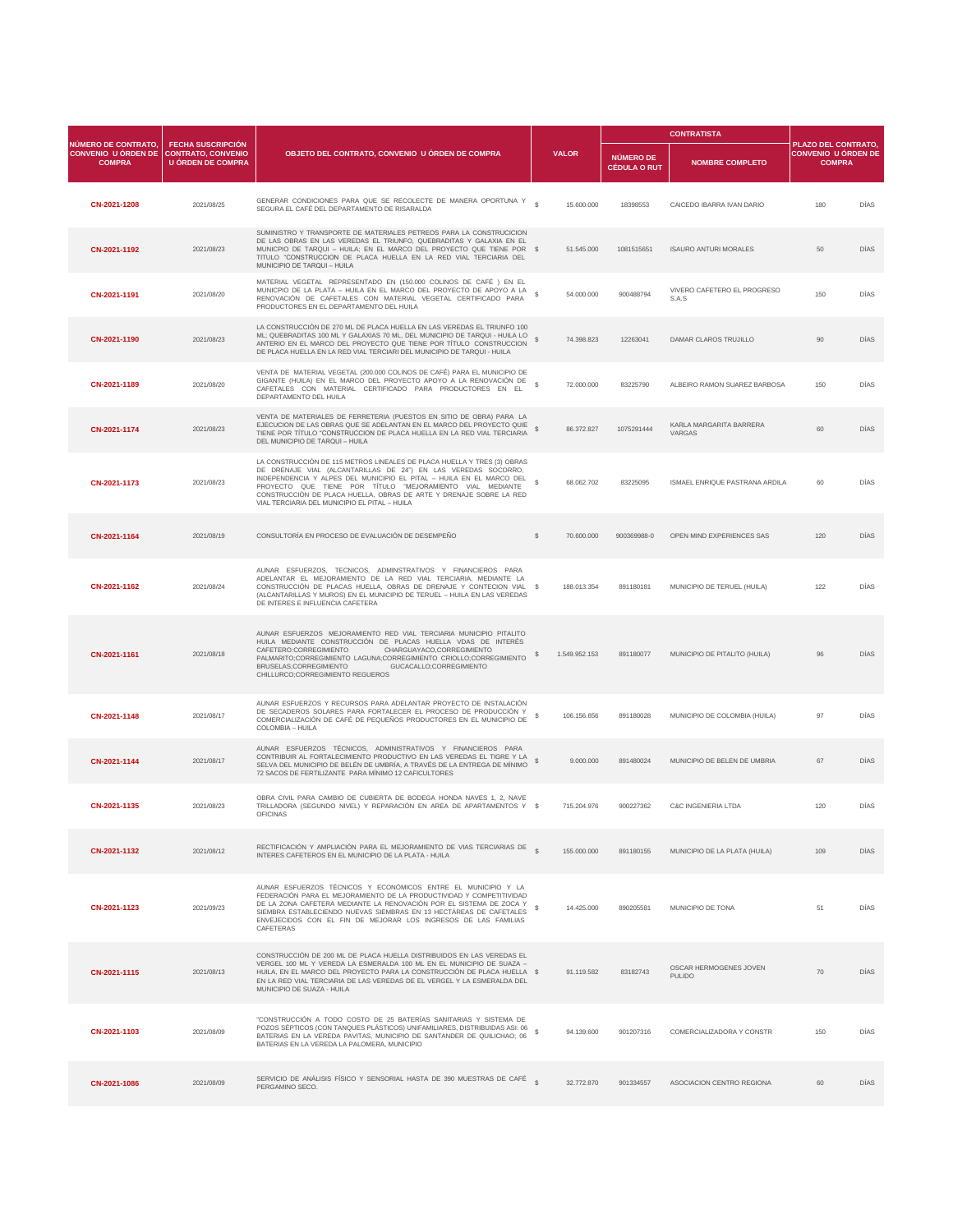| NÚMERO DE CONTRATO, CONVENIO U ÓRDEN DE COMPRA | FECHA SUSCRIPCIÓN CONTRATO, CONVENIO U ÓRDEN DE COMPRA | OBJETO DEL CONTRATO, CONVENIO U ÓRDEN DE COMPRA | VALOR | CONTRATISTA | | PLAZO DEL CONTRATO, CONVENIO U ÓRDEN DE COMPRA | |
|---|---|---|---|---|---|---|---|
| | | | | NÚMERO DE CÉDULA O RUT | NOMBRE COMPLETO | | |
| CN-2021-1208 | 2021/08/25 | GENERAR CONDICIONES PARA QUE SE RECOLECTE DE MANERA OPORTUNA Y SEGURA EL CAFÉ DEL DEPARTAMENTO DE RISARALDA | $ 15.600.000 | 18398553 | CAICEDO IBARRA IVAN DARIO | 180 | DÍAS |
| CN-2021-1192 | 2021/08/23 | SUMINISTRO Y TRANSPORTE DE MATERIALES PETREOS PARA LA CONSTRUCICION DE LAS OBRAS EN LAS VEREDAS EL TRIUNFO, QUEBRADITAS Y GALAXIA EN EL MUNICIPIO DE TARQUI – HUILA; EN EL MARCO DEL PROYECTO QUE TIENE POR TITULO "CONSTRUCCION DE PLACA HUELLA EN LA RED VIAL TERCIARIA DEL MUNICIPIO DE TARQUI – HUILA | $ 51.545.000 | 1081515651 | ISAURO ANTURI MORALES | 50 | DÍAS |
| CN-2021-1191 | 2021/08/20 | MATERIAL VEGETAL REPRESENTADO EN (150.000 COLINOS DE CAFÉ ) EN EL MUNICIPIO DE LA PLATA – HUILA EN EL MARCO DEL PROYECTO DE APOYO A LA RENOVACIÓN DE CAFETALES CON MATERIAL VEGETAL CERTIFICADO PARA PRODUCTORES EN EL DEPARTAMENTO DEL HUILA | $ 54.000.000 | 900488794 | VIVERO CAFETERO EL PROGRESO S.A.S | 150 | DÍAS |
| CN-2021-1190 | 2021/08/23 | LA CONSTRUCCIÓN DE 270 ML DE PLACA HUELLA EN LAS VEREDAS EL TRIUNFO 100 ML; QUEBRADITAS 100 ML Y GALAXIAS 70 ML, DEL MUNICIPIO DE TARQUI - HUILA LO ANTERIO EN EL MARCO DEL PROYECTO QUE TIENE POR TÍTULO CONSTRUCCION DE PLACA HUELLA EN LA RED VIAL TERCIARI DEL MUNICIPIO DE TARQUI - HUILA | $ 74.398.823 | 12263041 | DAMAR CLAROS TRUJILLO | 90 | DÍAS |
| CN-2021-1189 | 2021/08/20 | VENTA DE MATERIAL VEGETAL (200.000 COLINOS DE CAFÉ) PARA EL MUNICIPIO DE GIGANTE (HUILA) EN EL MARCO DEL PROYECTO APOYO A LA RENOVACIÓN DE CAFETALES CON MATERIAL CERTIFICADO PARA PRODUCTORES EN EL DEPARTAMENTO DEL HUILA | $ 72.000.000 | 83225790 | ALBEIRO RAMON SUAREZ BARBOSA | 150 | DÍAS |
| CN-2021-1174 | 2021/08/23 | VENTA DE MATERIALES DE FERRETERIA (PUESTOS EN SITIO DE OBRA) PARA LA EJECUCION DE LAS OBRAS QUE SE ADELANTAN EN EL MARCO DEL PROYECTO QUIE TIENE POR TÍTULO "CONSTRUCCION DE PLACA HUELLA EN LA RED VIAL TERCIARIA DEL MUNICIPIO DE TARQUI – HUILA | $ 86.372.827 | 1075291444 | KARLA MARGARITA BARRERA VARGAS | 60 | DÍAS |
| CN-2021-1173 | 2021/08/23 | LA CONSTRUCCIÓN DE 115 METROS LINEALES DE PLACA HUELLA Y TRES (3) OBRAS DE DRENAJE VIAL (ALCANTARILLAS DE 24") EN LAS VEREDAS SOCORRO, INDEPENDENCIA Y ALPES DEL MUNICIPIO EL PITAL – HUILA EN EL MARCO DEL PROYECTO QUE TIENE POR TÍTULO "MEJORAMIENTO VIAL MEDIANTE CONSTRUCCIÓN DE PLACA HUELLA, OBRAS DE ARTE Y DRENAJE SOBRE LA RED VIAL TERCIARIA DEL MUNICIPIO EL PITAL – HUILA | $ 68.062.702 | 83225095 | ISMAEL ENRIQUE PASTRANA ARDILA | 60 | DÍAS |
| CN-2021-1164 | 2021/08/19 | CONSULTORÍA EN PROCESO DE EVALUACIÓN DE DESEMPEÑO | $ 70.600.000 | 900369988-0 | OPEN MIND EXPERIENCES SAS | 120 | DÍAS |
| CN-2021-1162 | 2021/08/24 | AUNAR ESFUERZOS, TECNICOS, ADMINSTRATIVOS Y FINANCIEROS PARA ADELANTAR EL MEJORAMIENTO DE LA RED VIAL TERCIARIA, MEDIANTE LA CONSTRUCCIÓN DE PLACAS HUELLA, OBRAS DE DRENAJE Y CONTECION VIAL (ALCANTARILLAS Y MUROS) EN EL MUNICIPIO DE TERUEL – HUILA EN LAS VEREDAS DE INTERES E INFLUENCIA CAFETERA | $ 188.013.354 | 891180181 | MUNICIPIO DE TERUEL (HUILA) | 122 | DÍAS |
| CN-2021-1161 | 2021/08/18 | AUNAR ESFUERZOS MEJORAMIENTO RED VIAL TERCIARIA MUNICIPIO PITALITO HUILA MEDIANTE CONSTRUCCIÓN DE PLACAS HUELLA VDAS DE INTERÉS CAFETERO:CORREGIMIENTO CHARGUAYACO,CORREGIMIENTO PALMARITO;CORREGIMIENTO LAGUNA;CORREGIMIENTO CRIOLLO;CORREGIMIENTO BRUSELAS;CORREGIMIENTO GUCACALLO;CORREGIMIENTO CHILLURCO;CORREGIMIENTO REGUEROS | $ 1.549.952.153 | 891180077 | MUNICIPIO DE PITALITO (HUILA) | 96 | DÍAS |
| CN-2021-1148 | 2021/08/17 | AUNAR ESFUERZOS Y RECURSOS PARA ADELANTAR PROYECTO DE INSTALACIÓN DE SECADEROS SOLARES PARA FORTALECER EL PROCESO DE PRODUCCIÓN Y COMERCIALIZACIÓN DE CAFÉ DE PEQUEÑOS PRODUCTORES EN EL MUNICIPIO DE COLOMBIA – HUILA | $ 106.156.656 | 891180028 | MUNICIPIO DE COLOMBIA (HUILA) | 97 | DÍAS |
| CN-2021-1144 | 2021/08/17 | AUNAR ESFUERZOS TÉCNICOS, ADMINISTRATIVOS Y FINANCIEROS PARA CONTRIBUIR AL FORTALECIMIENTO PRODUCTIVO EN LAS VEREDAS EL TIGRE Y LA SELVA DEL MUNICIPIO DE BELÉN DE UMBRÍA, A TRAVÉS DE LA ENTREGA DE MÍNIMO 72 SACOS DE FERTILIZANTE PARA MÍNIMO 12 CAFICULTORES | $ 9.000.000 | 891480024 | MUNICIPIO DE BELEN DE UMBRIA | 67 | DÍAS |
| CN-2021-1135 | 2021/08/23 | OBRA CIVIL PARA CAMBIO DE CUBIERTA DE BODEGA HONDA NAVES 1, 2, NAVE TRILLADORA (SEGUNDO NIVEL) Y REPARACIÓN EN AREA DE APARTAMENTOS Y OFICINAS | $ 715.204.976 | 900227362 | C&C INGENIERIA LTDA | 120 | DÍAS |
| CN-2021-1132 | 2021/08/12 | RECTIFICACIÓN Y AMPLIACIÓN PARA EL MEJORAMIENTO DE VIAS TERCIARIAS DE INTERES CAFETEROS EN EL MUNICIPIO DE LA PLATA - HUILA | $ 155.000.000 | 891180155 | MUNICIPIO DE LA PLATA (HUILA) | 109 | DÍAS |
| CN-2021-1123 | 2021/09/23 | AUNAR ESFUERZOS TÉCNICOS Y ECONÓMICOS ENTRE EL MUNICIPIO Y LA FEDERACIÓN PARA EL MEJORAMIENTO DE LA PRODUCTIVIDAD Y COMPETITIVIDAD DE LA ZONA CAFETERA MEDIANTE LA RENOVACIÓN POR EL SISTEMA DE ZOCA Y SIEMBRA ESTABLECIENDO NUEVAS SIEMBRAS EN 13 HECTÁREAS DE CAFETALES ENVEJECIDOS CON EL FIN DE MEJORAR LOS INGRESOS DE LAS FAMILIAS CAFETERAS | $ 14.425.000 | 890205581 | MUNICIPIO DE TONA | 51 | DÍAS |
| CN-2021-1115 | 2021/08/13 | CONSTRUCCIÓN DE 200 ML DE PLACA HUELLA DISTRIBUIDOS EN LAS VEREDAS EL VERGEL 100 ML Y VEREDA LA ESMERALDA 100 ML EN EL MUNICIPIO DE SUAZA – HUILA, EN EL MARCO DEL PROYECTO PARA LA CONSTRUCCIÓN DE PLACA HUELLA EN LA RED VIAL TERCIARIA DE LAS VEREDAS DE EL VERGEL Y LA ESMERALDA DEL MUNICIPIO DE SUAZA - HUILA | $ 91.119.582 | 83182743 | OSCAR HERMOGENES JOVEN PULIDO | 70 | DÍAS |
| CN-2021-1103 | 2021/08/09 | "CONSTRUCCIÓN A TODO COSTO DE 25 BATERÍAS SANITARIAS Y SISTEMA DE POZOS SÉPTICOS (CON TANQUES PLÁSTICOS) UNIFAMILIARES, DISTRIBUIDAS ASI: 06 BATERIAS EN LA VEREDA PAVITAS, MUNICIPIO DE SANTANDER DE QUILICHAO; 06 BATERIAS EN LA VEREDA LA PALOMERA, MUNICIPIO | $ 94.139.600 | 901207316 | COMERCIALIZADORA Y CONSTR | 150 | DÍAS |
| CN-2021-1086 | 2021/08/09 | SERVICIO DE ANÁLISIS FÍSICO Y SENSORIAL HASTA DE 390 MUESTRAS DE CAFÉ PERGAMINO SECO. | $ 32.772.870 | 901334557 | ASOCIACION CENTRO REGIONA | 60 | DÍAS |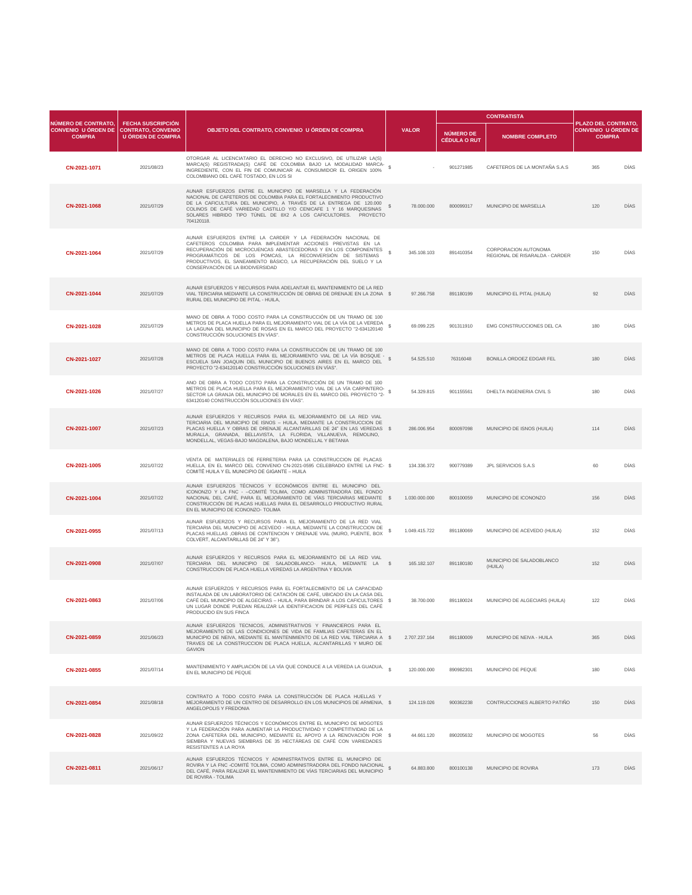| NÚMERO DE CONTRATO, CONVENIO U ÓRDEN DE COMPRA | FECHA SUSCRIPCIÓN CONTRATO, CONVENIO U ÓRDEN DE COMPRA | OBJETO DEL CONTRATO, CONVENIO U ÓRDEN DE COMPRA | VALOR | CONTRATISTA | | PLAZO DEL CONTRATO, CONVENIO U ÓRDEN DE COMPRA | |
|---|---|---|---|---|---|---|---|
| | | | | NÚMERO DE CÉDULA O RUT | NOMBRE COMPLETO | | |
| CN-2021-1071 | 2021/08/23 | OTORGAR AL LICENCIATARIO EL DERECHO NO EXCLUSIVO, DE UTILIZAR LA(S) MARCA(S) REGISTRADA(S) CAFÉ DE COLOMBIA BAJO LA MODALIDAD MARCA-INGREDIENTE, CON EL FIN DE COMUNICAR AL CONSUMIDOR EL ORIGEN 100% COLOMBIANO DEL CAFÉ TOSTADO, EN LOS SI | $ - | 901271985 | CAFETEROS DE LA MONTAÑA S.A.S | 365 | DÍAS |
| CN-2021-1068 | 2021/07/29 | AUNAR ESFUERZOS ENTRE EL MUNICIPIO DE MARSELLA Y LA FEDERACIÓN NACIONAL DE CAFETEROS DE COLOMBIA PARA EL FORTALECIMIENTO PRODUCTIVO DE LA CAFICULTURA DEL MUNICIPIO, A TRAVÉS DE LA ENTREGA DE 120.000 COLINOS DE CAFÉ VARIEDAD CASTILLO Y/O CENICAFE 1 Y 16 MARQUESINAS SOLARES HIBRIDO TIPO TÚNEL DE 8X2 A LOS CAFICULTORES. PROYECTO 704120118. | $ 78.000.000 | 800099317 | MUNICIPIO DE MARSELLA | 120 | DÍAS |
| CN-2021-1064 | 2021/07/29 | AUNAR ESFUERZOS ENTRE LA CARDER Y LA FEDERACIÓN NACIONAL DE CAFETEROS COLOMBIA PARA IMPLEMENTAR ACCIONES PREVISTAS EN LA RECUPERACIÓN DE MICROCUENCAS ABASTECEDORAS Y EN LOS COMPONENTES PROGRAMÁTICOS DE LOS POMCAS, LA RECONVERSIÓN DE SISTEMAS PRODUCTIVOS, EL SANEAMIENTO BÁSICO, LA RECUPERACIÓN DEL SUELO Y LA CONSERVACIÓN DE LA BIODIVERSIDAD | $ 345.108.103 | 891410354 | CORPORACION AUTONOMA REGIONAL DE RISARALDA - CARDER | 150 | DÍAS |
| CN-2021-1044 | 2021/07/29 | AUNAR ESFUERZOS Y RECURSOS PARA ADELANTAR EL MANTENIMIENTO DE LA RED VIAL TERCIARIA MEDIANTE LA CONSTRUCCIÓN DE OBRAS DE DRENAJE EN LA ZONA RURAL DEL MUNICIPIO DE PITAL - HUILA, | $ 97.266.758 | 891180199 | MUNICIPIO EL PITAL (HUILA) | 92 | DÍAS |
| CN-2021-1028 | 2021/07/29 | MANO DE OBRA A TODO COSTO PARA LA CONSTRUCCIÓN DE UN TRAMO DE 100 METROS DE PLACA HUELLA PARA EL MEJORAMIENTO VIAL DE LA VÍA DE LA VEREDA LA LAGUNA DEL MUNICIPIO DE ROSAS EN EL MARCO DEL PROYECTO "2-634120140 CONSTRUCCIÓN SOLUCIONES EN VÍAS". | $ 69.099.225 | 901311910 | EMG CONSTRUCCIONES DEL CA | 180 | DÍAS |
| CN-2021-1027 | 2021/07/28 | MANO DE OBRA A TODO COSTO PARA LA CONSTRUCCIÓN DE UN TRAMO DE 100 METROS DE PLACA HUELLA PARA EL MEJORAMIENTO VIAL DE LA VÍA BOSQUE - ESCUELA SAN JOAQUIN DEL MUNICIPIO DE BUENOS AIRES EN EL MARCO DEL PROYECTO "2-634120140 CONSTRUCCIÓN SOLUCIONES EN VÍAS". | $ 54.525.510 | 76316048 | BONILLA ORDOEZ EDGAR FEL | 180 | DÍAS |
| CN-2021-1026 | 2021/07/27 | ANO DE OBRA A TODO COSTO PARA LA CONSTRUCCIÓN DE UN TRAMO DE 100 METROS DE PLACA HUELLA PARA EL MEJORAMIENTO VIAL DE LA VÍA CARPINTERO-SECTOR LA GRANJA DEL MUNICIPIO DE MORALES EN EL MARCO DEL PROYECTO "2-634120140 CONSTRUCCIÓN SOLUCIONES EN VÍAS". | $ 54.329.815 | 901155561 | DHELTA INGENIERIA CIVIL S | 180 | DÍAS |
| CN-2021-1007 | 2021/07/23 | AUNAR ESFUERZOS Y RECURSOS PARA EL MEJORAMIENTO DE LA RED VIAL TERCIARIA DEL MUNICIPIO DE ISNOS – HUILA, MEDIANTE LA CONSTRUCCION DE PLACAS HUELLA Y OBRAS DE DRENAJE ALCANTARILLAS DE 24" EN LAS VEREDAS MURALLA, GRANADA, BELLAVISTA, LA FLORIDA, VILLANUEVA, REMOLINO, MONDELLAL, VEGAS-BAJO MAGDALENA, BAJO MONDELLAL Y BETANIA | $ 286.006.954 | 800097098 | MUNICIPIO DE ISNOS (HUILA) | 114 | DÍAS |
| CN-2021-1005 | 2021/07/22 | VENTA DE MATERIALES DE FERRETERIA PARA LA CONSTRUCCION DE PLACAS HUELLA, EN EL MARCO DEL CONVENIO CN-2021-0595 CELEBRADO ENTRE LA FNC-COMITÉ HUILA Y EL MUNICIPIO DE GIGANTE – HUILA | $ 134.336.372 | 900779389 | JPL SERVICIOS S.A.S | 60 | DÍAS |
| CN-2021-1004 | 2021/07/22 | AUNAR ESFUERZOS TÉCNICOS Y ECONÓMICOS ENTRE EL MUNICIPIO DEL ICONONZO Y LA FNC - –COMITÉ TOLIMA, COMO ADMINISTRADORA DEL FONDO NACIONAL DEL CAFÉ, PARA EL MEJORAMIENTO DE VÍAS TERCIARIAS MEDIANTE CONSTRUCCIÓN DE PLACAS HUELLAS PARA EL DESARROLLO PRODUCTIVO RURAL EN EL MUNICIPIO DE ICONONZO- TOLIMA | $ 1.030.000.000 | 800100059 | MUNICIPIO DE ICONONZO | 156 | DÍAS |
| CN-2021-0955 | 2021/07/13 | AUNAR ESFUERZOS Y RECURSOS PARA EL MEJORAMIENTO DE LA RED VIAL TERCIARIA DEL MUNICIPIO DE ACEVEDO - HUILA, MEDIANTE LA CONSTRUCCION DE PLACAS HUELLAS ,OBRAS DE CONTENCION Y DRENAJE VIAL (MURO, PUENTE, BOX COLVERT, ALCANTARILLAS DE 24" Y 36"). | $ 1.049.415.722 | 891180069 | MUNICIPIO DE ACEVEDO (HUILA) | 152 | DÍAS |
| CN-2021-0908 | 2021/07/07 | AUNAR ESFUERZOS Y RECURSOS PARA EL MEJORAMIENTO DE LA RED VIAL TERCIARIA DEL MUNICIPIO DE SALADOBLANCO- HUILA, MEDIANTE LA CONSTRUCCION DE PLACA HUELLA VEREDAS LA ARGENTINA Y BOLIVIA | $ 165.182.107 | 891180180 | MUNICIPIO DE SALADOBLANCO (HUILA) | 152 | DÍAS |
| CN-2021-0863 | 2021/07/06 | AUNAR ESFUERZOS Y RECURSOS PARA EL FORTALECIMENTO DE LA CAPACIDAD INSTALADA DE UN LABORATORIO DE CATACIÓN DE CAFÉ, UBICADO EN LA CASA DEL CAFÉ DEL MUNICIPIO DE ALGECIRAS – HUILA, PARA BRINDAR A LOS CAFICULTORES UN LUGAR DONDE PUEDAN REALIZAR LA IDENTIFICACION DE PERFILES DEL CAFÉ PRODUCIDO EN SUS FINCA | $ 38.700.000 | 891180024 | MUNICIPIO DE ALGECIARS (HUILA) | 122 | DÍAS |
| CN-2021-0859 | 2021/06/23 | AUNAR ESFUERZOS TECNICOS, ADMINISTRATIVOS Y FINANCIEROS PARA EL MEJORAMIENTO DE LAS CONDICIONES DE VIDA DE FAMILIAS CAFETERAS EN EL MUNICIPIO DE NEIVA, MEDIANTE EL MANTENIMIENTO DE LA RED VIAL TERCIARIA A TRAVES DE LA CONSTRUCCION DE PLACA HUELLA, ALCANTARILLAS Y MURO DE GAVION | $ 2.707.237.164 | 891180009 | MUNICIPIO DE NEIVA - HUILA | 365 | DÍAS |
| CN-2021-0855 | 2021/07/14 | MANTENIMIENTO Y AMPLIACIÓN DE LA VÍA QUE CONDUCE A LA VEREDA LA GUADUA, EN EL MUNICIPIO DE PEQUE | $ 120.000.000 | 890982301 | MUNICIPIO DE PEQUE | 180 | DÍAS |
| CN-2021-0854 | 2021/08/18 | CONTRATO A TODO COSTO PARA LA CONSTRUCCIÓN DE PLACA HUELLAS Y MEJORAMIENTO DE UN CENTRO DE DESARROLLO EN LOS MUNICIPIOS DE ARMENIA, ANGELOPOLIS Y FREDONIA | $ 124.119.026 | 900362238 | CONTRUCCIONES ALBERTO PATIÑO | 150 | DÍAS |
| CN-2021-0828 | 2021/09/22 | AUNAR ESFUERZOS TÉCNICOS Y ECONÓMICOS ENTRE EL MUNICIPIO DE MOGOTES Y LA FEDERACIÓN PARA AUMENTAR LA PRODUCTIVIDAD Y COMPETITIVIDAD DE LA ZONA CAFETERA DEL MUNICIPIO, MEDIANTE EL APOYO A LA RENOVACIÓN POR SIEMBRA Y NUEVAS SIEMBRAS DE 35 HECTÁREAS DE CAFÉ CON VARIEDADES RESISTENTES A LA ROYA | $ 44.661.120 | 890205632 | MUNICIPIO DE MOGOTES | 56 | DÍAS |
| CN-2021-0811 | 2021/06/17 | AUNAR ESFUERZOS TÉCNICOS Y ADMINISTRATIVOS ENTRE EL MUNICIPIO DE ROVIRA Y LA FNC -COMITÉ TOLIMA, COMO ADMINISTRADORA DEL FONDO NACIONAL DEL CAFÉ, PARA REALIZAR EL MANTENIMIENTO DE VÍAS TERCIARIAS DEL MUNICIPIO DE ROVIRA - TOLIMA | $ 64.883.800 | 800100138 | MUNICIPIO DE ROVIRA | 173 | DÍAS |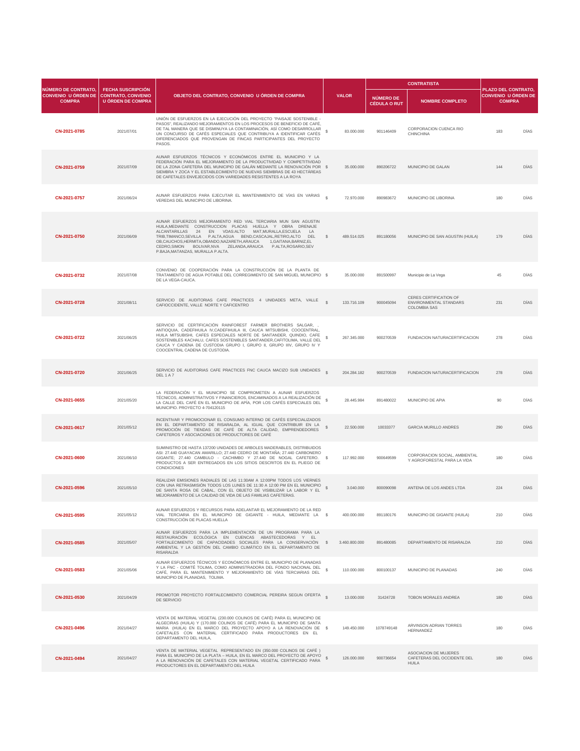| NÚMERO DE CONTRATO, CONVENIO U ÓRDEN DE COMPRA | FECHA SUSCRIPCIÓN CONTRATO, CONVENIO U ÓRDEN DE COMPRA | OBJETO DEL CONTRATO, CONVENIO U ÓRDEN DE COMPRA | VALOR | | CONTRATISTA | | PLAZO DEL CONTRATO, CONVENIO U ÓRDEN DE COMPRA | |
|---|---|---|---|---|---|---|---|---|
| | | | | | NÚMERO DE CÉDULA O RUT | NOMBRE COMPLETO | | |
| CN-2021-0785 | 2021/07/01 | UNIÓN DE ESFUERZOS EN LA EJECUCIÓN DEL PROYECTO "PAISAJE SOSTENIBLE - PASOS", REALIZANDO MEJORAMIENTOS EN LOS PROCESOS DE BENEFICIO DE CAFÉ, DE TAL MANERA QUE SE DISMINUYA LA CONTAMINACIÓN, ASÍ COMO DESARROLLAR UN CONCURSO DE CAFÉS ESPECIALES QUE CONTRIBUYA A IDENTIFICAR CAFÉS DIFERENCIADOS QUE PROVENGAN DE FINCAS PARTICIPANTES DEL PROYECTO PASOS. | $ | 83.000.000 | 901146409 | CORPORACION CUENCA RIO CHINCHINA | 183 | DÍAS |
| CN-2021-0759 | 2021/07/09 | AUNAR ESFUERZOS TÉCNICOS Y ECONÓMICOS ENTRE EL MUNICIPIO Y LA FEDERACIÓN PARA EL MEJORAMIENTO DE LA PRODUCTIVIDAD Y COMPETITIVIDAD DE LA ZONA CAFETERA DEL MUNICIPIO DE GALÁN MEDIANTE LA RENOVACIÓN POR SIEMBRA Y ZOCA Y EL ESTABLECIMIENTO DE NUEVAS SIEMBRAS DE 43 HECTÁREAS DE CAFETALES ENVEJECIDOS CON VARIEDADES RESISTENTES A LA ROYA | $ | 35.000.000 | 890206722 | MUNICIPIO DE GALAN | 144 | DÍAS |
| CN-2021-0757 | 2021/06/24 | AUNAR ESFUERZOS PARA EJECUTAR EL MANTENIMIENTO DE VÍAS EN VARIAS VEREDAS DEL MUNICIPIO DE LIBORINA. | $ | 72.970.000 | 890983672 | MUNICIPIO DE LIBORINA | 180 | DÍAS |
| CN-2021-0750 | 2021/06/09 | AUNAR ESFUERZOS MEJORAMIENTO RED VIAL TERCIARIA MUN SAN AGUSTIN HUILA,MEDIANTE CONSTRUCCION PLACAS HUELLA Y OBRA DRENAJE ALCANTARILLAS 24 EN VDAS:ALTO MAT,MURALLA,ESCUELA LA TRIB,TIMANCO,SEVILLA P.ALTA,AGUA BEND,CASCAJAL,RETIRO,ALTO DEL OB,CAUCHOS,HERMITA,OBANDO,NAZARETH,ARAUCA 1,GAITANA,BARNIZ,EL CEDRO,SIMON BOLIVAR,NVA ZELANDA,ARAUCA P.ALTA,ROSARIO,SEV P.BAJA,MATANZAS, MURALLA P.ALTA. | $ | 489.514.025 | 891180056 | MUNICIPIO DE SAN AGUSTIN (HUILA) | 179 | DÍAS |
| CN-2021-0732 | 2021/07/08 | CONVENIO DE COOPERACIÓN PARA LA CONSTRUCCIÓN DE LA PLANTA DE TRATAMIENTO DE AGUA POTABLE DEL CORREGIMIENTO DE SAN MIGUEL MUNICIPIO DE LA VEGA-CAUCA. | $ | 35.000.000 | 891500997 | Municipio de La Vega | 45 | DÍAS |
| CN-2021-0728 | 2021/08/11 | SERVICIO DE AUDITORIAS CAFE PRACTICES 4 UNIDADES META, VALLE CAFIOCCIDENTE, VALLE NORTE Y CAFICENTRO | $ | 133.716.109 | 900045094 | CERES CERTIFICATION OF ENVIRONMENTAL STANDARS COLOMBIA SAS | 231 | DÍAS |
| CN-2021-0722 | 2021/06/25 | SERVICIO DE CERTIFICACIÓN RAINFOREST FARMER BROTHERS SALGAR, , ANTIOQUIA, CADEFIHUILA IV,CADEFIHUILA III, CAUCA MITSUBISHI, COOCENTRAL, HUILA MITSUBISHI, CAFES ESPECIALES NORTE DE SANTANDER, QUINDIO, CAFE SOSTENIBLES KACHALU, CAFES SOSTENIBLES SANTANDER,CAFITOLIMA, VALLE DEL CAUCA Y CADENA DE CUSTODIA GRUPO I, GRUPO II, GRUPO IIIV, GRUPO IV Y COOCENTRAL CADENA DE CUSTODIA. | $ | 267.345.000 | 900270539 | FUNDACION NATURACERTIFICACION | 278 | DÍAS |
| CN-2021-0720 | 2021/06/25 | SERVICIO DE AUDITORIAS CAFE PRACTICES FNC CAUCA MACIZO SUB UNIDADES DEL 1 A 7 | $ | 204.284.182 | 900270539 | FUNDACION NATURACERTIFICACION | 278 | DÍAS |
| CN-2021-0655 | 2021/05/20 | LA FEDERACIÓN Y EL MUNICIPIO SE COMPROMETEN A AUNAR ESFUERZOS TÉCNICOS, ADMINISTRATIVOS Y FINANCIEROS, ENCAMINADOS A LA REALIZACIÓN DE LA CALLE DEL CAFÉ EN EL MUNICIPIO DE APÍA, POR LOS CAFÉS ESPECIALES DEL MUNICIPIO. PROYECTO 4-704120115 | $ | 28.445.984 | 891480022 | MUNICIPIO DE APIA | 90 | DÍAS |
| CN-2021-0617 | 2021/05/12 | INCENTIVAR Y PROMOCIONAR EL CONSUMO INTERNO DE CAFÉS ESPECIALIZADOS EN EL DEPARTAMENTO DE RISARALDA, AL IGUAL QUE CONTRIBUIR EN LA PROMOCIÓN DE TIENDAS DE CAFÉ DE ALTA CALIDAD, EMPRENDEDORES CAFETEROS Y ASOCIACIONES DE PRODUCTORES DE CAFÉ | $ | 22.500.000 | 10033377 | GARCIA MURILLO ANDRES | 290 | DÍAS |
| CN-2021-0600 | 2021/06/10 | SUMINISTRO DE HASTA 137200 UNIDADES DE ARBOLES MADERABLES, DISTRIBUIDOS ASÍ: 27.440 GUAYACAN AMARILLO; 27.440 CEDRO DE MONTAÑA; 27.440 CARBONERO GIGANTE; 27.440 CAMBULO - CACHIMBO Y 27.440 DE NOGAL CAFETERO. PRODUCTOS A SER ENTREGADOS EN LOS SITIOS DESCRITOS EN EL PLIEGO DE CONDICIONES | $ | 117.992.000 | 900649599 | CORPORACION SOCIAL, AMBIENTAL Y AGROFORESTAL PARA LA VIDA | 180 | DÍAS |
| CN-2021-0596 | 2021/05/10 | REALIZAR EMISIONES RADIALES DE LAS 11:30AM A 12:00PM TODOS LOS VIERNES CON UNA RETRASMISIÓN TODOS LOS LUNES DE 11:30 A 12:00 PM EN EL MUNICIPIO DE SANTA ROSA DE CABAL, CON EL OBJETO DE VISIBILIZAR LA LABOR Y EL MEJORAMIENTO DE LA CALIDAD DE VIDA DE LAS FAMILIAS CAFETERAS. | $ | 3.040.000 | 800090098 | ANTENA DE LOS ANDES LTDA | 224 | DÍAS |
| CN-2021-0595 | 2021/05/12 | AUNAR ESFUERZOS Y RECURSOS PARA ADELANTAR EL MEJORAMIENTO DE LA RED VIAL TERCIARIA EN EL MUNICIPIO DE GIGANTE - HUILA, MEDIANTE LA CONSTRUCCIÓN DE PLACAS HUELLA | $ | 400.000.000 | 891180176 | MUNICIPIO DE GIGANTE (HUILA) | 210 | DÍAS |
| CN-2021-0585 | 2021/05/07 | AUNAR ESFUERZOS PARA LA IMPLEMENTACIÓN DE UN PROGRAMA PARA LA RESTAURACIÓN ECOLÓGICA EN CUENCAS ABASTECEDORAS Y EL FORTALECIMIENTO DE CAPACIDADES SOCIALES PARA LA CONSERVACIÓN AMBIENTAL Y LA GESTIÓN DEL CAMBIO CLIMÁTICO EN EL DEPARTAMENTO DE RISARALDA | $ | 3.460.800.000 | 891480085 | DEPARTAMENTO DE RISARALDA | 210 | DÍAS |
| CN-2021-0583 | 2021/05/06 | AUNAR ESFUERZOS TÉCNICOS Y ECONÓMICOS ENTRE EL MUNICIPIO DE PLANADAS Y LA FNC - COMITÉ TOLIMA, COMO ADMINISTRADORA DEL FONDO NACIONAL DEL CAFÉ, PARA EL MANTENIMIENTO Y MEJORAMIENTO DE VÍAS TERCIARIAS DEL MUNICIPIO DE PLANADAS, TOLIMA. | $ | 110.000.000 | 800100137 | MUNICIPIO DE PLANADAS | 240 | DÍAS |
| CN-2021-0530 | 2021/04/29 | PROMOTOR PROYECTO FORTALECIMIENTO COMERCIAL PEREIRA SEGUN OFERTA DE SERVICIO | $ | 13.000.000 | 31424728 | TOBON MORALES ANDREA | 180 | DÍAS |
| CN-2021-0496 | 2021/04/27 | VENTA DE MATERIAL VEGETAL (230.000 COLINOS DE CAFÉ) PARA EL MUNICIPIO DE ALGECIRAS (HUILA) Y (170.000 COLINOS DE CAFÉ) PARA EL MUNICIPIO DE SANTA MARIA (HUILA) EN EL MARCO DEL PROYECTO APOYO A LA RENOVACIÓN DE CAFETALES CON MATERIAL CERTIFICADO PARA PRODUCTORES EN EL DEPARTAMENTO DEL HUILA, | $ | 149.450.000 | 1078749148 | ARVINSON ADRIAN TORRES HERNANDEZ | 180 | DÍAS |
| CN-2021-0494 | 2021/04/27 | VENTA DE MATERIAL VEGETAL REPRESENTADO EN (350.000 COLINOS DE CAFÉ ) PARA EL MUNICIPIO DE LA PLATA – HUILA, EN EL MARCO DEL PROYECTO DE APOYO A LA RENOVACIÓN DE CAFETALES CON MATERIAL VEGETAL CERTIFICADO PARA PRODUCTORES EN EL DEPARTAMENTO DEL HUILA | $ | 126.000.000 | 900736654 | ASOCIACION DE MUJERES CAFETERAS DEL OCCIDENTE DEL HUILA | 180 | DÍAS |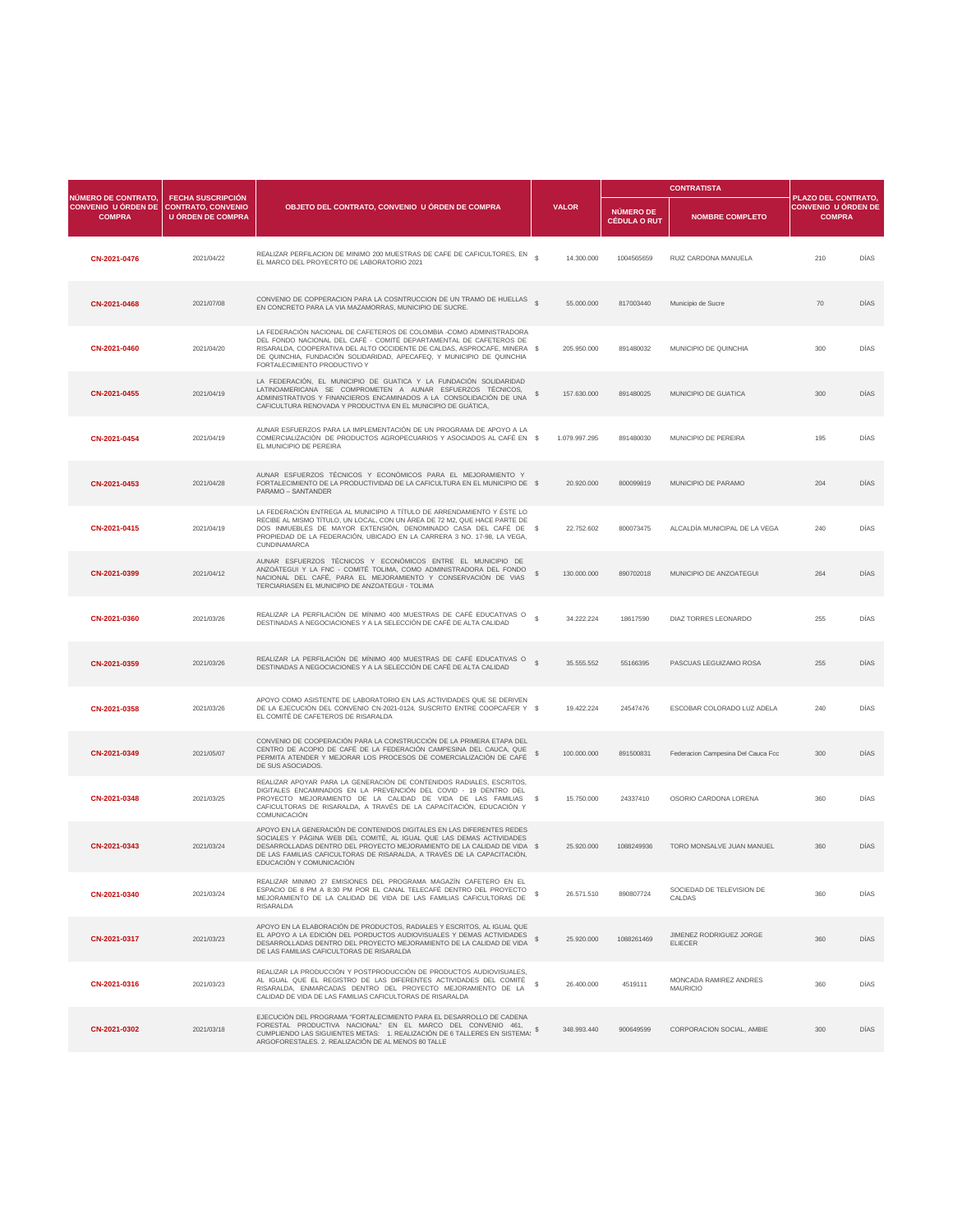| NÚMERO DE CONTRATO, CONVENIO U ÓRDEN DE COMPRA | FECHA SUSCRIPCIÓN CONTRATO, CONVENIO U ÓRDEN DE COMPRA | OBJETO DEL CONTRATO, CONVENIO U ÓRDEN DE COMPRA | VALOR | | CONTRATISTA | | PLAZO DEL CONTRATO, CONVENIO U ÓRDEN DE COMPRA | |
|---|---|---|---|---|---|---|---|---|
| | | | | | NÚMERO DE CÉDULA O RUT | NOMBRE COMPLETO | | |
| CN-2021-0476 | 2021/04/22 | REALIZAR PERFILACION DE MINIMO 200 MUESTRAS DE CAFE DE CAFICULTORES, EN EL MARCO DEL PROYECRTO DE LABORATORIO 2021 | $ | 14.300.000 | 1004565659 | RUIZ CARDONA MANUELA | 210 | DÍAS |
| CN-2021-0468 | 2021/07/08 | CONVENIO DE COPPERACION PARA LA COSNTRUCCION DE UN TRAMO DE HUELLAS EN CONCRETO PARA LA VIA MAZAMORRAS, MUNICIPIO DE SUCRE. | $ | 55.000.000 | 817003440 | Municipio de Sucre | 70 | DÍAS |
| CN-2021-0460 | 2021/04/20 | LA FEDERACIÓN NACIONAL DE CAFETEROS DE COLOMBIA -COMO ADMINISTRADORA DEL FONDO NACIONAL DEL CAFÉ - COMITÉ DEPARTAMENTAL DE CAFETEROS DE RISARALDA, COOPERATIVA DEL ALTO OCCIDENTE DE CALDAS, ASPROCAFE, MINERA DE QUINCHIA, FUNDACIÓN SOLIDARIDAD, APECAFEQ, Y MUNICIPIO DE QUINCHIA FORTALECIMIENTO PRODUCTIVO Y | $ | 205.950.000 | 891480032 | MUNICIPIO DE QUINCHIA | 300 | DÍAS |
| CN-2021-0455 | 2021/04/19 | LA FEDERACIÓN, EL MUNICIPIO DE GUATICA Y LA FUNDACIÓN SOLIDARIDAD LATINOAMERICANA SE COMPROMETEN A AUNAR ESFUERZOS TÉCNICOS, ADMINISTRATIVOS Y FINANCIEROS ENCAMINADOS A LA CONSOLIDACIÓN DE UNA CAFICULTURA RENOVADA Y PRODUCTIVA EN EL MUNICIPIO DE GUÁTICA, | $ | 157.630.000 | 891480025 | MUNICIPIO DE GUATICA | 300 | DÍAS |
| CN-2021-0454 | 2021/04/19 | AUNAR ESFUERZOS PARA LA IMPLEMENTACIÓN DE UN PROGRAMA DE APOYO A LA COMERCIALIZACIÓN DE PRODUCTOS AGROPECUARIOS Y ASOCIADOS AL CAFÉ EN EL MUNICIPIO DE PEREIRA | $ | 1.079.997.295 | 891480030 | MUNICIPIO DE PEREIRA | 195 | DÍAS |
| CN-2021-0453 | 2021/04/28 | AUNAR ESFUERZOS TÉCNICOS Y ECONÓMICOS PARA EL MEJORAMIENTO Y FORTALECIMIENTO DE LA PRODUCTIVIDAD DE LA CAFICULTURA EN EL MUNICIPIO DE PARAMO – SANTANDER | $ | 20.920.000 | 800099819 | MUNICIPIO DE PARAMO | 204 | DÍAS |
| CN-2021-0415 | 2021/04/19 | LA FEDERACIÓN ENTREGA AL MUNICIPIO A TÍTULO DE ARRENDAMIENTO Y ÉSTE LO RECIBE AL MISMO TÍTULO, UN LOCAL, CON UN ÁREA DE 72 M2, QUE HACE PARTE DE DOS INMUEBLES DE MAYOR EXTENSIÓN, DENOMINADO CASA DEL CAFÉ DE PROPIEDAD DE LA FEDERACIÓN, UBICADO EN LA CARRERA 3 NO. 17-98, LA VEGA, CUNDINAMARCA | $ | 22.752.602 | 800073475 | ALCALDÍA MUNICIPAL DE LA VEGA | 240 | DÍAS |
| CN-2021-0399 | 2021/04/12 | AUNAR ESFUERZOS TÉCNICOS Y ECONÓMICOS ENTRE EL MUNICIPIO DE ANZOÁTEGUI Y LA FNC - COMITÉ TOLIMA, COMO ADMINISTRADORA DEL FONDO NACIONAL DEL CAFÉ, PARA EL MEJORAMIENTO Y CONSERVACIÓN DE VIAS TERCIARIASEN EL MUNICIPIO DE ANZOATEGUI - TOLIMA | $ | 130.000.000 | 890702018 | MUNICIPIO DE ANZOATEGUI | 264 | DÍAS |
| CN-2021-0360 | 2021/03/26 | REALIZAR LA PERFILACIÓN DE MÍNIMO 400 MUESTRAS DE CAFÉ EDUCATIVAS O DESTINADAS A NEGOCIACIONES Y A LA SELECCIÓN DE CAFÉ DE ALTA CALIDAD | $ | 34.222.224 | 18617590 | DIAZ TORRES LEONARDO | 255 | DÍAS |
| CN-2021-0359 | 2021/03/26 | REALIZAR LA PERFILACIÓN DE MÍNIMO 400 MUESTRAS DE CAFÉ EDUCATIVAS O DESTINADAS A NEGOCIACIONES Y A LA SELECCIÓN DE CAFÉ DE ALTA CALIDAD | $ | 35.555.552 | 55166395 | PASCUAS LEGUIZAMO ROSA | 255 | DÍAS |
| CN-2021-0358 | 2021/03/26 | APOYO COMO ASISTENTE DE LABORATORIO EN LAS ACTIVIDADES QUE SE DERIVEN DE LA EJECUCIÓN DEL CONVENIO CN-2021-0124, SUSCRITO ENTRE COOPCAFER Y EL COMITÉ DE CAFETEROS DE RISARALDA | $ | 19.422.224 | 24547476 | ESCOBAR COLORADO LUZ ADELA | 240 | DÍAS |
| CN-2021-0349 | 2021/05/07 | CONVENIO DE COOPERACIÓN PARA LA CONSTRUCCIÓN DE LA PRIMERA ETAPA DEL CENTRO DE ACOPIO DE CAFÉ DE LA FEDERACIÓN CAMPESINA DEL CAUCA, QUE PERMITA ATENDER Y MEJORAR LOS PROCESOS DE COMERCIALIZACIÓN DE CAFÉ DE SUS ASOCIADOS. | $ | 100.000.000 | 891500831 | Federacion Campesina Del Cauca Fcc | 300 | DÍAS |
| CN-2021-0348 | 2021/03/25 | REALIZAR APOYAR PARA LA GENERACIÓN DE CONTENIDOS RADIALES, ESCRITOS, DIGITALES ENCAMINADOS EN LA PREVENCIÓN DEL COVID - 19 DENTRO DEL PROYECTO MEJORAMIENTO DE LA CALIDAD DE VIDA DE LAS FAMILIAS CAFICULTORAS DE RISARALDA, A TRAVÉS DE LA CAPACITACIÓN, EDUCACIÓN Y COMUNICACIÓN | $ | 15.750.000 | 24337410 | OSORIO CARDONA LORENA | 360 | DÍAS |
| CN-2021-0343 | 2021/03/24 | APOYO EN LA GENERACIÓN DE CONTENIDOS DIGITALES EN LAS DIFERENTES REDES SOCIALES Y PÁGINA WEB DEL COMITÉ, AL IGUAL QUE LAS DEMAS ACTIVIDADES DESARROLLADAS DENTRO DEL PROYECTO MEJORAMIENTO DE LA CALIDAD DE VIDA DE LAS FAMILIAS CAFICULTORAS DE RISARALDA, A TRAVÉS DE LA CAPACITACIÓN, EDUCACIÓN Y COMUNICACIÓN | $ | 25.920.000 | 1088249936 | TORO MONSALVE JUAN MANUEL | 360 | DÍAS |
| CN-2021-0340 | 2021/03/24 | REALIZAR MINIMO 27 EMISIONES DEL PROGRAMA MAGAZÍN CAFETERO EN EL ESPACIO DE 8 PM A 8:30 PM POR EL CANAL TELECAFÉ DENTRO DEL PROYECTO MEJORAMIENTO DE LA CALIDAD DE VIDA DE LAS FAMILIAS CAFICULTORAS DE RISARALDA | $ | 26.571.510 | 890807724 | SOCIEDAD DE TELEVISION DE CALDAS | 360 | DÍAS |
| CN-2021-0317 | 2021/03/23 | APOYO EN LA ELABORACIÓN DE PRODUCTOS, RADIALES Y ESCRITOS, AL IGUAL QUE EL APOYO A LA EDICIÓN DEL PORDUCTOS AUDIOVISUALES Y DEMAS ACTIVIDADES DESARROLLADAS DENTRO DEL PROYECTO MEJORAMIENTO DE LA CALIDAD DE VIDA DE LAS FAMILIAS CAFICULTORAS DE RISARALDA | $ | 25.920.000 | 1088261469 | JIMENEZ RODRIGUEZ JORGE ELIECER | 360 | DÍAS |
| CN-2021-0316 | 2021/03/23 | REALIZAR LA PRODUCCIÓN Y POSTPRODUCCIÓN DE PRODUCTOS AUDIOVISUALES, AL IGUAL QUE EL REGISTRO DE LAS DIFERENTES ACTIVIDADES DEL COMITÉ RISARALDA, ENMARCADAS DENTRO DEL PROYECTO MEJORAMIENTO DE LA CALIDAD DE VIDA DE LAS FAMILIAS CAFICULTORAS DE RISARALDA | $ | 26.400.000 | 4519111 | MONCADA RAMIREZ ANDRES MAURICIO | 360 | DÍAS |
| CN-2021-0302 | 2021/03/18 | EJECUCIÓN DEL PROGRAMA "FORTALECIMIENTO PARA EL DESARROLLO DE CADENA FORESTAL PRODUCTIVA NACIONAL" EN EL MARCO DEL CONVENIO 461, CUMPLIENDO LAS SIGUIENTES METAS: 1. REALIZACIÓN DE 6 TALLERES EN SISTEMAS ARGOFORESTALES. 2. REALIZACIÓN DE AL MENOS 80 TALLE | $ | 348.993.440 | 900649599 | CORPORACION SOCIAL, AMBIE | 300 | DÍAS |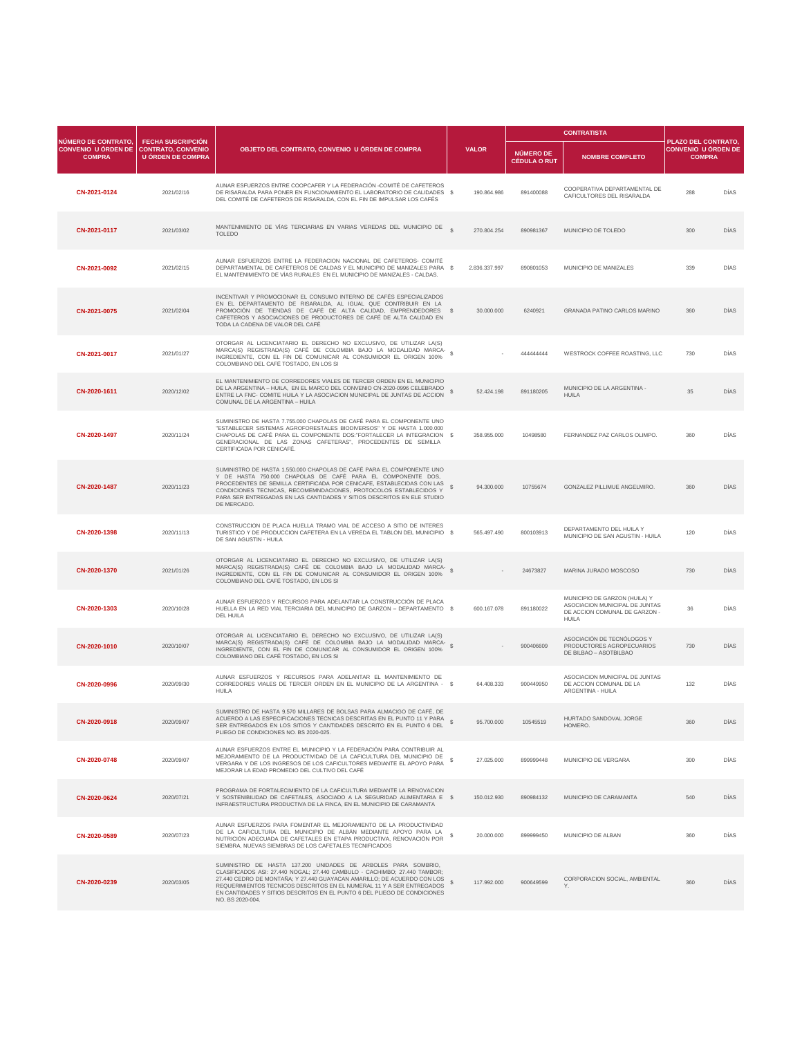| NÚMERO DE CONTRATO, CONVENIO U ÓRDEN DE COMPRA | FECHA SUSCRIPCIÓN CONTRATO, CONVENIO U ÓRDEN DE COMPRA | OBJETO DEL CONTRATO, CONVENIO U ÓRDEN DE COMPRA | VALOR | | CONTRATISTA | | PLAZO DEL CONTRATO, CONVENIO U ÓRDEN DE COMPRA | |
|---|---|---|---|---|---|---|---|---|
| | | | | | NÚMERO DE CÉDULA O RUT | NOMBRE COMPLETO | | |
| **CN-2021-0124** | 2021/02/16 | AUNAR ESFUERZOS ENTRE COOPCAFER Y LA FEDERACIÓN -COMITÉ DE CAFETEROS DE RISARALDA PARA PONER EN FUNCIONAMIENTO EL LABORATORIO DE CALIDADES DEL COMITÉ DE CAFETEROS DE RISARALDA, CON EL FIN DE IMPULSAR LOS CAFÉS | $ | 190.864.986 | 891400088 | COOPERATIVA DEPARTAMENTAL DE CAFICULTORES DEL RISARALDA | 288 | DÍAS |
| **CN-2021-0117** | 2021/03/02 | MANTENIMIENTO DE VÍAS TERCIARIAS EN VARIAS VEREDAS DEL MUNICIPIO DE TOLEDO | $ | 270.804.254 | 890981367 | MUNICIPIO DE TOLEDO | 300 | DÍAS |
| **CN-2021-0092** | 2021/02/15 | AUNAR ESFUERZOS ENTRE LA FEDERACION NACIONAL DE CAFETEROS- COMITÉ DEPARTAMENTAL DE CAFETEROS DE CALDAS Y EL MUNICIPIO DE MANIZALES PARA EL MANTENIMIENTO DE VÍAS RURALES EN EL MUNICIPIO DE MANIZALES - CALDAS. | $ | 2.836.337.997 | 890801053 | MUNICIPIO DE MANIZALES | 339 | DÍAS |
| **CN-2021-0075** | 2021/02/04 | INCENTIVAR Y PROMOCIONAR EL CONSUMO INTERNO DE CAFÉS ESPECIALIZADOS EN EL DEPARTAMENTO DE RISARALDA, AL IGUAL QUE CONTRIBUIR EN LA PROMOCIÓN DE TIENDAS DE CAFÉ DE ALTA CALIDAD, EMPRENDEDORES CAFETEROS Y ASOCIACIONES DE PRODUCTORES DE CAFÉ DE ALTA CALIDAD EN TODA LA CADENA DE VALOR DEL CAFÉ | $ | 30.000.000 | 6240921 | GRANADA PATINO CARLOS MARINO | 360 | DÍAS |
| **CN-2021-0017** | 2021/01/27 | OTORGAR AL LICENCIATARIO EL DERECHO NO EXCLUSIVO, DE UTILIZAR LA(S) MARCA(S) REGISTRADA(S) CAFÉ DE COLOMBIA BAJO LA MODALIDAD MARCA-INGREDIENTE, CON EL FIN DE COMUNICAR AL CONSUMIDOR EL ORIGEN 100% COLOMBIANO DEL CAFÉ TOSTADO, EN LOS SI | $ | - | 444444444 | WESTROCK COFFEE ROASTING, LLC | 730 | DÍAS |
| **CN-2020-1611** | 2020/12/02 | EL MANTENIMIENTO DE CORREDORES VIALES DE TERCER ORDEN EN EL MUNICIPIO DE LA ARGENTINA – HUILA, EN EL MARCO DEL CONVENIO CN-2020-0996 CELEBRADO ENTRE LA FNC- COMITE HUILA Y LA ASOCIACION MUNICIPAL DE JUNTAS DE ACCION COMUNAL DE LA ARGENTINA – HUILA | $ | 52.424.198 | 891180205 | MUNICIPIO DE LA ARGENTINA - HUILA | 35 | DÍAS |
| **CN-2020-1497** | 2020/11/24 | SUMINISTRO DE HASTA 7.755.000 CHAPOLAS DE CAFÉ PARA EL COMPONENTE UNO "ESTABLECER SISTEMAS AGROFORESTALES BIODIVERSOS" Y DE HASTA 1.000.000 CHAPOLAS DE CAFÉ PARA EL COMPONENTE DOS:"FORTALECER LA INTEGRACION GENERACIONAL DE LAS ZONAS CAFETERAS", PROCEDENTES DE SEMILLA CERTIFICADA POR CENICAFÉ. | $ | 358.955.000 | 10498580 | FERNANDEZ PAZ CARLOS OLIMPO. | 360 | DÍAS |
| **CN-2020-1487** | 2020/11/23 | SUMINISTRO DE HASTA 1.550.000 CHAPOLAS DE CAFÉ PARA EL COMPONENTE UNO Y DE HASTA 750.000 CHAPOLAS DE CAFÉ PARA EL COMPONENTE DOS, PROCEDENTES DE SEMILLA CERTIFICADA POR CENICAFE, ESTABLECIDAS CON LAS CONDICIONES TECNICAS, RECOMEMNDACIONES, PROTOCOLOS ESTABLECIDOS Y PARA SER ENTREGADAS EN LAS CANTIDADES Y SITIOS DESCRITOS EN ELE STUDIO DE MERCADO. | $ | 94.300.000 | 10755674 | GONZALEZ PILLIMUE ANGELMIRO. | 360 | DÍAS |
| **CN-2020-1398** | 2020/11/13 | CONSTRUCCION DE PLACA HUELLA TRAMO VIAL DE ACCESO A SITIO DE INTERES TURISTICO Y DE PRODUCCION CAFETERA EN LA VEREDA EL TABLON DEL MUNICIPIO DE SAN AGUSTIN - HUILA | $ | 565.497.490 | 800103913 | DEPARTAMENTO DEL HUILA Y MUNICIPIO DE SAN AGUSTIN - HUILA | 120 | DÍAS |
| **CN-2020-1370** | 2021/01/26 | OTORGAR AL LICENCIATARIO EL DERECHO NO EXCLUSIVO, DE UTILIZAR LA(S) MARCA(S) REGISTRADA(S) CAFÉ DE COLOMBIA BAJO LA MODALIDAD MARCA-INGREDIENTE, CON EL FIN DE COMUNICAR AL CONSUMIDOR EL ORIGEN 100% COLOMBIANO DEL CAFÉ TOSTADO, EN LOS SI | $ | - | 24673827 | MARINA JURADO MOSCOSO | 730 | DÍAS |
| **CN-2020-1303** | 2020/10/28 | AUNAR ESFUERZOS Y RECURSOS PARA ADELANTAR LA CONSTRUCCIÓN DE PLACA HUELLA EN LA RED VIAL TERCIARIA DEL MUNICIPIO DE GARZON – DEPARTAMENTO DEL HUILA | $ | 600.167.078 | 891180022 | MUNICIPIO DE GARZON (HUILA) Y ASOCIACION MUNICIPAL DE JUNTAS DE ACCION COMUNAL DE GARZON - HUILA | 36 | DÍAS |
| **CN-2020-1010** | 2020/10/07 | OTORGAR AL LICENCIATARIO EL DERECHO NO EXCLUSIVO, DE UTILIZAR LA(S) MARCA(S) REGISTRADA(S) CAFÉ DE COLOMBIA BAJO LA MODALIDAD MARCA-INGREDIENTE, CON EL FIN DE COMUNICAR AL CONSUMIDOR EL ORIGEN 100% COLOMBIANO DEL CAFÉ TOSTADO, EN LOS SI | $ | - | 900406609 | ASOCIACIÓN DE TECNÓLOGOS Y PRODUCTORES AGROPECUARIOS DE BILBAO – ASOTBILBAO | 730 | DÍAS |
| **CN-2020-0996** | 2020/09/30 | AUNAR ESFUERZOS Y RECURSOS PARA ADELANTAR EL MANTENIMIENTO DE CORREDORES VIALES DE TERCER ORDEN EN EL MUNICIPIO DE LA ARGENTINA - HUILA | $ | 64.408.333 | 900449950 | ASOCIACION MUNICIPAL DE JUNTAS DE ACCION COMUNAL DE LA ARGENTINA - HUILA | 132 | DÍAS |
| **CN-2020-0918** | 2020/09/07 | SUMINISTRO DE HASTA 9.570 MILLARES DE BOLSAS PARA ALMACIGO DE CAFÉ, DE ACUERDO A LAS ESPECIFICACIONES TECNICAS DESCRITAS EN EL PUNTO 11 Y PARA SER ENTREGADOS EN LOS SITIOS Y CANTIDADES DESCRITO EN EL PUNTO 6 DEL PLIEGO DE CONDICIONES NO. BS 2020-025. | $ | 95.700.000 | 10545519 | HURTADO SANDOVAL JORGE HOMERO. | 360 | DÍAS |
| **CN-2020-0748** | 2020/09/07 | AUNAR ESFUERZOS ENTRE EL MUNICIPIO Y LA FEDERACIÓN PARA CONTRIBUIR AL MEJORAMIENTO DE LA PRODUCTIVIDAD DE LA CAFICULTURA DEL MUNICIPIO DE VERGARA Y DE LOS INGRESOS DE LOS CAFICULTORES MEDIANTE EL APOYO PARA MEJORAR LA EDAD PROMEDIO DEL CULTIVO DEL CAFÉ | $ | 27.025.000 | 899999448 | MUNICIPIO DE VERGARA | 300 | DÍAS |
| **CN-2020-0624** | 2020/07/21 | PROGRAMA DE FORTALECIMIENTO DE LA CAFICULTURA MEDIANTE LA RENOVACION Y SOSTENIBILIDAD DE CAFETALES, ASOCIADO A LA SEGURIDAD ALIMENTARIA E INFRAESTRUCTURA PRODUCTIVA DE LA FINCA, EN EL MUNICIPIO DE CARAMANTA | $ | 150.012.930 | 890984132 | MUNICIPIO DE CARAMANTA | 540 | DÍAS |
| **CN-2020-0589** | 2020/07/23 | AUNAR ESFUERZOS PARA FOMENTAR EL MEJORAMIENTO DE LA PRODUCTIVIDAD DE LA CAFICULTURA DEL MUNICIPIO DE ALBÁN MEDIANTE APOYO PARA LA NUTRICIÓN ADECUADA DE CAFETALES EN ETAPA PRODUCTIVA, RENOVACIÓN POR SIEMBRA, NUEVAS SIEMBRAS DE LOS CAFETALES TECNIFICADOS | $ | 20.000.000 | 899999450 | MUNICIPIO DE ALBAN | 360 | DÍAS |
| **CN-2020-0239** | 2020/03/05 | SUMINISTRO DE HASTA 137.200 UNIDADES DE ARBOLES PARA SOMBRIO, CLASIFICADOS ASI: 27.440 NOGAL; 27.440 CAMBULO - CACHIMBO; 27.440 TAMBOR; 27.440 CEDRO DE MONTAÑA; Y 27.440 GUAYACAN AMARILLO; DE ACUERDO CON LOS REQUERIMIENTOS TECNICOS DESCRITOS EN EL NUMERAL 11 Y A SER ENTREGADOS EN CANTIDADES Y SITIOS DESCRITOS EN EL PUNTO 6 DEL PLIEGO DE CONDICIONES NO. BS 2020-004. | $ | 117.992.000 | 900649599 | CORPORACION SOCIAL, AMBIENTAL Y. | 360 | DÍAS |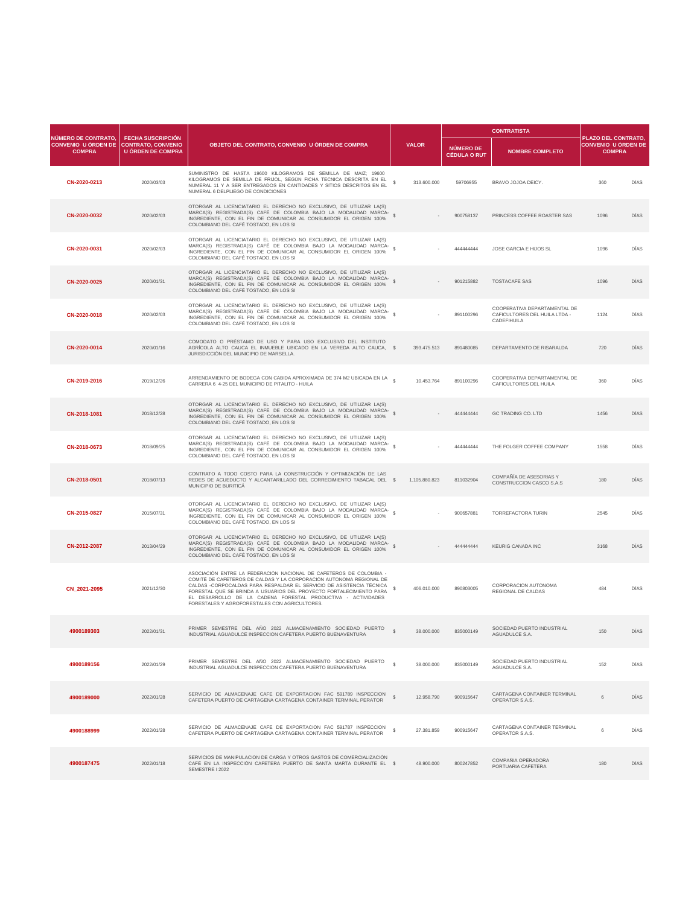| NÚMERO DE CONTRATO, CONVENIO U ÓRDEN DE COMPRA | FECHA SUSCRIPCIÓN CONTRATO, CONVENIO U ÓRDEN DE COMPRA | OBJETO DEL CONTRATO, CONVENIO U ÓRDEN DE COMPRA | VALOR | CONTRATISTA | | PLAZO DEL CONTRATO, CONVENIO U ÓRDEN DE COMPRA | |
|---|---|---|---|---|---|---|---|
| | | | | NÚMERO DE CÉDULA O RUT | NOMBRE COMPLETO | | |
| CN-2020-0213 | 2020/03/03 | SUMINISTRO DE HASTA 19600 KILOGRAMOS DE SEMILLA DE MAIZ; 19600 KILOGRAMOS DE SEMILLA DE FRIJOL, SEGÚN FICHA TECNICA DESCRITA EN EL NUMERAL 11 Y A SER ENTREGADOS EN CANTIDADES Y SITIOS DESCRITOS EN EL NUMERAL 6 DELPLIEGO DE CONDICIONES | $ 313.600.000 | 59706955 | BRAVO JOJOA DEICY. | 360 | DÍAS |
| CN-2020-0032 | 2020/02/03 | OTORGAR AL LICENCIATARIO EL DERECHO NO EXCLUSIVO, DE UTILIZAR LA(S) MARCA(S) REGISTRADA(S) CAFÉ DE COLOMBIA BAJO LA MODALIDAD MARCA-INGREDIENTE, CON EL FIN DE COMUNICAR AL CONSUMIDOR EL ORIGEN 100% COLOMBIANO DEL CAFÉ TOSTADO, EN LOS SI | $ - | 900758137 | PRINCESS COFFEE ROASTER SAS | 1096 | DÍAS |
| CN-2020-0031 | 2020/02/03 | OTORGAR AL LICENCIATARIO EL DERECHO NO EXCLUSIVO, DE UTILIZAR LA(S) MARCA(S) REGISTRADA(S) CAFÉ DE COLOMBIA BAJO LA MODALIDAD MARCA-INGREDIENTE, CON EL FIN DE COMUNICAR AL CONSUMIDOR EL ORIGEN 100% COLOMBIANO DEL CAFÉ TOSTADO, EN LOS SI | $ - | 444444444 | JOSE GARCIA E HIJOS SL | 1096 | DÍAS |
| CN-2020-0025 | 2020/01/31 | OTORGAR AL LICENCIATARIO EL DERECHO NO EXCLUSIVO, DE UTILIZAR LA(S) MARCA(S) REGISTRADA(S) CAFÉ DE COLOMBIA BAJO LA MODALIDAD MARCA-INGREDIENTE, CON EL FIN DE COMUNICAR AL CONSUMIDOR EL ORIGEN 100% COLOMBIANO DEL CAFÉ TOSTADO, EN LOS SI | $ - | 901215882 | TOSTACAFE SAS | 1096 | DÍAS |
| CN-2020-0018 | 2020/02/03 | OTORGAR AL LICENCIATARIO EL DERECHO NO EXCLUSIVO, DE UTILIZAR LA(S) MARCA(S) REGISTRADA(S) CAFÉ DE COLOMBIA BAJO LA MODALIDAD MARCA-INGREDIENTE, CON EL FIN DE COMUNICAR AL CONSUMIDOR EL ORIGEN 100% COLOMBIANO DEL CAFÉ TOSTADO, EN LOS SI | $ - | 891100296 | COOPERATIVA DEPARTAMENTAL DE CAFICULTORES DEL HUILA LTDA - CADEFIHUILA | 1124 | DÍAS |
| CN-2020-0014 | 2020/01/16 | COMODATO O PRÉSTAMO DE USO Y PARA USO EXCLUSIVO DEL INSTITUTO AGRÍCOLA ALTO CAUCA EL INMUEBLE UBICADO EN LA VEREDA ALTO CAUCA, JURISDICCIÓN DEL MUNICIPIO DE MARSELLA. | $ 393.475.513 | 891480085 | DEPARTAMENTO DE RISARALDA | 720 | DÍAS |
| CN-2019-2016 | 2019/12/26 | ARRENDAMIENTO DE BODEGA CON CABIDA APROXIMADA DE 374 M2 UBICADA EN LA CARRERA 6 4-25 DEL MUNICIPIO DE PITALITO - HUILA | $ 10.453.764 | 891100296 | COOPERATIVA DEPARTAMENTAL DE CAFICULTORES DEL HUILA | 360 | DÍAS |
| CN-2018-1081 | 2018/12/28 | OTORGAR AL LICENCIATARIO EL DERECHO NO EXCLUSIVO, DE UTILIZAR LA(S) MARCA(S) REGISTRADA(S) CAFÉ DE COLOMBIA BAJO LA MODALIDAD MARCA-INGREDIENTE, CON EL FIN DE COMUNICAR AL CONSUMIDOR EL ORIGEN 100% COLOMBIANO DEL CAFÉ TOSTADO, EN LOS SI | $ - | 444444444 | GC TRADING CO. LTD | 1456 | DÍAS |
| CN-2018-0673 | 2018/09/25 | OTORGAR AL LICENCIATARIO EL DERECHO NO EXCLUSIVO, DE UTILIZAR LA(S) MARCA(S) REGISTRADA(S) CAFÉ DE COLOMBIA BAJO LA MODALIDAD MARCA-INGREDIENTE, CON EL FIN DE COMUNICAR AL CONSUMIDOR EL ORIGEN 100% COLOMBIANO DEL CAFÉ TOSTADO, EN LOS SI | $ - | 444444444 | THE FOLGER COFFEE COMPANY | 1558 | DÍAS |
| CN-2018-0501 | 2018/07/13 | CONTRATO A TODO COSTO PARA LA CONSTRUCCIÓN Y OPTIMIZACIÓN DE LAS REDES DE ACUEDUCTO Y ALCANTARILLADO DEL CORREGIMIENTO TABACAL DEL MUNICIPIO DE BURITICÁ | $ 1.105.880.823 | 811032904 | COMPAÑÍA DE ASESORIAS Y CONSTRUCCION CASCO S.A.S | 180 | DÍAS |
| CN-2015-0827 | 2015/07/31 | OTORGAR AL LICENCIATARIO EL DERECHO NO EXCLUSIVO, DE UTILIZAR LA(S) MARCA(S) REGISTRADA(S) CAFÉ DE COLOMBIA BAJO LA MODALIDAD MARCA-INGREDIENTE, CON EL FIN DE COMUNICAR AL CONSUMIDOR EL ORIGEN 100% COLOMBIANO DEL CAFÉ TOSTADO, EN LOS SI | $ - | 900657881 | TORREFACTORA TURIN | 2545 | DÍAS |
| CN-2012-2087 | 2013/04/29 | OTORGAR AL LICENCIATARIO EL DERECHO NO EXCLUSIVO, DE UTILIZAR LA(S) MARCA(S) REGISTRADA(S) CAFÉ DE COLOMBIA BAJO LA MODALIDAD MARCA-INGREDIENTE, CON EL FIN DE COMUNICAR AL CONSUMIDOR EL ORIGEN 100% COLOMBIANO DEL CAFÉ TOSTADO, EN LOS SI | $ - | 444444444 | KEURIG CANADA INC | 3168 | DÍAS |
| CN_2021-2095 | 2021/12/30 | ASOCIACIÓN ENTRE LA FEDERACIÓN NACIONAL DE CAFETEROS DE COLOMBIA - COMITÉ DE CAFETEROS DE CALDAS Y LA CORPORACIÓN AUTONOMA REGIONAL DE CALDAS -CORPOCALDAS PARA RESPALDAR EL SERVICIO DE ASISTENCIA TÉCNICA FORESTAL QUE SE BRINDA A USUARIOS DEL PROYECTO FORTALECIMIENTO PARA EL DESARROLLO DE LA CADENA FORESTAL PRODUCTIVA - ACTIVIDADES FORESTALES Y AGROFORESTALES CON AGRICULTORES. | $ 406.010.000 | 890803005 | CORPORACION AUTONOMA REGIONAL DE CALDAS | 484 | DÍAS |
| 4900189303 | 2022/01/31 | PRIMER SEMESTRE DEL AÑO 2022 ALMACENAMIENTO SOCIEDAD PUERTO INDUSTRIAL AGUADULCE INSPECCION CAFETERA PUERTO BUENAVENTURA | $ 38.000.000 | 835000149 | SOCIEDAD PUERTO INDUSTRIAL AGUADULCE S.A. | 150 | DÍAS |
| 4900189156 | 2022/01/29 | PRIMER SEMESTRE DEL AÑO 2022 ALMACENAMIENTO SOCIEDAD PUERTO INDUSTRIAL AGUADULCE INSPECCION CAFETERA PUERTO BUENAVENTURA | $ 38.000.000 | 835000149 | SOCIEDAD PUERTO INDUSTRIAL AGUADULCE S.A. | 152 | DÍAS |
| 4900189000 | 2022/01/28 | SERVICIO DE ALMACENAJE CAFE DE EXPORTACION FAC 591789 INSPECCION CAFETERA PUERTO DE CARTAGENA CARTAGENA CONTAINER TERMINAL PERATOR | $ 12.958.790 | 900915647 | CARTAGENA CONTAINER TERMINAL OPERATOR S.A.S. | 6 | DÍAS |
| 4900188999 | 2022/01/28 | SERVICIO DE ALMACENAJE CAFE DE EXPORTACION FAC 591787 INSPECCION CAFETERA PUERTO DE CARTAGENA CARTAGENA CONTAINER TERMINAL PERATOR | $ 27.381.859 | 900915647 | CARTAGENA CONTAINER TERMINAL OPERATOR S.A.S. | 6 | DÍAS |
| 4900187475 | 2022/01/18 | SERVICIOS DE MANIPULACION DE CARGA Y OTROS GASTOS DE COMERCIALIZACIÓN CAFÉ EN LA INSPECCIÓN CAFETERA PUERTO DE SANTA MARTA DURANTE EL SEMESTRE I 2022 | $ 48.900.000 | 800247852 | COMPAÑIA OPERADORA PORTUARIA CAFETERA | 180 | DÍAS |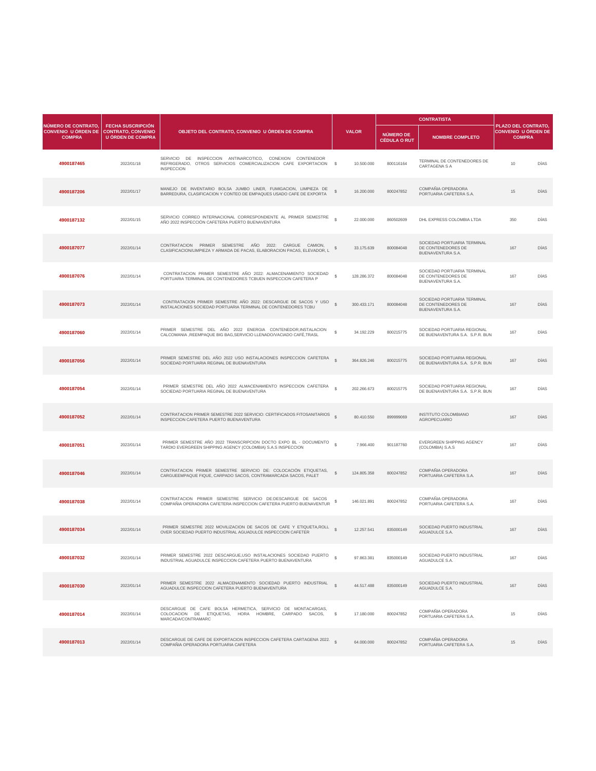| NÚMERO DE CONTRATO, CONVENIO U ÓRDEN DE COMPRA | FECHA SUSCRIPCIÓN CONTRATO, CONVENIO U ÓRDEN DE COMPRA | OBJETO DEL CONTRATO, CONVENIO U ÓRDEN DE COMPRA | VALOR | | CONTRATISTA | | PLAZO DEL CONTRATO, CONVENIO U ÓRDEN DE COMPRA | |
|---|---|---|---|---|---|---|---|---|
| | | | | | NÚMERO DE CÉDULA O RUT | NOMBRE COMPLETO | | |
| 4900187465 | 2022/01/18 | SERVICIO DE INSPECCION ANTINARCOTICO, CONEXION CONTENEDOR REFRIGERADO, OTROS SERVICIOS COMERCIALIZACION CAFE EXPORTACION INSPECCION | $ | 10.500.000 | 800116164 | TERMINAL DE CONTENEDORES DE CARTAGENA S A | 10 | DÍAS |
| 4900187206 | 2022/01/17 | MANEJO DE INVENTARIO BOLSA JUMBO LINER, FUMIGACION, LIMPIEZA DE BARREDURA, CLASIFICACION Y CONTEO DE EMPAQUES USADO CAFE DE EXPORTA | $ | 16.200.000 | 800247852 | COMPAÑIA OPERADORA PORTUARIA CAFETERA S.A. | 15 | DÍAS |
| 4900187132 | 2022/01/15 | SERVICIO CORREO INTERNACIONAL CORRESPONDIENTE AL PRIMER SEMESTRE AÑO 2022 INSPECCIÓN CAFETERA PUERTO BUENAVENTURA | $ | 22.000.000 | 860502609 | DHL EXPRESS COLOMBIA LTDA | 350 | DÍAS |
| 4900187077 | 2022/01/14 | CONTRATACION PRIMER SEMESTRE AÑO 2022: CARGUE CAMION, CLASIFICACION/LIMPIEZA Y ARMADA DE PACAS, ELABORACION PACAS, ELEVADOR, L | $ | 33.175.639 | 800084048 | SOCIEDAD PORTUARIA TERMINAL DE CONTENEDORES DE BUENAVENTURA S.A. | 167 | DÍAS |
| 4900187076 | 2022/01/14 | CONTRATACION PRIMER SEMESTRE AÑO 2022: ALMACENAMIENTO SOCIEDAD PORTUARIA TERMINAL DE CONTENEDORES TCBUEN INSPECCION CAFETERA P | $ | 128.286.372 | 800084048 | SOCIEDAD PORTUARIA TERMINAL DE CONTENEDORES DE BUENAVENTURA S.A. | 167 | DÍAS |
| 4900187073 | 2022/01/14 | CONTRATACION PRIMER SEMESTRE AÑO 2022: DESCARGUE DE SACOS Y USO INSTALACIONES SOCIEDAD PORTUARIA TERMINAL DE CONTENEDORES TCBU | $ | 300.433.171 | 800084048 | SOCIEDAD PORTUARIA TERMINAL DE CONTENEDORES DE BUENAVENTURA S.A. | 167 | DÍAS |
| 4900187060 | 2022/01/14 | PRIMER SEMESTRE DEL AÑO 2022 ENERGIA CONTENEDOR,INSTALACION CALCOMANIA ,REEMPAQUE BIG BAG,SERVICIO LLENADO/VACIADO CAFÉ,TRASL | $ | 34.192.229 | 800215775 | SOCIEDAD PORTUARIA REGIONAL DE BUENAVENTURA S.A. S.P.R. BUN | 167 | DÍAS |
| 4900187056 | 2022/01/14 | PRIMER SEMESTRE DEL AÑO 2022 USO INSTALACIONES INSPECCION CAFETERA SOCIEDAD PORTUARIA REGINAL DE BUENAVENTURA | $ | 364.826.246 | 800215775 | SOCIEDAD PORTUARIA REGIONAL DE BUENAVENTURA S.A. S.P.R. BUN | 167 | DÍAS |
| 4900187054 | 2022/01/14 | PRIMER SEMESTRE DEL AÑO 2022 ALMACENAMIENTO INSPECCION CAFETERA SOCIEDAD PORTUARIA REGINAL DE BUENAVENTURA | $ | 202.266.673 | 800215775 | SOCIEDAD PORTUARIA REGIONAL DE BUENAVENTURA S.A. S.P.R. BUN | 167 | DÍAS |
| 4900187052 | 2022/01/14 | CONTRATACION PRIMER SEMESTRE 2022 SERVICIO: CERTIFICADOS FITOSANITARIOS INSPECCION CAFETERA PUERTO BUENAVENTURA | $ | 80.410.550 | 899999069 | INSTITUTO COLOMBIANO AGROPECUARIO | 167 | DÍAS |
| 4900187051 | 2022/01/14 | PRIMER SEMESTRE AÑO 2022 TRANSCRIPCION DOCTO EXPO BL - DOCUMENTO TARDIO EVERGREEN SHIPPING AGENCY (COLOMBIA) S.A.S INSPECCION | $ | 7.966.400 | 901187760 | EVERGREEN SHIPPING AGENCY (COLOMBIA) S.A.S | 167 | DÍAS |
| 4900187046 | 2022/01/14 | CONTRATACION PRIMER SEMESTRE SERVICIO DE: COLOCACIÓN ETIQUETAS, CARGUEEMPAQUE FIQUE, CARPADO SACOS, CONTRAMARCADA SACOS, PALET | $ | 124.805.358 | 800247852 | COMPAÑIA OPERADORA PORTUARIA CAFETERA S.A. | 167 | DÍAS |
| 4900187038 | 2022/01/14 | CONTRATACION PRIMER SEMESTRE SERVICIO DE:DESCARGUE DE SACOS COMPAÑIA OPERADORA CAFETERA INSPECCION CAFETERA PUERTO BUENAVENTUR | $ | 146.021.891 | 800247852 | COMPAÑIA OPERADORA PORTUARIA CAFETERA S.A. | 167 | DÍAS |
| 4900187034 | 2022/01/14 | PRIMER SEMESTRE 2022 MOVILIZACION DE SACOS DE CAFE Y ETIQUETA,ROLL OVER SOCIEDAD PUERTO INDUSTRIAL AGUADULCE INSPECCION CAFETER | $ | 12.257.541 | 835000149 | SOCIEDAD PUERTO INDUSTRIAL AGUADULCE S.A. | 167 | DÍAS |
| 4900187032 | 2022/01/14 | PRIMER SEMESTRE 2022 DESCARGUE,USO INSTALACIONES SOCIEDAD PUERTO INDUSTRIAL AGUADULCE INSPECCION CAFETERA PUERTO BUENAVENTURA | $ | 97.863.381 | 835000149 | SOCIEDAD PUERTO INDUSTRIAL AGUADULCE S.A. | 167 | DÍAS |
| 4900187030 | 2022/01/14 | PRIMER SEMESTRE 2022 ALMACENAMIENTO SOCIEDAD PUERTO INDUSTRIAL AGUADULCE INSPECCION CAFETERA PUERTO BUENAVENTURA | $ | 44.517.488 | 835000149 | SOCIEDAD PUERTO INDUSTRIAL AGUADULCE S.A. | 167 | DÍAS |
| 4900187014 | 2022/01/14 | DESCARGUE DE CAFE BOLSA HERMETICA, SERVICIO DE MONTACARGAS, COLOCACION DE ETIQUETAS, HORA HOMBRE, CARPADO SACOS, MARCADA/CONTRAMARC | $ | 17.180.000 | 800247852 | COMPAÑIA OPERADORA PORTUARIA CAFETERA S.A. | 15 | DÍAS |
| 4900187013 | 2022/01/14 | DESCARGUE DE CAFE DE EXPORTACION INSPECCION CAFETERA CARTAGENA 2022. COMPAÑIA OPERADORA PORTUARIA CAFETERA | $ | 64.000.000 | 800247852 | COMPAÑIA OPERADORA PORTUARIA CAFETERA S.A. | 15 | DÍAS |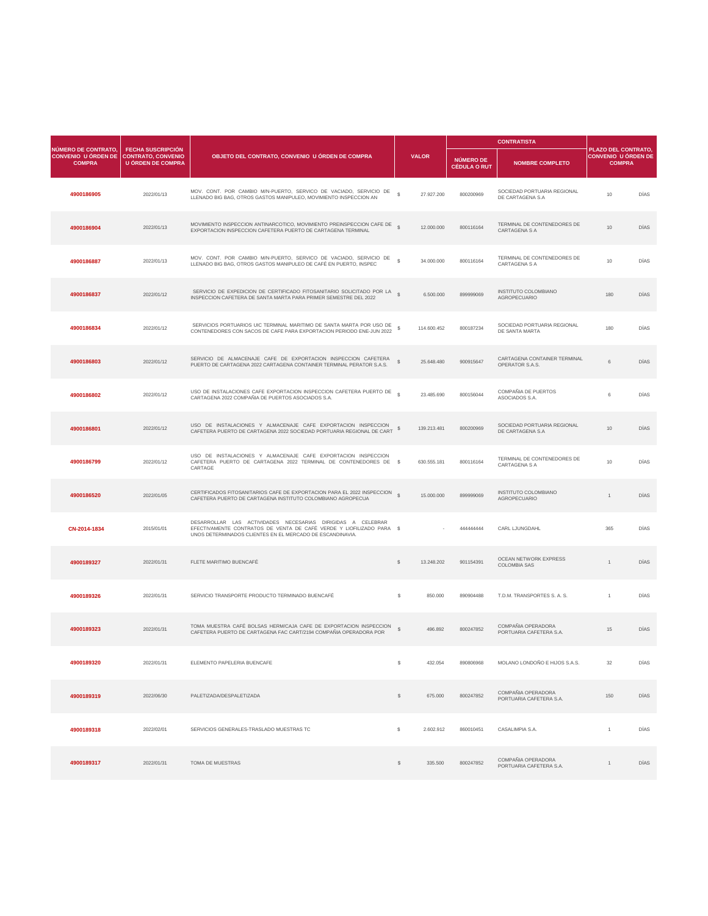| NÚMERO DE CONTRATO, CONVENIO U ÓRDEN DE COMPRA | FECHA SUSCRIPCIÓN CONTRATO, CONVENIO U ÓRDEN DE COMPRA | OBJETO DEL CONTRATO, CONVENIO U ÓRDEN DE COMPRA | VALOR | | CONTRATISTA | | PLAZO DEL CONTRATO, CONVENIO U ÓRDEN DE COMPRA | |
|---|---|---|---|---|---|---|---|---|
| | | | | | NÚMERO DE CÉDULA O RUT | NOMBRE COMPLETO | | |
| 4900186905 | 2022/01/13 | MOV. CONT. POR CAMBIO M/N-PUERTO, SERVICO DE VACIADO, SERVICIO DE LLENADO BIG BAG, OTROS GASTOS MANIPULEO, MOVIMIENTO INSPECCION AN | $ | 27.927.200 | 800200969 | SOCIEDAD PORTUARIA REGIONAL DE CARTAGENA S.A | 10 | DÍAS |
| 4900186904 | 2022/01/13 | MOVIMIENTO INSPECCION ANTINARCOTICO, MOVIMIENTO PREINSPECCION CAFE DE EXPORTACION INSPECCION CAFETERA PUERTO DE CARTAGENA TERMINAL | $ | 12.000.000 | 800116164 | TERMINAL DE CONTENEDORES DE CARTAGENA S A | 10 | DÍAS |
| 4900186887 | 2022/01/13 | MOV. CONT. POR CAMBIO M/N-PUERTO, SERVICO DE VACIADO, SERVICIO DE LLENADO BIG BAG, OTROS GASTOS MANIPULEO DE CAFÉ EN PUERTO, INSPEC | $ | 34.000.000 | 800116164 | TERMINAL DE CONTENEDORES DE CARTAGENA S A | 10 | DÍAS |
| 4900186837 | 2022/01/12 | SERVICIO DE EXPEDICION DE CERTIFICADO FITOSANITARIO SOLICITADO POR LA INSPECCION CAFETERA DE SANTA MARTA PARA PRIMER SEMESTRE DEL 2022 | $ | 6.500.000 | 899999069 | INSTITUTO COLOMBIANO AGROPECUARIO | 180 | DÍAS |
| 4900186834 | 2022/01/12 | SERVICIOS PORTUARIOS UIC TERMINAL MARITIMO DE SANTA MARTA POR USO DE CONTENEDORES CON SACOS DE CAFE PARA EXPORTACION PERIODO ENE-JUN 2022 | $ | 114.600.452 | 800187234 | SOCIEDAD PORTUARIA REGIONAL DE SANTA MARTA | 180 | DÍAS |
| 4900186803 | 2022/01/12 | SERVICIO DE ALMACENAJE CAFE DE EXPORTACION INSPECCION CAFETERA PUERTO DE CARTAGENA 2022 CARTAGENA CONTAINER TERMINAL PERATOR S.A.S. | $ | 25.648.480 | 900915647 | CARTAGENA CONTAINER TERMINAL OPERATOR S.A.S. | 6 | DÍAS |
| 4900186802 | 2022/01/12 | USO DE INSTALACIONES CAFE EXPORTACION INSPECCION CAFETERA PUERTO DE CARTAGENA 2022 COMPAÑIA DE PUERTOS ASOCIADOS S.A. | $ | 23.485.690 | 800156044 | COMPAÑIA DE PUERTOS ASOCIADOS S.A. | 6 | DÍAS |
| 4900186801 | 2022/01/12 | USO DE INSTALACIONES Y ALMACENAJE CAFE EXPORTACION INSPECCION CAFETERA PUERTO DE CARTAGENA 2022 SOCIEDAD PORTUARIA REGIONAL DE CART | $ | 139.213.481 | 800200969 | SOCIEDAD PORTUARIA REGIONAL DE CARTAGENA S.A | 10 | DÍAS |
| 4900186799 | 2022/01/12 | USO DE INSTALACIONES Y ALMACENAJE CAFE EXPORTACION INSPECCION CAFETERA PUERTO DE CARTAGENA 2022 TERMINAL DE CONTENEDORES DE CARTAGE | $ | 630.555.181 | 800116164 | TERMINAL DE CONTENEDORES DE CARTAGENA S A | 10 | DÍAS |
| 4900186520 | 2022/01/05 | CERTIFICADOS FITOSANITARIOS CAFE DE EXPORTACION PARA EL 2022 INSPECCION CAFETERA PUERTO DE CARTAGENA INSTITUTO COLOMBIANO AGROPECUA | $ | 15.000.000 | 899999069 | INSTITUTO COLOMBIANO AGROPECUARIO | 1 | DÍAS |
| CN-2014-1834 | 2015/01/01 | DESARROLLAR LAS ACTIVIDADES NECESARIAS DIRIGIDAS A CELEBRAR EFECTIVAMENTE CONTRATOS DE VENTA DE CAFÉ VERDE Y LIOFILIZADO PARA UNOS DETERMINADOS CLIENTES EN EL MERCADO DE ESCANDINAVIA. | $ | - | 444444444 | CARL LJUNGDAHL | 365 | DÍAS |
| 4900189327 | 2022/01/31 | FLETE MARITIMO BUENCAFÉ | $ | 13.248.202 | 901154391 | OCEAN NETWORK EXPRESS COLOMBIA SAS | 1 | DÍAS |
| 4900189326 | 2022/01/31 | SERVICIO TRANSPORTE PRODUCTO TERMINADO BUENCAFÉ | $ | 850.000 | 890904488 | T.D.M. TRANSPORTES S. A. S. | 1 | DÍAS |
| 4900189323 | 2022/01/31 | TOMA MUESTRA CAFÉ BOLSAS HERM/CAJA CAFE DE EXPORTACION INSPECCION CAFETERA PUERTO DE CARTAGENA FAC CART/2194 COMPAÑIA OPERADORA POR | $ | 496.892 | 800247852 | COMPAÑIA OPERADORA PORTUARIA CAFETERA S.A. | 15 | DÍAS |
| 4900189320 | 2022/01/31 | ELEMENTO PAPELERIA BUENCAFE | $ | 432.054 | 890806968 | MOLANO LONDOÑO E HIJOS S.A.S. | 32 | DÍAS |
| 4900189319 | 2022/06/30 | PALETIZADA/DESPALETIZADA | $ | 675.000 | 800247852 | COMPAÑIA OPERADORA PORTUARIA CAFETERA S.A. | 150 | DÍAS |
| 4900189318 | 2022/02/01 | SERVICIOS GENERALES-TRASLADO MUESTRAS TC | $ | 2.602.912 | 860010451 | CASALIMPIA S.A. | 1 | DÍAS |
| 4900189317 | 2022/01/31 | TOMA DE MUESTRAS | $ | 335.500 | 800247852 | COMPAÑIA OPERADORA PORTUARIA CAFETERA S.A. | 1 | DÍAS |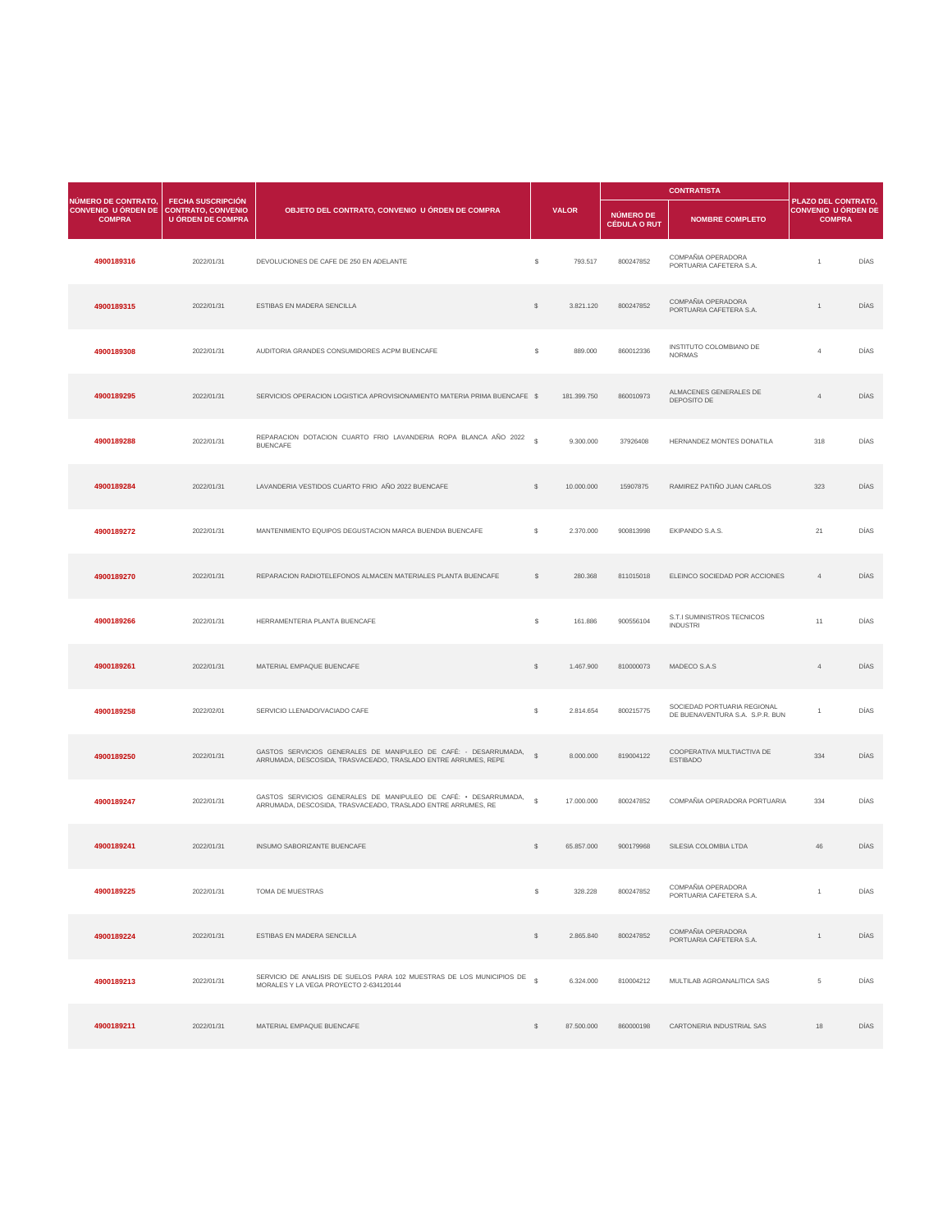| NÚMERO DE CONTRATO, CONVENIO U ÓRDEN DE COMPRA | FECHA SUSCRIPCIÓN CONTRATO, CONVENIO U ÓRDEN DE COMPRA | OBJETO DEL CONTRATO, CONVENIO U ÓRDEN DE COMPRA | VALOR | | CONTRATISTA | | PLAZO DEL CONTRATO, CONVENIO U ÓRDEN DE COMPRA | |
|---|---|---|---|---|---|---|---|---|
| | | | | | NÚMERO DE CÉDULA O RUT | NOMBRE COMPLETO | | |
| **4900189316** | 2022/01/31 | DEVOLUCIONES DE CAFE DE 250 EN ADELANTE | $ | 793.517 | 800247852 | COMPAÑIA OPERADORA PORTUARIA CAFETERA S.A. | 1 | DÍAS |
| **4900189315** | 2022/01/31 | ESTIBAS EN MADERA SENCILLA | $ | 3.821.120 | 800247852 | COMPAÑIA OPERADORA PORTUARIA CAFETERA S.A. | 1 | DÍAS |
| **4900189308** | 2022/01/31 | AUDITORIA GRANDES CONSUMIDORES ACPM BUENCAFE | $ | 889.000 | 860012336 | INSTITUTO COLOMBIANO DE NORMAS | 4 | DÍAS |
| **4900189295** | 2022/01/31 | SERVICIOS OPERACION LOGISTICA APROVISIONAMIENTO MATERIA PRIMA BUENCAFE | $ | 181.399.750 | 860010973 | ALMACENES GENERALES DE DEPOSITO DE | 4 | DÍAS |
| **4900189288** | 2022/01/31 | REPARACION DOTACION CUARTO FRIO LAVANDERIA ROPA BLANCA AÑO 2022 BUENCAFE | $ | 9.300.000 | 37926408 | HERNANDEZ MONTES DONATILA | 318 | DÍAS |
| **4900189284** | 2022/01/31 | LAVANDERIA VESTIDOS CUARTO FRIO AÑO 2022 BUENCAFE | $ | 10.000.000 | 15907875 | RAMIREZ PATIÑO JUAN CARLOS | 323 | DÍAS |
| **4900189272** | 2022/01/31 | MANTENIMIENTO EQUIPOS DEGUSTACION MARCA BUENDIA BUENCAFE | $ | 2.370.000 | 900813998 | EKIPANDO S.A.S. | 21 | DÍAS |
| **4900189270** | 2022/01/31 | REPARACION RADIOTELEFONOS ALMACEN MATERIALES PLANTA BUENCAFE | $ | 280.368 | 811015018 | ELEINCO SOCIEDAD POR ACCIONES | 4 | DÍAS |
| **4900189266** | 2022/01/31 | HERRAMENTERIA PLANTA BUENCAFE | $ | 161.886 | 900556104 | S.T.I SUMINISTROS TECNICOS INDUSTRI | 11 | DÍAS |
| **4900189261** | 2022/01/31 | MATERIAL EMPAQUE BUENCAFE | $ | 1.467.900 | 810000073 | MADECO S.A.S | 4 | DÍAS |
| **4900189258** | 2022/02/01 | SERVICIO LLENADO/VACIADO CAFE | $ | 2.814.654 | 800215775 | SOCIEDAD PORTUARIA REGIONAL DE BUENAVENTURA S.A. S.P.R. BUN | 1 | DÍAS |
| **4900189250** | 2022/01/31 | GASTOS SERVICIOS GENERALES DE MANIPULEO DE CAFÉ: - DESARRUMADA, ARRUMADA, DESCOSIDA, TRASVACEADO, TRASLADO ENTRE ARRUMES, REPE | $ | 8.000.000 | 819004122 | COOPERATIVA MULTIACTIVA DE ESTIBADO | 334 | DÍAS |
| **4900189247** | 2022/01/31 | GASTOS SERVICIOS GENERALES DE MANIPULEO DE CAFÉ: • DESARRUMADA, ARRUMADA, DESCOSIDA, TRASVACEADO, TRASLADO ENTRE ARRUMES, RE | $ | 17.000.000 | 800247852 | COMPAÑIA OPERADORA PORTUARIA | 334 | DÍAS |
| **4900189241** | 2022/01/31 | INSUMO SABORIZANTE BUENCAFE | $ | 65.857.000 | 900179968 | SILESIA COLOMBIA LTDA | 46 | DÍAS |
| **4900189225** | 2022/01/31 | TOMA DE MUESTRAS | $ | 328.228 | 800247852 | COMPAÑIA OPERADORA PORTUARIA CAFETERA S.A. | 1 | DÍAS |
| **4900189224** | 2022/01/31 | ESTIBAS EN MADERA SENCILLA | $ | 2.865.840 | 800247852 | COMPAÑIA OPERADORA PORTUARIA CAFETERA S.A. | 1 | DÍAS |
| **4900189213** | 2022/01/31 | SERVICIO DE ANALISIS DE SUELOS PARA 102 MUESTRAS DE LOS MUNICIPIOS DE MORALES Y LA VEGA PROYECTO 2-634120144 | $ | 6.324.000 | 810004212 | MULTILAB AGROANALITICA SAS | 5 | DÍAS |
| **4900189211** | 2022/01/31 | MATERIAL EMPAQUE BUENCAFE | $ | 87.500.000 | 860000198 | CARTONERIA INDUSTRIAL SAS | 18 | DÍAS |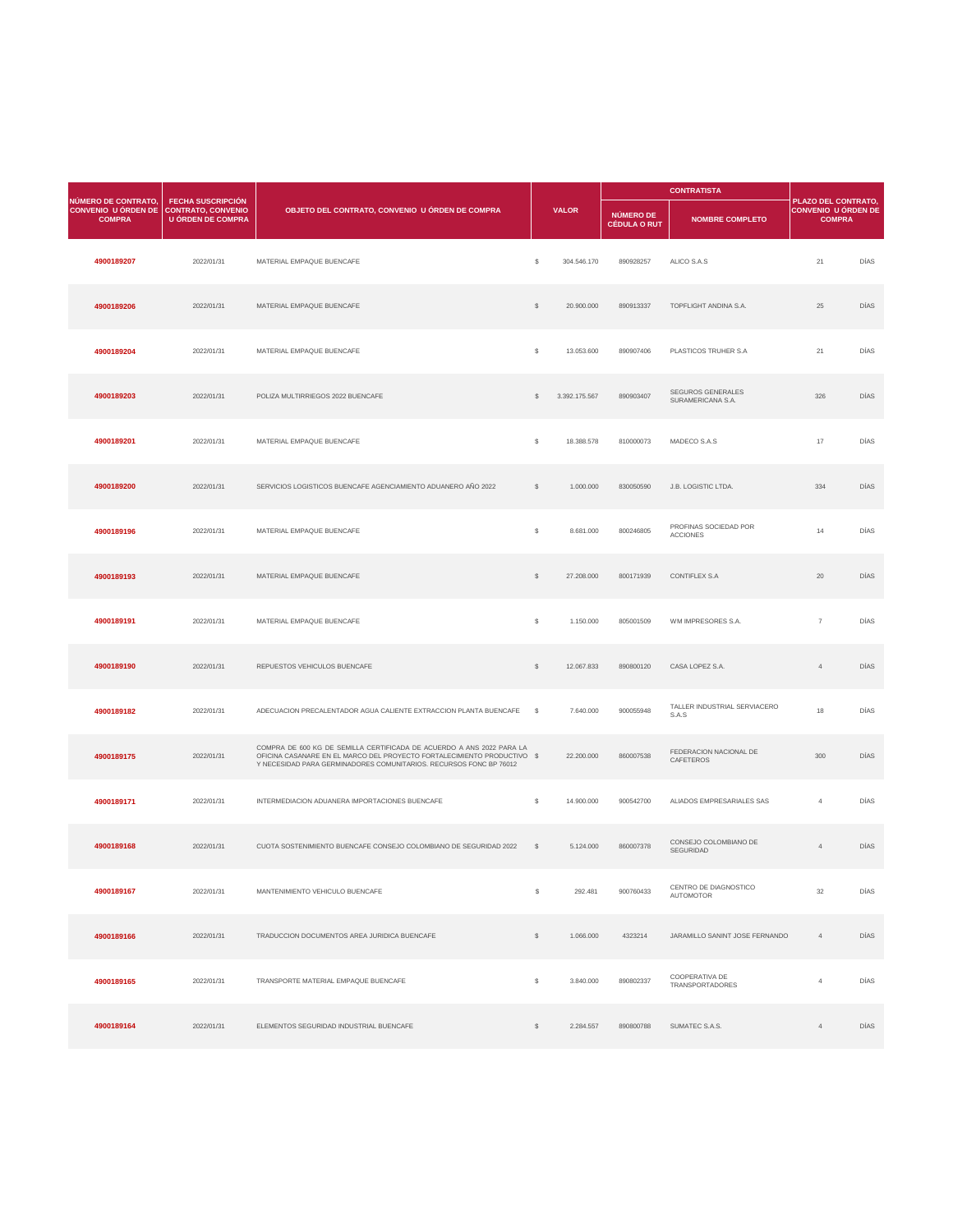| NÚMERO DE CONTRATO, CONVENIO U ÓRDEN DE COMPRA | FECHA SUSCRIPCIÓN CONTRATO, CONVENIO U ÓRDEN DE COMPRA | OBJETO DEL CONTRATO, CONVENIO U ÓRDEN DE COMPRA | VALOR | | CONTRATISTA | | PLAZO DEL CONTRATO, CONVENIO U ÓRDEN DE COMPRA | |
|---|---|---|---|---|---|---|---|---|
| | | | | | NÚMERO DE CÉDULA O RUT | NOMBRE COMPLETO | | |
| **4900189207** | 2022/01/31 | MATERIAL EMPAQUE BUENCAFE | $ | 304.546.170 | 890928257 | ALICO S.A.S | 21 | DÍAS |
| **4900189206** | 2022/01/31 | MATERIAL EMPAQUE BUENCAFE | $ | 20.900.000 | 890913337 | TOPFLIGHT ANDINA S.A. | 25 | DÍAS |
| **4900189204** | 2022/01/31 | MATERIAL EMPAQUE BUENCAFE | $ | 13.053.600 | 890907406 | PLASTICOS TRUHER S.A | 21 | DÍAS |
| **4900189203** | 2022/01/31 | POLIZA MULTIRRIEGOS 2022 BUENCAFE | $ | 3.392.175.567 | 890903407 | SEGUROS GENERALES SURAMERICANA S.A. | 326 | DÍAS |
| **4900189201** | 2022/01/31 | MATERIAL EMPAQUE BUENCAFE | $ | 18.388.578 | 810000073 | MADECO S.A.S | 17 | DÍAS |
| **4900189200** | 2022/01/31 | SERVICIOS LOGISTICOS BUENCAFE AGENCIAMIENTO ADUANERO AÑO 2022 | $ | 1.000.000 | 830050590 | J.B. LOGISTIC LTDA. | 334 | DÍAS |
| **4900189196** | 2022/01/31 | MATERIAL EMPAQUE BUENCAFE | $ | 8.681.000 | 800246805 | PROFINAS SOCIEDAD POR ACCIONES | 14 | DÍAS |
| **4900189193** | 2022/01/31 | MATERIAL EMPAQUE BUENCAFE | $ | 27.208.000 | 800171939 | CONTIFLEX S.A | 20 | DÍAS |
| **4900189191** | 2022/01/31 | MATERIAL EMPAQUE BUENCAFE | $ | 1.150.000 | 805001509 | WM IMPRESORES S.A. | 7 | DÍAS |
| **4900189190** | 2022/01/31 | REPUESTOS VEHICULOS BUENCAFE | $ | 12.067.833 | 890800120 | CASA LOPEZ S.A. | 4 | DÍAS |
| **4900189182** | 2022/01/31 | ADECUACION PRECALENTADOR AGUA CALIENTE EXTRACCION PLANTA BUENCAFE | $ | 7.640.000 | 900055948 | TALLER INDUSTRIAL SERVIACERO S.A.S | 18 | DÍAS |
| **4900189175** | 2022/01/31 | COMPRA DE 600 KG DE SEMILLA CERTIFICADA DE ACUERDO A ANS 2022 PARA LA OFICINA CASANARE EN EL MARCO DEL PROYECTO FORTALECIMIENTO PRODUCTIVO Y NECESIDAD PARA GERMINADORES COMUNITARIOS. RECURSOS FONC BP 76012 | $ | 22.200.000 | 860007538 | FEDERACION NACIONAL DE CAFETEROS | 300 | DÍAS |
| **4900189171** | 2022/01/31 | INTERMEDIACION ADUANERA IMPORTACIONES BUENCAFE | $ | 14.900.000 | 900542700 | ALIADOS EMPRESARIALES SAS | 4 | DÍAS |
| **4900189168** | 2022/01/31 | CUOTA SOSTENIMIENTO BUENCAFE CONSEJO COLOMBIANO DE SEGURIDAD 2022 | $ | 5.124.000 | 860007378 | CONSEJO COLOMBIANO DE SEGURIDAD | 4 | DÍAS |
| **4900189167** | 2022/01/31 | MANTENIMIENTO VEHICULO BUENCAFE | $ | 292.481 | 900760433 | CENTRO DE DIAGNOSTICO AUTOMOTOR | 32 | DÍAS |
| **4900189166** | 2022/01/31 | TRADUCCION DOCUMENTOS AREA JURIDICA BUENCAFE | $ | 1.066.000 | 4323214 | JARAMILLO SANINT JOSE FERNANDO | 4 | DÍAS |
| **4900189165** | 2022/01/31 | TRANSPORTE MATERIAL EMPAQUE BUENCAFE | $ | 3.840.000 | 890802337 | COOPERATIVA DE TRANSPORTADORES | 4 | DÍAS |
| **4900189164** | 2022/01/31 | ELEMENTOS SEGURIDAD INDUSTRIAL BUENCAFE | $ | 2.284.557 | 890800788 | SUMATEC S.A.S. | 4 | DÍAS |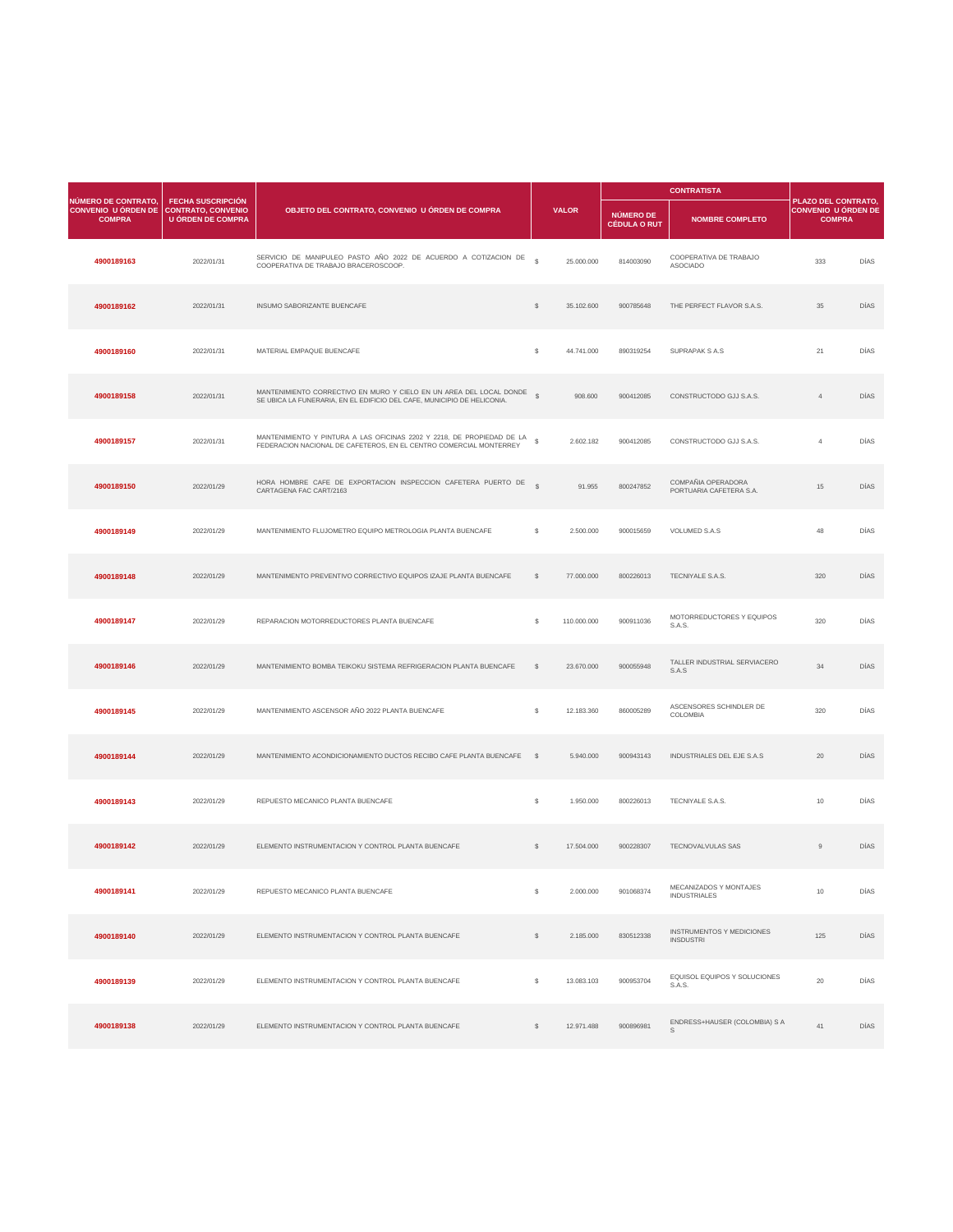| NÚMERO DE CONTRATO, CONVENIO U ÓRDEN DE COMPRA | FECHA SUSCRIPCIÓN CONTRATO, CONVENIO U ÓRDEN DE COMPRA | OBJETO DEL CONTRATO, CONVENIO U ÓRDEN DE COMPRA | VALOR | | CONTRATISTA | | PLAZO DEL CONTRATO, CONVENIO U ÓRDEN DE COMPRA | |
|---|---|---|---|---|---|---|---|---|
| | | | | | NÚMERO DE CÉDULA O RUT | NOMBRE COMPLETO | | |
| 4900189163 | 2022/01/31 | SERVICIO DE MANIPULEO PASTO AÑO 2022 DE ACUERDO A COTIZACION DE COOPERATIVA DE TRABAJO BRACEROSCOOP. | $ | 25.000.000 | 814003090 | COOPERATIVA DE TRABAJO ASOCIADO | 333 | DÍAS |
| 4900189162 | 2022/01/31 | INSUMO SABORIZANTE BUENCAFE | $ | 35.102.600 | 900785648 | THE PERFECT FLAVOR S.A.S. | 35 | DÍAS |
| 4900189160 | 2022/01/31 | MATERIAL EMPAQUE BUENCAFE | $ | 44.741.000 | 890319254 | SUPRAPAK S A.S | 21 | DÍAS |
| 4900189158 | 2022/01/31 | MANTENIMIENTO CORRECTIVO EN MURO Y CIELO EN UN AREA DEL LOCAL DONDE SE UBICA LA FUNERARIA, EN EL EDIFICIO DEL CAFE, MUNICIPIO DE HELICONIA. | $ | 908.600 | 900412085 | CONSTRUCTODO GJJ S.A.S. | 4 | DÍAS |
| 4900189157 | 2022/01/31 | MANTENIMIENTO Y PINTURA A LAS OFICINAS 2202 Y 2218, DE PROPIEDAD DE LA FEDERACION NACIONAL DE CAFETEROS, EN EL CENTRO COMERCIAL MONTERREY | $ | 2.602.182 | 900412085 | CONSTRUCTODO GJJ S.A.S. | 4 | DÍAS |
| 4900189150 | 2022/01/29 | HORA HOMBRE CAFE DE EXPORTACION INSPECCION CAFETERA PUERTO DE CARTAGENA FAC CART/2163 | $ | 91.955 | 800247852 | COMPAÑIA OPERADORA PORTUARIA CAFETERA S.A. | 15 | DÍAS |
| 4900189149 | 2022/01/29 | MANTENIMIENTO FLUJOMETRO EQUIPO METROLOGIA PLANTA BUENCAFE | $ | 2.500.000 | 900015659 | VOLUMED S.A.S | 48 | DÍAS |
| 4900189148 | 2022/01/29 | MANTENIMENTO PREVENTIVO CORRECTIVO EQUIPOS IZAJE PLANTA BUENCAFE | $ | 77.000.000 | 800226013 | TECNIYALE S.A.S. | 320 | DÍAS |
| 4900189147 | 2022/01/29 | REPARACION MOTORREDUCTORES PLANTA BUENCAFE | $ | 110.000.000 | 900911036 | MOTORREDUCTORES Y EQUIPOS S.A.S. | 320 | DÍAS |
| 4900189146 | 2022/01/29 | MANTENIMIENTO BOMBA TEIKOKU SISTEMA REFRIGERACION PLANTA BUENCAFE | $ | 23.670.000 | 900055948 | TALLER INDUSTRIAL SERVIACERO S.A.S | 34 | DÍAS |
| 4900189145 | 2022/01/29 | MANTENIMIENTO ASCENSOR AÑO 2022 PLANTA BUENCAFE | $ | 12.183.360 | 860005289 | ASCENSORES SCHINDLER DE COLOMBIA | 320 | DÍAS |
| 4900189144 | 2022/01/29 | MANTENIMIENTO ACONDICIONAMIENTO DUCTOS RECIBO CAFE PLANTA BUENCAFE | $ | 5.940.000 | 900943143 | INDUSTRIALES DEL EJE S.A.S | 20 | DÍAS |
| 4900189143 | 2022/01/29 | REPUESTO MECANICO PLANTA BUENCAFE | $ | 1.950.000 | 800226013 | TECNIYALE S.A.S. | 10 | DÍAS |
| 4900189142 | 2022/01/29 | ELEMENTO INSTRUMENTACION Y CONTROL PLANTA BUENCAFE | $ | 17.504.000 | 900228307 | TECNOVALVULAS SAS | 9 | DÍAS |
| 4900189141 | 2022/01/29 | REPUESTO MECANICO PLANTA BUENCAFE | $ | 2.000.000 | 901068374 | MECANIZADOS Y MONTAJES INDUSTRIALES | 10 | DÍAS |
| 4900189140 | 2022/01/29 | ELEMENTO INSTRUMENTACION Y CONTROL PLANTA BUENCAFE | $ | 2.185.000 | 830512338 | INSTRUMENTOS Y MEDICIONES INSDUSTRI | 125 | DÍAS |
| 4900189139 | 2022/01/29 | ELEMENTO INSTRUMENTACION Y CONTROL PLANTA BUENCAFE | $ | 13.083.103 | 900953704 | EQUISOL EQUIPOS Y SOLUCIONES S.A.S. | 20 | DÍAS |
| 4900189138 | 2022/01/29 | ELEMENTO INSTRUMENTACION Y CONTROL PLANTA BUENCAFE | $ | 12.971.488 | 900896981 | ENDRESS+HAUSER (COLOMBIA) S A S | 41 | DÍAS |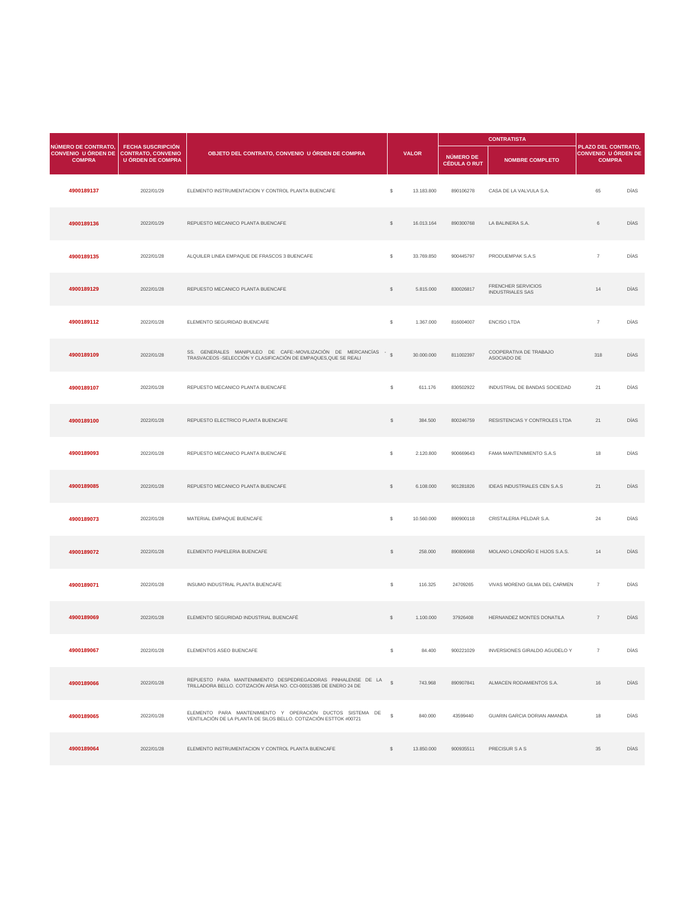| NÚMERO DE CONTRATO, CONVENIO U ÓRDEN DE COMPRA | FECHA SUSCRIPCIÓN CONTRATO, CONVENIO U ÓRDEN DE COMPRA | OBJETO DEL CONTRATO, CONVENIO U ÓRDEN DE COMPRA | VALOR | | CONTRATISTA | | PLAZO DEL CONTRATO, CONVENIO U ÓRDEN DE COMPRA | |
|---|---|---|---|---|---|---|---|---|
| | | | | | NÚMERO DE CÉDULA O RUT | NOMBRE COMPLETO | | |
| 4900189137 | 2022/01/29 | ELEMENTO INSTRUMENTACION Y CONTROL PLANTA BUENCAFE | $ | 13.183.800 | 890106278 | CASA DE LA VALVULA S.A. | 65 | DÍAS |
| 4900189136 | 2022/01/29 | REPUESTO MECANICO PLANTA BUENCAFE | $ | 16.013.164 | 890300768 | LA BALINERA S.A. | 6 | DÍAS |
| 4900189135 | 2022/01/28 | ALQUILER LINEA EMPAQUE DE FRASCOS 3 BUENCAFE | $ | 33.769.850 | 900445797 | PRODUEMPAK S.A.S | 7 | DÍAS |
| 4900189129 | 2022/01/28 | REPUESTO MECANICO PLANTA BUENCAFE | $ | 5.815.000 | 830026817 | FRENCHER SERVICIOS INDUSTRIALES SAS | 14 | DÍAS |
| 4900189112 | 2022/01/28 | ELEMENTO SEGURIDAD BUENCAFE | $ | 1.367.000 | 816004007 | ENCISO LTDA | 7 | DÍAS |
| 4900189109 | 2022/01/28 | SS. GENERALES MANIPULEO DE CAFE:-MOVILIZACIÓN DE MERCANCÍAS - TRASVACEOS -SELECCIÓN Y CLASIFICACIÓN DE EMPAQUES,QUE SE REALI | $ | 30.000.000 | 811002397 | COOPERATIVA DE TRABAJO ASOCIADO DE | 318 | DÍAS |
| 4900189107 | 2022/01/28 | REPUESTO MECANICO PLANTA BUENCAFE | $ | 611.176 | 830502922 | INDUSTRIAL DE BANDAS SOCIEDAD | 21 | DÍAS |
| 4900189100 | 2022/01/28 | REPUESTO ELECTRICO PLANTA BUENCAFE | $ | 384.500 | 800246759 | RESISTENCIAS Y CONTROLES LTDA | 21 | DÍAS |
| 4900189093 | 2022/01/28 | REPUESTO MECANICO PLANTA BUENCAFE | $ | 2.120.800 | 900669643 | FAMA MANTENIMIENTO S.A.S | 18 | DÍAS |
| 4900189085 | 2022/01/28 | REPUESTO MECANICO PLANTA BUENCAFE | $ | 6.108.000 | 901281826 | IDEAS INDUSTRIALES CEN S.A.S | 21 | DÍAS |
| 4900189073 | 2022/01/28 | MATERIAL EMPAQUE BUENCAFE | $ | 10.560.000 | 890900118 | CRISTALERIA PELDAR S.A. | 24 | DÍAS |
| 4900189072 | 2022/01/28 | ELEMENTO PAPELERIA BUENCAFE | $ | 258.000 | 890806968 | MOLANO LONDOÑO E HIJOS S.A.S. | 14 | DÍAS |
| 4900189071 | 2022/01/28 | INSUMO INDUSTRIAL PLANTA BUENCAFE | $ | 116.325 | 24709265 | VIVAS MORENO GILMA DEL CARMEN | 7 | DÍAS |
| 4900189069 | 2022/01/28 | ELEMENTO SEGURIDAD INDUSTRIAL BUENCAFÉ | $ | 1.100.000 | 37926408 | HERNANDEZ MONTES DONATILA | 7 | DÍAS |
| 4900189067 | 2022/01/28 | ELEMENTOS ASEO BUENCAFE | $ | 84.400 | 900221029 | INVERSIONES GIRALDO AGUDELO Y | 7 | DÍAS |
| 4900189066 | 2022/01/28 | REPUESTO PARA MANTENIMIENTO DESPEDREGADORAS PINHALENSE DE LA TRILLADORA BELLO. COTIZACIÓN ARSA NO. CCI-00015385 DE ENERO 24 DE | $ | 743.968 | 890907841 | ALMACEN RODAMIENTOS S.A. | 16 | DÍAS |
| 4900189065 | 2022/01/28 | ELEMENTO PARA MANTENIMIENTO Y OPERACIÓN DUCTOS SISTEMA DE VENTILACIÓN DE LA PLANTA DE SILOS BELLO. COTIZACIÓN ESTTOK #00721 | $ | 840.000 | 43599440 | GUARIN GARCIA DORIAN AMANDA | 18 | DÍAS |
| 4900189064 | 2022/01/28 | ELEMENTO INSTRUMENTACION Y CONTROL PLANTA BUENCAFE | $ | 13.850.000 | 900935511 | PRECISUR S A S | 35 | DÍAS |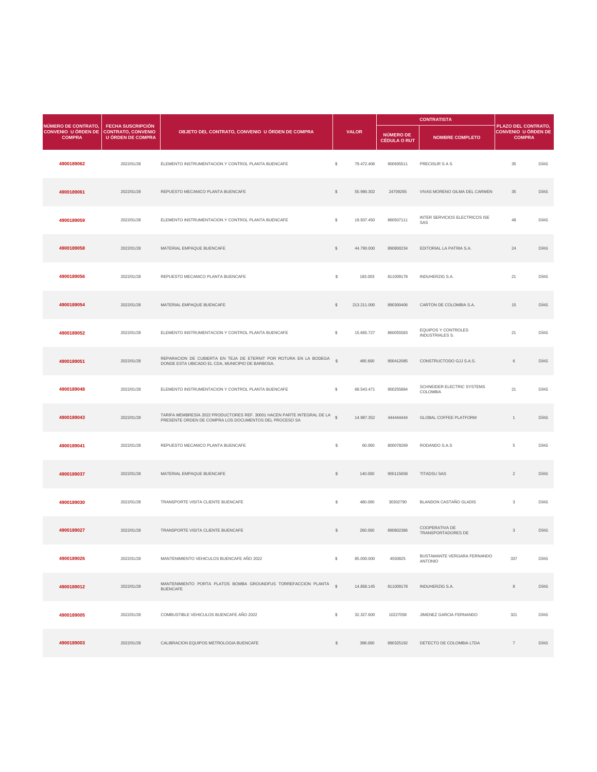| NÚMERO DE CONTRATO, CONVENIO U ÓRDEN DE COMPRA | FECHA SUSCRIPCIÓN CONTRATO, CONVENIO U ÓRDEN DE COMPRA | OBJETO DEL CONTRATO, CONVENIO U ÓRDEN DE COMPRA | VALOR | | CONTRATISTA | | PLAZO DEL CONTRATO, CONVENIO U ÓRDEN DE COMPRA | |
|---|---|---|---|---|---|---|---|---|
| | | | | | NÚMERO DE CÉDULA O RUT | NOMBRE COMPLETO | | |
| **4900189062** | 2022/01/28 | ELEMENTO INSTRUMENTACION Y CONTROL PLANTA BUENCAFE | $ | 79.472.406 | 900935511 | PRECISUR S A S | 35 | DÍAS |
| **4900189061** | 2022/01/28 | REPUESTO MECANICO PLANTA BUENCAFE | $ | 55.990.302 | 24709265 | VIVAS MORENO GILMA DEL CARMEN | 35 | DÍAS |
| **4900189059** | 2022/01/28 | ELEMENTO INSTRUMENTACION Y CONTROL PLANTA BUENCAFE | $ | 19.937.450 | 860507111 | INTER SERVICIOS ELECTRICOS ISE SAS | 48 | DÍAS |
| **4900189058** | 2022/01/28 | MATERIAL EMPAQUE BUENCAFE | $ | 44.790.000 | 890800234 | EDITORIAL LA PATRIA S.A. | 24 | DÍAS |
| **4900189056** | 2022/01/28 | REPUESTO MECANICO PLANTA BUENCAFE | $ | 183.003 | 811009178 | INDUHERZIG S.A. | 21 | DÍAS |
| **4900189054** | 2022/01/28 | MATERIAL EMPAQUE BUENCAFE | $ | 213.211.000 | 890300406 | CARTON DE COLOMBIA S.A. | 15 | DÍAS |
| **4900189052** | 2022/01/28 | ELEMENTO INSTRUMENTACION Y CONTROL PLANTA BUENCAFE | $ | 15.665.727 | 860055583 | EQUIPOS Y CONTROLES INDUSTRIALES S. | 21 | DÍAS |
| **4900189051** | 2022/01/28 | REPARACION DE CUBIERTA EN TEJA DE ETERNIT POR ROTURA EN LA BODEGA DONDE ESTA UBICADO EL CDA, MUNICIPIO DE BARBOSA. | $ | 495.600 | 900412085 | CONSTRUCTODO GJJ S.A.S. | 6 | DÍAS |
| **4900189048** | 2022/01/28 | ELEMENTO INSTRUMENTACION Y CONTROL PLANTA BUENCAFE | $ | 68.543.471 | 900255884 | SCHNEIDER ELECTRIC SYSTEMS COLOMBIA | 21 | DÍAS |
| **4900189043** | 2022/01/28 | TARIFA MEMBRESÍA 2022 PRODUCTORES REF. 30001 HACEN PARTE INTEGRAL DE LA PRESENTE ORDEN DE COMPRA LOS DOCUMENTOS DEL PROCESO SA | $ | 14.987.352 | 444444444 | GLOBAL COFFEE PLATFORM | 1 | DÍAS |
| **4900189041** | 2022/01/28 | REPUESTO MECANICO PLANTA BUENCAFE | $ | 60.000 | 800078269 | RODANDO S.A.S | 5 | DÍAS |
| **4900189037** | 2022/01/28 | MATERIAL EMPAQUE BUENCAFE | $ | 140.000 | 900115658 | TITADSU SAS | 2 | DÍAS |
| **4900189030** | 2022/01/28 | TRANSPORTE VISITA CLIENTE BUENCAFE | $ | 480.000 | 30302790 | BLANDON CASTAÑO GLADIS | 3 | DÍAS |
| **4900189027** | 2022/01/28 | TRANSPORTE VISITA CLIENTE BUENCAFE | $ | 260.000 | 890802386 | COOPERATIVA DE TRANSPORTADORES DE | 3 | DÍAS |
| **4900189026** | 2022/01/28 | MANTENIMIENTO VEHICULOS BUENCAFE AÑO 2022 | $ | 85.000.000 | 4550825 | BUSTAMANTE VERGARA FERNANDO ANTONIO | 337 | DÍAS |
| **4900189012** | 2022/01/28 | MANTENIMIENTO PORTA PLATOS BOMBA GROUNDFUS TORREFACCION PLANTA BUENCAFE | $ | 14.858.145 | 811009178 | INDUHERZIG S.A. | 8 | DÍAS |
| **4900189005** | 2022/01/28 | COMBUSTIBLE VEHICULOS BUENCAFE AÑO 2022 | $ | 32.327.600 | 10227058 | JIMENEZ GARCIA FERNANDO | 321 | DÍAS |
| **4900189003** | 2022/01/28 | CALIBRACION EQUIPOS METROLOGIA BUENCAFE | $ | 398.000 | 890325192 | DETECTO DE COLOMBIA LTDA | 7 | DÍAS |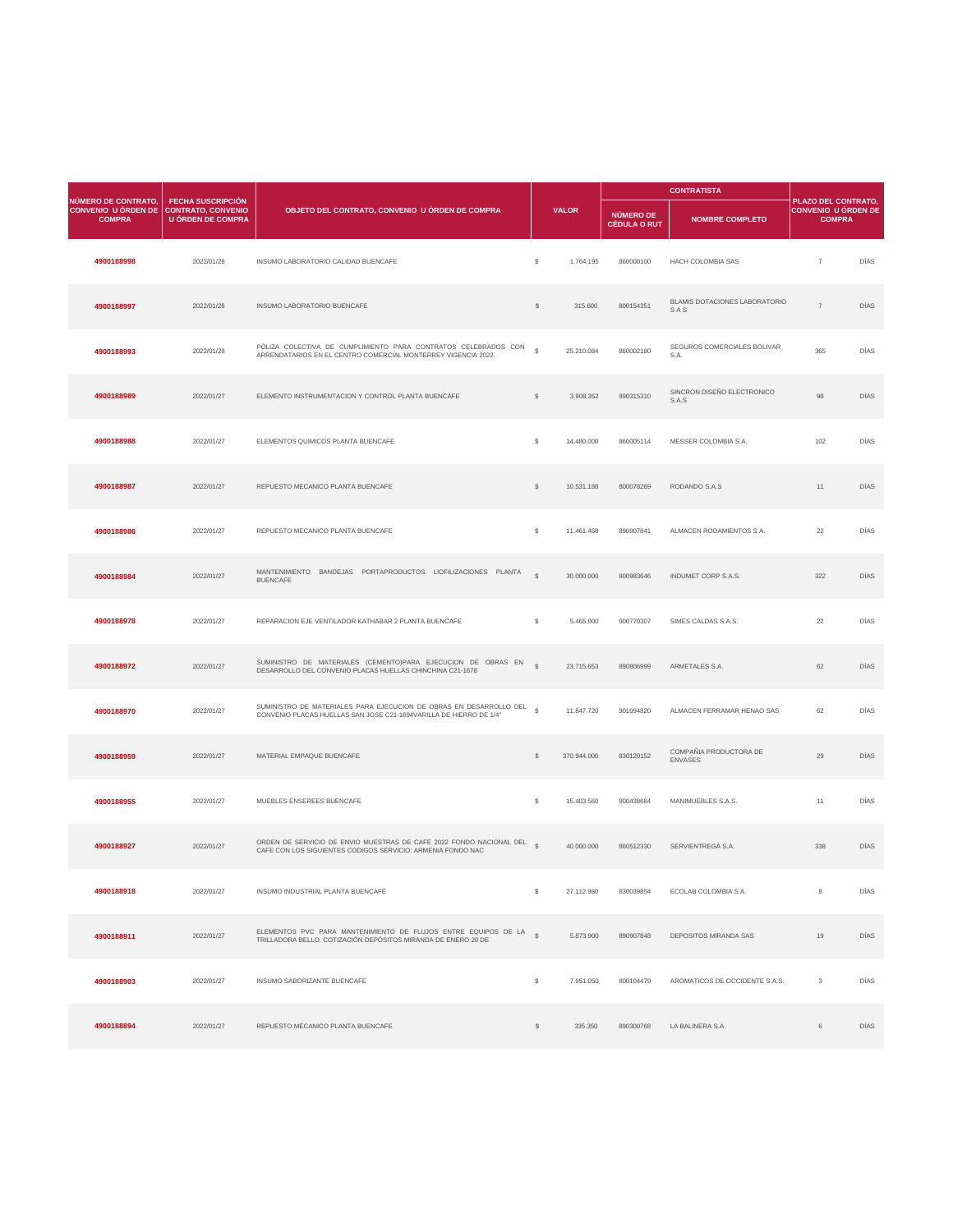| NÚMERO DE CONTRATO, CONVENIO U ÓRDEN DE COMPRA | FECHA SUSCRIPCIÓN CONTRATO, CONVENIO U ÓRDEN DE COMPRA | OBJETO DEL CONTRATO, CONVENIO U ÓRDEN DE COMPRA | VALOR | | CONTRATISTA | | PLAZO DEL CONTRATO, CONVENIO U ÓRDEN DE COMPRA | |
|---|---|---|---|---|---|---|---|---|
| | | | | | NÚMERO DE CÉDULA O RUT | NOMBRE COMPLETO | | |
| **4900188998** | 2022/01/28 | INSUMO LABORATORIO CALIDAD BUENCAFE | $ | 1.764.195 | 860000100 | HACH COLOMBIA SAS | 7 | DÍAS |
| **4900188997** | 2022/01/28 | INSUMO LABORATORIO BUENCAFE | $ | 315.600 | 800154351 | BLAMIS DOTACIONES LABORATORIO S A S | 7 | DÍAS |
| **4900188993** | 2022/01/28 | PÓLIZA COLECTIVA DE CUMPLIMIENTO PARA CONTRATOS CELEBRADOS CON ARRENDATARIOS EN EL CENTRO COMERCIAL MONTERREY VIGENCIA 2022. | $ | 25.210.084 | 860002180 | SEGUROS COMERCIALES BOLIVAR S.A. | 365 | DÍAS |
| **4900188989** | 2022/01/27 | ELEMENTO INSTRUMENTACION Y CONTROL PLANTA BUENCAFE | $ | 3.908.352 | 890315310 | SINCRON DISEÑO ELECTRONICO S.A.S | 98 | DÍAS |
| **4900188988** | 2022/01/27 | ELEMENTOS QUIMICOS PLANTA BUENCAFE | $ | 14.480.000 | 860005114 | MESSER COLOMBIA S.A. | 102 | DÍAS |
| **4900188987** | 2022/01/27 | REPUESTO MECANICO PLANTA BUENCAFE | $ | 10.531.188 | 800078269 | RODANDO S.A.S | 11 | DÍAS |
| **4900188986** | 2022/01/27 | REPUESTO MECANICO PLANTA BUENCAFE | $ | 11.461.468 | 890907841 | ALMACEN RODAMIENTOS S.A. | 22 | DÍAS |
| **4900188984** | 2022/01/27 | MANTENIMIENTO BANDEJAS PORTAPRODUCTOS LIOFILIZACIONES PLANTA BUENCAFE | $ | 30.000.000 | 900983646 | INDUMET CORP S.A.S. | 322 | DÍAS |
| **4900188978** | 2022/01/27 | REPARACION EJE VENTILADOR KATHABAR 2 PLANTA BUENCAFE | $ | 5.465.000 | 900770307 | SIMES CALDAS S.A.S. | 22 | DÍAS |
| **4900188972** | 2022/01/27 | SUMINISTRO DE MATERIALES (CEMENTO)PARA EJECUCION DE OBRAS EN DESARROLLO DEL CONVENIO PLACAS HUELLAS CHINCHINA C21-1678 | $ | 23.715.653 | 890806999 | ARMETALES S.A. | 62 | DÍAS |
| **4900188970** | 2022/01/27 | SUMINISTRO DE MATERIALES PARA EJECUCION DE OBRAS EN DESARROLLO DEL CONVENIO PLACAS HUELLAS SAN JOSE C21-1694VARILLA DE HIERRO DE 1/4" | $ | 11.847.720 | 901094820 | ALMACEN FERRAMAR HENAO SAS | 62 | DÍAS |
| **4900188959** | 2022/01/27 | MATERIAL EMPAQUE BUENCAFE | $ | 370.944.000 | 830120152 | COMPAÑIA PRODUCTORA DE ENVASES | 29 | DÍAS |
| **4900188955** | 2022/01/27 | MUEBLES ENSEREES BUENCAFE | $ | 15.403.560 | 900438684 | MANIMUEBLES S.A.S. | 11 | DÍAS |
| **4900188927** | 2022/01/27 | ORDEN DE SERVICIO DE ENVIO MUESTRAS DE CAFE 2022 FONDO NACIONAL DEL CAFE CON LOS SIGUIENTES CODIGOS SERVICIO: ARMENIA FONDO NAC | $ | 40.000.000 | 860512330 | SERVIENTREGA S.A. | 338 | DÍAS |
| **4900188918** | 2022/01/27 | INSUMO INDUSTRIAL PLANTA BUENCAFÉ | $ | 27.112.980 | 830039854 | ECOLAB COLOMBIA S.A. | 8 | DÍAS |
| **4900188911** | 2022/01/27 | ELEMENTOS PVC PARA MANTENIMIENTO DE FLUJOS ENTRE EQUIPOS DE LA TRILLADORA BELLO. COTIZACIÓN DEPÓSITOS MIRANDA DE ENERO 20 DE | $ | 5.873.900 | 890907848 | DEPOSITOS MIRANDA SAS | 19 | DÍAS |
| **4900188903** | 2022/01/27 | INSUMO SABORIZANTE BUENCAFE | $ | 7.951.050 | 800104479 | AROMATICOS DE OCCIDENTE S.A.S. | 3 | DÍAS |
| **4900188894** | 2022/01/27 | REPUESTO MECANICO PLANTA BUENCAFE | $ | 335.350 | 890300768 | LA BALINERA S.A. | 6 | DÍAS |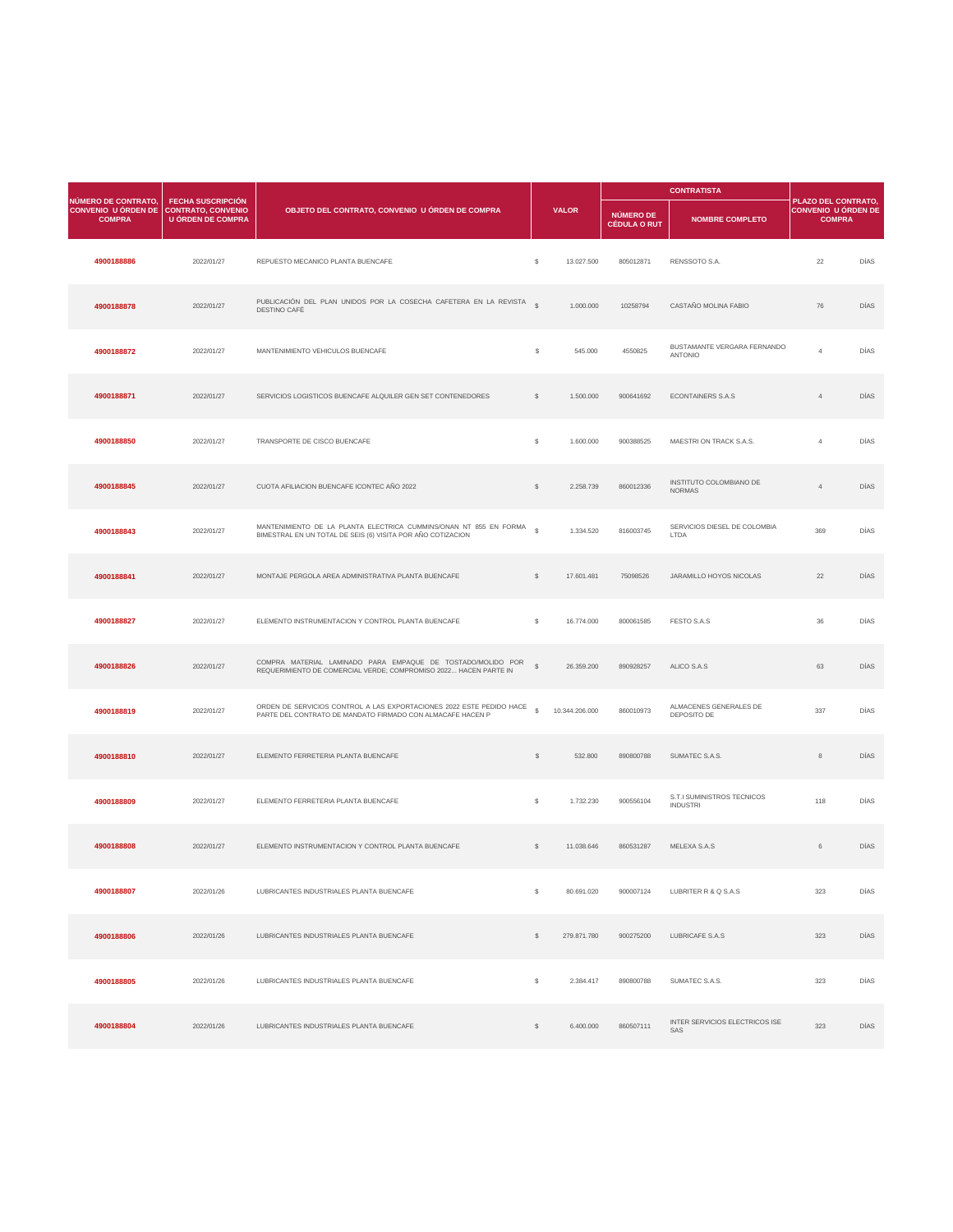| NÚMERO DE CONTRATO, CONVENIO U ÓRDEN DE COMPRA | FECHA SUSCRIPCIÓN CONTRATO, CONVENIO U ÓRDEN DE COMPRA | OBJETO DEL CONTRATO, CONVENIO U ÓRDEN DE COMPRA | VALOR | | CONTRATISTA | | PLAZO DEL CONTRATO, CONVENIO U ÓRDEN DE COMPRA | |
|---|---|---|---|---|---|---|---|---|
| | | | | | NÚMERO DE CÉDULA O RUT | NOMBRE COMPLETO | | |
| 4900188886 | 2022/01/27 | REPUESTO MECANICO PLANTA BUENCAFE | $ | 13.027.500 | 805012871 | RENSSOTO S.A. | 22 | DÍAS |
| 4900188878 | 2022/01/27 | PUBLICACIÓN DEL PLAN UNIDOS POR LA COSECHA CAFETERA EN LA REVISTA DESTINO CAFÉ | $ | 1.000.000 | 10258794 | CASTAÑO MOLINA FABIO | 76 | DÍAS |
| 4900188872 | 2022/01/27 | MANTENIMIENTO VEHICULOS BUENCAFE | $ | 545.000 | 4550825 | BUSTAMANTE VERGARA FERNANDO ANTONIO | 4 | DÍAS |
| 4900188871 | 2022/01/27 | SERVICIOS LOGISTICOS BUENCAFE ALQUILER GEN SET CONTENEDORES | $ | 1.500.000 | 900641692 | ECONTAINERS S.A.S | 4 | DÍAS |
| 4900188850 | 2022/01/27 | TRANSPORTE DE CISCO BUENCAFE | $ | 1.600.000 | 900388525 | MAESTRI ON TRACK S.A.S. | 4 | DÍAS |
| 4900188845 | 2022/01/27 | CUOTA AFILIACION BUENCAFE ICONTEC AÑO 2022 | $ | 2.258.739 | 860012336 | INSTITUTO COLOMBIANO DE NORMAS | 4 | DÍAS |
| 4900188843 | 2022/01/27 | MANTENIMIENTO DE LA PLANTA ELECTRICA CUMMINS/ONAN NT 855 EN FORMA BIMESTRAL EN UN TOTAL DE SEIS (6) VISITA POR AÑO COTIZACION | $ | 1.334.520 | 816003745 | SERVICIOS DIESEL DE COLOMBIA LTDA | 369 | DÍAS |
| 4900188841 | 2022/01/27 | MONTAJE PERGOLA AREA ADMINISTRATIVA PLANTA BUENCAFE | $ | 17.601.481 | 75098526 | JARAMILLO HOYOS NICOLAS | 22 | DÍAS |
| 4900188827 | 2022/01/27 | ELEMENTO INSTRUMENTACION Y CONTROL PLANTA BUENCAFE | $ | 16.774.000 | 800061585 | FESTO S.A.S | 36 | DÍAS |
| 4900188826 | 2022/01/27 | COMPRA MATERIAL LAMINADO PARA EMPAQUE DE TOSTADO/MOLIDO POR REQUERIMIENTO DE COMERCIAL VERDE; COMPROMISO 2022... HACEN PARTE IN | $ | 26.359.200 | 890928257 | ALICO S.A.S | 63 | DÍAS |
| 4900188819 | 2022/01/27 | ORDEN DE SERVICIOS CONTROL A LAS EXPORTACIONES 2022 ESTE PEDIDO HACE PARTE DEL CONTRATO DE MANDATO FIRMADO CON ALMACAFE HACEN P | $ | 10.344.206.000 | 860010973 | ALMACENES GENERALES DE DEPOSITO DE | 337 | DÍAS |
| 4900188810 | 2022/01/27 | ELEMENTO FERRETERIA PLANTA BUENCAFE | $ | 532.800 | 890800788 | SUMATEC S.A.S. | 8 | DÍAS |
| 4900188809 | 2022/01/27 | ELEMENTO FERRETERIA PLANTA BUENCAFE | $ | 1.732.230 | 900556104 | S.T.I SUMINISTROS TECNICOS INDUSTRI | 118 | DÍAS |
| 4900188808 | 2022/01/27 | ELEMENTO INSTRUMENTACION Y CONTROL PLANTA BUENCAFE | $ | 11.038.646 | 860531287 | MELEXA S.A.S | 6 | DÍAS |
| 4900188807 | 2022/01/26 | LUBRICANTES INDUSTRIALES PLANTA BUENCAFE | $ | 80.691.020 | 900007124 | LUBRITER R & Q S.A.S | 323 | DÍAS |
| 4900188806 | 2022/01/26 | LUBRICANTES INDUSTRIALES PLANTA BUENCAFE | $ | 279.871.780 | 900275200 | LUBRICAFE S.A.S | 323 | DÍAS |
| 4900188805 | 2022/01/26 | LUBRICANTES INDUSTRIALES PLANTA BUENCAFE | $ | 2.384.417 | 890800788 | SUMATEC S.A.S. | 323 | DÍAS |
| 4900188804 | 2022/01/26 | LUBRICANTES INDUSTRIALES PLANTA BUENCAFE | $ | 6.400.000 | 860507111 | INTER SERVICIOS ELECTRICOS ISE SAS | 323 | DÍAS |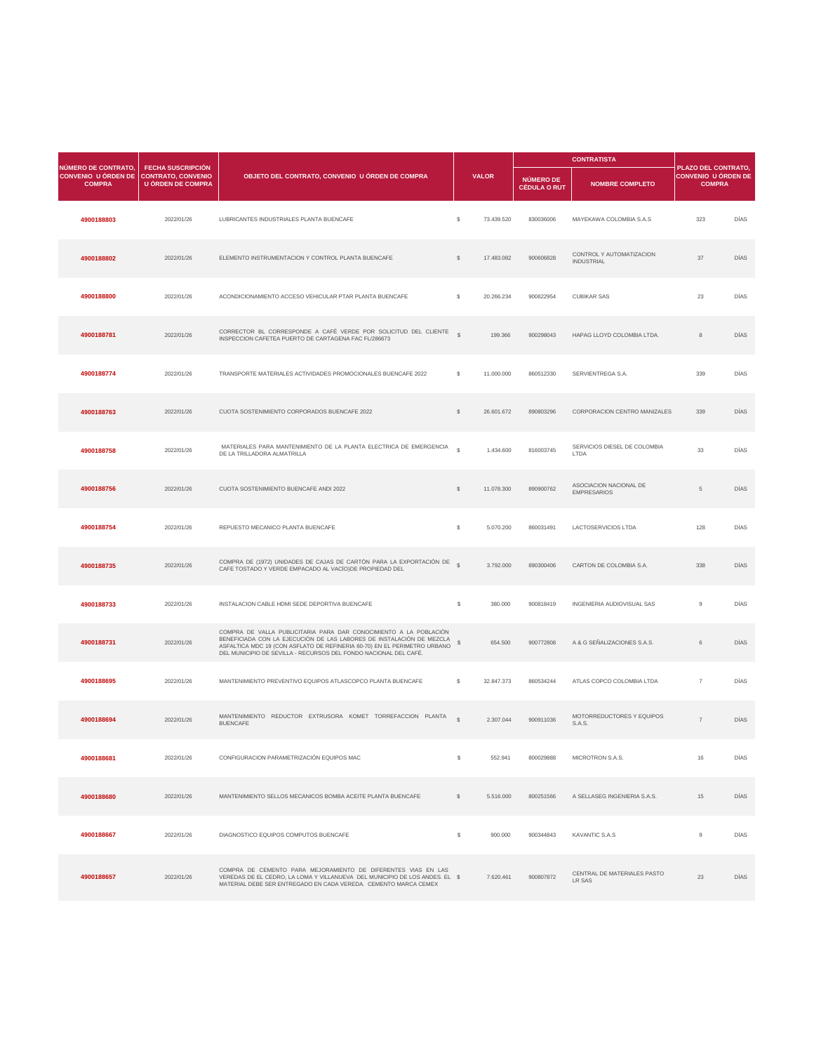| NÚMERO DE CONTRATO, CONVENIO U ÓRDEN DE COMPRA | FECHA SUSCRIPCIÓN CONTRATO, CONVENIO U ÓRDEN DE COMPRA | OBJETO DEL CONTRATO, CONVENIO U ÓRDEN DE COMPRA | VALOR | | CONTRATISTA | | PLAZO DEL CONTRATO, CONVENIO U ÓRDEN DE COMPRA | |
|---|---|---|---|---|---|---|---|---|
| | | | | | NÚMERO DE CÉDULA O RUT | NOMBRE COMPLETO | | |
| **4900188803** | 2022/01/26 | LUBRICANTES INDUSTRIALES PLANTA BUENCAFE | $ | 73.439.520 | 830036006 | MAYEKAWA COLOMBIA S.A.S | 323 | DÍAS |
| **4900188802** | 2022/01/26 | ELEMENTO INSTRUMENTACION Y CONTROL PLANTA BUENCAFE | $ | 17.483.082 | 900606828 | CONTROL Y AUTOMATIZACION INDUSTRIAL | 37 | DÍAS |
| **4900188800** | 2022/01/26 | ACONDICIONAMIENTO ACCESO VEHICULAR PTAR PLANTA BUENCAFE | $ | 20.266.234 | 900622954 | CUBIKAR SAS | 23 | DÍAS |
| **4900188781** | 2022/01/26 | CORRECTOR BL CORRESPONDE A CAFÉ VERDE POR SOLICITUD DEL CLIENTE INSPECCION CAFETEA PUERTO DE CARTAGENA FAC FL/286673 | $ | 199.366 | 900298043 | HAPAG LLOYD COLOMBIA LTDA. | 8 | DÍAS |
| **4900188774** | 2022/01/26 | TRANSPORTE MATERIALES ACTIVIDADES PROMOCIONALES BUENCAFE 2022 | $ | 11.000.000 | 860512330 | SERVIENTREGA S.A. | 339 | DÍAS |
| **4900188763** | 2022/01/26 | CUOTA SOSTENIMIENTO CORPORADOS BUENCAFE 2022 | $ | 26.601.672 | 890803296 | CORPORACION CENTRO MANIZALES | 339 | DÍAS |
| **4900188758** | 2022/01/26 | MATERIALES PARA MANTENIMIENTO DE LA PLANTA ELECTRICA DE EMERGENCIA DE LA TRILLADORA ALMATRILLA | $ | 1.434.600 | 816003745 | SERVICIOS DIESEL DE COLOMBIA LTDA | 33 | DÍAS |
| **4900188756** | 2022/01/26 | CUOTA SOSTENIMIENTO BUENCAFE ANDI 2022 | $ | 11.078.300 | 890900762 | ASOCIACION NACIONAL DE EMPRESARIOS | 5 | DÍAS |
| **4900188754** | 2022/01/26 | REPUESTO MECANICO PLANTA BUENCAFE | $ | 5.070.200 | 860031491 | LACTOSERVICIOS LTDA | 128 | DÍAS |
| **4900188735** | 2022/01/26 | COMPRA DE (1972) UNIDADES DE CAJAS DE CARTÓN PARA LA EXPORTACIÓN DE CAFE TOSTADO Y VERDE EMPACADO AL VACÍO)DE PROPIEDAD DEL | $ | 3.792.000 | 890300406 | CARTON DE COLOMBIA S.A. | 338 | DÍAS |
| **4900188733** | 2022/01/26 | INSTALACION CABLE HDMI SEDE DEPORTIVA BUENCAFE | $ | 380.000 | 900818419 | INGENIERIA AUDIOVISUAL SAS | 9 | DÍAS |
| **4900188731** | 2022/01/26 | COMPRA DE VALLA PUBLICITARIA PARA DAR CONOCIMIENTO A LA POBLACIÓN BENEFICIADA CON LA EJECUCIÓN DE LAS LABORES DE INSTALACIÓN DE MEZCLA ASFALTICA MDC 19 (CON ASFLATO DE REFINERIA 60-70) EN EL PERIMETRO URBANO DEL MUNICIPIO DE SEVILLA - RECURSOS DEL FONDO NACIONAL DEL CAFÉ. | $ | 654.500 | 900772808 | A & G SEÑALIZACIONES S.A.S. | 6 | DÍAS |
| **4900188695** | 2022/01/26 | MANTENIMIENTO PREVENTIVO EQUIPOS ATLASCOPCO PLANTA BUENCAFE | $ | 32.847.373 | 860534244 | ATLAS COPCO COLOMBIA LTDA | 7 | DÍAS |
| **4900188694** | 2022/01/26 | MANTENIMIENTO REDUCTOR EXTRUSORA KOMET TORREFACCION PLANTA BUENCAFE | $ | 2.307.044 | 900911036 | MOTORREDUCTORES Y EQUIPOS S.A.S. | 7 | DÍAS |
| **4900188681** | 2022/01/26 | CONFIGURACION PARAMETRIZACIÓN EQUIPOS MAC | $ | 552.941 | 800029888 | MICROTRON S.A.S. | 16 | DÍAS |
| **4900188680** | 2022/01/26 | MANTENIMIENTO SELLOS MECANICOS BOMBA ACEITE PLANTA BUENCAFE | $ | 5.516.000 | 800251566 | A SELLASEG INGENIERIA S.A.S. | 15 | DÍAS |
| **4900188667** | 2022/01/26 | DIAGNOSTICO EQUIPOS COMPUTOS BUENCAFE | $ | 900.000 | 900344843 | KAVANTIC S.A.S | 9 | DÍAS |
| **4900188657** | 2022/01/26 | COMPRA DE CEMENTO PARA MEJORAMIENTO DE DIFERENTES VIAS EN LAS VEREDAS DE EL CEDRO, LA LOMA Y VILLANUEVA DEL MUNICIPIO DE LOS ANDES. EL MATERIAL DEBE SER ENTREGADO EN CADA VEREDA. CEMENTO MARCA CEMEX | $ | 7.620.461 | 900807872 | CENTRAL DE MATERIALES PASTO LR SAS | 23 | DÍAS |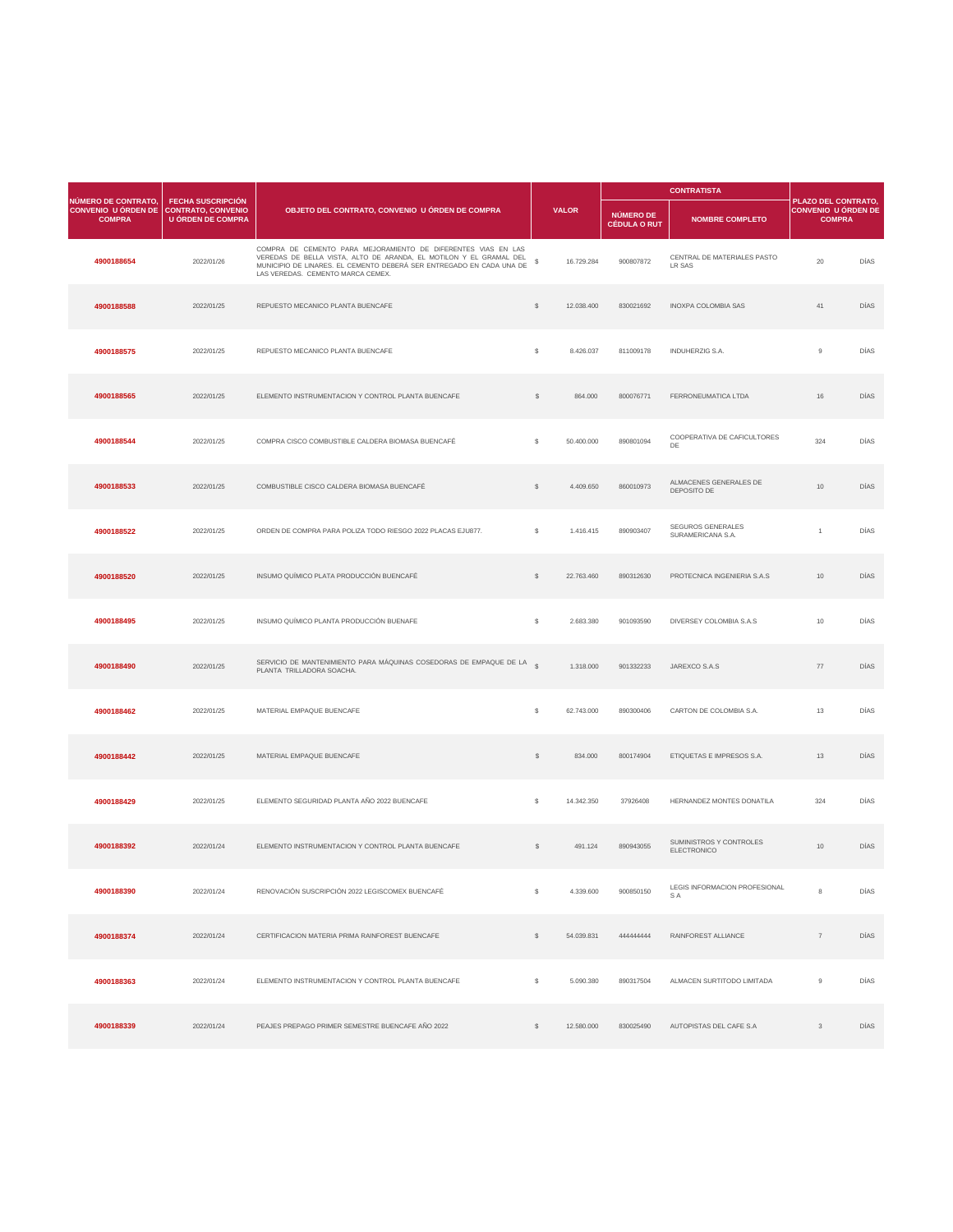| NÚMERO DE CONTRATO, CONVENIO U ÓRDEN DE COMPRA | FECHA SUSCRIPCIÓN CONTRATO, CONVENIO U ÓRDEN DE COMPRA | OBJETO DEL CONTRATO, CONVENIO U ÓRDEN DE COMPRA | VALOR | | CONTRATISTA | | PLAZO DEL CONTRATO, CONVENIO U ÓRDEN DE COMPRA | |
|---|---|---|---|---|---|---|---|---|
| | | | | | NÚMERO DE CÉDULA O RUT | NOMBRE COMPLETO | | |
| 4900188654 | 2022/01/26 | COMPRA DE CEMENTO PARA MEJORAMIENTO DE DIFERENTES VIAS EN LAS VEREDAS DE BELLA VISTA, ALTO DE ARANDA, EL MOTILON Y EL GRAMAL DEL MUNICIPIO DE LINARES. EL CEMENTO DEBERÁ SER ENTREGADO EN CADA UNA DE LAS VEREDAS. CEMENTO MARCA CEMEX. | $ | 16.729.284 | 900807872 | CENTRAL DE MATERIALES PASTO LR SAS | 20 | DÍAS |
| 4900188588 | 2022/01/25 | REPUESTO MECANICO PLANTA BUENCAFE | $ | 12.038.400 | 830021692 | INOXPA COLOMBIA SAS | 41 | DÍAS |
| 4900188575 | 2022/01/25 | REPUESTO MECANICO PLANTA BUENCAFE | $ | 8.426.037 | 811009178 | INDUHERZIG S.A. | 9 | DÍAS |
| 4900188565 | 2022/01/25 | ELEMENTO INSTRUMENTACION Y CONTROL PLANTA BUENCAFE | $ | 864.000 | 800076771 | FERRONEUMATICA LTDA | 16 | DÍAS |
| 4900188544 | 2022/01/25 | COMPRA CISCO COMBUSTIBLE CALDERA BIOMASA BUENCAFÉ | $ | 50.400.000 | 890801094 | COOPERATIVA DE CAFICULTORES DE | 324 | DÍAS |
| 4900188533 | 2022/01/25 | COMBUSTIBLE CISCO CALDERA BIOMASA BUENCAFÉ | $ | 4.409.650 | 860010973 | ALMACENES GENERALES DE DEPOSITO DE | 10 | DÍAS |
| 4900188522 | 2022/01/25 | ORDEN DE COMPRA PARA POLIZA TODO RIESGO 2022 PLACAS EJU877. | $ | 1.416.415 | 890903407 | SEGUROS GENERALES SURAMERICANA S.A. | 1 | DÍAS |
| 4900188520 | 2022/01/25 | INSUMO QUÍMICO PLATA PRODUCCIÓN BUENCAFÉ | $ | 22.763.460 | 890312630 | PROTECNICA INGENIERIA S.A.S | 10 | DÍAS |
| 4900188495 | 2022/01/25 | INSUMO QUÍMICO PLANTA PRODUCCIÓN BUENAFE | $ | 2.683.380 | 901093590 | DIVERSEY COLOMBIA S.A.S | 10 | DÍAS |
| 4900188490 | 2022/01/25 | SERVICIO DE MANTENIMIENTO PARA MÁQUINAS COSEDORAS DE EMPAQUE DE LA PLANTA TRILLADORA SOACHA. | $ | 1.318.000 | 901332233 | JAREXCO S.A.S | 77 | DÍAS |
| 4900188462 | 2022/01/25 | MATERIAL EMPAQUE BUENCAFE | $ | 62.743.000 | 890300406 | CARTON DE COLOMBIA S.A. | 13 | DÍAS |
| 4900188442 | 2022/01/25 | MATERIAL EMPAQUE BUENCAFE | $ | 834.000 | 800174904 | ETIQUETAS E IMPRESOS S.A. | 13 | DÍAS |
| 4900188429 | 2022/01/25 | ELEMENTO SEGURIDAD PLANTA AÑO 2022 BUENCAFE | $ | 14.342.350 | 37926408 | HERNANDEZ MONTES DONATILA | 324 | DÍAS |
| 4900188392 | 2022/01/24 | ELEMENTO INSTRUMENTACION Y CONTROL PLANTA BUENCAFE | $ | 491.124 | 890943055 | SUMINISTROS Y CONTROLES ELECTRONICO | 10 | DÍAS |
| 4900188390 | 2022/01/24 | RENOVACIÓN SUSCRIPCIÓN 2022 LEGISCOMEX BUENCAFÉ | $ | 4.339.600 | 900850150 | LEGIS INFORMACION PROFESIONAL S A | 8 | DÍAS |
| 4900188374 | 2022/01/24 | CERTIFICACION MATERIA PRIMA RAINFOREST BUENCAFE | $ | 54.039.831 | 444444444 | RAINFOREST ALLIANCE | 7 | DÍAS |
| 4900188363 | 2022/01/24 | ELEMENTO INSTRUMENTACION Y CONTROL PLANTA BUENCAFE | $ | 5.090.380 | 890317504 | ALMACEN SURTITODO LIMITADA | 9 | DÍAS |
| 4900188339 | 2022/01/24 | PEAJES PREPAGO PRIMER SEMESTRE BUENCAFE AÑO 2022 | $ | 12.580.000 | 830025490 | AUTOPISTAS DEL CAFE S.A | 3 | DÍAS |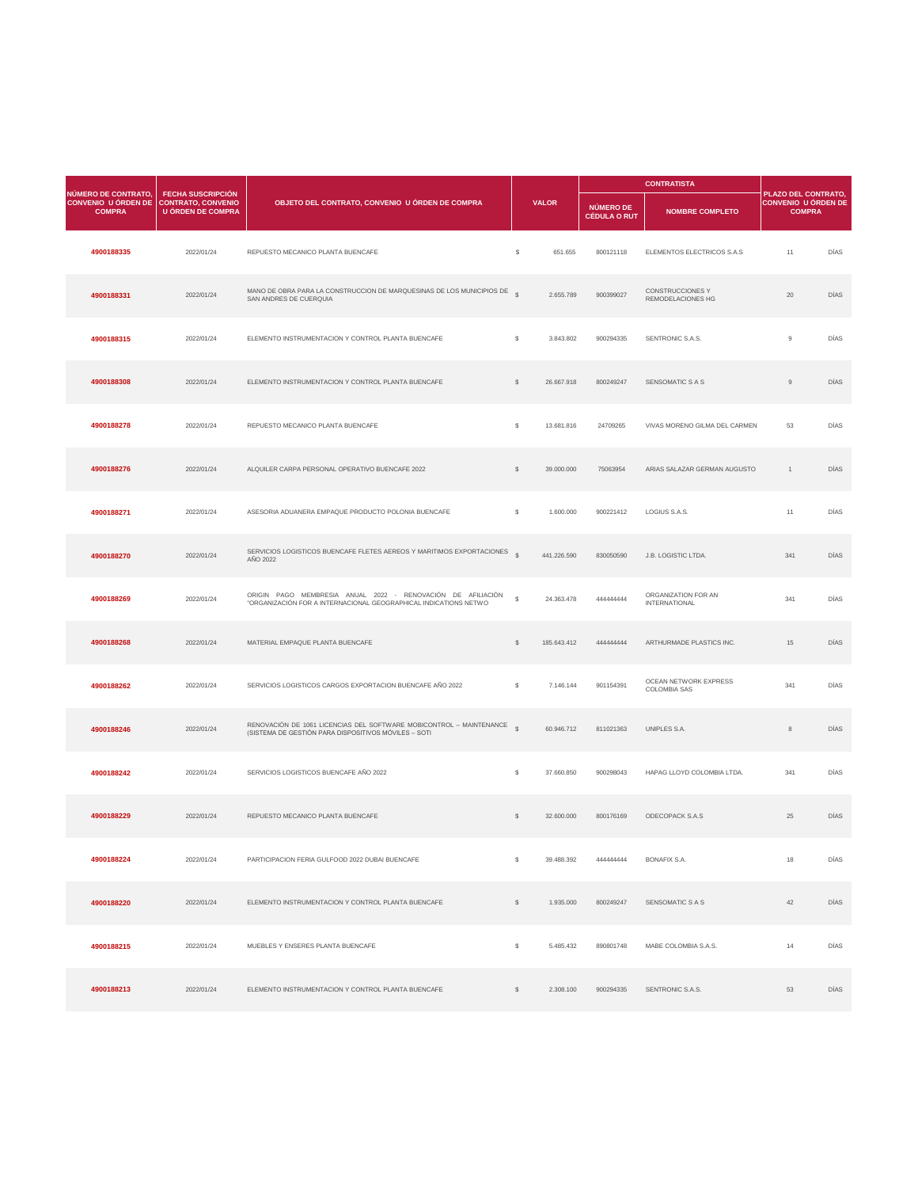| NÚMERO DE CONTRATO, CONVENIO U ÓRDEN DE COMPRA | FECHA SUSCRIPCIÓN CONTRATO, CONVENIO U ÓRDEN DE COMPRA | OBJETO DEL CONTRATO, CONVENIO U ÓRDEN DE COMPRA | VALOR | | CONTRATISTA | | PLAZO DEL CONTRATO, CONVENIO U ÓRDEN DE COMPRA | |
|---|---|---|---|---|---|---|---|---|
| | | | | | NÚMERO DE CÉDULA O RUT | NOMBRE COMPLETO | | |
| **4900188335** | 2022/01/24 | REPUESTO MECANICO PLANTA BUENCAFE | $ | 651.655 | 800121118 | ELEMENTOS ELECTRICOS S.A.S | 11 | DÍAS |
| **4900188331** | 2022/01/24 | MANO DE OBRA PARA LA CONSTRUCCION DE MARQUESINAS DE LOS MUNICIPIOS DE SAN ANDRES DE CUERQUIA | $ | 2.655.789 | 900399027 | CONSTRUCCIONES Y REMODELACIONES HG | 20 | DÍAS |
| **4900188315** | 2022/01/24 | ELEMENTO INSTRUMENTACION Y CONTROL PLANTA BUENCAFE | $ | 3.843.802 | 900294335 | SENTRONIC S.A.S. | 9 | DÍAS |
| **4900188308** | 2022/01/24 | ELEMENTO INSTRUMENTACION Y CONTROL PLANTA BUENCAFE | $ | 26.667.918 | 800249247 | SENSOMATIC S A S | 9 | DÍAS |
| **4900188278** | 2022/01/24 | REPUESTO MECANICO PLANTA BUENCAFE | $ | 13.681.816 | 24709265 | VIVAS MORENO GILMA DEL CARMEN | 53 | DÍAS |
| **4900188276** | 2022/01/24 | ALQUILER CARPA PERSONAL OPERATIVO BUENCAFE 2022 | $ | 39.000.000 | 75063954 | ARIAS SALAZAR GERMAN AUGUSTO | 1 | DÍAS |
| **4900188271** | 2022/01/24 | ASESORIA ADUANERA EMPAQUE PRODUCTO POLONIA BUENCAFE | $ | 1.600.000 | 900221412 | LOGIUS S.A.S. | 11 | DÍAS |
| **4900188270** | 2022/01/24 | SERVICIOS LOGISTICOS BUENCAFE FLETES AEREOS Y MARITIMOS EXPORTACIONES AÑO 2022 | $ | 441.226.590 | 830050590 | J.B. LOGISTIC LTDA. | 341 | DÍAS |
| **4900188269** | 2022/01/24 | ORIGIN PAGO MEMBRESIA ANUAL 2022 - RENOVACIÓN DE AFILIACIÓN "ORGANIZACIÓN FOR A INTERNACIONAL GEOGRAPHICAL INDICATIONS NETWO | $ | 24.363.478 | 444444444 | ORGANIZATION FOR AN INTERNATIONAL | 341 | DÍAS |
| **4900188268** | 2022/01/24 | MATERIAL EMPAQUE PLANTA BUENCAFE | $ | 185.643.412 | 444444444 | ARTHURMADE PLASTICS INC. | 15 | DÍAS |
| **4900188262** | 2022/01/24 | SERVICIOS LOGISTICOS CARGOS EXPORTACION BUENCAFE AÑO 2022 | $ | 7.146.144 | 901154391 | OCEAN NETWORK EXPRESS COLOMBIA SAS | 341 | DÍAS |
| **4900188246** | 2022/01/24 | RENOVACIÓN DE 1061 LICENCIAS DEL SOFTWARE MOBICONTROL – MAINTENANCE (SISTEMA DE GESTIÓN PARA DISPOSITIVOS MÓVILES – SOTI | $ | 60.946.712 | 811021363 | UNIPLES S.A. | 8 | DÍAS |
| **4900188242** | 2022/01/24 | SERVICIOS LOGISTICOS BUENCAFE AÑO 2022 | $ | 37.660.850 | 900298043 | HAPAG LLOYD COLOMBIA LTDA. | 341 | DÍAS |
| **4900188229** | 2022/01/24 | REPUESTO MECANICO PLANTA BUENCAFE | $ | 32.600.000 | 800176169 | ODECOPACK S.A.S | 25 | DÍAS |
| **4900188224** | 2022/01/24 | PARTICIPACION FERIA GULFOOD 2022 DUBAI BUENCAFE | $ | 39.488.392 | 444444444 | BONAFIX S.A. | 18 | DÍAS |
| **4900188220** | 2022/01/24 | ELEMENTO INSTRUMENTACION Y CONTROL PLANTA BUENCAFE | $ | 1.935.000 | 800249247 | SENSOMATIC S A S | 42 | DÍAS |
| **4900188215** | 2022/01/24 | MUEBLES Y ENSERES PLANTA BUENCAFE | $ | 5.485.432 | 890801748 | MABE COLOMBIA S.A.S. | 14 | DÍAS |
| **4900188213** | 2022/01/24 | ELEMENTO INSTRUMENTACION Y CONTROL PLANTA BUENCAFE | $ | 2.308.100 | 900294335 | SENTRONIC S.A.S. | 53 | DÍAS |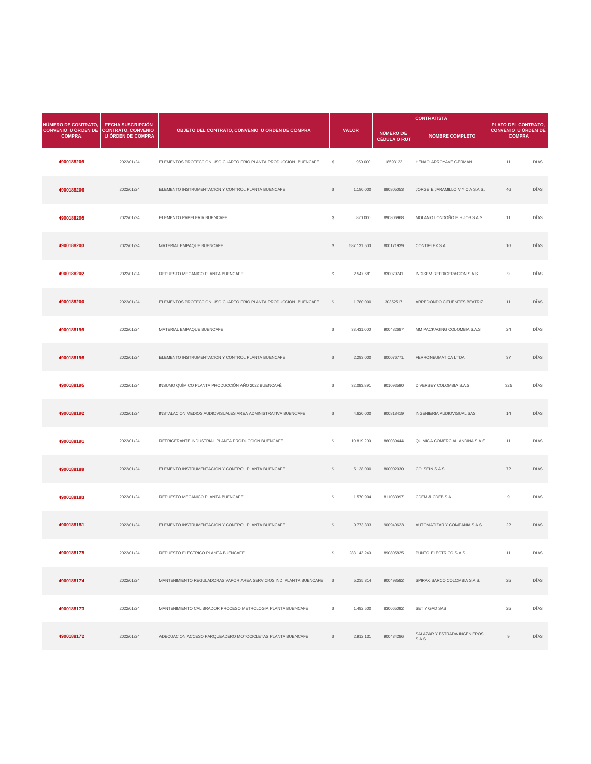| NÚMERO DE CONTRATO, CONVENIO U ÓRDEN DE COMPRA | FECHA SUSCRIPCIÓN CONTRATO, CONVENIO U ÓRDEN DE COMPRA | OBJETO DEL CONTRATO, CONVENIO U ÓRDEN DE COMPRA | VALOR | | CONTRATISTA | | PLAZO DEL CONTRATO, CONVENIO U ÓRDEN DE COMPRA | |
|---|---|---|---|---|---|---|---|---|
| | | | | | NÚMERO DE CÉDULA O RUT | NOMBRE COMPLETO | | |
| 4900188209 | 2022/01/24 | ELEMENTOS PROTECCION USO CUARTO FRIO PLANTA PRODUCCION BUENCAFE | $ | 950.000 | 18593123 | HENAO ARROYAVE GERMAN | 11 | DÍAS |
| 4900188206 | 2022/01/24 | ELEMENTO INSTRUMENTACION Y CONTROL PLANTA BUENCAFE | $ | 1.180.000 | 890805053 | JORGE E JARAMILLO V Y CIA S.A.S. | 46 | DÍAS |
| 4900188205 | 2022/01/24 | ELEMENTO PAPELERIA BUENCAFE | $ | 820.000 | 890806968 | MOLANO LONDOÑO E HIJOS S.A.S. | 11 | DÍAS |
| 4900188203 | 2022/01/24 | MATERIAL EMPAQUE BUENCAFE | $ | 587.131.500 | 800171939 | CONTIFLEX S.A | 16 | DÍAS |
| 4900188202 | 2022/01/24 | REPUESTO MECANICO PLANTA BUENCAFE | $ | 2.547.681 | 830079741 | INDISEM REFRIGERACION S A S | 9 | DÍAS |
| 4900188200 | 2022/01/24 | ELEMENTOS PROTECCION USO CUARTO FRIO PLANTA PRODUCCION BUENCAFE | $ | 1.780.000 | 30352517 | ARREDONDO CIFUENTES BEATRIZ | 11 | DÍAS |
| 4900188199 | 2022/01/24 | MATERIAL EMPAQUE BUENCAFE | $ | 33.431.000 | 900482687 | MM PACKAGING COLOMBIA S.A.S | 24 | DÍAS |
| 4900188198 | 2022/01/24 | ELEMENTO INSTRUMENTACION Y CONTROL PLANTA BUENCAFE | $ | 2.293.000 | 800076771 | FERRONEUMATICA LTDA | 37 | DÍAS |
| 4900188195 | 2022/01/24 | INSUMO QUÍMICO PLANTA PRODUCCIÓN AÑO 2022 BUENCAFÉ | $ | 32.083.891 | 901093590 | DIVERSEY COLOMBIA S.A.S | 325 | DÍAS |
| 4900188192 | 2022/01/24 | INSTALACION MEDIOS AUDIOVISUALES AREA ADMINISTRATIVA BUENCAFE | $ | 4.620.000 | 900818419 | INGENIERIA AUDIOVISUAL SAS | 14 | DÍAS |
| 4900188191 | 2022/01/24 | REFRIGERANTE INDUSTRIAL PLANTA PRODUCCIÓN BUENCAFÉ | $ | 10.819.200 | 860039444 | QUIMICA COMERCIAL ANDINA S A S | 11 | DÍAS |
| 4900188189 | 2022/01/24 | ELEMENTO INSTRUMENTACION Y CONTROL PLANTA BUENCAFE | $ | 5.138.000 | 800002030 | COLSEIN S A S | 72 | DÍAS |
| 4900188183 | 2022/01/24 | REPUESTO MECANICO PLANTA BUENCAFE | $ | 1.570.904 | 811033997 | CDEM & CDEB S.A. | 9 | DÍAS |
| 4900188181 | 2022/01/24 | ELEMENTO INSTRUMENTACION Y CONTROL PLANTA BUENCAFE | $ | 9.773.333 | 900940623 | AUTOMATIZAR Y COMPAÑIA S.A.S. | 22 | DÍAS |
| 4900188175 | 2022/01/24 | REPUESTO ELECTRICO PLANTA BUENCAFE | $ | 283.143.240 | 890805825 | PUNTO ELECTRICO S.A.S | 11 | DÍAS |
| 4900188174 | 2022/01/24 | MANTENIMIENTO REGULADORAS VAPOR AREA SERVICIOS IND. PLANTA BUENCAFE | $ | 5.235.314 | 900498582 | SPIRAX SARCO COLOMBIA S.A.S. | 25 | DÍAS |
| 4900188173 | 2022/01/24 | MANTENIMIENTO CALIBRADOR PROCESO METROLOGIA PLANTA BUENCAFE | $ | 1.492.500 | 830065092 | SET Y GAD SAS | 25 | DÍAS |
| 4900188172 | 2022/01/24 | ADECUACION ACCESO PARQUEADERO MOTOCICLETAS PLANTA BUENCAFE | $ | 2.912.131 | 900434286 | SALAZAR Y ESTRADA INGENIEROS S.A.S. | 9 | DÍAS |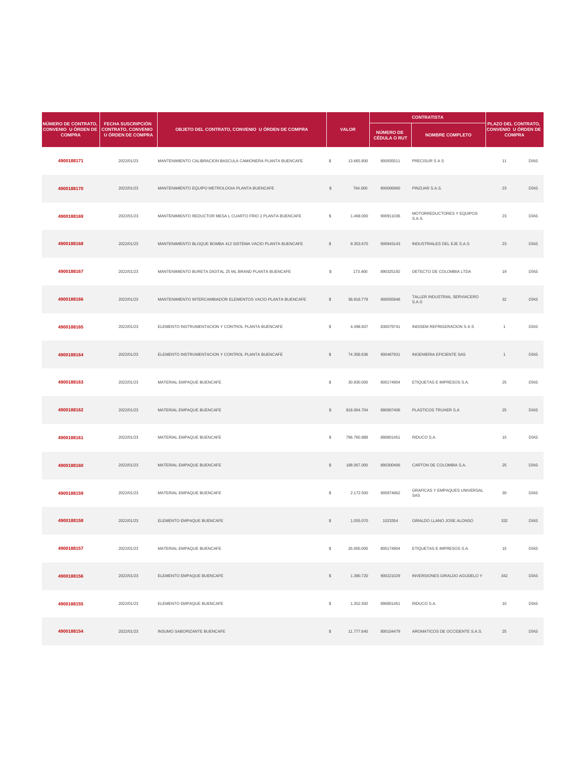| NÚMERO DE CONTRATO, CONVENIO U ÓRDEN DE COMPRA | FECHA SUSCRIPCIÓN CONTRATO, CONVENIO U ÓRDEN DE COMPRA | OBJETO DEL CONTRATO, CONVENIO U ÓRDEN DE COMPRA | VALOR | | CONTRATISTA | | PLAZO DEL CONTRATO, CONVENIO U ÓRDEN DE COMPRA | |
|---|---|---|---|---|---|---|---|---|
| | | | | | NÚMERO DE CÉDULA O RUT | NOMBRE COMPLETO | | |
| 4900188171 | 2022/01/23 | MANTENIMIENTO CALIBRACION BASCULA CAMIONERA PLANTA BUENCAFE | $ | 13.665.800 | 900935511 | PRECISUR S A S | 11 | DÍAS |
| 4900188170 | 2022/01/23 | MANTENIMIENTO EQUIPO METROLOGIA PLANTA BUENCAFE | $ | 764.000 | 800006900 | PINZUAR S.A.S. | 23 | DÍAS |
| 4900188169 | 2022/01/23 | MANTENIMIENTO REDUCTOR MESA L CUARTO FRIO 2 PLANTA BUENCAFE | $ | 1.468.000 | 900911036 | MOTORREDUCTORES Y EQUIPOS S.A.S. | 23 | DÍAS |
| 4900188168 | 2022/01/23 | MANTENIMIENTO BLOQUE BOMBA 412 SISTEMA VACIO PLANTA BUENCAFE | $ | 8.353.670 | 900943143 | INDUSTRIALES DEL EJE S.A.S | 23 | DÍAS |
| 4900188167 | 2022/01/23 | MANTENIMIENTO BURETA DIGITAL 25 ML BRAND PLANTA BUENCAFE | $ | 173.400 | 890325192 | DETECTO DE COLOMBIA LTDA | 19 | DÍAS |
| 4900188166 | 2022/01/23 | MANTENIMIENTO INTERCAMBIADOR ELEMENTOS VACIO PLANTA BUENCAFE | $ | 38.818.779 | 900055948 | TALLER INDUSTRIAL SERVIACERO S.A.S | 32 | DÍAS |
| 4900188165 | 2022/01/23 | ELEMENTO INSTRUMENTACION Y CONTROL PLANTA BUENCAFE | $ | 4.498.607 | 830079741 | INDISEM REFRIGERACION S A S | 1 | DÍAS |
| 4900188164 | 2022/01/23 | ELEMENTO INSTRUMENTACION Y CONTROL PLANTA BUENCAFE | $ | 74.358.636 | 900467931 | INGENIERIA EFICIENTE SAS | 1 | DÍAS |
| 4900188163 | 2022/01/23 | MATERIAL EMPAQUE BUENCAFE | $ | 30.830.000 | 800174904 | ETIQUETAS E IMPRESOS S.A. | 25 | DÍAS |
| 4900188162 | 2022/01/23 | MATERIAL EMPAQUE BUENCAFE | $ | 818.004.704 | 890907406 | PLASTICOS TRUHER S.A | 25 | DÍAS |
| 4900188161 | 2022/01/23 | MATERIAL EMPAQUE BUENCAFE | $ | 796.760.888 | 890801451 | RIDUCO S.A. | 15 | DÍAS |
| 4900188160 | 2022/01/23 | MATERIAL EMPAQUE BUENCAFE | $ | 188.067.000 | 890300406 | CARTON DE COLOMBIA S.A. | 25 | DÍAS |
| 4900188159 | 2022/01/23 | MATERIAL EMPAQUE BUENCAFE | $ | 2.172.500 | 900974862 | GRAFICAS Y EMPAQUES UNIVERSAL SAS | 30 | DÍAS |
| 4900188158 | 2022/01/23 | ELEMENTO EMPAQUE BUENCAFE | $ | 1.055.070 | 1023354 | GIRALDO LLANO JOSE ALONSO | 332 | DÍAS |
| 4900188157 | 2022/01/23 | MATERIAL EMPAQUE BUENCAFE | $ | 26.000.000 | 800174904 | ETIQUETAS E IMPRESOS S.A. | 15 | DÍAS |
| 4900188156 | 2022/01/23 | ELEMENTO EMPAQUE BUENCAFE | $ | 1.380.720 | 900221029 | INVERSIONES GIRALDO AGUDELO Y | 342 | DÍAS |
| 4900188155 | 2022/01/23 | ELEMENTO EMPAQUE BUENCAFE | $ | 1.352.592 | 890801451 | RIDUCO S.A. | 10 | DÍAS |
| 4900188154 | 2022/01/23 | INSUMO SABORIZANTE BUENCAFE | $ | 11.777.640 | 800104479 | AROMATICOS DE OCCIDENTE S.A.S. | 25 | DÍAS |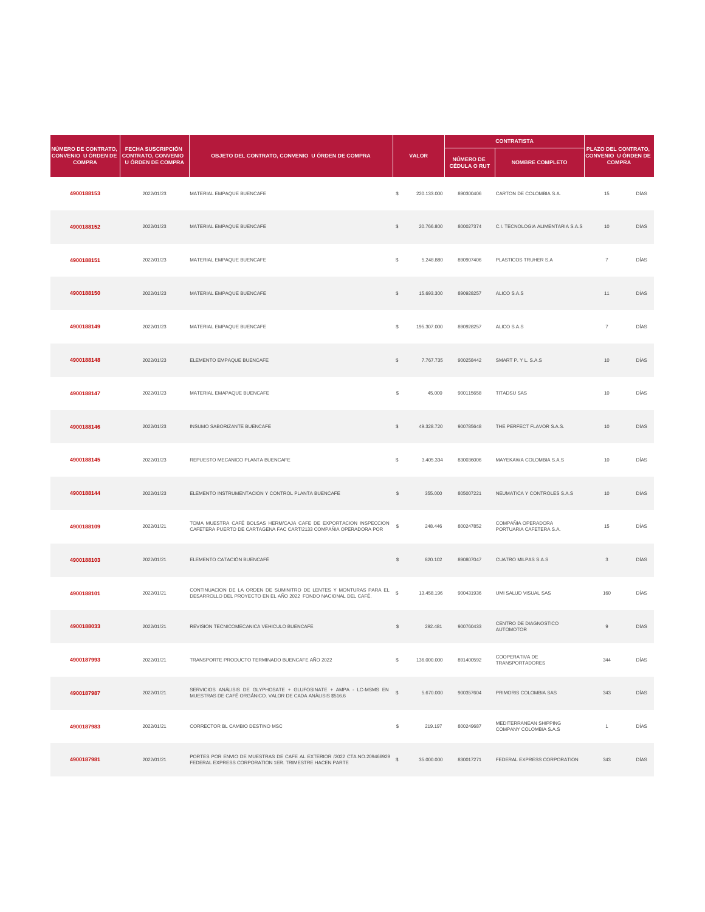| NÚMERO DE CONTRATO, CONVENIO U ÓRDEN DE COMPRA | FECHA SUSCRIPCIÓN CONTRATO, CONVENIO U ÓRDEN DE COMPRA | OBJETO DEL CONTRATO, CONVENIO U ÓRDEN DE COMPRA | VALOR | | CONTRATISTA | | PLAZO DEL CONTRATO, CONVENIO U ÓRDEN DE COMPRA | |
|---|---|---|---|---|---|---|---|---|
| | | | | | NÚMERO DE CÉDULA O RUT | NOMBRE COMPLETO | | |
| 4900188153 | 2022/01/23 | MATERIAL EMPAQUE BUENCAFE | $ | 220.133.000 | 890300406 | CARTON DE COLOMBIA S.A. | 15 | DÍAS |
| 4900188152 | 2022/01/23 | MATERIAL EMPAQUE BUENCAFE | $ | 20.766.800 | 800027374 | C.I. TECNOLOGIA ALIMENTARIA S.A.S | 10 | DÍAS |
| 4900188151 | 2022/01/23 | MATERIAL EMPAQUE BUENCAFE | $ | 5.248.880 | 890907406 | PLASTICOS TRUHER S.A | 7 | DÍAS |
| 4900188150 | 2022/01/23 | MATERIAL EMPAQUE BUENCAFE | $ | 15.693.300 | 890928257 | ALICO S.A.S | 11 | DÍAS |
| 4900188149 | 2022/01/23 | MATERIAL EMPAQUE BUENCAFE | $ | 195.307.000 | 890928257 | ALICO S.A.S | 7 | DÍAS |
| 4900188148 | 2022/01/23 | ELEMENTO EMPAQUE BUENCAFE | $ | 7.767.735 | 900258442 | SMART P. Y L. S.A.S | 10 | DÍAS |
| 4900188147 | 2022/01/23 | MATERIAL EMAPAQUE BUENCAFE | $ | 45.000 | 900115658 | TITADSU SAS | 10 | DÍAS |
| 4900188146 | 2022/01/23 | INSUMO SABORIZANTE BUENCAFE | $ | 49.328.720 | 900785648 | THE PERFECT FLAVOR S.A.S. | 10 | DÍAS |
| 4900188145 | 2022/01/23 | REPUESTO MECANICO PLANTA BUENCAFE | $ | 3.405.334 | 830036006 | MAYEKAWA COLOMBIA S.A.S | 10 | DÍAS |
| 4900188144 | 2022/01/23 | ELEMENTO INSTRUMENTACION Y CONTROL PLANTA BUENCAFE | $ | 355.000 | 805007221 | NEUMATICA Y CONTROLES S.A.S | 10 | DÍAS |
| 4900188109 | 2022/01/21 | TOMA MUESTRA CAFÉ BOLSAS HERM/CAJA CAFE DE EXPORTACION INSPECCION CAFETERA PUERTO DE CARTAGENA FAC CART/2133 COMPAÑIA OPERADORA POR | $ | 248.446 | 800247852 | COMPAÑIA OPERADORA PORTUARIA CAFETERA S.A. | 15 | DÍAS |
| 4900188103 | 2022/01/21 | ELEMENTO CATACIÓN BUENCAFÉ | $ | 820.102 | 890807047 | CUATRO MILPAS S.A.S | 3 | DÍAS |
| 4900188101 | 2022/01/21 | CONTINUACION DE LA ORDEN DE SUMINITRO DE LENTES Y MONTURAS PARA EL DESARROLLO DEL PROYECTO EN EL AÑO 2022 FONDO NACIONAL DEL CAFÉ. | $ | 13.458.196 | 900431936 | UMI SALUD VISUAL SAS | 160 | DÍAS |
| 4900188033 | 2022/01/21 | REVISION TECNICOMECANICA VEHICULO BUENCAFE | $ | 292.481 | 900760433 | CENTRO DE DIAGNOSTICO AUTOMOTOR | 9 | DÍAS |
| 4900187993 | 2022/01/21 | TRANSPORTE PRODUCTO TERMINADO BUENCAFE AÑO 2022 | $ | 136.000.000 | 891400592 | COOPERATIVA DE TRANSPORTADORES | 344 | DÍAS |
| 4900187987 | 2022/01/21 | SERVICIOS ANÁLISIS DE GLYPHOSATE + GLUFOSINATE + AMPA - LC-MSMS EN MUESTRAS DE CAFÉ ORGÁNICO. VALOR DE CADA ANÁLISIS $516.6 | $ | 5.670.000 | 900357604 | PRIMORIS COLOMBIA SAS | 343 | DÍAS |
| 4900187983 | 2022/01/21 | CORRECTOR BL CAMBIO DESTINO MSC | $ | 219.197 | 800249687 | MEDITERRANEAN SHIPPING COMPANY COLOMBIA S.A.S | 1 | DÍAS |
| 4900187981 | 2022/01/21 | PORTES POR ENVIO DE MUESTRAS DE CAFE AL EXTERIOR /2022 CTA.NO.209466929 FEDERAL EXPRESS CORPORATION 1ER. TRIMESTRE HACEN PARTE | $ | 35.000.000 | 830017271 | FEDERAL EXPRESS CORPORATION | 343 | DÍAS |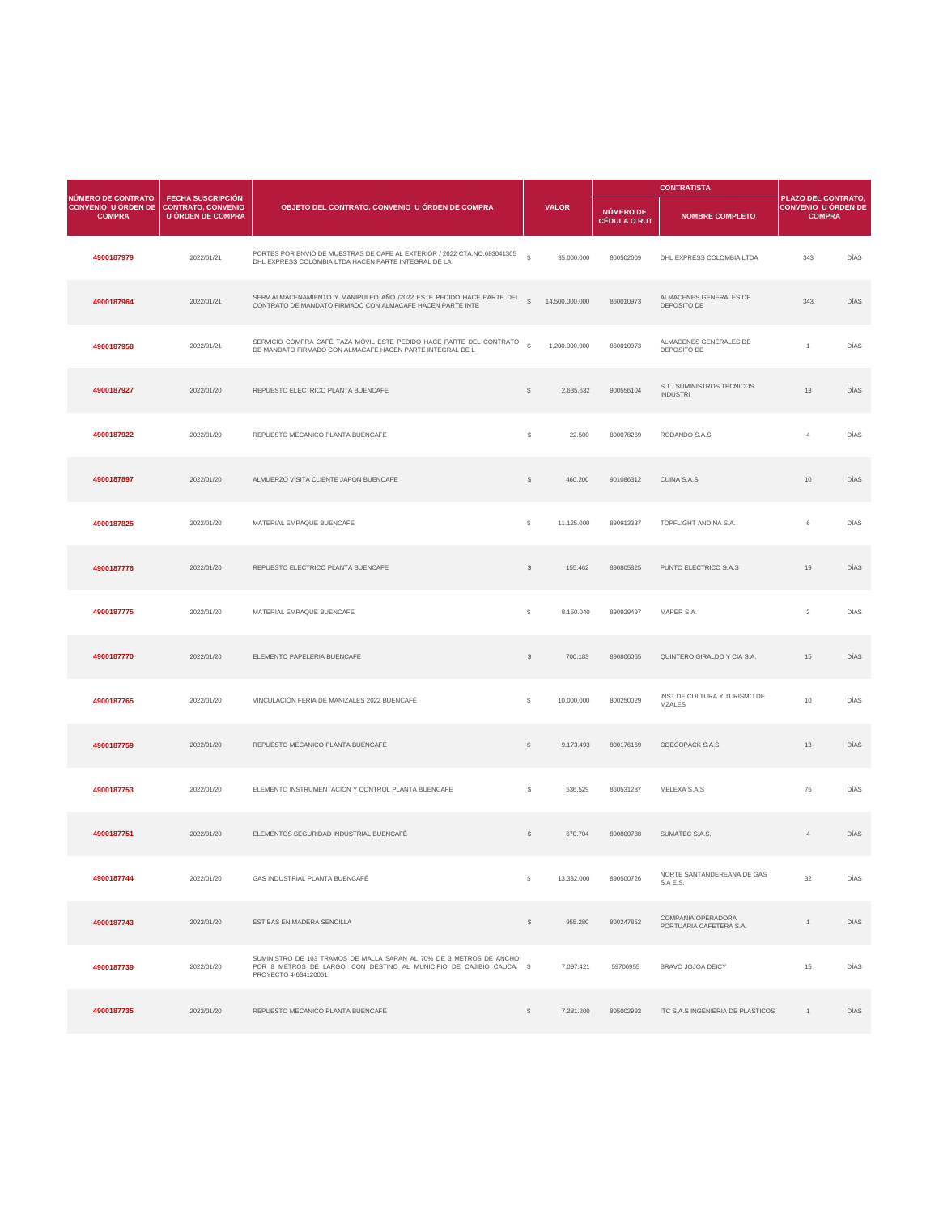| NÚMERO DE CONTRATO, CONVENIO U ÓRDEN DE COMPRA | FECHA SUSCRIPCIÓN CONTRATO, CONVENIO U ÓRDEN DE COMPRA | OBJETO DEL CONTRATO, CONVENIO U ÓRDEN DE COMPRA | VALOR | | CONTRATISTA | | PLAZO DEL CONTRATO, CONVENIO U ÓRDEN DE COMPRA | |
|---|---|---|---|---|---|---|---|---|
| | | | | | NÚMERO DE CÉDULA O RUT | NOMBRE COMPLETO | | |
| 4900187979 | 2022/01/21 | PORTES POR ENVIO DE MUESTRAS DE CAFE AL EXTERIOR / 2022 CTA.NO.683041305 DHL EXPRESS COLOMBIA LTDA HACEN PARTE INTEGRAL DE LA | $ | 35.000.000 | 860502609 | DHL EXPRESS COLOMBIA LTDA | 343 | DÍAS |
| 4900187964 | 2022/01/21 | SERV.ALMACENAMIENTO Y MANIPULEO AÑO /2022 ESTE PEDIDO HACE PARTE DEL CONTRATO DE MANDATO FIRMADO CON ALMACAFE HACEN PARTE INTE | $ | 14.500.000.000 | 860010973 | ALMACENES GENERALES DE DEPOSITO DE | 343 | DÍAS |
| 4900187958 | 2022/01/21 | SERVICIO COMPRA CAFÉ TAZA MÓVIL ESTE PEDIDO HACE PARTE DEL CONTRATO DE MANDATO FIRMADO CON ALMACAFE HACEN PARTE INTEGRAL DE L | $ | 1.200.000.000 | 860010973 | ALMACENES GENERALES DE DEPOSITO DE | 1 | DÍAS |
| 4900187927 | 2022/01/20 | REPUESTO ELECTRICO PLANTA BUENCAFE | $ | 2.635.632 | 900556104 | S.T.I SUMINISTROS TECNICOS INDUSTRI | 13 | DÍAS |
| 4900187922 | 2022/01/20 | REPUESTO MECANICO PLANTA BUENCAFE | $ | 22.500 | 800078269 | RODANDO S.A.S | 4 | DÍAS |
| 4900187897 | 2022/01/20 | ALMUERZO VISITA CLIENTE JAPON BUENCAFE | $ | 460.200 | 901086312 | CUINA S.A.S | 10 | DÍAS |
| 4900187825 | 2022/01/20 | MATERIAL EMPAQUE BUENCAFE | $ | 11.125.000 | 890913337 | TOPFLIGHT ANDINA S.A. | 6 | DÍAS |
| 4900187776 | 2022/01/20 | REPUESTO ELECTRICO PLANTA BUENCAFE | $ | 155.462 | 890805825 | PUNTO ELECTRICO S.A.S | 19 | DÍAS |
| 4900187775 | 2022/01/20 | MATERIAL EMPAQUE BUENCAFE | $ | 8.150.040 | 890929497 | MAPER S.A. | 2 | DÍAS |
| 4900187770 | 2022/01/20 | ELEMENTO PAPELERIA BUENCAFE | $ | 700.183 | 890806065 | QUINTERO GIRALDO Y CIA S.A. | 15 | DÍAS |
| 4900187765 | 2022/01/20 | VINCULACIÓN FERIA DE MANIZALES 2022 BUENCAFÉ | $ | 10.000.000 | 800250029 | INST.DE CULTURA Y TURISMO DE MZALES | 10 | DÍAS |
| 4900187759 | 2022/01/20 | REPUESTO MECANICO PLANTA BUENCAFE | $ | 9.173.493 | 800176169 | ODECOPACK S.A.S | 13 | DÍAS |
| 4900187753 | 2022/01/20 | ELEMENTO INSTRUMENTACION Y CONTROL PLANTA BUENCAFE | $ | 536.529 | 860531287 | MELEXA S.A.S | 75 | DÍAS |
| 4900187751 | 2022/01/20 | ELEMENTOS SEGURIDAD INDUSTRIAL BUENCAFÉ | $ | 670.704 | 890800788 | SUMATEC S.A.S. | 4 | DÍAS |
| 4900187744 | 2022/01/20 | GAS INDUSTRIAL PLANTA BUENCAFÉ | $ | 13.332.000 | 890500726 | NORTE SANTANDEREANA DE GAS S.A E.S. | 32 | DÍAS |
| 4900187743 | 2022/01/20 | ESTIBAS EN MADERA SENCILLA | $ | 955.280 | 800247852 | COMPAÑIA OPERADORA PORTUARIA CAFETERA S.A. | 1 | DÍAS |
| 4900187739 | 2022/01/20 | SUMINISTRO DE 103 TRAMOS DE MALLA SARAN AL 70% DE 3 METROS DE ANCHO POR 8 METROS DE LARGO, CON DESTINO AL MUNICIPIO DE CAJIBIO CAUCA. PROYECTO 4-634120061 | $ | 7.097.421 | 59706955 | BRAVO JOJOA DEICY | 15 | DÍAS |
| 4900187735 | 2022/01/20 | REPUESTO MECANICO PLANTA BUENCAFE | $ | 7.281.200 | 805002992 | ITC S.A.S INGENIERIA DE PLASTICOS | 1 | DÍAS |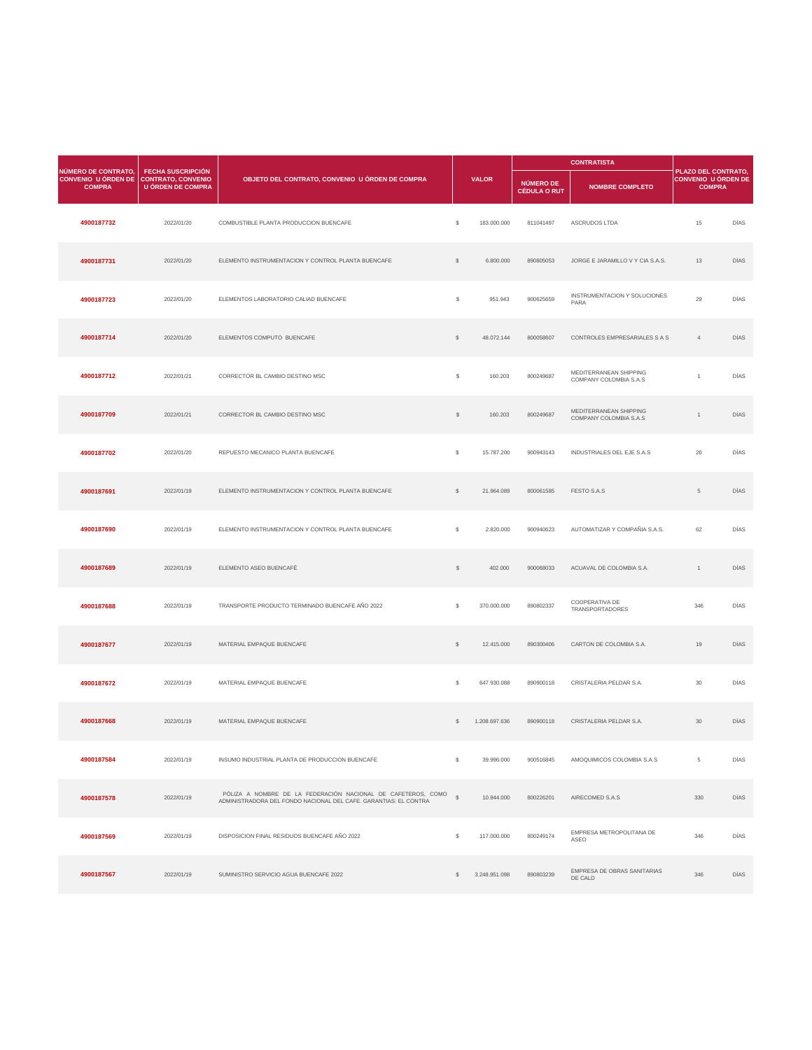| NÚMERO DE CONTRATO, CONVENIO U ÓRDEN DE COMPRA | FECHA SUSCRIPCIÓN CONTRATO, CONVENIO U ÓRDEN DE COMPRA | OBJETO DEL CONTRATO, CONVENIO U ÓRDEN DE COMPRA | VALOR | | CONTRATISTA | | PLAZO DEL CONTRATO, CONVENIO U ÓRDEN DE COMPRA | |
|---|---|---|---|---|---|---|---|---|
| | | | | | NÚMERO DE CÉDULA O RUT | NOMBRE COMPLETO | | |
| 4900187732 | 2022/01/20 | COMBUSTIBLE PLANTA PRODUCCION BUENCAFE | $ | 183.000.000 | 811041497 | ASCRUDOS LTDA | 15 | DÍAS |
| 4900187731 | 2022/01/20 | ELEMENTO INSTRUMENTACION Y CONTROL PLANTA BUENCAFE | $ | 6.800.000 | 890805053 | JORGE E JARAMILLO V Y CIA S.A.S. | 13 | DÍAS |
| 4900187723 | 2022/01/20 | ELEMENTOS LABORATORIO CALIAD BUENCAFE | $ | 951.943 | 900625659 | INSTRUMENTACION Y SOLUCIONES PARA | 29 | DÍAS |
| 4900187714 | 2022/01/20 | ELEMENTOS COMPUTO BUENCAFE | $ | 48.072.144 | 800058607 | CONTROLES EMPRESARIALES S A S | 4 | DÍAS |
| 4900187712 | 2022/01/21 | CORRECTOR BL CAMBIO DESTINO MSC | $ | 160.203 | 800249687 | MEDITERRANEAN SHIPPING COMPANY COLOMBIA S.A.S | 1 | DÍAS |
| 4900187709 | 2022/01/21 | CORRECTOR BL CAMBIO DESTINO MSC | $ | 160.203 | 800249687 | MEDITERRANEAN SHIPPING COMPANY COLOMBIA S.A.S | 1 | DÍAS |
| 4900187702 | 2022/01/20 | REPUESTO MECANICO PLANTA BUENCAFE | $ | 15.787.200 | 900943143 | INDUSTRIALES DEL EJE S.A.S | 26 | DÍAS |
| 4900187691 | 2022/01/19 | ELEMENTO INSTRUMENTACION Y CONTROL PLANTA BUENCAFE | $ | 21.964.089 | 800061585 | FESTO S.A.S | 5 | DÍAS |
| 4900187690 | 2022/01/19 | ELEMENTO INSTRUMENTACION Y CONTROL PLANTA BUENCAFE | $ | 2.820.000 | 900940623 | AUTOMATIZAR Y COMPAÑIA S.A.S. | 62 | DÍAS |
| 4900187689 | 2022/01/19 | ELEMENTO ASEO BUENCAFÉ | $ | 402.000 | 900068033 | ACUAVAL DE COLOMBIA S.A. | 1 | DÍAS |
| 4900187688 | 2022/01/19 | TRANSPORTE PRODUCTO TERMINADO BUENCAFE AÑO 2022 | $ | 370.000.000 | 890802337 | COOPERATIVA DE TRANSPORTADORES | 346 | DÍAS |
| 4900187677 | 2022/01/19 | MATERIAL EMPAQUE BUENCAFE | $ | 12.415.000 | 890300406 | CARTON DE COLOMBIA S.A. | 19 | DÍAS |
| 4900187672 | 2022/01/19 | MATERIAL EMPAQUE BUENCAFE | $ | 647.930.088 | 890900118 | CRISTALERIA PELDAR S.A. | 30 | DÍAS |
| 4900187668 | 2022/01/19 | MATERIAL EMPAQUE BUENCAFE | $ | 1.208.697.636 | 890900118 | CRISTALERIA PELDAR S.A. | 30 | DÍAS |
| 4900187584 | 2022/01/19 | INSUMO INDUSTRIAL PLANTA DE PRODUCCION BUENCAFE | $ | 39.996.000 | 900516845 | AMOQUIMICOS COLOMBIA S.A.S | 5 | DÍAS |
| 4900187578 | 2022/01/19 | PÓLIZA A NOMBRE DE LA FEDERACIÓN NACIONAL DE CAFETEROS, COMO ADMINISTRADORA DEL FONDO NACIONAL DEL CAFE. GARANTIAS: EL CONTRA | $ | 10.944.000 | 800226201 | AIRECOMED S.A.S | 330 | DÍAS |
| 4900187569 | 2022/01/19 | DISPOSICION FINAL RESIDUOS BUENCAFE AÑO 2022 | $ | 117.000.000 | 800249174 | EMPRESA METROPOLITANA DE ASEO | 346 | DÍAS |
| 4900187567 | 2022/01/19 | SUMINISTRO SERVICIO AGUA BUENCAFE 2022 | $ | 3.248.951.098 | 890803239 | EMPRESA DE OBRAS SANITARIAS DE CALD | 346 | DÍAS |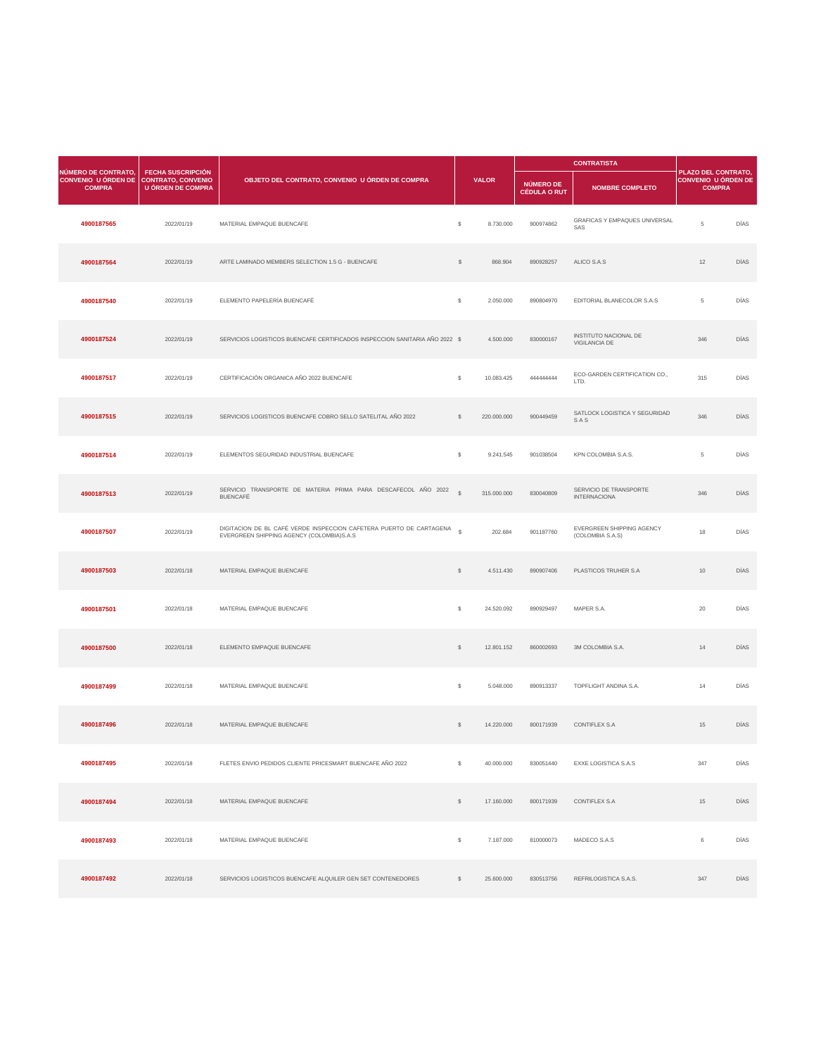| NÚMERO DE CONTRATO, CONVENIO U ÓRDEN DE COMPRA | FECHA SUSCRIPCIÓN CONTRATO, CONVENIO U ÓRDEN DE COMPRA | OBJETO DEL CONTRATO, CONVENIO U ÓRDEN DE COMPRA | VALOR | | CONTRATISTA | | PLAZO DEL CONTRATO, CONVENIO U ÓRDEN DE COMPRA | |
|---|---|---|---|---|---|---|---|---|
| | | | | | NÚMERO DE CÉDULA O RUT | NOMBRE COMPLETO | | |
| 4900187565 | 2022/01/19 | MATERIAL EMPAQUE BUENCAFE | $ | 8.730.000 | 900974862 | GRAFICAS Y EMPAQUES UNIVERSAL SAS | 5 | DÍAS |
| 4900187564 | 2022/01/19 | ARTE LAMINADO MEMBERS SELECTION 1.5 G - BUENCAFE | $ | 868.904 | 890928257 | ALICO S.A.S | 12 | DÍAS |
| 4900187540 | 2022/01/19 | ELEMENTO PAPELERÍA BUENCAFÉ | $ | 2.050.000 | 890804970 | EDITORIAL BLANECOLOR S.A.S | 5 | DÍAS |
| 4900187524 | 2022/01/19 | SERVICIOS LOGISTICOS BUENCAFE CERTIFICADOS INSPECCION SANITARIA AÑO 2022 | $ | 4.500.000 | 830000167 | INSTITUTO NACIONAL DE VIGILANCIA DE | 346 | DÍAS |
| 4900187517 | 2022/01/19 | CERTIFICACIÓN ORGANICA AÑO 2022 BUENCAFE | $ | 10.083.425 | 444444444 | ECO-GARDEN CERTIFICATION CO., LTD. | 315 | DÍAS |
| 4900187515 | 2022/01/19 | SERVICIOS LOGISTICOS BUENCAFE COBRO SELLO SATELITAL AÑO 2022 | $ | 220.000.000 | 900449459 | SATLOCK LOGISTICA Y SEGURIDAD S A S | 346 | DÍAS |
| 4900187514 | 2022/01/19 | ELEMENTOS SEGURIDAD INDUSTRIAL BUENCAFE | $ | 9.241.545 | 901038504 | KPN COLOMBIA S.A.S. | 5 | DÍAS |
| 4900187513 | 2022/01/19 | SERVICIO TRANSPORTE DE MATERIA PRIMA PARA DESCAFECOL AÑO 2022 BUENCAFÉ | $ | 315.000.000 | 830040809 | SERVICIO DE TRANSPORTE INTERNACIONA | 346 | DÍAS |
| 4900187507 | 2022/01/19 | DIGITACION DE BL CAFÉ VERDE INSPECCION CAFETERA PUERTO DE CARTAGENA EVERGREEN SHIPPING AGENCY (COLOMBIA)S.A.S | $ | 202.684 | 901187760 | EVERGREEN SHIPPING AGENCY (COLOMBIA S.A.S) | 18 | DÍAS |
| 4900187503 | 2022/01/18 | MATERIAL EMPAQUE BUENCAFE | $ | 4.511.430 | 890907406 | PLASTICOS TRUHER S.A | 10 | DÍAS |
| 4900187501 | 2022/01/18 | MATERIAL EMPAQUE BUENCAFE | $ | 24.520.092 | 890929497 | MAPER S.A. | 20 | DÍAS |
| 4900187500 | 2022/01/18 | ELEMENTO EMPAQUE BUENCAFE | $ | 12.801.152 | 860002693 | 3M COLOMBIA S.A. | 14 | DÍAS |
| 4900187499 | 2022/01/18 | MATERIAL EMPAQUE BUENCAFE | $ | 5.048.000 | 890913337 | TOPFLIGHT ANDINA S.A. | 14 | DÍAS |
| 4900187496 | 2022/01/18 | MATERIAL EMPAQUE BUENCAFE | $ | 14.220.000 | 800171939 | CONTIFLEX S.A | 15 | DÍAS |
| 4900187495 | 2022/01/18 | FLETES ENVIO PEDIDOS CLIENTE PRICESMART BUENCAFE AÑO 2022 | $ | 40.000.000 | 830051440 | EXXE LOGISTICA S.A.S | 347 | DÍAS |
| 4900187494 | 2022/01/18 | MATERIAL EMPAQUE BUENCAFE | $ | 17.160.000 | 800171939 | CONTIFLEX S.A | 15 | DÍAS |
| 4900187493 | 2022/01/18 | MATERIAL EMPAQUE BUENCAFE | $ | 7.187.000 | 810000073 | MADECO S.A.S | 6 | DÍAS |
| 4900187492 | 2022/01/18 | SERVICIOS LOGISTICOS BUENCAFE ALQUILER GEN SET CONTENEDORES | $ | 25.600.000 | 830513756 | REFRILOGISTICA S.A.S. | 347 | DÍAS |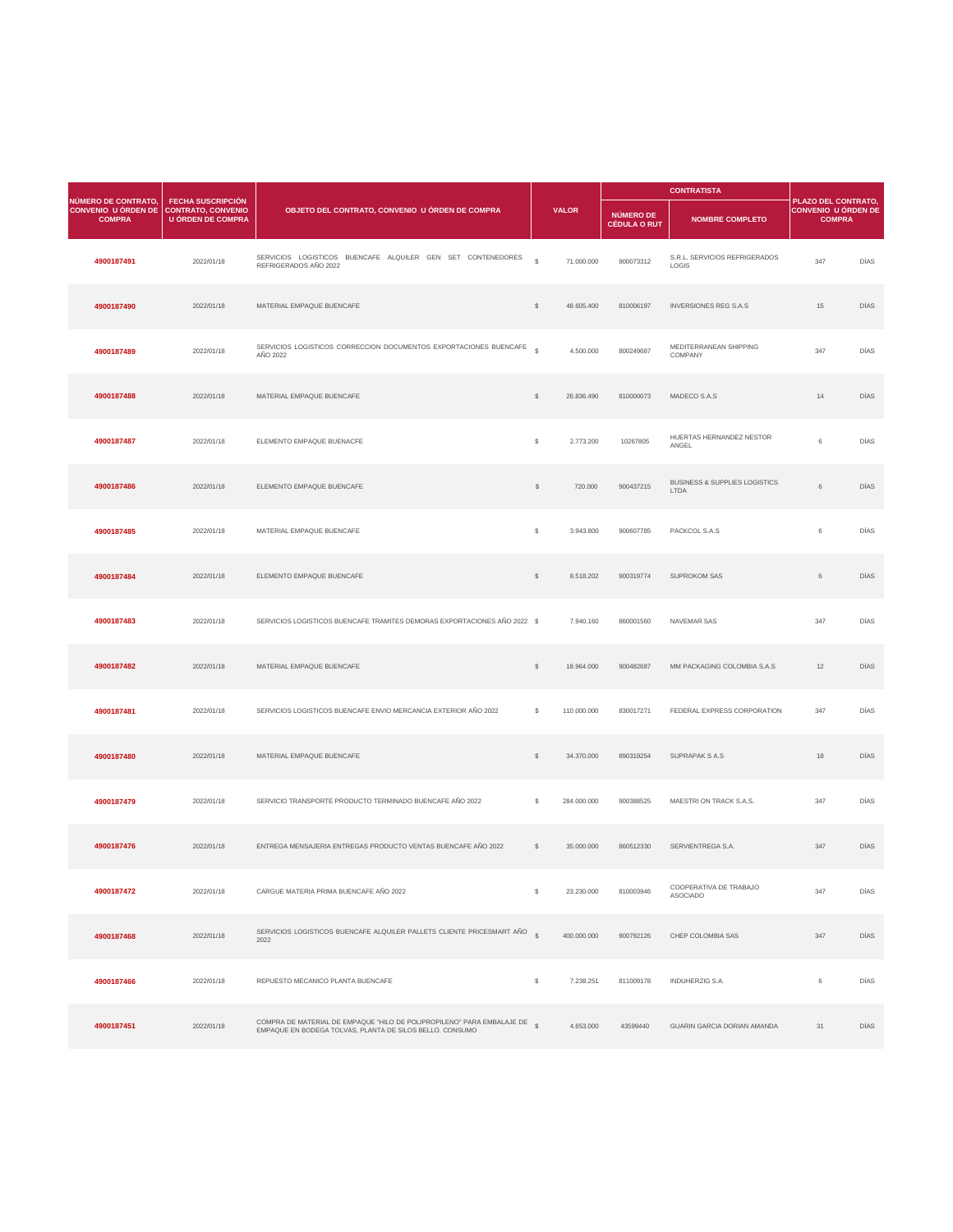| NÚMERO DE CONTRATO, CONVENIO U ÓRDEN DE COMPRA | FECHA SUSCRIPCIÓN CONTRATO, CONVENIO U ÓRDEN DE COMPRA | OBJETO DEL CONTRATO, CONVENIO U ÓRDEN DE COMPRA | VALOR | | CONTRATISTA | | PLAZO DEL CONTRATO, CONVENIO U ÓRDEN DE COMPRA | |
|---|---|---|---|---|---|---|---|---|
| | | | | | NÚMERO DE CÉDULA O RUT | NOMBRE COMPLETO | | |
| 4900187491 | 2022/01/18 | SERVICIOS LOGISTICOS BUENCAFE ALQUILER GEN SET CONTENEDORES REFRIGERADOS AÑO 2022 | $ | 71.000.000 | 900073312 | S.R.L. SERVICIOS REFRIGERADOS LOGIS | 347 | DÍAS |
| 4900187490 | 2022/01/18 | MATERIAL EMPAQUE BUENCAFE | $ | 48.605.400 | 810006197 | INVERSIONES REG S.A.S | 15 | DÍAS |
| 4900187489 | 2022/01/18 | SERVICIOS LOGISTICOS CORRECCION DOCUMENTOS EXPORTACIONES BUENCAFE AÑO 2022 | $ | 4.500.000 | 800249687 | MEDITERRANEAN SHIPPING COMPANY | 347 | DÍAS |
| 4900187488 | 2022/01/18 | MATERIAL EMPAQUE BUENCAFE | $ | 26.836.490 | 810000073 | MADECO S.A.S | 14 | DÍAS |
| 4900187487 | 2022/01/18 | ELEMENTO EMPAQUE BUENACFE | $ | 2.773.200 | 10267805 | HUERTAS HERNANDEZ NESTOR ANGEL | 6 | DÍAS |
| 4900187486 | 2022/01/18 | ELEMENTO EMPAQUE BUENCAFE | $ | 720.000 | 900437215 | BUSINESS & SUPPLIES LOGISTICS LTDA | 6 | DÍAS |
| 4900187485 | 2022/01/18 | MATERIAL EMPAQUE BUENCAFE | $ | 3.943.800 | 900607785 | PACKCOL S.A.S | 6 | DÍAS |
| 4900187484 | 2022/01/18 | ELEMENTO EMPAQUE BUENCAFE | $ | 8.518.202 | 900319774 | SUPROKOM SAS | 6 | DÍAS |
| 4900187483 | 2022/01/18 | SERVICIOS LOGISTICOS BUENCAFE TRAMITES DEMORAS EXPORTACIONES AÑO 2022 | $ | 7.940.160 | 860001560 | NAVEMAR SAS | 347 | DÍAS |
| 4900187482 | 2022/01/18 | MATERIAL EMPAQUE BUENCAFE | $ | 18.964.000 | 900482687 | MM PACKAGING COLOMBIA S.A.S | 12 | DÍAS |
| 4900187481 | 2022/01/18 | SERVICIOS LOGISTICOS BUENCAFE ENVIO MERCANCIA EXTERIOR AÑO 2022 | $ | 110.000.000 | 830017271 | FEDERAL EXPRESS CORPORATION | 347 | DÍAS |
| 4900187480 | 2022/01/18 | MATERIAL EMPAQUE BUENCAFE | $ | 34.370.000 | 890319254 | SUPRAPAK S A.S | 18 | DÍAS |
| 4900187479 | 2022/01/18 | SERVICIO TRANSPORTE PRODUCTO TERMINADO BUENCAFE AÑO 2022 | $ | 284.000.000 | 900388525 | MAESTRI ON TRACK S.A.S. | 347 | DÍAS |
| 4900187476 | 2022/01/18 | ENTREGA MENSAJERIA ENTREGAS PRODUCTO VENTAS BUENCAFE AÑO 2022 | $ | 35.000.000 | 860512330 | SERVIENTREGA S.A. | 347 | DÍAS |
| 4900187472 | 2022/01/18 | CARGUE MATERIA PRIMA BUENCAFE AÑO 2022 | $ | 23.230.000 | 810003946 | COOPERATIVA DE TRABAJO ASOCIADO | 347 | DÍAS |
| 4900187468 | 2022/01/18 | SERVICIOS LOGISTICOS BUENCAFE ALQUILER PALLETS CLIENTE PRICESMART AÑO 2022 | $ | 400.000.000 | 900792126 | CHEP COLOMBIA SAS | 347 | DÍAS |
| 4900187466 | 2022/01/18 | REPUESTO MECANICO PLANTA BUENCAFE | $ | 7.238.251 | 811009178 | INDUHERZIG S.A. | 6 | DÍAS |
| 4900187451 | 2022/01/18 | COMPRA DE MATERIAL DE EMPAQUE "HILO DE POLIPROPILENO" PARA EMBALAJE DE EMPAQUE EN BODEGA TOLVAS, PLANTA DE SILOS BELLO. CONSUMO | $ | 4.653.000 | 43599440 | GUARIN GARCIA DORIAN AMANDA | 31 | DÍAS |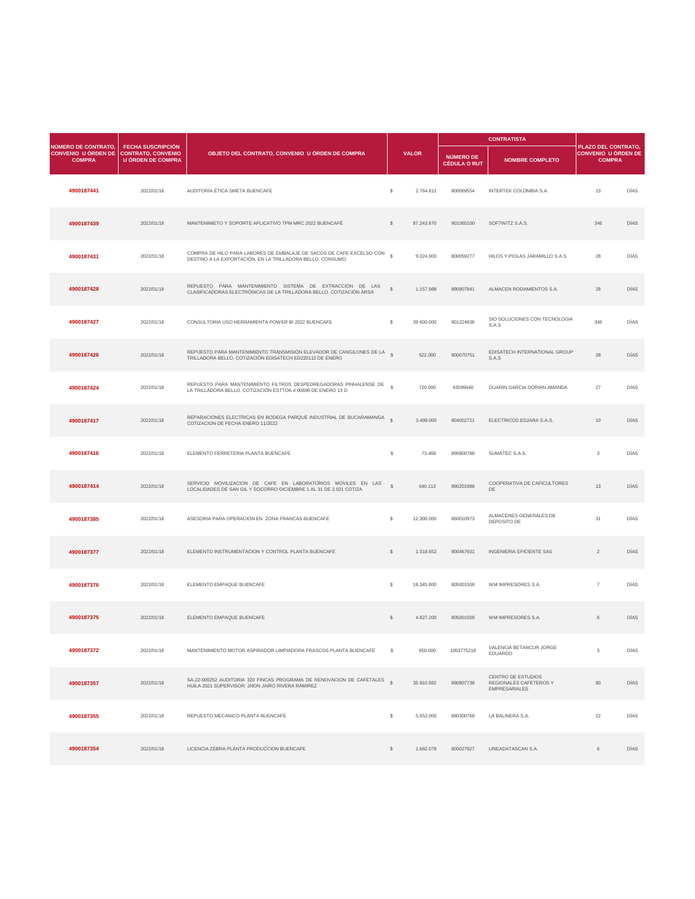| NÚMERO DE CONTRATO, CONVENIO U ÓRDEN DE COMPRA | FECHA SUSCRIPCIÓN CONTRATO, CONVENIO U ÓRDEN DE COMPRA | OBJETO DEL CONTRATO, CONVENIO U ÓRDEN DE COMPRA | VALOR | | CONTRATISTA | | PLAZO DEL CONTRATO, CONVENIO U ÓRDEN DE COMPRA | |
|---|---|---|---|---|---|---|---|---|
| | | | | | NÚMERO DE CÉDULA O RUT | NOMBRE COMPLETO | | |
| 4900187441 | 2022/01/18 | AUDITORÍA ÉTICA SMETA BUENCAFE | $ | 2.764.811 | 800069554 | INTERTEK COLOMBIA S.A. | 13 | DÍAS |
| 4900187439 | 2022/01/18 | MANTENIMIETO Y SOPORTE APLICATIVO TPM MRC 2022 BUENCAFÉ | $ | 87.243.870 | 901065100 | SOFTWITZ S.A.S. | 346 | DÍAS |
| 4900187431 | 2022/01/18 | COMPRA DE HILO PARA LABORES DE EMBALAJE DE SACOS DE CAFE EXCELSO CON DESTINO A LA EXPORTACIÓN, EN LA TRILLADORA BELLO. CONSUMO | $ | 9.024.000 | 800059277 | HILOS Y PIOLAS JARAMILLO S.A.S | 28 | DÍAS |
| 4900187428 | 2022/01/18 | REPUESTO PARA MANTENIMIENTO SISTEMA DE EXTRACCIÓN DE LAS CLASIFICADORAS ELECTRÓNICAS DE LA TRILLADORA BELLO. COTIZACIÓN ARSA | $ | 1.157.988 | 890907841 | ALMACEN RODAMIENTOS S.A. | 28 | DÍAS |
| 4900187427 | 2022/01/18 | CONSULTORIA USO HERRAMIENTA POWER BI 2022 BUENCAFE | $ | 39.600.000 | 901224836 | SIO SOLUCIONES CON TECNOLOGIA S.A.S | 346 | DÍAS |
| 4900187426 | 2022/01/18 | REPUESTO PARA MANTENIMIENTO TRANSMISIÓN ELEVADOR DE CANGILONES DE LA TRILLADORA BELLO. COTIZACIÓN EDISATECH ED220112 DE ENERO | $ | 522.000 | 900070751 | EDISATECH INTERNATIONAL GROUP S.A.S | 28 | DÍAS |
| 4900187424 | 2022/01/18 | REPUESTO PARA MANTENIMIENTO FILTROS DESPEDREGADORAS PINHALENSE DE LA TRILLADORA BELLO. COTIZACIÓN ESTTOK # 00696 DE ENERO 13 D | $ | 720.000 | 43599440 | GUARIN GARCIA DORIAN AMANDA | 27 | DÍAS |
| 4900187417 | 2022/01/18 | REPARACIONES ELECTRICAS EN BODEGA PARQUE INDUSTRIAL DE BUCARAMANGA COTIZACION DE FECHA ENERO 11/2022 | $ | 3.499.000 | 804002721 | ELECTRICOS EDJARA S.A.S. | 10 | DÍAS |
| 4900187416 | 2022/01/18 | ELEMENTO FERRETERIA PLANTA BUENCAFE | $ | 73.468 | 890800788 | SUMATEC S.A.S. | 3 | DÍAS |
| 4900187414 | 2022/01/18 | SERVICIO MOVILIZACION DE CAFE EN LABORATORIOS MOVILES EN LAS LOCALIDADES DE SAN GIL Y SOCORRO DICIEMBRE 1 AL 31 DE 2.021 COTIZA | $ | 640.113 | 890201988 | COOPERATIVA DE CAFICULTORES DE | 13 | DÍAS |
| 4900187385 | 2022/01/18 | ASESORIA PARA OPERACION EN ZONA FRANCAS BUENCAFE | $ | 12.300.000 | 860010973 | ALMACENES GENERALES DE DEPOSITO DE | 31 | DÍAS |
| 4900187377 | 2022/01/18 | ELEMENTO INSTRUMENTACION Y CONTROL PLANTA BUENCAFE | $ | 1.318.652 | 900467931 | INGENIERIA EFICIENTE SAS | 2 | DÍAS |
| 4900187376 | 2022/01/18 | ELEMENTO EMPAQUE BUENCAFE | $ | 18.345.800 | 805001509 | WM IMPRESORES S.A. | 7 | DÍAS |
| 4900187375 | 2022/01/18 | ELEMENTO EMPAQUE BUENCAFE | $ | 4.827.200 | 805001509 | WM IMPRESORES S.A. | 6 | DÍAS |
| 4900187372 | 2022/01/18 | MANTENIMIENTO MOTOR ASPIRADOR LIMPIADORA FRASCOS PLANTA BUENCAFE | $ | 650.000 | 1053775218 | VALENCIA BETANCUR JORGE EDUARDO | 3 | DÍAS |
| 4900187357 | 2022/01/18 | SA-22-000252 AUDITORIA 320 FINCAS PROGRAMA DE RENOVACION DE CAFETALES HUILA 2021 SUPERVISOR: JHON JAIRO RIVERA RAMIREZ | $ | 35.910.582 | 890807738 | CENTRO DE ESTUDIOS REGIONALES CAFETEROS Y EMPRESARIALES | 90 | DÍAS |
| 4900187355 | 2022/01/18 | REPUESTO MECANICO PLANTA BUENCAFE | $ | 5.652.000 | 890300768 | LA BALINERA S.A. | 22 | DÍAS |
| 4900187354 | 2022/01/18 | LICENCIA ZEBRA PLANTA PRODUCCION BUENCAFE | $ | 1.682.078 | 800027927 | LINEADATASCAN S.A. | 6 | DÍAS |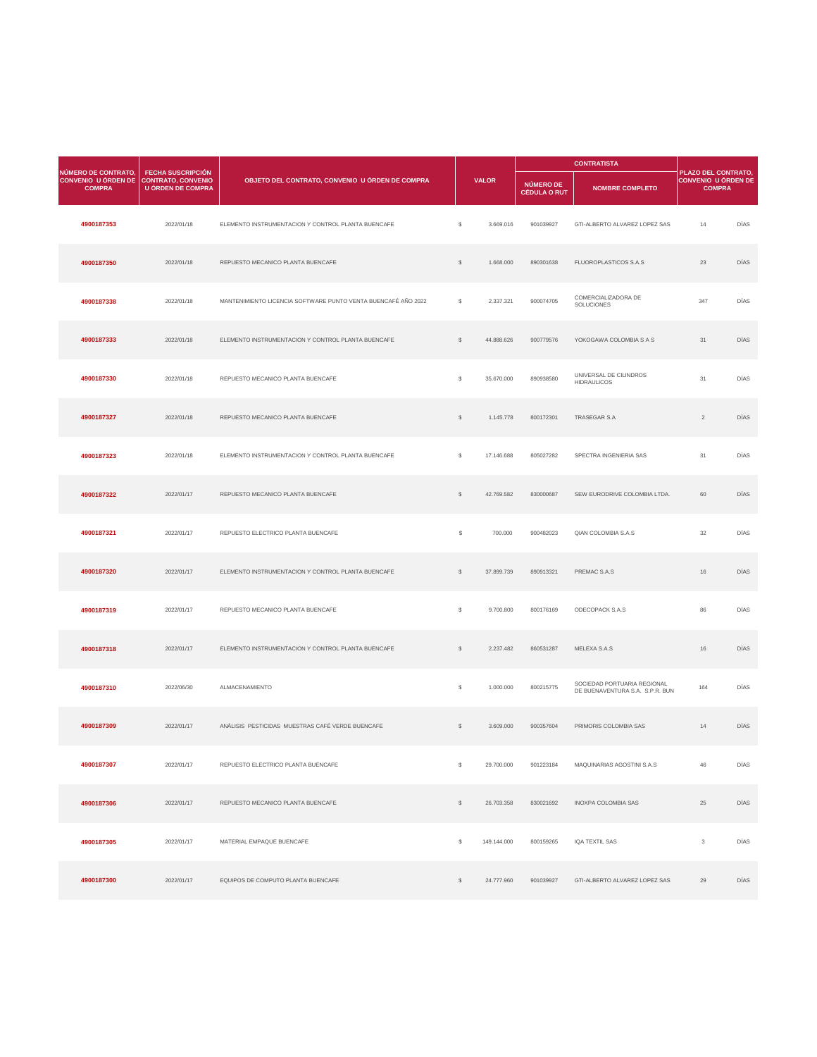| NÚMERO DE CONTRATO, CONVENIO U ÓRDEN DE COMPRA | FECHA SUSCRIPCIÓN CONTRATO, CONVENIO U ÓRDEN DE COMPRA | OBJETO DEL CONTRATO, CONVENIO U ÓRDEN DE COMPRA | VALOR | | CONTRATISTA | | PLAZO DEL CONTRATO, CONVENIO U ÓRDEN DE COMPRA | |
|---|---|---|---|---|---|---|---|---|
| | | | | | NÚMERO DE CÉDULA O RUT | NOMBRE COMPLETO | | |
| **4900187353** | 2022/01/18 | ELEMENTO INSTRUMENTACION Y CONTROL PLANTA BUENCAFE | $ | 3.669.016 | 901039927 | GTI-ALBERTO ALVAREZ LOPEZ SAS | 14 | DÍAS |
| **4900187350** | 2022/01/18 | REPUESTO MECANICO PLANTA BUENCAFE | $ | 1.668.000 | 890301638 | FLUOROPLASTICOS S.A.S | 23 | DÍAS |
| **4900187338** | 2022/01/18 | MANTENIMIENTO LICENCIA SOFTWARE PUNTO VENTA BUENCAFÉ AÑO 2022 | $ | 2.337.321 | 900074705 | COMERCIALIZADORA DE SOLUCIONES | 347 | DÍAS |
| **4900187333** | 2022/01/18 | ELEMENTO INSTRUMENTACION Y CONTROL PLANTA BUENCAFE | $ | 44.888.626 | 900779576 | YOKOGAWA COLOMBIA S A S | 31 | DÍAS |
| **4900187330** | 2022/01/18 | REPUESTO MECANICO PLANTA BUENCAFE | $ | 35.670.000 | 890938580 | UNIVERSAL DE CILINDROS HIDRAULICOS | 31 | DÍAS |
| **4900187327** | 2022/01/18 | REPUESTO MECANICO PLANTA BUENCAFE | $ | 1.145.778 | 800172301 | TRASEGAR S.A | 2 | DÍAS |
| **4900187323** | 2022/01/18 | ELEMENTO INSTRUMENTACION Y CONTROL PLANTA BUENCAFE | $ | 17.146.688 | 805027282 | SPECTRA INGENIERIA SAS | 31 | DÍAS |
| **4900187322** | 2022/01/17 | REPUESTO MECANICO PLANTA BUENCAFE | $ | 42.769.582 | 830000687 | SEW EURODRIVE COLOMBIA LTDA. | 60 | DÍAS |
| **4900187321** | 2022/01/17 | REPUESTO ELECTRICO PLANTA BUENCAFE | $ | 700.000 | 900482023 | QIAN COLOMBIA S.A.S | 32 | DÍAS |
| **4900187320** | 2022/01/17 | ELEMENTO INSTRUMENTACION Y CONTROL PLANTA BUENCAFE | $ | 37.899.739 | 890913321 | PREMAC S.A.S | 16 | DÍAS |
| **4900187319** | 2022/01/17 | REPUESTO MECANICO PLANTA BUENCAFE | $ | 9.700.800 | 800176169 | ODECOPACK S.A.S | 86 | DÍAS |
| **4900187318** | 2022/01/17 | ELEMENTO INSTRUMENTACION Y CONTROL PLANTA BUENCAFE | $ | 2.237.482 | 860531287 | MELEXA S.A.S | 16 | DÍAS |
| **4900187310** | 2022/06/30 | ALMACENAMIENTO | $ | 1.000.000 | 800215775 | SOCIEDAD PORTUARIA REGIONAL DE BUENAVENTURA S.A. S.P.R. BUN | 164 | DÍAS |
| **4900187309** | 2022/01/17 | ANÁLISIS PESTICIDAS MUESTRAS CAFÉ VERDE BUENCAFE | $ | 3.609.000 | 900357604 | PRIMORIS COLOMBIA SAS | 14 | DÍAS |
| **4900187307** | 2022/01/17 | REPUESTO ELECTRICO PLANTA BUENCAFE | $ | 29.700.000 | 901223184 | MAQUINARIAS AGOSTINI S.A.S | 46 | DÍAS |
| **4900187306** | 2022/01/17 | REPUESTO MECANICO PLANTA BUENCAFE | $ | 26.703.358 | 830021692 | INOXPA COLOMBIA SAS | 25 | DÍAS |
| **4900187305** | 2022/01/17 | MATERIAL EMPAQUE BUENCAFE | $ | 149.144.000 | 800159265 | IQA TEXTIL SAS | 3 | DÍAS |
| **4900187300** | 2022/01/17 | EQUIPOS DE COMPUTO PLANTA BUENCAFE | $ | 24.777.960 | 901039927 | GTI-ALBERTO ALVAREZ LOPEZ SAS | 29 | DÍAS |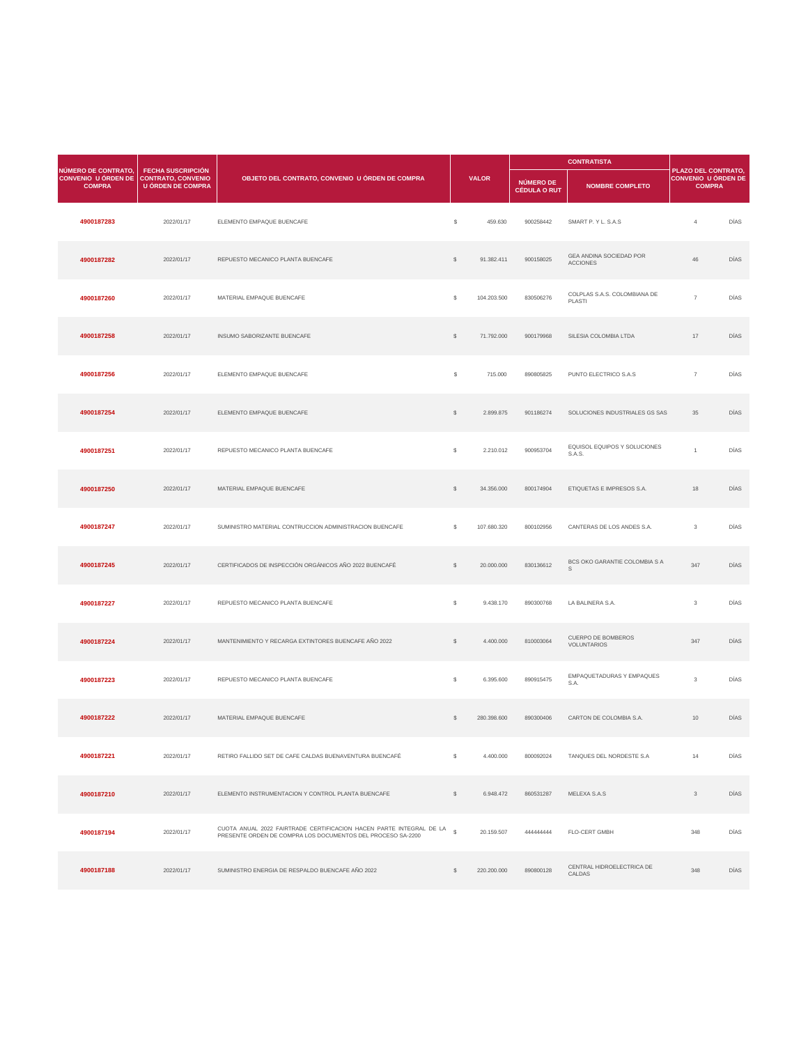| NÚMERO DE CONTRATO, CONVENIO U ÓRDEN DE COMPRA | FECHA SUSCRIPCIÓN CONTRATO, CONVENIO U ÓRDEN DE COMPRA | OBJETO DEL CONTRATO, CONVENIO U ÓRDEN DE COMPRA | VALOR | | CONTRATISTA | | PLAZO DEL CONTRATO, CONVENIO U ÓRDEN DE COMPRA | |
|---|---|---|---|---|---|---|---|---|
| | | | | | NÚMERO DE CÉDULA O RUT | NOMBRE COMPLETO | | |
| 4900187283 | 2022/01/17 | ELEMENTO EMPAQUE BUENCAFE | $ | 459.630 | 900258442 | SMART P. Y L. S.A.S | 4 | DÍAS |
| 4900187282 | 2022/01/17 | REPUESTO MECANICO PLANTA BUENCAFE | $ | 91.382.411 | 900158025 | GEA ANDINA SOCIEDAD POR ACCIONES | 46 | DÍAS |
| 4900187260 | 2022/01/17 | MATERIAL EMPAQUE BUENCAFE | $ | 104.203.500 | 830506276 | COLPLAS S.A.S. COLOMBIANA DE PLASTI | 7 | DÍAS |
| 4900187258 | 2022/01/17 | INSUMO SABORIZANTE BUENCAFE | $ | 71.792.000 | 900179968 | SILESIA COLOMBIA LTDA | 17 | DÍAS |
| 4900187256 | 2022/01/17 | ELEMENTO EMPAQUE BUENCAFE | $ | 715.000 | 890805825 | PUNTO ELECTRICO S.A.S | 7 | DÍAS |
| 4900187254 | 2022/01/17 | ELEMENTO EMPAQUE BUENCAFE | $ | 2.899.875 | 901186274 | SOLUCIONES INDUSTRIALES GS SAS | 35 | DÍAS |
| 4900187251 | 2022/01/17 | REPUESTO MECANICO PLANTA BUENCAFE | $ | 2.210.012 | 900953704 | EQUISOL EQUIPOS Y SOLUCIONES S.A.S. | 1 | DÍAS |
| 4900187250 | 2022/01/17 | MATERIAL EMPAQUE BUENCAFE | $ | 34.356.000 | 800174904 | ETIQUETAS E IMPRESOS S.A. | 18 | DÍAS |
| 4900187247 | 2022/01/17 | SUMINISTRO MATERIAL CONTRUCCION ADMINISTRACION BUENCAFE | $ | 107.680.320 | 800102956 | CANTERAS DE LOS ANDES S.A. | 3 | DÍAS |
| 4900187245 | 2022/01/17 | CERTIFICADOS DE INSPECCIÓN ORGÁNICOS AÑO 2022 BUENCAFÉ | $ | 20.000.000 | 830136612 | BCS OKO GARANTIE COLOMBIA S A S | 347 | DÍAS |
| 4900187227 | 2022/01/17 | REPUESTO MECANICO PLANTA BUENCAFE | $ | 9.438.170 | 890300768 | LA BALINERA S.A. | 3 | DÍAS |
| 4900187224 | 2022/01/17 | MANTENIMIENTO Y RECARGA EXTINTORES BUENCAFE AÑO 2022 | $ | 4.400.000 | 810003064 | CUERPO DE BOMBEROS VOLUNTARIOS | 347 | DÍAS |
| 4900187223 | 2022/01/17 | REPUESTO MECANICO PLANTA BUENCAFE | $ | 6.395.600 | 890915475 | EMPAQUETADURAS Y EMPAQUES S.A. | 3 | DÍAS |
| 4900187222 | 2022/01/17 | MATERIAL EMPAQUE BUENCAFE | $ | 280.398.600 | 890300406 | CARTON DE COLOMBIA S.A. | 10 | DÍAS |
| 4900187221 | 2022/01/17 | RETIRO FALLIDO SET DE CAFE CALDAS BUENAVENTURA BUENCAFÉ | $ | 4.400.000 | 800092024 | TANQUES DEL NORDESTE S.A | 14 | DÍAS |
| 4900187210 | 2022/01/17 | ELEMENTO INSTRUMENTACION Y CONTROL PLANTA BUENCAFE | $ | 6.948.472 | 860531287 | MELEXA S.A.S | 3 | DÍAS |
| 4900187194 | 2022/01/17 | CUOTA ANUAL 2022 FAIRTRADE CERTIFICACION HACEN PARTE INTEGRAL DE LA PRESENTE ORDEN DE COMPRA LOS DOCUMENTOS DEL PROCESO SA-2200 | $ | 20.159.507 | 444444444 | FLO-CERT GMBH | 348 | DÍAS |
| 4900187188 | 2022/01/17 | SUMINISTRO ENERGIA DE RESPALDO BUENCAFE AÑO 2022 | $ | 220.200.000 | 890800128 | CENTRAL HIDROELECTRICA DE CALDAS | 348 | DÍAS |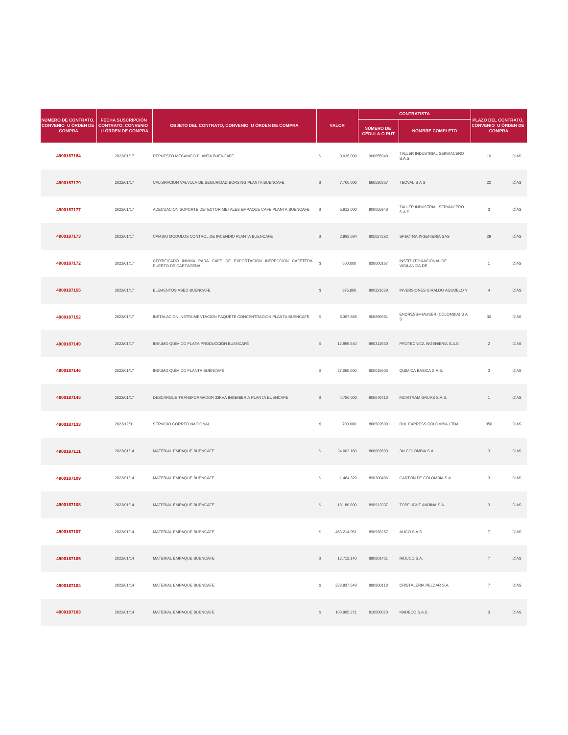| NÚMERO DE CONTRATO, CONVENIO U ÓRDEN DE COMPRA | FECHA SUSCRIPCIÓN CONTRATO, CONVENIO U ÓRDEN DE COMPRA | OBJETO DEL CONTRATO, CONVENIO U ÓRDEN DE COMPRA | VALOR | | CONTRATISTA | | PLAZO DEL CONTRATO, CONVENIO U ÓRDEN DE COMPRA | |
|---|---|---|---|---|---|---|---|---|
| | | | | | NÚMERO DE CÉDULA O RUT | NOMBRE COMPLETO | | |
| **4900187184** | 2022/01/17 | REPUESTO MECANICO PLANTA BUENCAFE | $ | 3.036.000 | 900055948 | TALLER INDUSTRIAL SERVIACERO S.A.S | 16 | DÍAS |
| **4900187179** | 2022/01/17 | CALIBRACION VALVULA DE SEGURIDAD BORSING PLANTA BUENCAFE | $ | 7.760.000 | 860530357 | TECVAL S A S | 22 | DÍAS |
| **4900187177** | 2022/01/17 | ADECUACION SOPORTE DETECTOR METALES EMPAQUE CAFE PLANTA BUENCAFE | $ | 5.812.000 | 900055948 | TALLER INDUSTRIAL SERVIACERO S.A.S | 3 | DÍAS |
| **4900187173** | 2022/01/17 | CAMBIO MODULOS CONTROL DE INCENDIO PLANTA BUENCAFE | $ | 2.999.684 | 805027282 | SPECTRA INGENIERIA SAS | 29 | DÍAS |
| **4900187172** | 2022/01/17 | CERTIFICADO INVIMA PARA CAFE DE EXPORTACION INSPECCION CAFETERA PUERTO DE CARTAGENA | $ | 600.000 | 830000167 | INSTITUTO NACIONAL DE VIGILANCIA DE | 1 | DÍAS |
| **4900187155** | 2022/01/17 | ELEMENTOS ASEO BUENCAFE | $ | 975.800 | 900221029 | INVERSIONES GIRALDO AGUDELO Y | 4 | DÍAS |
| **4900187152** | 2022/01/17 | INSTALACION INSTRUMENTACION PAQUETE CONCENTRACION PLANTA BUENCAFE | $ | 5.367.865 | 900896981 | ENDRESS+HAUSER (COLOMBIA) S A S | 30 | DÍAS |
| **4900187149** | 2022/01/17 | INSUMO QUÍMICO PLATA PRODUCCIÓN BUENCAFÉ | $ | 12.999.540 | 890312630 | PROTECNICA INGENIERIA S.A.S | 2 | DÍAS |
| **4900187146** | 2022/01/17 | INSUMO QUÍMICO PLANTA BUENCAFÉ | $ | 27.060.000 | 800015603 | QUIMICA BASICA S.A.S. | 3 | DÍAS |
| **4900187145** | 2022/01/17 | DESCARGUE TRANSFORMADOR 33KVA INGENIERIA PLANTA BUENCAFE | $ | 4.780.000 | 900676410 | MOVITRAM GRUAS S.A.S. | 1 | DÍAS |
| **4900187133** | 2022/12/31 | SERVICIO CORREO NACIONAL | $ | 700.000 | 860502609 | DHL EXPRESS COLOMBIA LTDA | 350 | DÍAS |
| **4900187111** | 2022/01/14 | MATERIAL EMPAQUE BUENCAFE | $ | 24.002.160 | 860002693 | 3M COLOMBIA S.A. | 3 | DÍAS |
| **4900187109** | 2022/01/14 | MATERIAL EMPAQUE BUENCAFE | $ | 1.464.320 | 890300406 | CARTON DE COLOMBIA S.A. | 3 | DÍAS |
| **4900187108** | 2022/01/14 | MATERIAL EMPAQUE BUENCAFE | $ | 18.180.000 | 890913337 | TOPFLIGHT ANDINA S.A. | 3 | DÍAS |
| **4900187107** | 2022/01/14 | MATERIAL EMPAQUE BUENCAFE | $ | 463.214.051 | 890928257 | ALICO S.A.S | 7 | DÍAS |
| **4900187105** | 2022/01/14 | MATERIAL EMPAQUE BUENCAFE | $ | 12.712.140 | 890801451 | RIDUCO S.A. | 7 | DÍAS |
| **4900187104** | 2022/01/14 | MATERIAL EMPAQUE BUENCAFE | $ | 238.937.548 | 890900118 | CRISTALERIA PELDAR S.A. | 7 | DÍAS |
| **4900187103** | 2022/01/14 | MATERIAL EMPAQUE BUENCAFE | $ | 109.905.271 | 810000073 | MADECO S.A.S | 3 | DÍAS |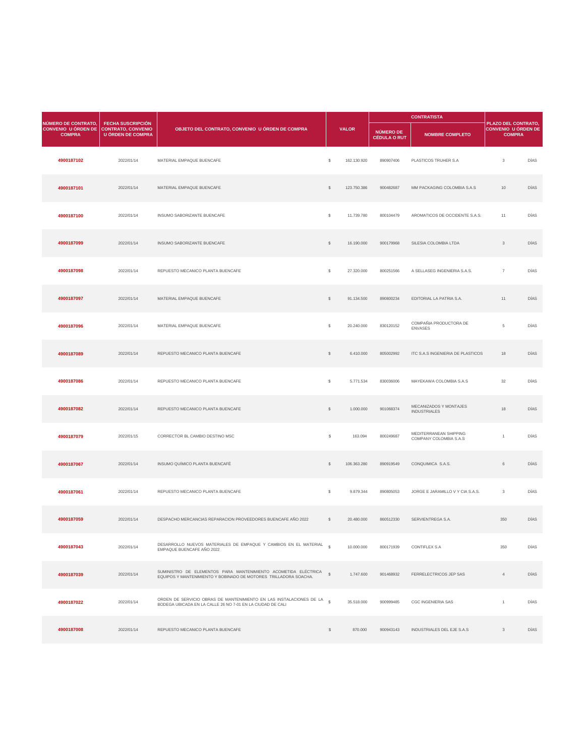| NÚMERO DE CONTRATO, CONVENIO U ÓRDEN DE COMPRA | FECHA SUSCRIPCIÓN CONTRATO, CONVENIO U ÓRDEN DE COMPRA | OBJETO DEL CONTRATO, CONVENIO U ÓRDEN DE COMPRA | VALOR | | CONTRATISTA | | PLAZO DEL CONTRATO, CONVENIO U ÓRDEN DE COMPRA | |
|---|---|---|---|---|---|---|---|---|
| | | | | | NÚMERO DE CÉDULA O RUT | NOMBRE COMPLETO | | |
| 4900187102 | 2022/01/14 | MATERIAL EMPAQUE BUENCAFE | $ | 162.130.920 | 890907406 | PLASTICOS TRUHER S.A | 3 | DÍAS |
| 4900187101 | 2022/01/14 | MATERIAL EMPAQUE BUENCAFE | $ | 123.750.386 | 900482687 | MM PACKAGING COLOMBIA S.A.S | 10 | DÍAS |
| 4900187100 | 2022/01/14 | INSUMO SABORIZANTE BUENCAFE | $ | 11.739.780 | 800104479 | AROMATICOS DE OCCIDENTE S.A.S. | 11 | DÍAS |
| 4900187099 | 2022/01/14 | INSUMO SABORIZANTE BUENCAFE | $ | 16.190.000 | 900179968 | SILESIA COLOMBIA LTDA | 3 | DÍAS |
| 4900187098 | 2022/01/14 | REPUESTO MECANICO PLANTA BUENCAFE | $ | 27.320.000 | 800251566 | A SELLASEG INGENIERIA S.A.S. | 7 | DÍAS |
| 4900187097 | 2022/01/14 | MATERIAL EMPAQUE BUENCAFE | $ | 91.134.500 | 890800234 | EDITORIAL LA PATRIA S.A. | 11 | DÍAS |
| 4900187096 | 2022/01/14 | MATERIAL EMPAQUE BUENCAFE | $ | 20.240.000 | 830120152 | COMPAÑIA PRODUCTORA DE ENVASES | 5 | DÍAS |
| 4900187089 | 2022/01/14 | REPUESTO MECANICO PLANTA BUENCAFE | $ | 6.410.000 | 805002992 | ITC S.A.S INGENIERIA DE PLASTICOS | 18 | DÍAS |
| 4900187086 | 2022/01/14 | REPUESTO MECANICO PLANTA BUENCAFE | $ | 5.771.534 | 830036006 | MAYEKAWA COLOMBIA S.A.S | 32 | DÍAS |
| 4900187082 | 2022/01/14 | REPUESTO MECANICO PLANTA BUENCAFE | $ | 1.000.000 | 901068374 | MECANIZADOS Y MONTAJES INDUSTRIALES | 18 | DÍAS |
| 4900187079 | 2022/01/15 | CORRECTOR BL CAMBIO DESTINO MSC | $ | 163.094 | 800249687 | MEDITERRANEAN SHIPPING COMPANY COLOMBIA S.A.S | 1 | DÍAS |
| 4900187067 | 2022/01/14 | INSUMO QUÍMICO PLANTA BUENCAFÉ | $ | 106.363.280 | 890919549 | CONQUIMICA S.A.S. | 6 | DÍAS |
| 4900187061 | 2022/01/14 | REPUESTO MECANICO PLANTA BUENCAFE | $ | 9.879.344 | 890805053 | JORGE E JARAMILLO V Y CIA S.A.S. | 3 | DÍAS |
| 4900187059 | 2022/01/14 | DESPACHO MERCANCIAS REPARACION PROVEEDORES BUENCAFE AÑO 2022 | $ | 20.480.000 | 860512330 | SERVIENTREGA S.A. | 350 | DÍAS |
| 4900187043 | 2022/01/14 | DESARROLLO NUEVOS MATERIALES DE EMPAQUE Y CAMBIOS EN EL MATERIAL EMPAQUE BUENCAFE AÑO 2022 | $ | 10.000.000 | 800171939 | CONTIFLEX S.A | 350 | DÍAS |
| 4900187039 | 2022/01/14 | SUMINISTRO DE ELEMENTOS PARA MANTENIMIENTO ACOMETIDA ELÉCTRICA EQUIPOS Y MANTENIMIENTO Y BOBINADO DE MOTORES TRILLADORA SOACHA. | $ | 1.747.600 | 901468932 | FERRELECTRICOS JEP SAS | 4 | DÍAS |
| 4900187022 | 2022/01/14 | ORDEN DE SERVICIO OBRAS DE MANTENIMIENTO EN LAS INSTALACIONES DE LA BODEGA UBICADA EN LA CALLE 26 NO 7-01 EN LA CIUDAD DE CALI | $ | 35.518.000 | 900999485 | CGC INGENIERIA SAS | 1 | DÍAS |
| 4900187008 | 2022/01/14 | REPUESTO MECANICO PLANTA BUENCAFE | $ | 870.000 | 900943143 | INDUSTRIALES DEL EJE S.A.S | 3 | DÍAS |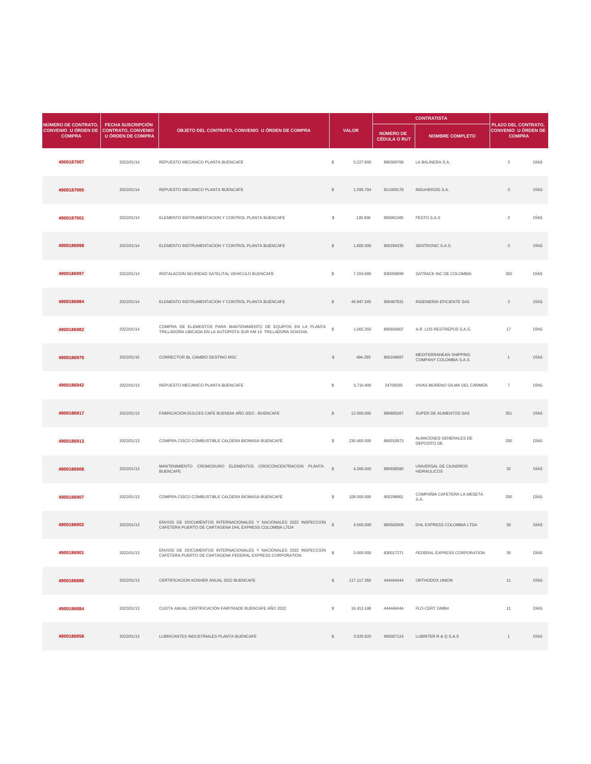| NÚMERO DE CONTRATO, CONVENIO U ÓRDEN DE COMPRA | FECHA SUSCRIPCIÓN CONTRATO, CONVENIO U ÓRDEN DE COMPRA | OBJETO DEL CONTRATO, CONVENIO U ÓRDEN DE COMPRA | VALOR | | CONTRATISTA | | PLAZO DEL CONTRATO, CONVENIO U ÓRDEN DE COMPRA | |
|---|---|---|---|---|---|---|---|---|
| | | | | | NÚMERO DE CÉDULA O RUT | NOMBRE COMPLETO | | |
| 4900187007 | 2022/01/14 | REPUESTO MECANICO PLANTA BUENCAFE | $ | 5.227.900 | 890300768 | LA BALINERA S.A. | 3 | DÍAS |
| 4900187005 | 2022/01/14 | REPUESTO MECANICO PLANTA BUENCAFE | $ | 1.595.784 | 811009178 | INDUHERZIG S.A. | 3 | DÍAS |
| 4900187001 | 2022/01/14 | ELEMENTO INSTRUMENTACION Y CONTROL PLANTA BUENCAFE | $ | 130.936 | 800061585 | FESTO S.A.S | 3 | DÍAS |
| 4900186998 | 2022/01/14 | ELEMENTO INSTRUMENTACION Y CONTROL PLANTA BUENCAFE | $ | 1.600.500 | 900294335 | SENTRONIC S.A.S. | 3 | DÍAS |
| 4900186997 | 2022/01/14 | INSTALACION SEURIDAD SATELITAL VEHICULO BUENCAFE | $ | 7.204.680 | 830059699 | SATRACK INC DE COLOMBIA | 350 | DÍAS |
| 4900186984 | 2022/01/14 | ELEMENTO INSTRUMENTACION Y CONTROL PLANTA BUENCAFE | $ | 44.947.345 | 900467931 | INGENIERIA EFICIENTE SAS | 3 | DÍAS |
| 4900186982 | 2022/01/14 | COMPRA DE ELEMENTOS PARA MANTENIMIENTO DE EQUIPOS EN LA PLANTA TRILLADORA UBICADA EN LA AUTOPISTA SUR KM 14 TRILLADORA SOACHA. | $ | 1.065.350 | 890934807 | A.R. LOS RESTREPOS S.A.S. | 17 | DÍAS |
| 4900186970 | 2022/01/15 | CORRECTOR BL CAMBIO DESTINO MSC | $ | 494.293 | 800249687 | MEDITERRANEAN SHIPPING COMPANY COLOMBIA S.A.S | 1 | DÍAS |
| 4900186942 | 2022/01/13 | REPUESTO MECANICO PLANTA BUENCAFE | $ | 3.710.400 | 24709265 | VIVAS MORENO GILMA DEL CARMEN | 7 | DÍAS |
| 4900186917 | 2022/01/13 | FABRICACION DULCES CAFE BUENDIA AÑO 2022 - BUENCAFE | $ | 12.000.000 | 890805267 | SUPER DE ALIMENTOS SAS | 351 | DÍAS |
| 4900186913 | 2022/01/13 | COMPRA CISCO COMBUSTIBLE CALDERA BIOMASA BUENCAFÉ | $ | 230.400.000 | 860010973 | ALMACENES GENERALES DE DEPOSITO DE | 330 | DÍAS |
| 4900186908 | 2022/01/13 | MANTENIMIENTO CROMODURO ELEMENTOS CRIOCONCENTRACION PLANTA BUENCAFE | $ | 4.266.000 | 890938580 | UNIVERSAL DE CILINDROS HIDRAULICOS | 32 | DÍAS |
| 4900186907 | 2022/01/13 | COMPRA CISCO COMBUSTIBLE CALDERA BIOMASA BUENCAFÉ | $ | 108.000.000 | 900298861 | COMPAÑIA CAFETERA LA MESETA S.A. | 330 | DÍAS |
| 4900186902 | 2022/01/13 | ENVIOS DE DOCUMENTOS INTERNACIONALES Y NACIONALES 2022 INSPECCION CAFETERA PUERTO DE CARTAGENA DHL EXPRESS COLOMBIA LTDA | $ | 4.000.000 | 860502609 | DHL EXPRESS COLOMBIA LTDA | 30 | DÍAS |
| 4900186901 | 2022/01/13 | ENVIOS DE DOCUMENTOS INTERNACIONALES Y NACIONALES 2022 INSPECCION CAFETERA PUERTO DE CARTAGENA FEDERAL EXPRESS CORPORATION | $ | 3.000.000 | 830017271 | FEDERAL EXPRESS CORPORATION | 30 | DÍAS |
| 4900186886 | 2022/01/13 | CERTIFICACION KOSHER ANUAL 2022 BUENCAFE | $ | 117.117.360 | 444444444 | ORTHODOX UNION | 11 | DÍAS |
| 4900186884 | 2022/01/13 | CUOTA ANUAL CERTIFICACIÓN FAIRTRADE BUENCAFE AÑO 2022 | $ | 16.413.188 | 444444444 | FLO-CERT GMBH | 11 | DÍAS |
| 4900186858 | 2022/01/13 | LUBRICANTES INDUSTRIALES PLANTA BUENCAFE | $ | 3.020.820 | 900007124 | LUBRITER R & Q S.A.S | 1 | DÍAS |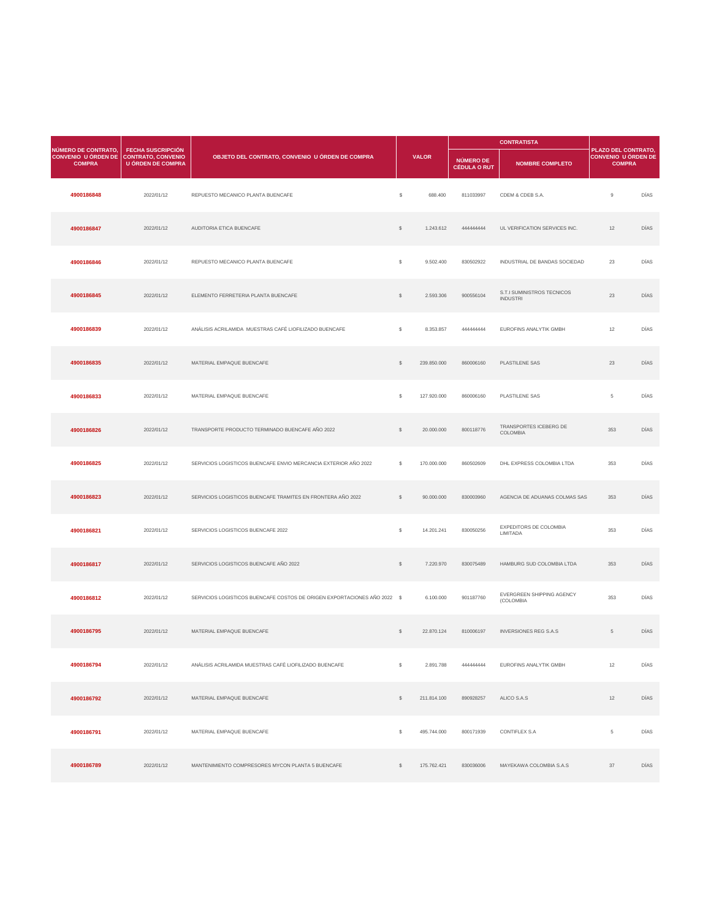| NÚMERO DE CONTRATO, CONVENIO U ÓRDEN DE COMPRA | FECHA SUSCRIPCIÓN CONTRATO, CONVENIO U ÓRDEN DE COMPRA | OBJETO DEL CONTRATO, CONVENIO U ÓRDEN DE COMPRA | VALOR | | CONTRATISTA | | PLAZO DEL CONTRATO, CONVENIO U ÓRDEN DE COMPRA | |
|---|---|---|---|---|---|---|---|---|
| | | | | | NÚMERO DE CÉDULA O RUT | NOMBRE COMPLETO | | |
| 4900186848 | 2022/01/12 | REPUESTO MECANICO PLANTA BUENCAFE | $ | 688.400 | 811033997 | CDEM & CDEB S.A. | 9 | DÍAS |
| 4900186847 | 2022/01/12 | AUDITORIA ETICA BUENCAFE | $ | 1.243.612 | 444444444 | UL VERIFICATION SERVICES INC. | 12 | DÍAS |
| 4900186846 | 2022/01/12 | REPUESTO MECANICO PLANTA BUENCAFE | $ | 9.502.400 | 830502922 | INDUSTRIAL DE BANDAS SOCIEDAD | 23 | DÍAS |
| 4900186845 | 2022/01/12 | ELEMENTO FERRETERIA PLANTA BUENCAFE | $ | 2.593.306 | 900556104 | S.T.I SUMINISTROS TECNICOS INDUSTRI | 23 | DÍAS |
| 4900186839 | 2022/01/12 | ANÁLISIS ACRILAMIDA MUESTRAS CAFÉ LIOFILIZADO BUENCAFE | $ | 8.353.857 | 444444444 | EUROFINS ANALYTIK GMBH | 12 | DÍAS |
| 4900186835 | 2022/01/12 | MATERIAL EMPAQUE BUENCAFE | $ | 239.850.000 | 860006160 | PLASTILENE SAS | 23 | DÍAS |
| 4900186833 | 2022/01/12 | MATERIAL EMPAQUE BUENCAFE | $ | 127.920.000 | 860006160 | PLASTILENE SAS | 5 | DÍAS |
| 4900186826 | 2022/01/12 | TRANSPORTE PRODUCTO TERMINADO BUENCAFE AÑO 2022 | $ | 20.000.000 | 800118776 | TRANSPORTES ICEBERG DE COLOMBIA | 353 | DÍAS |
| 4900186825 | 2022/01/12 | SERVICIOS LOGISTICOS BUENCAFE ENVIO MERCANCIA EXTERIOR AÑO 2022 | $ | 170.000.000 | 860502609 | DHL EXPRESS COLOMBIA LTDA | 353 | DÍAS |
| 4900186823 | 2022/01/12 | SERVICIOS LOGISTICOS BUENCAFE TRAMITES EN FRONTERA AÑO 2022 | $ | 90.000.000 | 830003960 | AGENCIA DE ADUANAS COLMAS SAS | 353 | DÍAS |
| 4900186821 | 2022/01/12 | SERVICIOS LOGISTICOS BUENCAFE 2022 | $ | 14.201.241 | 830050256 | EXPEDITORS DE COLOMBIA LIMITADA | 353 | DÍAS |
| 4900186817 | 2022/01/12 | SERVICIOS LOGISTICOS BUENCAFE AÑO 2022 | $ | 7.220.970 | 830075489 | HAMBURG SUD COLOMBIA LTDA | 353 | DÍAS |
| 4900186812 | 2022/01/12 | SERVICIOS LOGISTICOS BUENCAFE COSTOS DE ORIGEN EXPORTACIONES AÑO 2022 | $ | 6.100.000 | 901187760 | EVERGREEN SHIPPING AGENCY (COLOMBIA | 353 | DÍAS |
| 4900186795 | 2022/01/12 | MATERIAL EMPAQUE BUENCAFE | $ | 22.870.124 | 810006197 | INVERSIONES REG S.A.S | 5 | DÍAS |
| 4900186794 | 2022/01/12 | ANÁLISIS ACRILAMIDA MUESTRAS CAFÉ LIOFILIZADO BUENCAFE | $ | 2.891.788 | 444444444 | EUROFINS ANALYTIK GMBH | 12 | DÍAS |
| 4900186792 | 2022/01/12 | MATERIAL EMPAQUE BUENCAFE | $ | 211.814.100 | 890928257 | ALICO S.A.S | 12 | DÍAS |
| 4900186791 | 2022/01/12 | MATERIAL EMPAQUE BUENCAFE | $ | 495.744.000 | 800171939 | CONTIFLEX S.A | 5 | DÍAS |
| 4900186789 | 2022/01/12 | MANTENIMIENTO COMPRESORES MYCON PLANTA 5 BUENCAFE | $ | 175.762.421 | 830036006 | MAYEKAWA COLOMBIA S.A.S | 37 | DÍAS |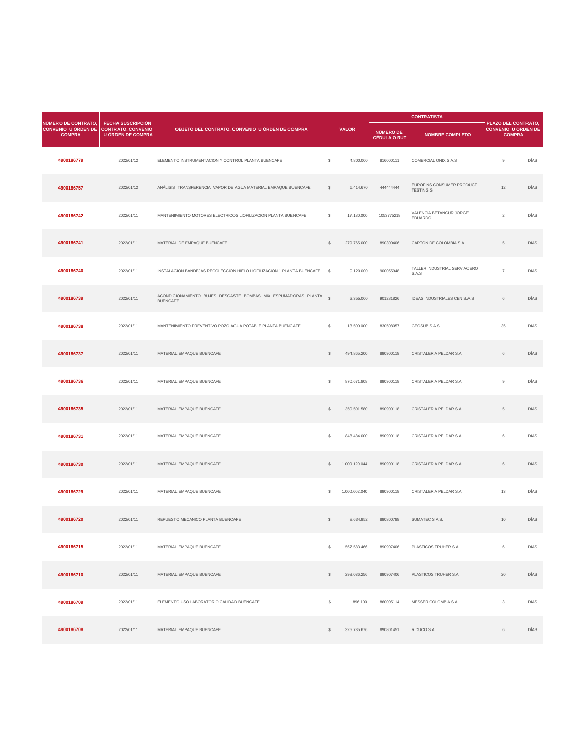| NÚMERO DE CONTRATO, CONVENIO U ÓRDEN DE COMPRA | FECHA SUSCRIPCIÓN CONTRATO, CONVENIO U ÓRDEN DE COMPRA | OBJETO DEL CONTRATO, CONVENIO U ÓRDEN DE COMPRA | VALOR | | CONTRATISTA | | PLAZO DEL CONTRATO, CONVENIO U ÓRDEN DE COMPRA | |
|---|---|---|---|---|---|---|---|---|
| | | | | | NÚMERO DE CÉDULA O RUT | NOMBRE COMPLETO | | |
| **4900186779** | 2022/01/12 | ELEMENTO INSTRUMENTACION Y CONTROL PLANTA BUENCAFE | $ | 4.800.000 | 816000111 | COMERCIAL ONIX S.A.S | 9 | DÍAS |
| **4900186757** | 2022/01/12 | ANÁLISIS TRANSFERENCIA VAPOR DE AGUA MATERIAL EMPAQUE BUENCAFE | $ | 6.414.670 | 444444444 | EUROFINS CONSUMER PRODUCT TESTING G | 12 | DÍAS |
| **4900186742** | 2022/01/11 | MANTENIMIENTO MOTORES ELECTRICOS LIOFILIZACION PLANTA BUENCAFE | $ | 17.180.000 | 1053775218 | VALENCIA BETANCUR JORGE EDUARDO | 2 | DÍAS |
| **4900186741** | 2022/01/11 | MATERIAL DE EMPAQUE BUENCAFE | $ | 279.765.000 | 890300406 | CARTON DE COLOMBIA S.A. | 5 | DÍAS |
| **4900186740** | 2022/01/11 | INSTALACION BANDEJAS RECOLECCION HIELO LIOFILIZACION 1 PLANTA BUENCAFE | $ | 9.120.000 | 900055948 | TALLER INDUSTRIAL SERVIACERO S.A.S | 7 | DÍAS |
| **4900186739** | 2022/01/11 | ACONDICIONAMIENTO BUJES DESGASTE BOMBAS MIX ESPUMADORAS PLANTA BUENCAFE | $ | 2.355.000 | 901281826 | IDEAS INDUSTRIALES CEN S.A.S | 6 | DÍAS |
| **4900186738** | 2022/01/11 | MANTENIMIENTO PREVENTIVO POZO AGUA POTABLE PLANTA BUENCAFE | $ | 13.500.000 | 830508057 | GEOSUB S.A.S. | 35 | DÍAS |
| **4900186737** | 2022/01/11 | MATERIAL EMPAQUE BUENCAFE | $ | 494.865.200 | 890900118 | CRISTALERIA PELDAR S.A. | 6 | DÍAS |
| **4900186736** | 2022/01/11 | MATERIAL EMPAQUE BUENCAFE | $ | 870.671.808 | 890900118 | CRISTALERIA PELDAR S.A. | 9 | DÍAS |
| **4900186735** | 2022/01/11 | MATERIAL EMPAQUE BUENCAFE | $ | 350.501.580 | 890900118 | CRISTALERIA PELDAR S.A. | 5 | DÍAS |
| **4900186731** | 2022/01/11 | MATERIAL EMPAQUE BUENCAFE | $ | 848.484.000 | 890900118 | CRISTALERIA PELDAR S.A. | 6 | DÍAS |
| **4900186730** | 2022/01/11 | MATERIAL EMPAQUE BUENCAFE | $ | 1.000.120.044 | 890900118 | CRISTALERIA PELDAR S.A. | 6 | DÍAS |
| **4900186729** | 2022/01/11 | MATERIAL EMPAQUE BUENCAFE | $ | 1.060.602.040 | 890900118 | CRISTALERIA PELDAR S.A. | 13 | DÍAS |
| **4900186720** | 2022/01/11 | REPUESTO MECANICO PLANTA BUENCAFE | $ | 8.634.952 | 890800788 | SUMATEC S.A.S. | 10 | DÍAS |
| **4900186715** | 2022/01/11 | MATERIAL EMPAQUE BUENCAFE | $ | 567.583.466 | 890907406 | PLASTICOS TRUHER S.A | 6 | DÍAS |
| **4900186710** | 2022/01/11 | MATERIAL EMPAQUE BUENCAFE | $ | 298.036.256 | 890907406 | PLASTICOS TRUHER S.A | 20 | DÍAS |
| **4900186709** | 2022/01/11 | ELEMENTO USO LABORATORIO CALIDAD BUENCAFE | $ | 896.100 | 860005114 | MESSER COLOMBIA S.A. | 3 | DÍAS |
| **4900186708** | 2022/01/11 | MATERIAL EMPAQUE BUENCAFE | $ | 325.735.676 | 890801451 | RIDUCO S.A. | 6 | DÍAS |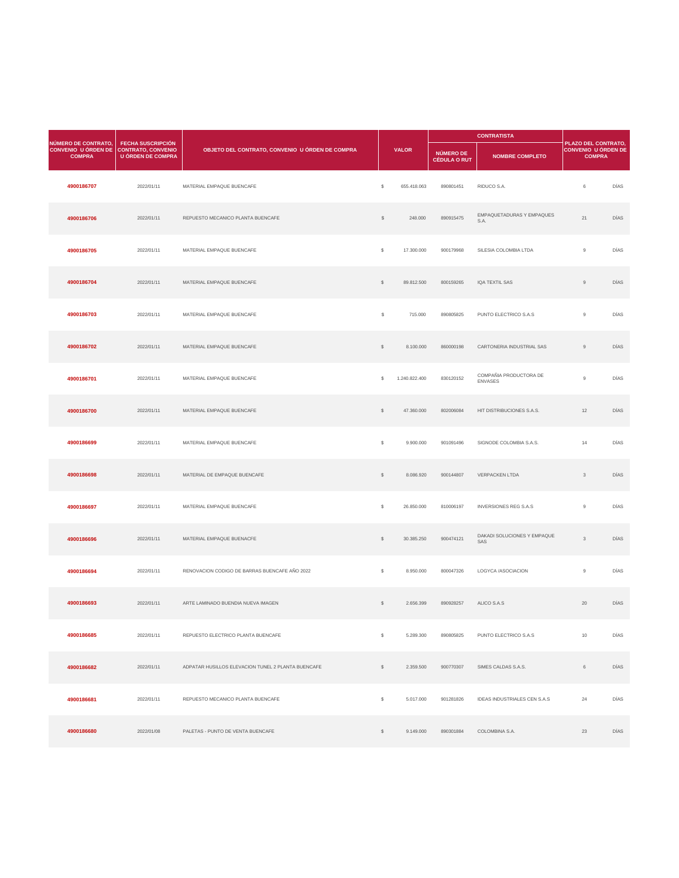| NÚMERO DE CONTRATO, CONVENIO U ÓRDEN DE COMPRA | FECHA SUSCRIPCIÓN CONTRATO, CONVENIO U ÓRDEN DE COMPRA | OBJETO DEL CONTRATO, CONVENIO U ÓRDEN DE COMPRA | VALOR | | CONTRATISTA | | PLAZO DEL CONTRATO, CONVENIO U ÓRDEN DE COMPRA | |
|---|---|---|---|---|---|---|---|---|
| | | | | | NÚMERO DE CÉDULA O RUT | NOMBRE COMPLETO | | |
| 4900186707 | 2022/01/11 | MATERIAL EMPAQUE BUENCAFE | $ | 655.418.063 | 890801451 | RIDUCO S.A. | 6 | DÍAS |
| 4900186706 | 2022/01/11 | REPUESTO MECANICO PLANTA BUENCAFE | $ | 248.000 | 890915475 | EMPAQUETADURAS Y EMPAQUES S.A. | 21 | DÍAS |
| 4900186705 | 2022/01/11 | MATERIAL EMPAQUE BUENCAFE | $ | 17.300.000 | 900179968 | SILESIA COLOMBIA LTDA | 9 | DÍAS |
| 4900186704 | 2022/01/11 | MATERIAL EMPAQUE BUENCAFE | $ | 89.812.500 | 800159265 | IQA TEXTIL SAS | 9 | DÍAS |
| 4900186703 | 2022/01/11 | MATERIAL EMPAQUE BUENCAFE | $ | 715.000 | 890805825 | PUNTO ELECTRICO S.A.S | 9 | DÍAS |
| 4900186702 | 2022/01/11 | MATERIAL EMPAQUE BUENCAFE | $ | 8.100.000 | 860000198 | CARTONERIA INDUSTRIAL SAS | 9 | DÍAS |
| 4900186701 | 2022/01/11 | MATERIAL EMPAQUE BUENCAFE | $ | 1.240.822.400 | 830120152 | COMPAÑIA PRODUCTORA DE ENVASES | 9 | DÍAS |
| 4900186700 | 2022/01/11 | MATERIAL EMPAQUE BUENCAFE | $ | 47.360.000 | 802006084 | HIT DISTRIBUCIONES S.A.S. | 12 | DÍAS |
| 4900186699 | 2022/01/11 | MATERIAL EMPAQUE BUENCAFE | $ | 9.900.000 | 901091496 | SIGNODE COLOMBIA S.A.S. | 14 | DÍAS |
| 4900186698 | 2022/01/11 | MATERIAL DE EMPAQUE BUENCAFE | $ | 8.086.920 | 900144807 | VERPACKEN LTDA | 3 | DÍAS |
| 4900186697 | 2022/01/11 | MATERIAL EMPAQUE BUENCAFE | $ | 26.850.000 | 810006197 | INVERSIONES REG S.A.S | 9 | DÍAS |
| 4900186696 | 2022/01/11 | MATERIAL EMPAQUE BUENACFE | $ | 30.385.250 | 900474121 | DAKADI SOLUCIONES Y EMPAQUE SAS | 3 | DÍAS |
| 4900186694 | 2022/01/11 | RENOVACION CODIGO DE BARRAS BUENCAFE AÑO 2022 | $ | 8.950.000 | 800047326 | LOGYCA /ASOCIACION | 9 | DÍAS |
| 4900186693 | 2022/01/11 | ARTE LAMINADO BUENDIA NUEVA IMAGEN | $ | 2.656.399 | 890928257 | ALICO S.A.S | 20 | DÍAS |
| 4900186685 | 2022/01/11 | REPUESTO ELECTRICO PLANTA BUENCAFE | $ | 5.289.300 | 890805825 | PUNTO ELECTRICO S.A.S | 10 | DÍAS |
| 4900186682 | 2022/01/11 | ADPATAR HUSILLOS ELEVACION TUNEL 2 PLANTA BUENCAFE | $ | 2.359.500 | 900770307 | SIMES CALDAS S.A.S. | 6 | DÍAS |
| 4900186681 | 2022/01/11 | REPUESTO MECANICO PLANTA BUENCAFE | $ | 5.017.000 | 901281826 | IDEAS INDUSTRIALES CEN S.A.S | 24 | DÍAS |
| 4900186680 | 2022/01/08 | PALETAS - PUNTO DE VENTA BUENCAFE | $ | 9.149.000 | 890301884 | COLOMBINA S.A. | 23 | DÍAS |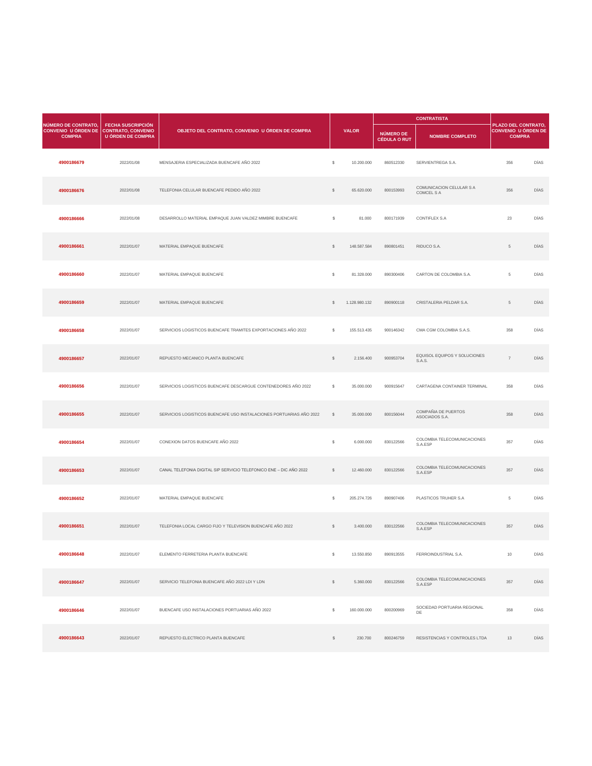| NÚMERO DE CONTRATO, CONVENIO U ÓRDEN DE COMPRA | FECHA SUSCRIPCIÓN CONTRATO, CONVENIO U ÓRDEN DE COMPRA | OBJETO DEL CONTRATO, CONVENIO U ÓRDEN DE COMPRA | VALOR | | CONTRATISTA | | PLAZO DEL CONTRATO, CONVENIO U ÓRDEN DE COMPRA | |
|---|---|---|---|---|---|---|---|---|
| | | | | | NÚMERO DE CÉDULA O RUT | NOMBRE COMPLETO | | |
| 4900186679 | 2022/01/08 | MENSAJERIA ESPECIALIZADA BUENCAFE AÑO 2022 | $ | 10.200.000 | 860512330 | SERVIENTREGA S.A. | 356 | DÍAS |
| 4900186676 | 2022/01/08 | TELEFONIA CELULAR BUENCAFE PEDIDO AÑO 2022 | $ | 65.620.000 | 800153993 | COMUNICACION CELULAR S A COMCEL S A | 356 | DÍAS |
| 4900186666 | 2022/01/08 | DESARROLLO MATERIAL EMPAQUE JUAN VALDEZ MIMBRE BUENCAFE | $ | 81.000 | 800171939 | CONTIFLEX S.A | 23 | DÍAS |
| 4900186661 | 2022/01/07 | MATERIAL EMPAQUE BUENCAFE | $ | 148.587.584 | 890801451 | RIDUCO S.A. | 5 | DÍAS |
| 4900186660 | 2022/01/07 | MATERIAL EMPAQUE BUENCAFE | $ | 81.328.000 | 890300406 | CARTON DE COLOMBIA S.A. | 5 | DÍAS |
| 4900186659 | 2022/01/07 | MATERIAL EMPAQUE BUENCAFE | $ | 1.128.980.132 | 890900118 | CRISTALERIA PELDAR S.A. | 5 | DÍAS |
| 4900186658 | 2022/01/07 | SERVICIOS LOGISTICOS BUENCAFE TRAMITES EXPORTACIONES AÑO 2022 | $ | 155.513.435 | 900146342 | CMA CGM COLOMBIA S.A.S. | 358 | DÍAS |
| 4900186657 | 2022/01/07 | REPUESTO MECANICO PLANTA BUENCAFE | $ | 2.156.400 | 900953704 | EQUISOL EQUIPOS Y SOLUCIONES S.A.S. | 7 | DÍAS |
| 4900186656 | 2022/01/07 | SERVICIOS LOGISTICOS BUENCAFE DESCARGUE CONTENEDORES AÑO 2022 | $ | 35.000.000 | 900915647 | CARTAGENA CONTAINER TERMINAL | 358 | DÍAS |
| 4900186655 | 2022/01/07 | SERVICIOS LOGISTICOS BUENCAFE USO INSTALACIONES PORTUARIAS AÑO 2022 | $ | 35.000.000 | 800156044 | COMPAÑIA DE PUERTOS ASOCIADOS S.A. | 358 | DÍAS |
| 4900186654 | 2022/01/07 | CONEXION DATOS BUENCAFE AÑO 2022 | $ | 6.000.000 | 830122566 | COLOMBIA TELECOMUNICACIONES S.A.ESP | 357 | DÍAS |
| 4900186653 | 2022/01/07 | CANAL TELEFONIA DIGITAL SIP SERVICIO TELEFONICO ENE – DIC AÑO 2022 | $ | 12.460.000 | 830122566 | COLOMBIA TELECOMUNICACIONES S.A.ESP | 357 | DÍAS |
| 4900186652 | 2022/01/07 | MATERIAL EMPAQUE BUENCAFE | $ | 205.274.726 | 890907406 | PLASTICOS TRUHER S.A | 5 | DÍAS |
| 4900186651 | 2022/01/07 | TELEFONIA LOCAL CARGO FIJO Y TELEVISION BUENCAFE AÑO 2022 | $ | 3.400.000 | 830122566 | COLOMBIA TELECOMUNICACIONES S.A.ESP | 357 | DÍAS |
| 4900186648 | 2022/01/07 | ELEMENTO FERRETERIA PLANTA BUENCAFE | $ | 13.550.850 | 890913555 | FERROINDUSTRIAL S.A. | 10 | DÍAS |
| 4900186647 | 2022/01/07 | SERVICIO TELEFONIA BUENCAFE AÑO 2022 LDI Y LDN | $ | 5.360.000 | 830122566 | COLOMBIA TELECOMUNICACIONES S.A.ESP | 357 | DÍAS |
| 4900186646 | 2022/01/07 | BUENCAFE USO INSTALACIONES PORTUARIAS AÑO 2022 | $ | 160.000.000 | 800200969 | SOCIEDAD PORTUARIA REGIONAL DE | 358 | DÍAS |
| 4900186643 | 2022/01/07 | REPUESTO ELECTRICO PLANTA BUENCAFE | $ | 230.700 | 800246759 | RESISTENCIAS Y CONTROLES LTDA | 13 | DÍAS |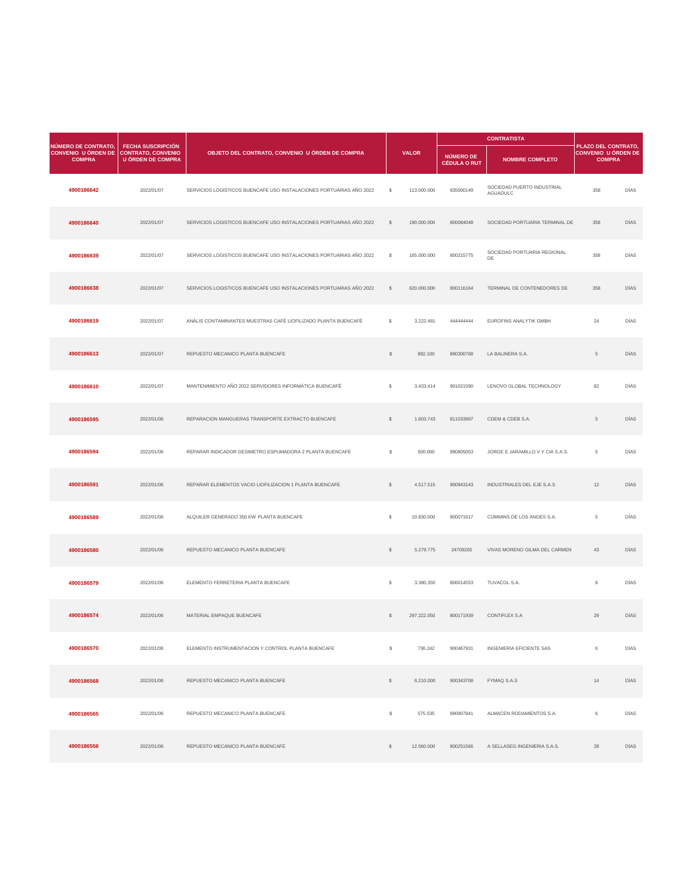| NÚMERO DE CONTRATO, CONVENIO U ÓRDEN DE COMPRA | FECHA SUSCRIPCIÓN CONTRATO, CONVENIO U ÓRDEN DE COMPRA | OBJETO DEL CONTRATO, CONVENIO U ÓRDEN DE COMPRA | VALOR | | CONTRATISTA | | PLAZO DEL CONTRATO, CONVENIO U ÓRDEN DE COMPRA | |
|---|---|---|---|---|---|---|---|---|
| | | | | | NÚMERO DE CÉDULA O RUT | NOMBRE COMPLETO | | |
| **4900186642** | 2022/01/07 | SERVICIOS LOGISTICOS BUENCAFE USO INSTALACIONES PORTUARIAS AÑO 2022 | $ | 113.000.000 | 835000149 | SOCIEDAD PUERTO INDUSTRIAL AGUADULC | 358 | DÍAS |
| **4900186640** | 2022/01/07 | SERVICIOS LOGISTICOS BUENCAFE USO INSTALACIONES PORTUARIAS AÑO 2022 | $ | 190.000.000 | 800084048 | SOCIEDAD PORTUARIA TERMINAL DE | 358 | DÍAS |
| **4900186639** | 2022/01/07 | SERVICIOS LOGISTICOS BUENCAFE USO INSTALACIONES PORTUARIAS AÑO 2022 | $ | 165.000.000 | 800215775 | SOCIEDAD PORTUARIA REGIONAL DE | 358 | DÍAS |
| **4900186638** | 2022/01/07 | SERVICIOS LOGISTICOS BUENCAFE USO INSTALACIONES PORTUARIAS AÑO 2022 | $ | 620.000.000 | 800116164 | TERMINAL DE CONTENEDORES DE | 358 | DÍAS |
| **4900186619** | 2022/01/07 | ANÁLIS CONTAMINANTES MUESTRAS CAFÉ LIOFILIZADO PLANTA BUENCAFÉ | $ | 3.222.481 | 444444444 | EUROFINS ANALYTIK GMBH | 24 | DÍAS |
| **4900186613** | 2022/01/07 | REPUESTO MECANICO PLANTA BUENCAFE | $ | 892.100 | 890300768 | LA BALINERA S.A. | 5 | DÍAS |
| **4900186610** | 2022/01/07 | MANTENIMIENTO AÑO 2022 SERVIDORES INFORMÁTICA BUENCAFÉ | $ | 3.433.414 | 901021590 | LENOVO GLOBAL TECHNOLOGY | 82 | DÍAS |
| **4900186595** | 2022/01/06 | REPARACION MANGUERAS TRANSPORTE EXTRACTO BUENCAFE | $ | 1.603.743 | 811033997 | CDEM & CDEB S.A. | 5 | DÍAS |
| **4900186594** | 2022/01/06 | REPARAR INDICADOR DESIMETRO ESPUMADORA 2 PLANTA BUENCAFE | $ | 500.000 | 890805053 | JORGE E JARAMILLO V Y CIA S.A.S. | 5 | DÍAS |
| **4900186591** | 2022/01/06 | REPARAR ELEMENTOS VACIO LIOFILIZACION 1 PLANTA BUENCAFE | $ | 4.517.515 | 900943143 | INDUSTRIALES DEL EJE S.A.S | 12 | DÍAS |
| **4900186589** | 2022/01/06 | ALQUILER GENERADO 350 KW PLANTA BUENCAFE | $ | 10.830.000 | 800071617 | CUMMINS DE LOS ANDES S.A. | 5 | DÍAS |
| **4900186580** | 2022/01/06 | REPUESTO MECANICO PLANTA BUENCAFE | $ | 5.279.775 | 24709265 | VIVAS MORENO GILMA DEL CARMEN | 43 | DÍAS |
| **4900186579** | 2022/01/06 | ELEMENTO FERRETERIA PLANTA BUENCAFE | $ | 3.380.350 | 806014553 | TUVACOL S.A. | 8 | DÍAS |
| **4900186574** | 2022/01/06 | MATERIAL EMPAQUE BUENCAFE | $ | 297.222.050 | 800171939 | CONTIFLEX S.A | 29 | DÍAS |
| **4900186570** | 2022/01/06 | ELEMENTO INSTRUMENTACION Y CONTROL PLANTA BUENCAFE | $ | 736.242 | 900467931 | INGENIERIA EFICIENTE SAS | 6 | DÍAS |
| **4900186568** | 2022/01/06 | REPUESTO MECANICO PLANTA BUENCAFE | $ | 6.210.000 | 900343708 | FYMAQ S.A.S | 14 | DÍAS |
| **4900186565** | 2022/01/06 | REPUESTO MECANICO PLANTA BUENCAFE | $ | 575.535 | 890907841 | ALMACEN RODAMIENTOS S.A. | 6 | DÍAS |
| **4900186556** | 2022/01/06 | REPUESTO MECANICO PLANTA BUENCAFE | $ | 12.560.000 | 800251566 | A SELLASEG INGENIERIA S.A.S. | 28 | DÍAS |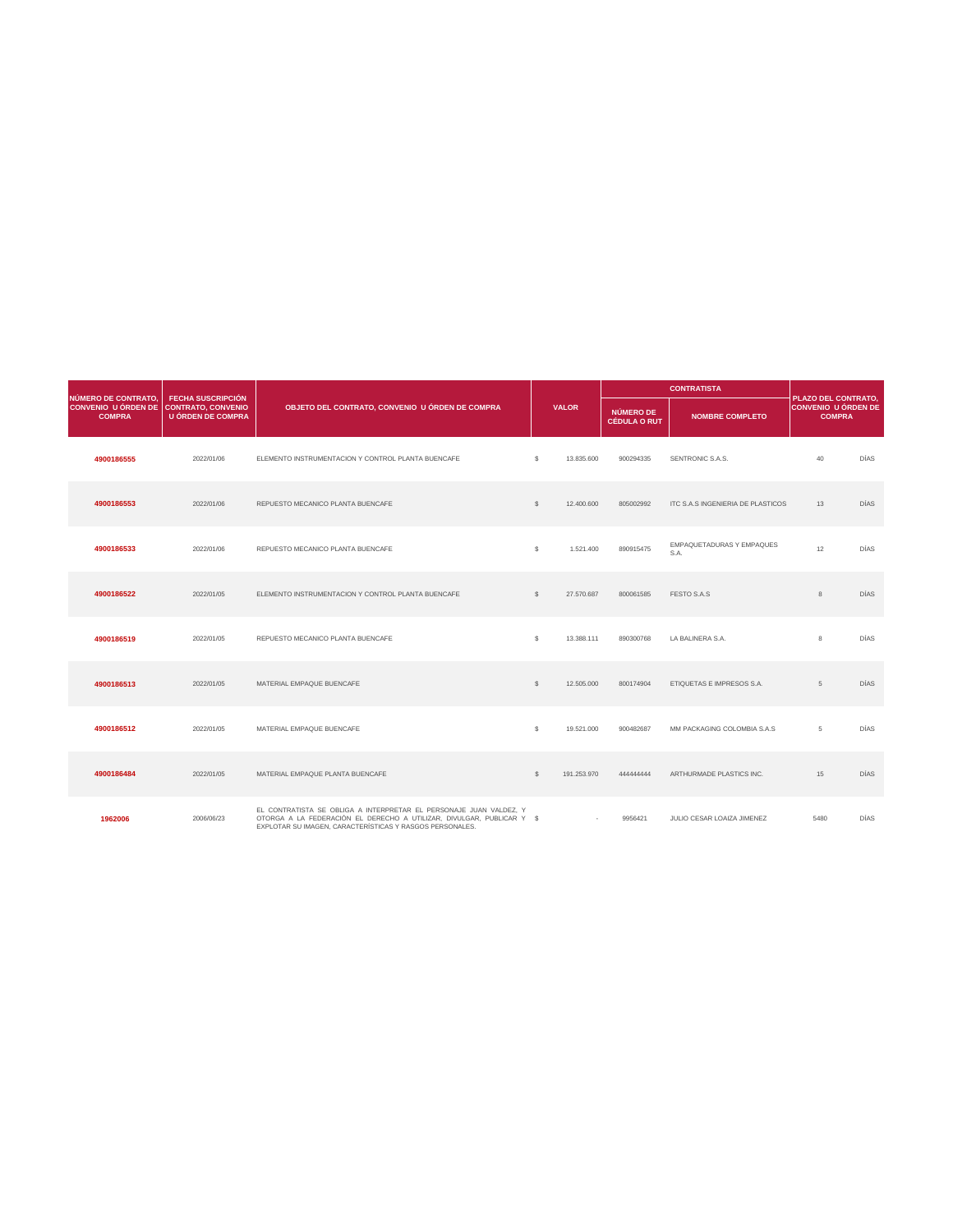| NÚMERO DE CONTRATO, CONVENIO U ÓRDEN DE COMPRA | FECHA SUSCRIPCIÓN CONTRATO, CONVENIO U ÓRDEN DE COMPRA | OBJETO DEL CONTRATO, CONVENIO U ÓRDEN DE COMPRA | VALOR | | CONTRATISTA | | PLAZO DEL CONTRATO, CONVENIO U ÓRDEN DE COMPRA | |
|---|---|---|---|---|---|---|---|---|
| | | | | | NÚMERO DE CÉDULA O RUT | NOMBRE COMPLETO | | |
| **4900186555** | 2022/01/06 | ELEMENTO INSTRUMENTACION Y CONTROL PLANTA BUENCAFE | $ | 13.835.600 | 900294335 | SENTRONIC S.A.S. | 40 | DÍAS |
| **4900186553** | 2022/01/06 | REPUESTO MECANICO PLANTA BUENCAFE | $ | 12.400.600 | 805002992 | ITC S.A.S INGENIERIA DE PLASTICOS | 13 | DÍAS |
| **4900186533** | 2022/01/06 | REPUESTO MECANICO PLANTA BUENCAFE | $ | 1.521.400 | 890915475 | EMPAQUETADURAS Y EMPAQUES S.A. | 12 | DÍAS |
| **4900186522** | 2022/01/05 | ELEMENTO INSTRUMENTACION Y CONTROL PLANTA BUENCAFE | $ | 27.570.687 | 800061585 | FESTO S.A.S | 8 | DÍAS |
| **4900186519** | 2022/01/05 | REPUESTO MECANICO PLANTA BUENCAFE | $ | 13.388.111 | 890300768 | LA BALINERA S.A. | 8 | DÍAS |
| **4900186513** | 2022/01/05 | MATERIAL EMPAQUE BUENCAFE | $ | 12.505.000 | 800174904 | ETIQUETAS E IMPRESOS S.A. | 5 | DÍAS |
| **4900186512** | 2022/01/05 | MATERIAL EMPAQUE BUENCAFE | $ | 19.521.000 | 900482687 | MM PACKAGING COLOMBIA S.A.S | 5 | DÍAS |
| **4900186484** | 2022/01/05 | MATERIAL EMPAQUE PLANTA BUENCAFE | $ | 191.253.970 | 444444444 | ARTHURMADE PLASTICS INC. | 15 | DÍAS |
| **1962006** | 2006/06/23 | EL CONTRATISTA SE OBLIGA A INTERPRETAR EL PERSONAJE JUAN VALDEZ, Y OTORGA A LA FEDERACIÓN EL DERECHO A UTILIZAR, DIVULGAR, PUBLICAR Y EXPLOTAR SU IMAGEN, CARACTERÍSTICAS Y RASGOS PERSONALES. | $ | - | 9956421 | JULIO CESAR LOAIZA JIMENEZ | 5480 | DÍAS |